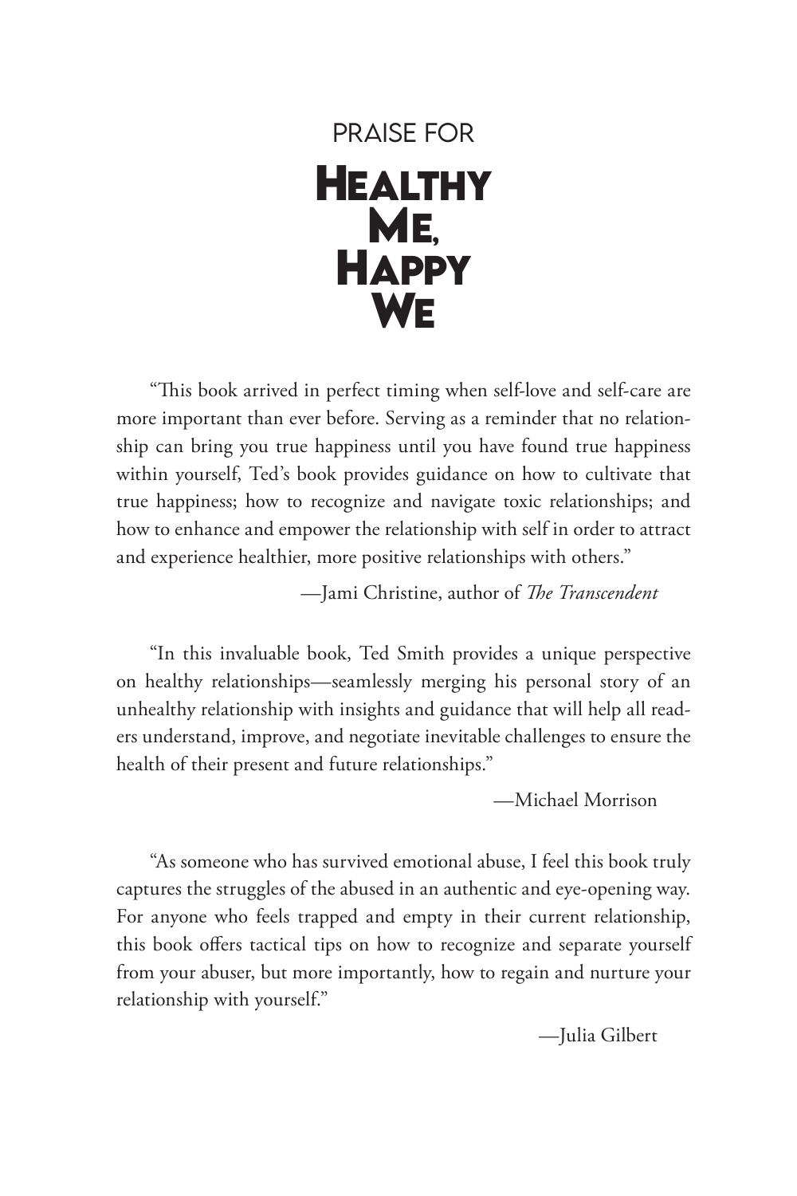# PRAISE FOR HEALTHY ME, HAPPY WE

"This book arrived in perfect timing when self-love and self-care are more important than ever before. Serving as a reminder that no relationship can bring you true happiness until you have found true happiness within yourself, Ted's book provides guidance on how to cultivate that true happiness; how to recognize and navigate toxic relationships; and how to enhance and empower the relationship with self in order to attract and experience healthier, more positive relationships with others."

—Jami Christine, author of *The Transcendent*

"In this invaluable book, Ted Smith provides a unique perspective on healthy relationships—seamlessly merging his personal story of an unhealthy relationship with insights and guidance that will help all readers understand, improve, and negotiate inevitable challenges to ensure the health of their present and future relationships."

—Michael Morrison

"As someone who has survived emotional abuse, I feel this book truly captures the struggles of the abused in an authentic and eye-opening way. For anyone who feels trapped and empty in their current relationship, this book offers tactical tips on how to recognize and separate yourself from your abuser, but more importantly, how to regain and nurture your relationship with yourself."

—Julia Gilbert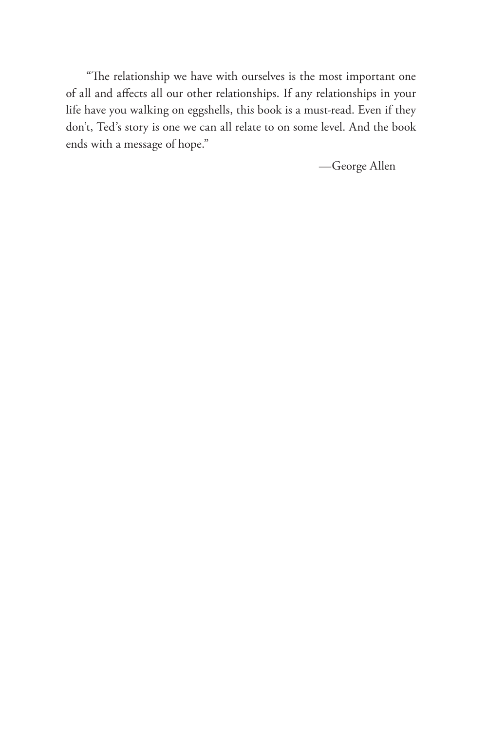"The relationship we have with ourselves is the most important one of all and affects all our other relationships. If any relationships in your life have you walking on eggshells, this book is a must-read. Even if they don't, Ted's story is one we can all relate to on some level. And the book ends with a message of hope."

—George Allen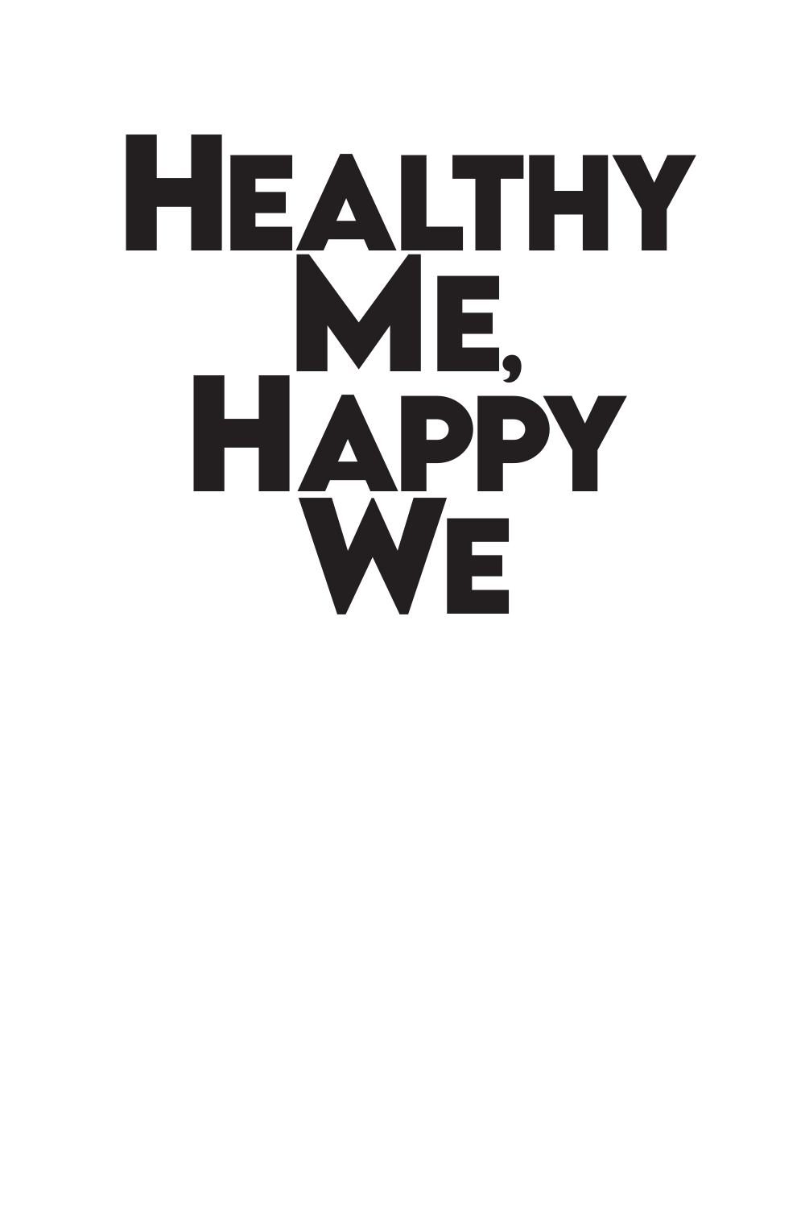# Healthy Me, Happy We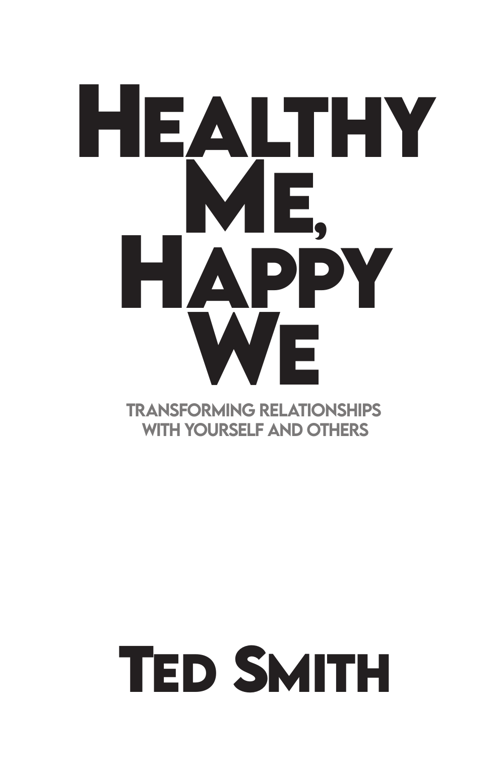# Healthy Me, Happy We

## Transforming Relationships with Yourself and Others

**Ted Smith**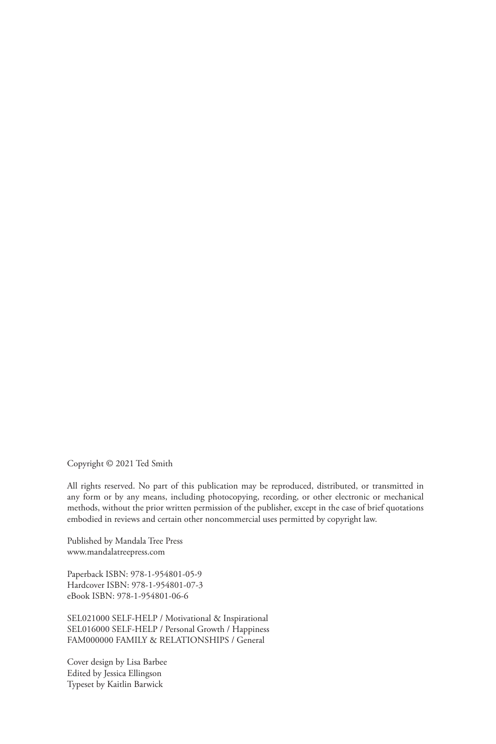Copyright © 2021 Ted Smith

All rights reserved. No part of this publication may be reproduced, distributed, or transmitted in any form or by any means, including photocopying, recording, or other electronic or mechanical methods, without the prior written permission of the publisher, except in the case of brief quotations embodied in reviews and certain other noncommercial uses permitted by copyright law.

Published by Mandala Tree Press
www.mandalatreepress.com

Paperback ISBN: 978-1-954801-05-9
Hardcover ISBN: 978-1-954801-07-3
eBook ISBN: 978-1-954801-06-6

SEL021000 SELF-HELP / Motivational & Inspirational
SEL016000 SELF-HELP / Personal Growth / Happiness
FAM000000 FAMILY & RELATIONSHIPS / General

Cover design by Lisa Barbee
Edited by Jessica Ellingson
Typeset by Kaitlin Barwick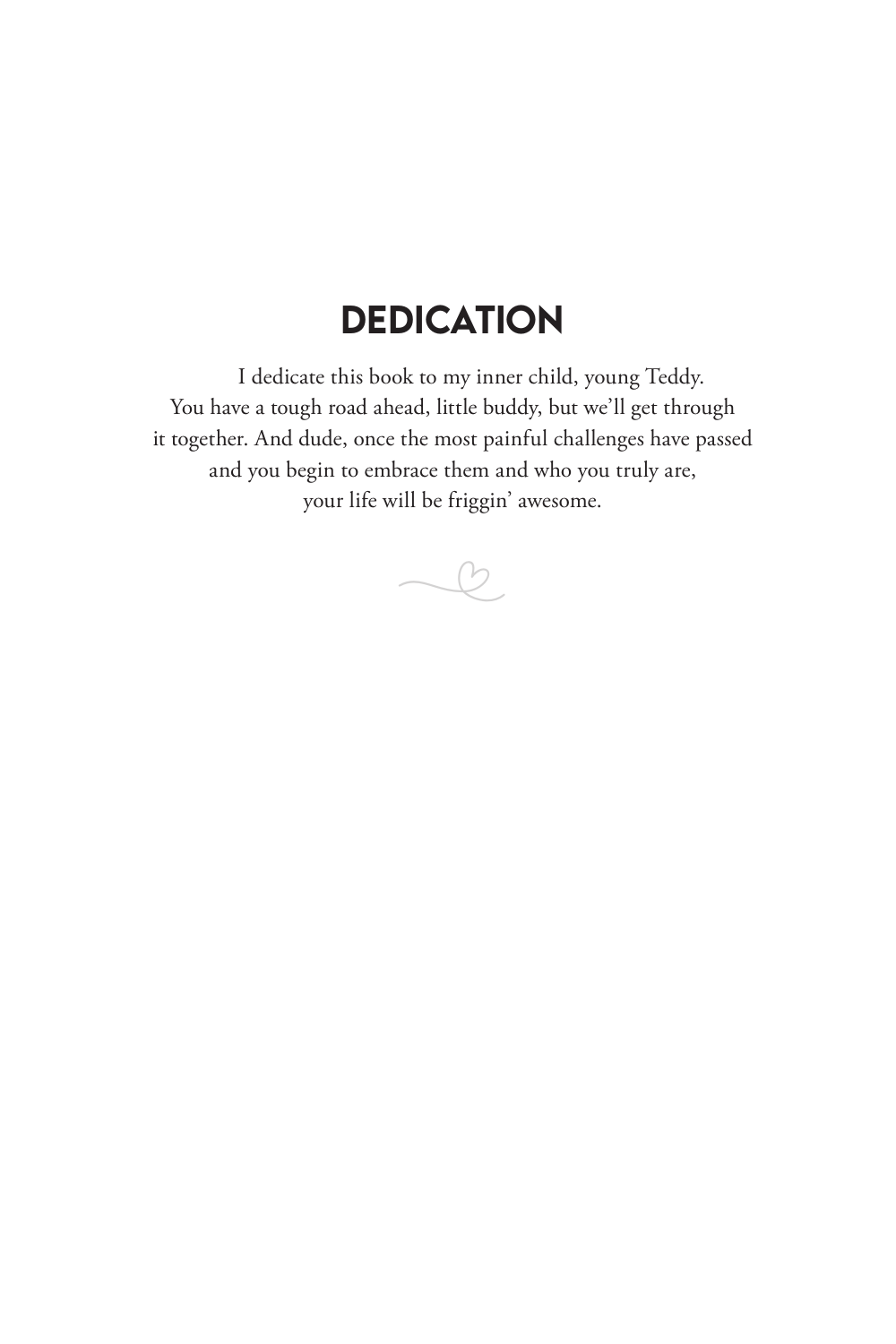# DEDICATION

I dedicate this book to my inner child, young Teddy. You have a tough road ahead, little buddy, but we'll get through it together. And dude, once the most painful challenges have passed and you begin to embrace them and who you truly are, your life will be friggin' awesome.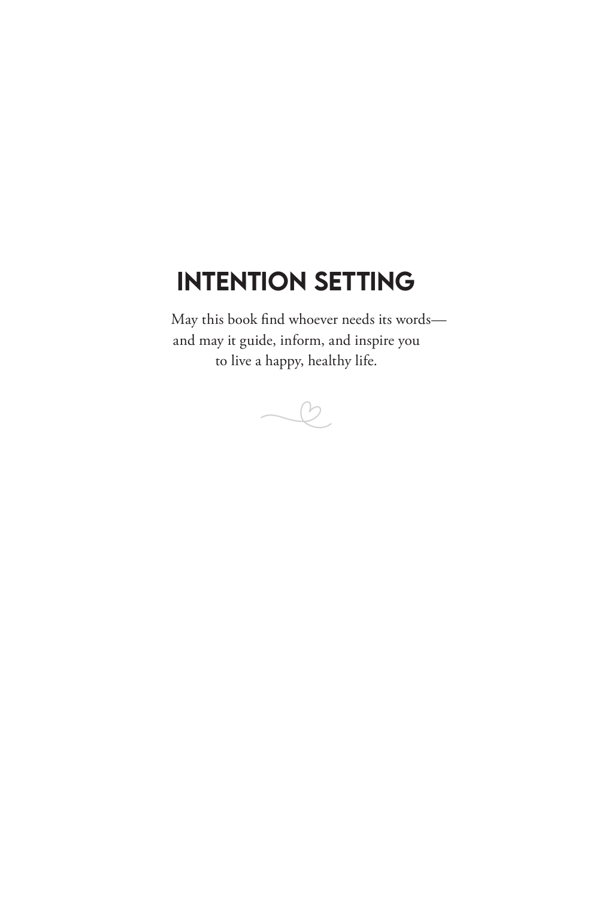# INTENTION SETTING

May this book find whoever needs its words—
and may it guide, inform, and inspire you
to live a happy, healthy life.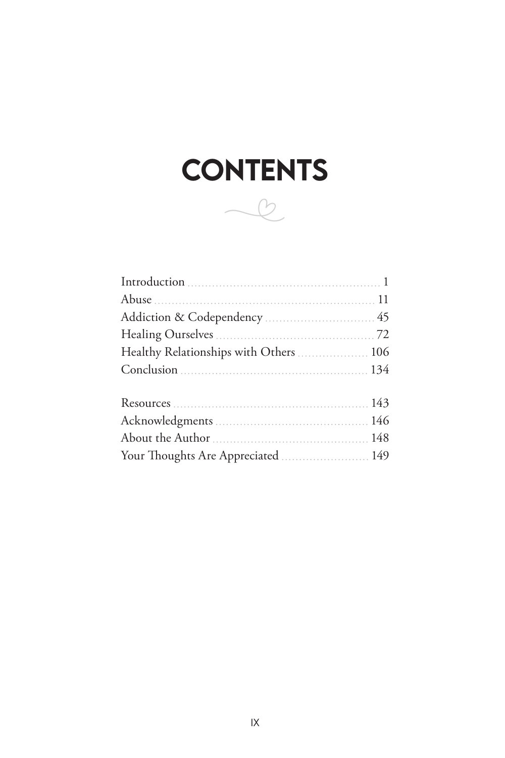# CONTENTS

| | |
|---|---|
| Introduction | 1 |
| Abuse | 11 |
| Addiction & Codependency | 45 |
| Healing Ourselves | 72 |
| Healthy Relationships with Others | 106 |
| Conclusion | 134 |
| | |
| Resources | 143 |
| Acknowledgments | 146 |
| About the Author | 148 |
| Your Thoughts Are Appreciated | 149 |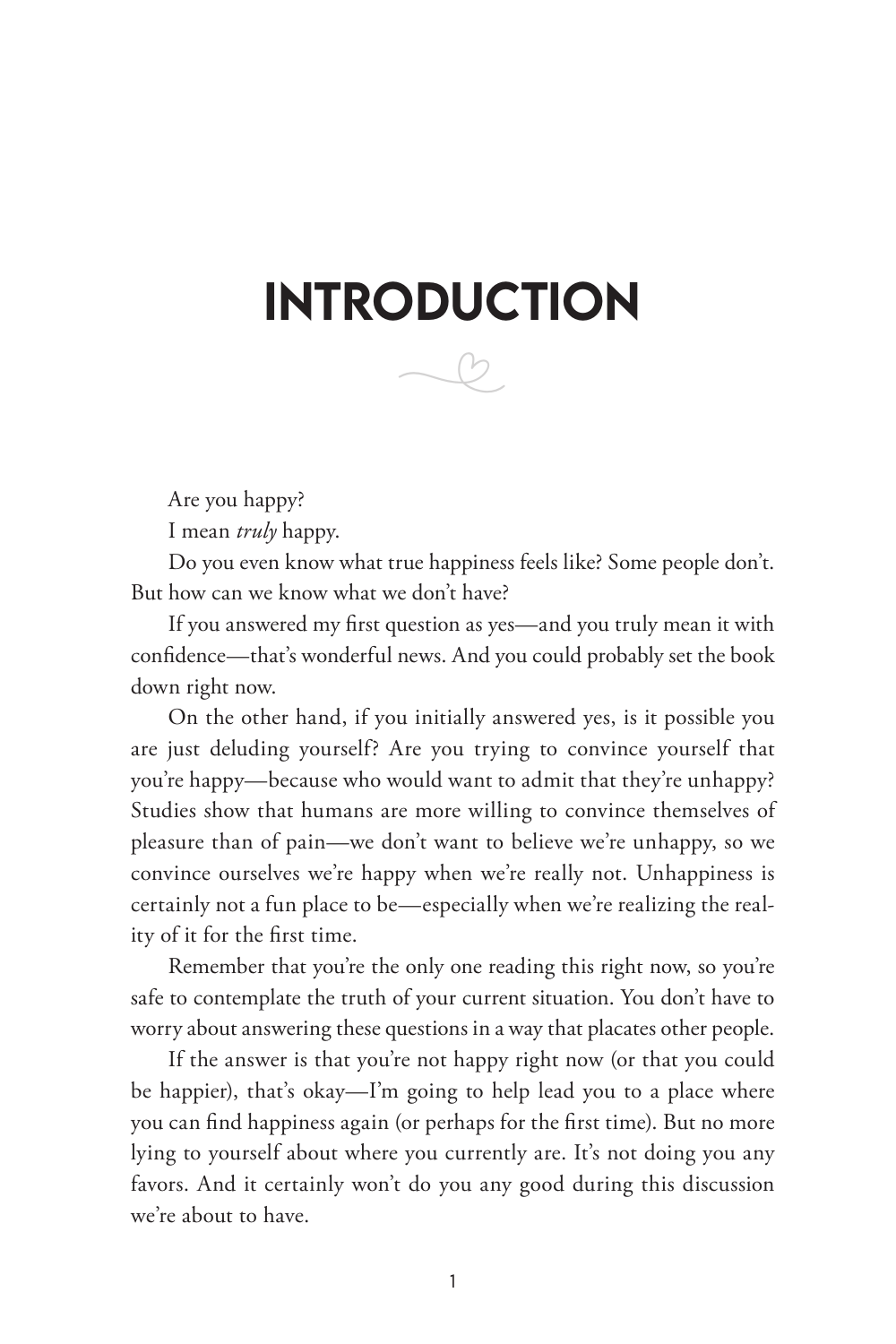# INTRODUCTION

Are you happy?

I mean *truly* happy.

Do you even know what true happiness feels like? Some people don't. But how can we know what we don't have?

If you answered my first question as yes—and you truly mean it with confidence—that's wonderful news. And you could probably set the book down right now.

On the other hand, if you initially answered yes, is it possible you are just deluding yourself? Are you trying to convince yourself that you're happy—because who would want to admit that they're unhappy? Studies show that humans are more willing to convince themselves of pleasure than of pain—we don't want to believe we're unhappy, so we convince ourselves we're happy when we're really not. Unhappiness is certainly not a fun place to be—especially when we're realizing the reality of it for the first time.

Remember that you're the only one reading this right now, so you're safe to contemplate the truth of your current situation. You don't have to worry about answering these questions in a way that placates other people.

If the answer is that you're not happy right now (or that you could be happier), that's okay—I'm going to help lead you to a place where you can find happiness again (or perhaps for the first time). But no more lying to yourself about where you currently are. It's not doing you any favors. And it certainly won't do you any good during this discussion we're about to have.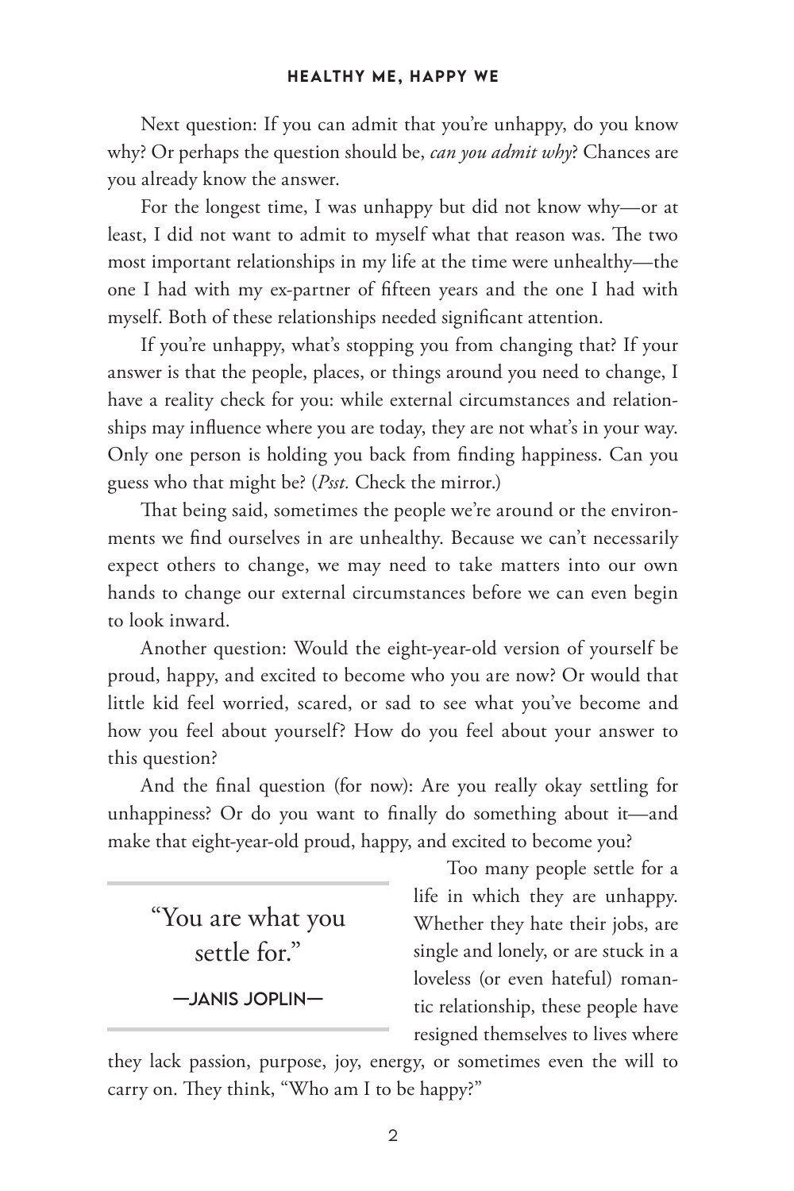Next question: If you can admit that you're unhappy, do you know why? Or perhaps the question should be, *can you admit why*? Chances are you already know the answer.

For the longest time, I was unhappy but did not know why—or at least, I did not want to admit to myself what that reason was. The two most important relationships in my life at the time were unhealthy—the one I had with my ex-partner of fifteen years and the one I had with myself. Both of these relationships needed significant attention.

If you're unhappy, what's stopping you from changing that? If your answer is that the people, places, or things around you need to change, I have a reality check for you: while external circumstances and relationships may influence where you are today, they are not what's in your way. Only one person is holding you back from finding happiness. Can you guess who that might be? (*Psst.* Check the mirror.)

That being said, sometimes the people we're around or the environments we find ourselves in are unhealthy. Because we can't necessarily expect others to change, we may need to take matters into our own hands to change our external circumstances before we can even begin to look inward.

Another question: Would the eight-year-old version of yourself be proud, happy, and excited to become who you are now? Or would that little kid feel worried, scared, or sad to see what you've become and how you feel about yourself? How do you feel about your answer to this question?

And the final question (for now): Are you really okay settling for unhappiness? Or do you want to finally do something about it—and make that eight-year-old proud, happy, and excited to become you?

> "You are what you settle for."
>
> —JANIS JOPLIN—

Too many people settle for a life in which they are unhappy. Whether they hate their jobs, are single and lonely, or are stuck in a loveless (or even hateful) romantic relationship, these people have resigned themselves to lives where they lack passion, purpose, joy, energy, or sometimes even the will to carry on. They think, "Who am I to be happy?"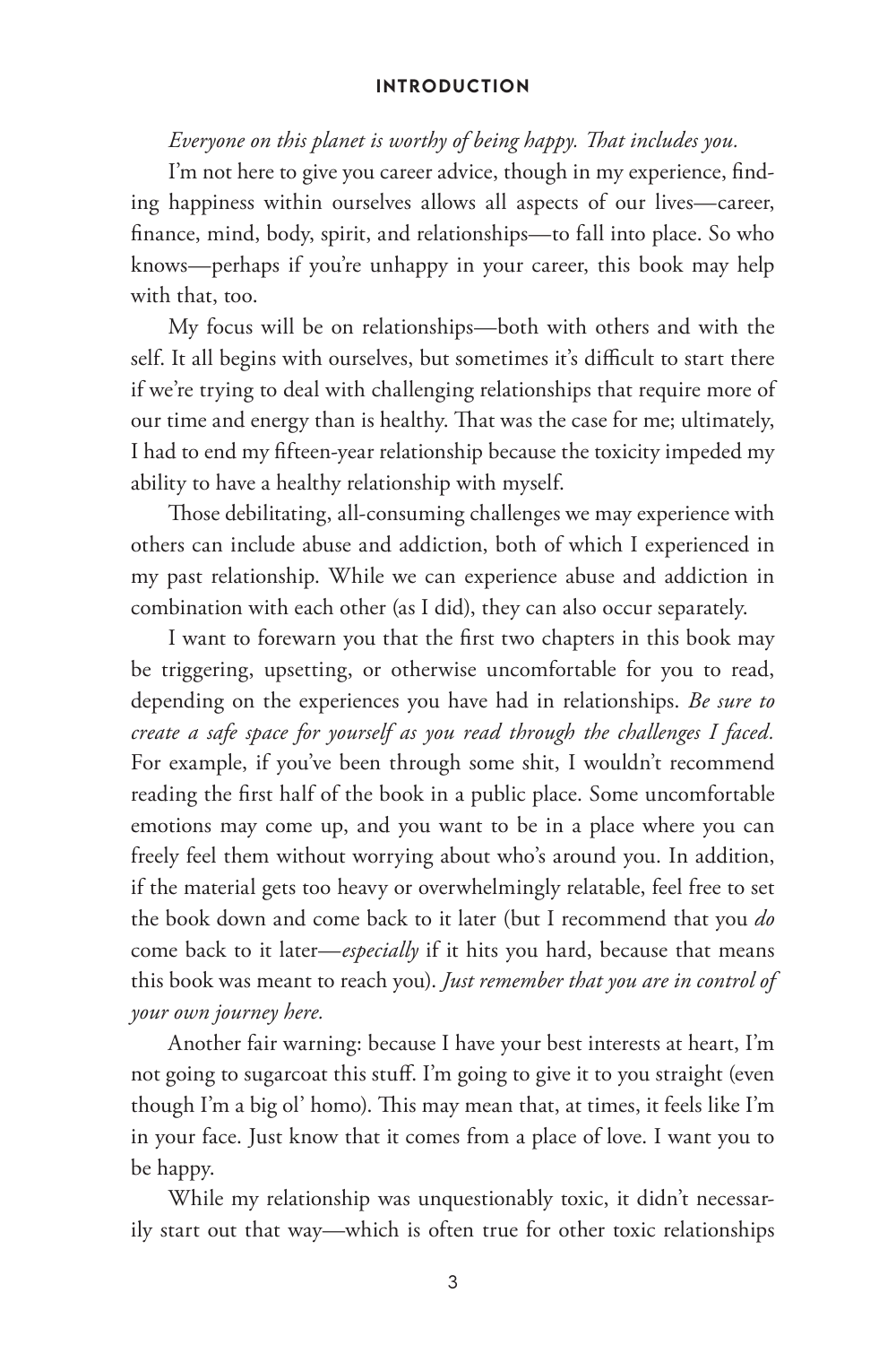*Everyone on this planet is worthy of being happy. That includes you.*

I'm not here to give you career advice, though in my experience, finding happiness within ourselves allows all aspects of our lives—career, finance, mind, body, spirit, and relationships—to fall into place. So who knows—perhaps if you're unhappy in your career, this book may help with that, too.

My focus will be on relationships—both with others and with the self. It all begins with ourselves, but sometimes it's difficult to start there if we're trying to deal with challenging relationships that require more of our time and energy than is healthy. That was the case for me; ultimately, I had to end my fifteen-year relationship because the toxicity impeded my ability to have a healthy relationship with myself.

Those debilitating, all-consuming challenges we may experience with others can include abuse and addiction, both of which I experienced in my past relationship. While we can experience abuse and addiction in combination with each other (as I did), they can also occur separately.

I want to forewarn you that the first two chapters in this book may be triggering, upsetting, or otherwise uncomfortable for you to read, depending on the experiences you have had in relationships. *Be sure to create a safe space for yourself as you read through the challenges I faced.* For example, if you've been through some shit, I wouldn't recommend reading the first half of the book in a public place. Some uncomfortable emotions may come up, and you want to be in a place where you can freely feel them without worrying about who's around you. In addition, if the material gets too heavy or overwhelmingly relatable, feel free to set the book down and come back to it later (but I recommend that you *do* come back to it later—*especially* if it hits you hard, because that means this book was meant to reach you). *Just remember that you are in control of your own journey here.*

Another fair warning: because I have your best interests at heart, I'm not going to sugarcoat this stuff. I'm going to give it to you straight (even though I'm a big ol' homo). This may mean that, at times, it feels like I'm in your face. Just know that it comes from a place of love. I want you to be happy.

While my relationship was unquestionably toxic, it didn't necessarily start out that way—which is often true for other toxic relationships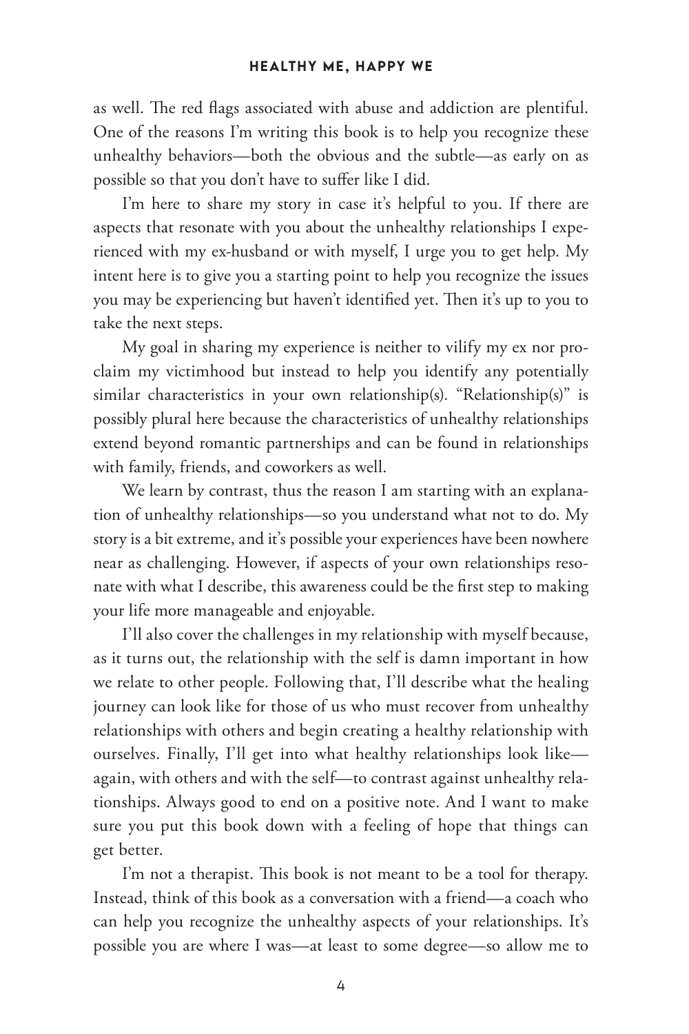as well. The red flags associated with abuse and addiction are plentiful. One of the reasons I'm writing this book is to help you recognize these unhealthy behaviors—both the obvious and the subtle—as early on as possible so that you don't have to suffer like I did.

I'm here to share my story in case it's helpful to you. If there are aspects that resonate with you about the unhealthy relationships I experienced with my ex-husband or with myself, I urge you to get help. My intent here is to give you a starting point to help you recognize the issues you may be experiencing but haven't identified yet. Then it's up to you to take the next steps.

My goal in sharing my experience is neither to vilify my ex nor proclaim my victimhood but instead to help you identify any potentially similar characteristics in your own relationship(s). "Relationship(s)" is possibly plural here because the characteristics of unhealthy relationships extend beyond romantic partnerships and can be found in relationships with family, friends, and coworkers as well.

We learn by contrast, thus the reason I am starting with an explanation of unhealthy relationships—so you understand what not to do. My story is a bit extreme, and it's possible your experiences have been nowhere near as challenging. However, if aspects of your own relationships resonate with what I describe, this awareness could be the first step to making your life more manageable and enjoyable.

I'll also cover the challenges in my relationship with myself because, as it turns out, the relationship with the self is damn important in how we relate to other people. Following that, I'll describe what the healing journey can look like for those of us who must recover from unhealthy relationships with others and begin creating a healthy relationship with ourselves. Finally, I'll get into what healthy relationships look like—again, with others and with the self—to contrast against unhealthy relationships. Always good to end on a positive note. And I want to make sure you put this book down with a feeling of hope that things can get better.

I'm not a therapist. This book is not meant to be a tool for therapy. Instead, think of this book as a conversation with a friend—a coach who can help you recognize the unhealthy aspects of your relationships. It's possible you are where I was—at least to some degree—so allow me to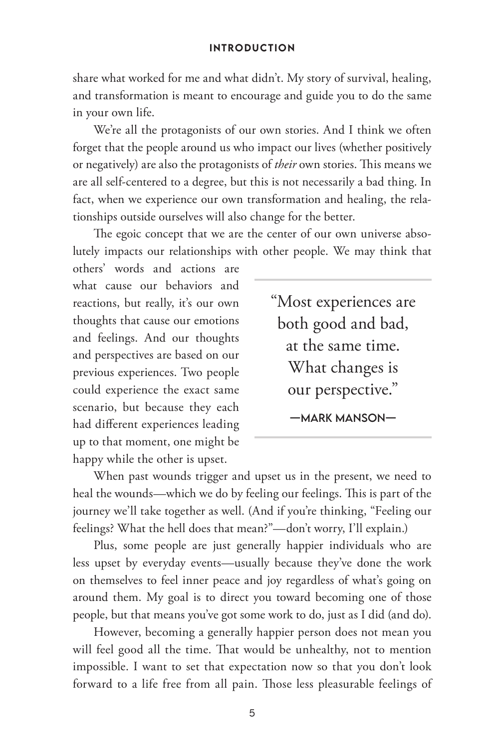share what worked for me and what didn't. My story of survival, healing, and transformation is meant to encourage and guide you to do the same in your own life.

We're all the protagonists of our own stories. And I think we often forget that the people around us who impact our lives (whether positively or negatively) are also the protagonists of *their* own stories. This means we are all self-centered to a degree, but this is not necessarily a bad thing. In fact, when we experience our own transformation and healing, the relationships outside ourselves will also change for the better.

The egoic concept that we are the center of our own universe absolutely impacts our relationships with other people. We may think that others' words and actions are what cause our behaviors and reactions, but really, it's our own thoughts that cause our emotions and feelings. And our thoughts and perspectives are based on our previous experiences. Two people could experience the exact same scenario, but because they each had different experiences leading up to that moment, one might be happy while the other is upset.

> "Most experiences are both good and bad, at the same time. What changes is our perspective."
>
> **—MARK MANSON—**

When past wounds trigger and upset us in the present, we need to heal the wounds—which we do by feeling our feelings. This is part of the journey we'll take together as well. (And if you're thinking, "Feeling our feelings? What the hell does that mean?"—don't worry, I'll explain.)

Plus, some people are just generally happier individuals who are less upset by everyday events—usually because they've done the work on themselves to feel inner peace and joy regardless of what's going on around them. My goal is to direct you toward becoming one of those people, but that means you've got some work to do, just as I did (and do).

However, becoming a generally happier person does not mean you will feel good all the time. That would be unhealthy, not to mention impossible. I want to set that expectation now so that you don't look forward to a life free from all pain. Those less pleasurable feelings of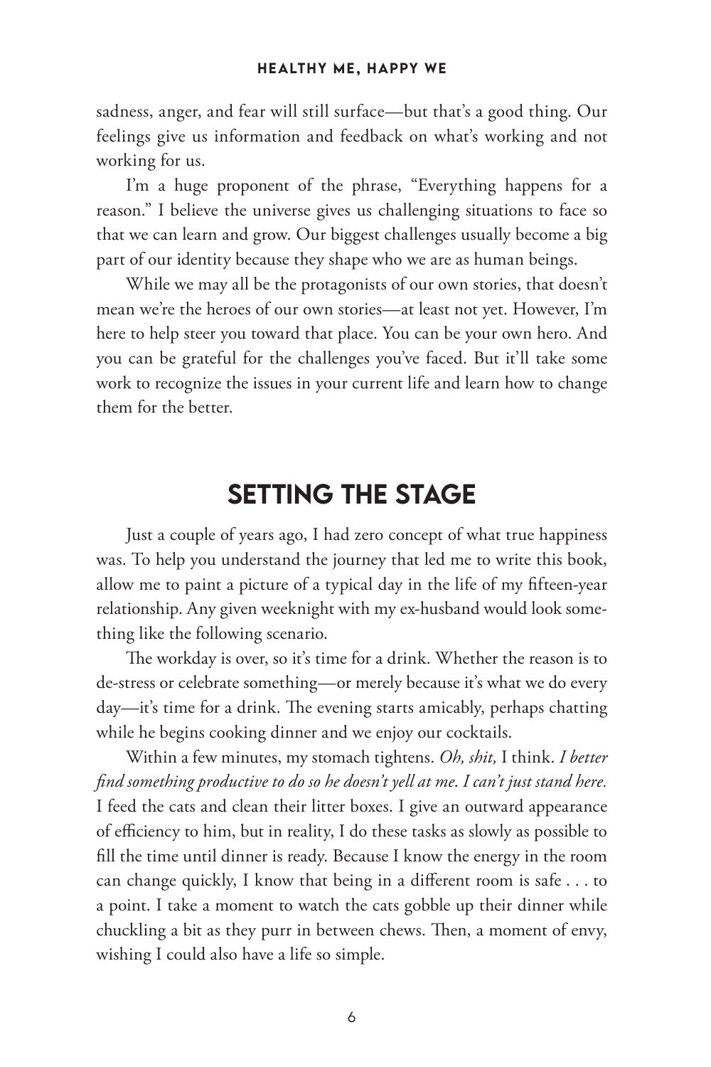sadness, anger, and fear will still surface—but that's a good thing. Our feelings give us information and feedback on what's working and not working for us.

I'm a huge proponent of the phrase, "Everything happens for a reason." I believe the universe gives us challenging situations to face so that we can learn and grow. Our biggest challenges usually become a big part of our identity because they shape who we are as human beings.

While we may all be the protagonists of our own stories, that doesn't mean we're the heroes of our own stories—at least not yet. However, I'm here to help steer you toward that place. You can be your own hero. And you can be grateful for the challenges you've faced. But it'll take some work to recognize the issues in your current life and learn how to change them for the better.

## SETTING THE STAGE

Just a couple of years ago, I had zero concept of what true happiness was. To help you understand the journey that led me to write this book, allow me to paint a picture of a typical day in the life of my fifteen-year relationship. Any given weeknight with my ex-husband would look something like the following scenario.

The workday is over, so it's time for a drink. Whether the reason is to de-stress or celebrate something—or merely because it's what we do every day—it's time for a drink. The evening starts amicably, perhaps chatting while he begins cooking dinner and we enjoy our cocktails.

Within a few minutes, my stomach tightens. *Oh, shit,* I think. *I better find something productive to do so he doesn't yell at me. I can't just stand here.* I feed the cats and clean their litter boxes. I give an outward appearance of efficiency to him, but in reality, I do these tasks as slowly as possible to fill the time until dinner is ready. Because I know the energy in the room can change quickly, I know that being in a different room is safe . . . to a point. I take a moment to watch the cats gobble up their dinner while chuckling a bit as they purr in between chews. Then, a moment of envy, wishing I could also have a life so simple.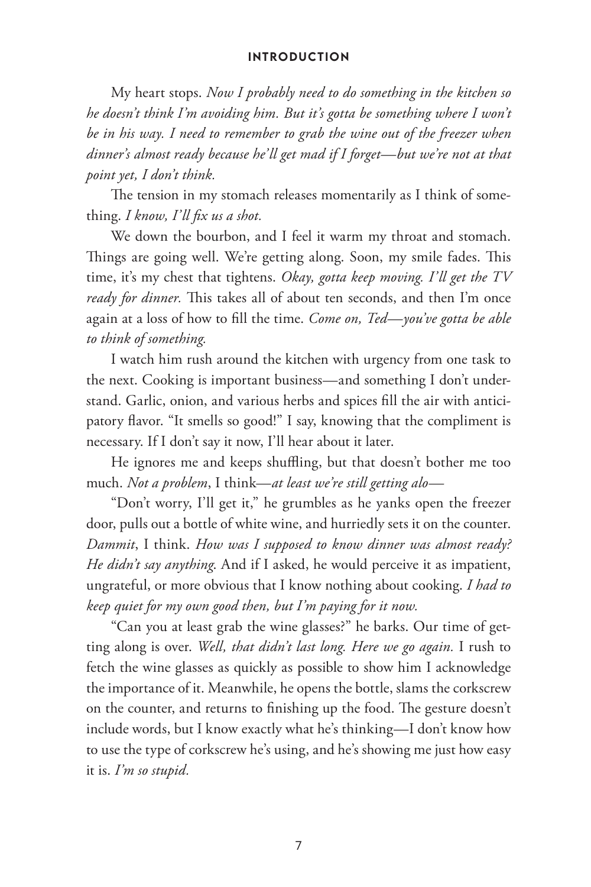My heart stops. *Now I probably need to do something in the kitchen so he doesn't think I'm avoiding him. But it's gotta be something where I won't be in his way. I need to remember to grab the wine out of the freezer when dinner's almost ready because he'll get mad if I forget—but we're not at that point yet, I don't think.*

The tension in my stomach releases momentarily as I think of something. *I know, I'll fix us a shot.*

We down the bourbon, and I feel it warm my throat and stomach. Things are going well. We're getting along. Soon, my smile fades. This time, it's my chest that tightens. *Okay, gotta keep moving. I'll get the TV ready for dinner.* This takes all of about ten seconds, and then I'm once again at a loss of how to fill the time. *Come on, Ted—you've gotta be able to think of something.*

I watch him rush around the kitchen with urgency from one task to the next. Cooking is important business—and something I don't understand. Garlic, onion, and various herbs and spices fill the air with anticipatory flavor. "It smells so good!" I say, knowing that the compliment is necessary. If I don't say it now, I'll hear about it later.

He ignores me and keeps shuffling, but that doesn't bother me too much. *Not a problem*, I think—*at least we're still getting alo—*

"Don't worry, I'll get it," he grumbles as he yanks open the freezer door, pulls out a bottle of white wine, and hurriedly sets it on the counter. *Dammit*, I think. *How was I supposed to know dinner was almost ready? He didn't say anything.* And if I asked, he would perceive it as impatient, ungrateful, or more obvious that I know nothing about cooking. *I had to keep quiet for my own good then, but I'm paying for it now.*

"Can you at least grab the wine glasses?" he barks. Our time of getting along is over. *Well, that didn't last long. Here we go again.* I rush to fetch the wine glasses as quickly as possible to show him I acknowledge the importance of it. Meanwhile, he opens the bottle, slams the corkscrew on the counter, and returns to finishing up the food. The gesture doesn't include words, but I know exactly what he's thinking—I don't know how to use the type of corkscrew he's using, and he's showing me just how easy it is. *I'm so stupid.*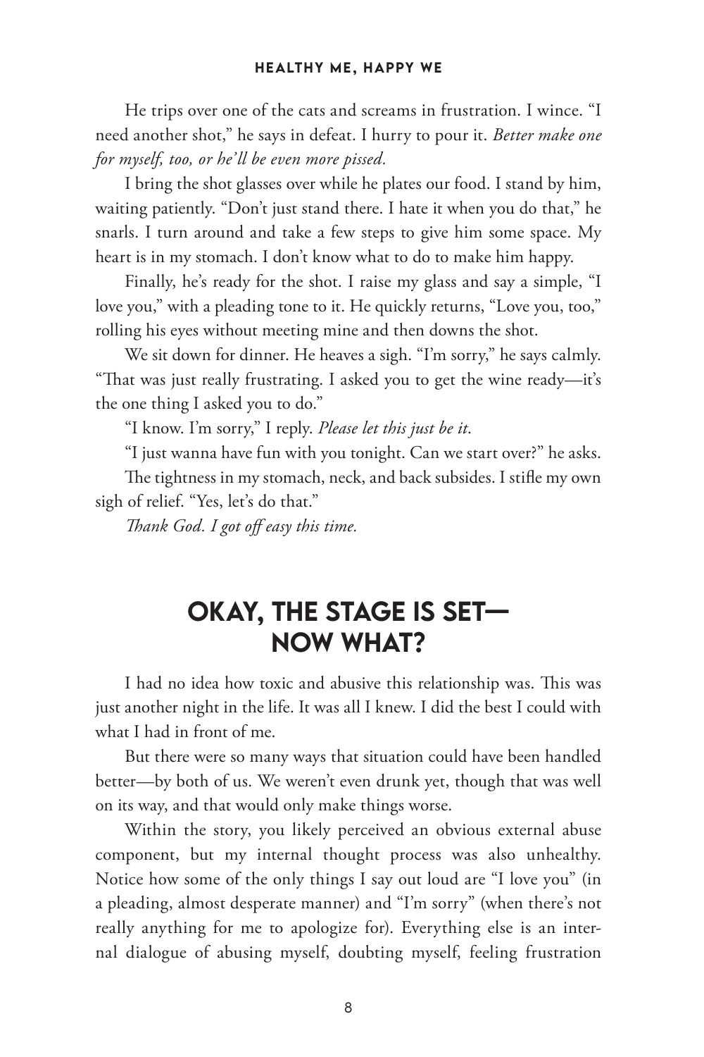He trips over one of the cats and screams in frustration. I wince. "I need another shot," he says in defeat. I hurry to pour it. *Better make one for myself, too, or he'll be even more pissed.*

I bring the shot glasses over while he plates our food. I stand by him, waiting patiently. "Don't just stand there. I hate it when you do that," he snarls. I turn around and take a few steps to give him some space. My heart is in my stomach. I don't know what to do to make him happy.

Finally, he's ready for the shot. I raise my glass and say a simple, "I love you," with a pleading tone to it. He quickly returns, "Love you, too," rolling his eyes without meeting mine and then downs the shot.

We sit down for dinner. He heaves a sigh. "I'm sorry," he says calmly. "That was just really frustrating. I asked you to get the wine ready—it's the one thing I asked you to do."

"I know. I'm sorry," I reply. *Please let this just be it.*

"I just wanna have fun with you tonight. Can we start over?" he asks.

The tightness in my stomach, neck, and back subsides. I stifle my own sigh of relief. "Yes, let's do that."

*Thank God. I got off easy this time.*

## OKAY, THE STAGE IS SET—NOW WHAT?

I had no idea how toxic and abusive this relationship was. This was just another night in the life. It was all I knew. I did the best I could with what I had in front of me.

But there were so many ways that situation could have been handled better—by both of us. We weren't even drunk yet, though that was well on its way, and that would only make things worse.

Within the story, you likely perceived an obvious external abuse component, but my internal thought process was also unhealthy. Notice how some of the only things I say out loud are "I love you" (in a pleading, almost desperate manner) and "I'm sorry" (when there's not really anything for me to apologize for). Everything else is an internal dialogue of abusing myself, doubting myself, feeling frustration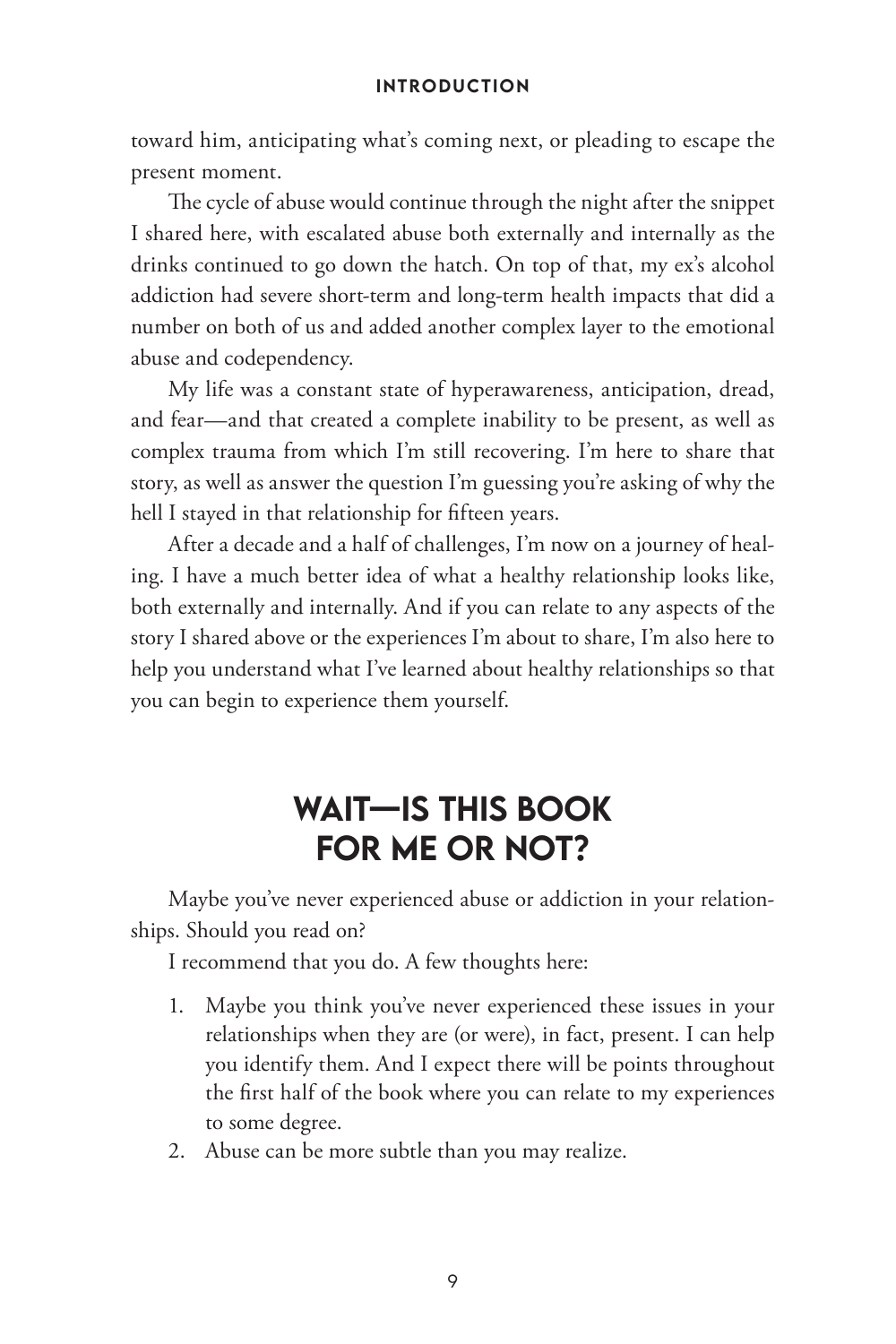toward him, anticipating what's coming next, or pleading to escape the present moment.

The cycle of abuse would continue through the night after the snippet I shared here, with escalated abuse both externally and internally as the drinks continued to go down the hatch. On top of that, my ex's alcohol addiction had severe short-term and long-term health impacts that did a number on both of us and added another complex layer to the emotional abuse and codependency.

My life was a constant state of hyperawareness, anticipation, dread, and fear—and that created a complete inability to be present, as well as complex trauma from which I'm still recovering. I'm here to share that story, as well as answer the question I'm guessing you're asking of why the hell I stayed in that relationship for fifteen years.

After a decade and a half of challenges, I'm now on a journey of healing. I have a much better idea of what a healthy relationship looks like, both externally and internally. And if you can relate to any aspects of the story I shared above or the experiences I'm about to share, I'm also here to help you understand what I've learned about healthy relationships so that you can begin to experience them yourself.

## WAIT—IS THIS BOOK FOR ME OR NOT?

Maybe you've never experienced abuse or addiction in your relationships. Should you read on?

I recommend that you do. A few thoughts here:

1. Maybe you think you've never experienced these issues in your relationships when they are (or were), in fact, present. I can help you identify them. And I expect there will be points throughout the first half of the book where you can relate to my experiences to some degree.
2. Abuse can be more subtle than you may realize.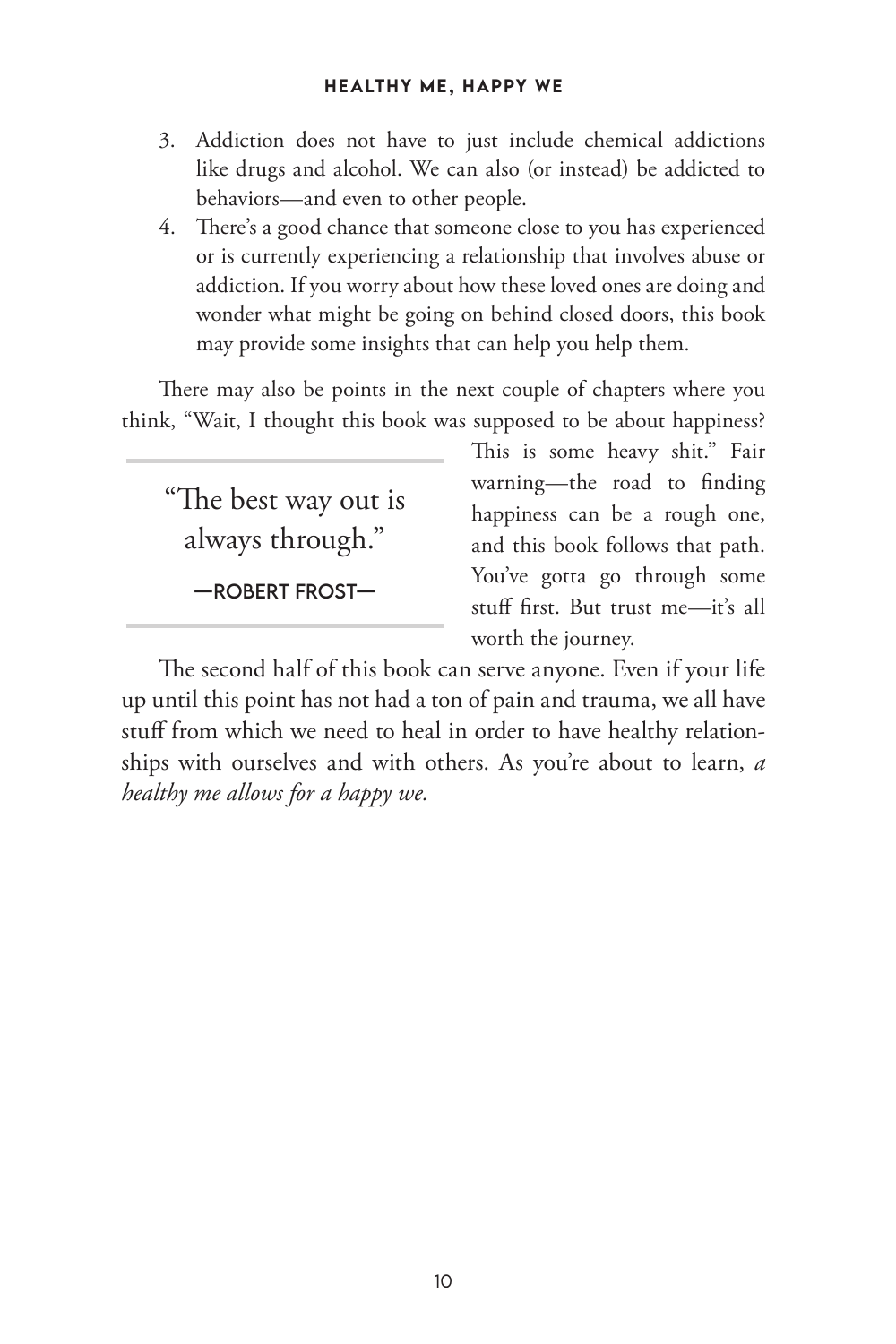3. Addiction does not have to just include chemical addictions like drugs and alcohol. We can also (or instead) be addicted to behaviors—and even to other people.
4. There's a good chance that someone close to you has experienced or is currently experiencing a relationship that involves abuse or addiction. If you worry about how these loved ones are doing and wonder what might be going on behind closed doors, this book may provide some insights that can help you help them.

There may also be points in the next couple of chapters where you think, "Wait, I thought this book was supposed to be about happiness? This is some heavy shit." Fair warning—the road to finding happiness can be a rough one, and this book follows that path. You've gotta go through some stuff first. But trust me—it's all worth the journey.

> "The best way out is always through."
>
> —ROBERT FROST—

The second half of this book can serve anyone. Even if your life up until this point has not had a ton of pain and trauma, we all have stuff from which we need to heal in order to have healthy relationships with ourselves and with others. As you're about to learn, *a healthy me allows for a happy we.*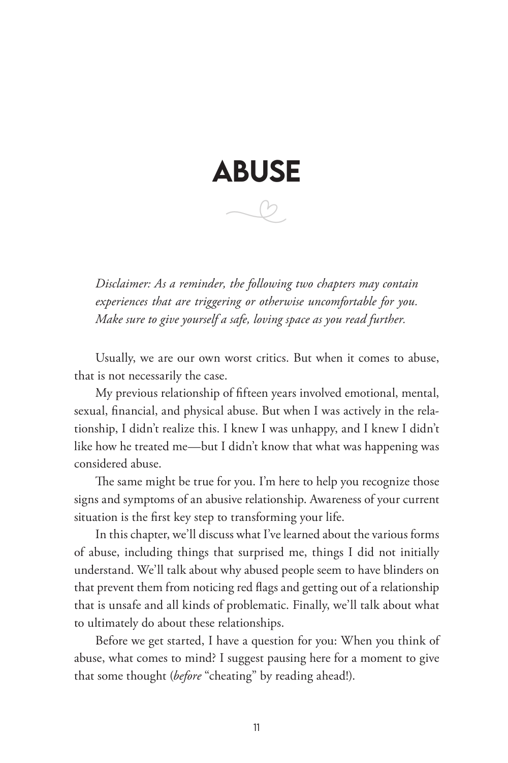# ABUSE

*Disclaimer: As a reminder, the following two chapters may contain experiences that are triggering or otherwise uncomfortable for you. Make sure to give yourself a safe, loving space as you read further.*

Usually, we are our own worst critics. But when it comes to abuse, that is not necessarily the case.

My previous relationship of fifteen years involved emotional, mental, sexual, financial, and physical abuse. But when I was actively in the relationship, I didn't realize this. I knew I was unhappy, and I knew I didn't like how he treated me—but I didn't know that what was happening was considered abuse.

The same might be true for you. I'm here to help you recognize those signs and symptoms of an abusive relationship. Awareness of your current situation is the first key step to transforming your life.

In this chapter, we'll discuss what I've learned about the various forms of abuse, including things that surprised me, things I did not initially understand. We'll talk about why abused people seem to have blinders on that prevent them from noticing red flags and getting out of a relationship that is unsafe and all kinds of problematic. Finally, we'll talk about what to ultimately do about these relationships.

Before we get started, I have a question for you: When you think of abuse, what comes to mind? I suggest pausing here for a moment to give that some thought (*before* "cheating" by reading ahead!).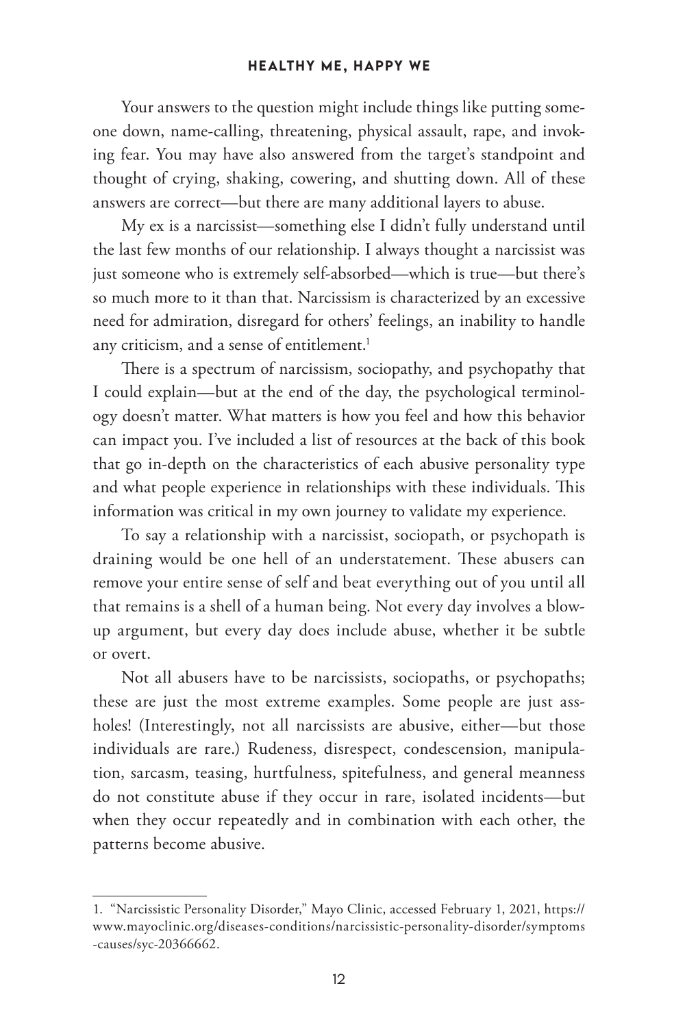Your answers to the question might include things like putting someone down, name-calling, threatening, physical assault, rape, and invoking fear. You may have also answered from the target's standpoint and thought of crying, shaking, cowering, and shutting down. All of these answers are correct—but there are many additional layers to abuse.

My ex is a narcissist—something else I didn't fully understand until the last few months of our relationship. I always thought a narcissist was just someone who is extremely self-absorbed—which is true—but there's so much more to it than that. Narcissism is characterized by an excessive need for admiration, disregard for others' feelings, an inability to handle any criticism, and a sense of entitlement.[1]

There is a spectrum of narcissism, sociopathy, and psychopathy that I could explain—but at the end of the day, the psychological terminology doesn't matter. What matters is how you feel and how this behavior can impact you. I've included a list of resources at the back of this book that go in-depth on the characteristics of each abusive personality type and what people experience in relationships with these individuals. This information was critical in my own journey to validate my experience.

To say a relationship with a narcissist, sociopath, or psychopath is draining would be one hell of an understatement. These abusers can remove your entire sense of self and beat everything out of you until all that remains is a shell of a human being. Not every day involves a blow-up argument, but every day does include abuse, whether it be subtle or overt.

Not all abusers have to be narcissists, sociopaths, or psychopaths; these are just the most extreme examples. Some people are just assholes! (Interestingly, not all narcissists are abusive, either—but those individuals are rare.) Rudeness, disrespect, condescension, manipulation, sarcasm, teasing, hurtfulness, spitefulness, and general meanness do not constitute abuse if they occur in rare, isolated incidents—but when they occur repeatedly and in combination with each other, the patterns become abusive.

---

1. "Narcissistic Personality Disorder," Mayo Clinic, accessed February 1, 2021, https://www.mayoclinic.org/diseases-conditions/narcissistic-personality-disorder/symptoms-causes/syc-20366662.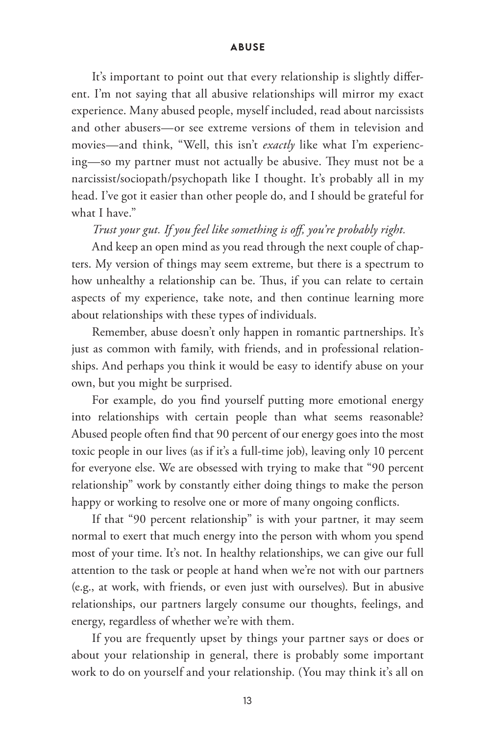It's important to point out that every relationship is slightly different. I'm not saying that all abusive relationships will mirror my exact experience. Many abused people, myself included, read about narcissists and other abusers—or see extreme versions of them in television and movies—and think, "Well, this isn't *exactly* like what I'm experiencing—so my partner must not actually be abusive. They must not be a narcissist/sociopath/psychopath like I thought. It's probably all in my head. I've got it easier than other people do, and I should be grateful for what I have."

*Trust your gut. If you feel like something is off, you're probably right.*

And keep an open mind as you read through the next couple of chapters. My version of things may seem extreme, but there is a spectrum to how unhealthy a relationship can be. Thus, if you can relate to certain aspects of my experience, take note, and then continue learning more about relationships with these types of individuals.

Remember, abuse doesn't only happen in romantic partnerships. It's just as common with family, with friends, and in professional relationships. And perhaps you think it would be easy to identify abuse on your own, but you might be surprised.

For example, do you find yourself putting more emotional energy into relationships with certain people than what seems reasonable? Abused people often find that 90 percent of our energy goes into the most toxic people in our lives (as if it's a full-time job), leaving only 10 percent for everyone else. We are obsessed with trying to make that "90 percent relationship" work by constantly either doing things to make the person happy or working to resolve one or more of many ongoing conflicts.

If that "90 percent relationship" is with your partner, it may seem normal to exert that much energy into the person with whom you spend most of your time. It's not. In healthy relationships, we can give our full attention to the task or people at hand when we're not with our partners (e.g., at work, with friends, or even just with ourselves). But in abusive relationships, our partners largely consume our thoughts, feelings, and energy, regardless of whether we're with them.

If you are frequently upset by things your partner says or does or about your relationship in general, there is probably some important work to do on yourself and your relationship. (You may think it's all on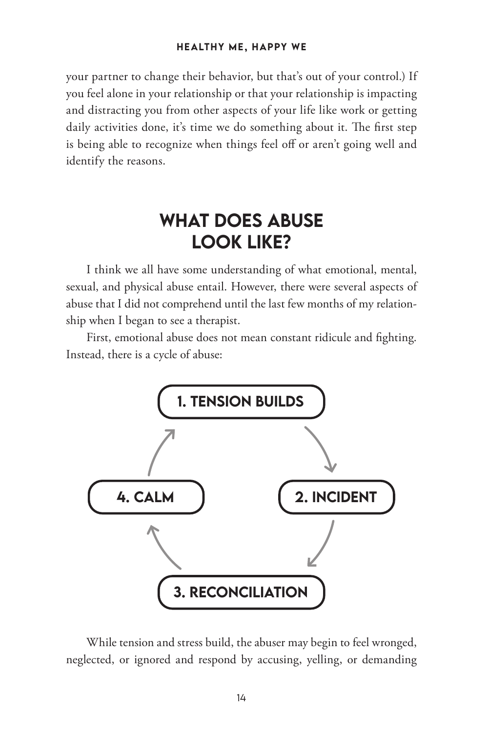your partner to change their behavior, but that's out of your control.) If you feel alone in your relationship or that your relationship is impacting and distracting you from other aspects of your life like work or getting daily activities done, it's time we do something about it. The first step is being able to recognize when things feel off or aren't going well and identify the reasons.

## WHAT DOES ABUSE LOOK LIKE?

I think we all have some understanding of what emotional, mental, sexual, and physical abuse entail. However, there were several aspects of abuse that I did not comprehend until the last few months of my relationship when I began to see a therapist.

First, emotional abuse does not mean constant ridicule and fighting. Instead, there is a cycle of abuse:

1. TENSION BUILDS
2. INCIDENT
3. RECONCILIATION
4. CALM

While tension and stress build, the abuser may begin to feel wronged, neglected, or ignored and respond by accusing, yelling, or demanding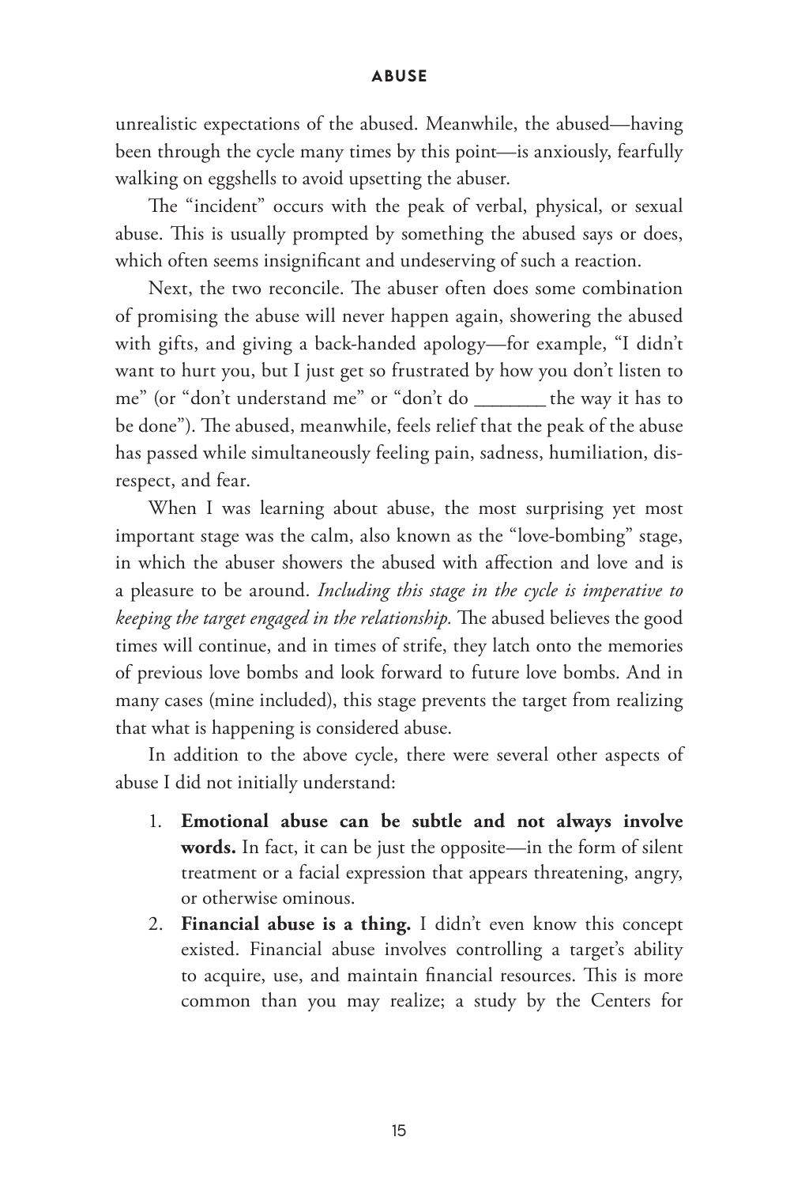unrealistic expectations of the abused. Meanwhile, the abused—having been through the cycle many times by this point—is anxiously, fearfully walking on eggshells to avoid upsetting the abuser.

The "incident" occurs with the peak of verbal, physical, or sexual abuse. This is usually prompted by something the abused says or does, which often seems insignificant and undeserving of such a reaction.

Next, the two reconcile. The abuser often does some combination of promising the abuse will never happen again, showering the abused with gifts, and giving a back-handed apology—for example, "I didn't want to hurt you, but I just get so frustrated by how you don't listen to me" (or "don't understand me" or "don't do _______ the way it has to be done"). The abused, meanwhile, feels relief that the peak of the abuse has passed while simultaneously feeling pain, sadness, humiliation, disrespect, and fear.

When I was learning about abuse, the most surprising yet most important stage was the calm, also known as the "love-bombing" stage, in which the abuser showers the abused with affection and love and is a pleasure to be around. *Including this stage in the cycle is imperative to keeping the target engaged in the relationship.* The abused believes the good times will continue, and in times of strife, they latch onto the memories of previous love bombs and look forward to future love bombs. And in many cases (mine included), this stage prevents the target from realizing that what is happening is considered abuse.

In addition to the above cycle, there were several other aspects of abuse I did not initially understand:

1. **Emotional abuse can be subtle and not always involve words.** In fact, it can be just the opposite—in the form of silent treatment or a facial expression that appears threatening, angry, or otherwise ominous.
2. **Financial abuse is a thing.** I didn't even know this concept existed. Financial abuse involves controlling a target's ability to acquire, use, and maintain financial resources. This is more common than you may realize; a study by the Centers for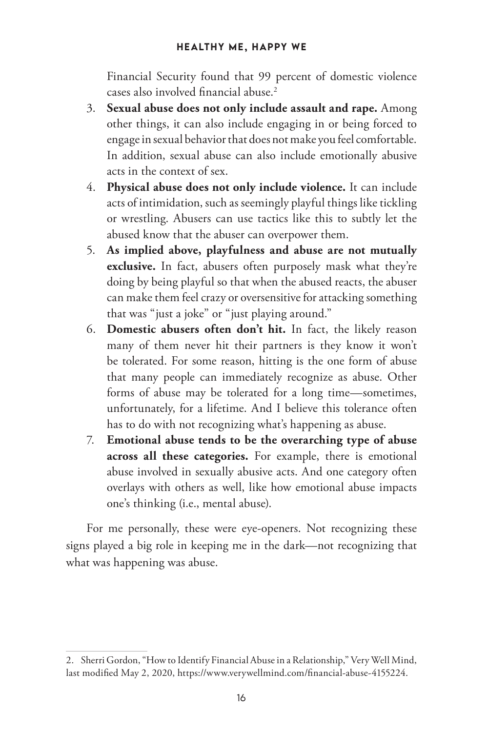Financial Security found that 99 percent of domestic violence cases also involved financial abuse.[2]

3. **Sexual abuse does not only include assault and rape.** Among other things, it can also include engaging in or being forced to engage in sexual behavior that does not make you feel comfortable. In addition, sexual abuse can also include emotionally abusive acts in the context of sex.
4. **Physical abuse does not only include violence.** It can include acts of intimidation, such as seemingly playful things like tickling or wrestling. Abusers can use tactics like this to subtly let the abused know that the abuser can overpower them.
5. **As implied above, playfulness and abuse are not mutually exclusive.** In fact, abusers often purposely mask what they're doing by being playful so that when the abused reacts, the abuser can make them feel crazy or oversensitive for attacking something that was "just a joke" or "just playing around."
6. **Domestic abusers often don't hit.** In fact, the likely reason many of them never hit their partners is they know it won't be tolerated. For some reason, hitting is the one form of abuse that many people can immediately recognize as abuse. Other forms of abuse may be tolerated for a long time—sometimes, unfortunately, for a lifetime. And I believe this tolerance often has to do with not recognizing what's happening as abuse.
7. **Emotional abuse tends to be the overarching type of abuse across all these categories.** For example, there is emotional abuse involved in sexually abusive acts. And one category often overlays with others as well, like how emotional abuse impacts one's thinking (i.e., mental abuse).

For me personally, these were eye-openers. Not recognizing these signs played a big role in keeping me in the dark—not recognizing that what was happening was abuse.

---

2. Sherri Gordon, "How to Identify Financial Abuse in a Relationship," Very Well Mind, last modified May 2, 2020, https://www.verywellmind.com/financial-abuse-4155224.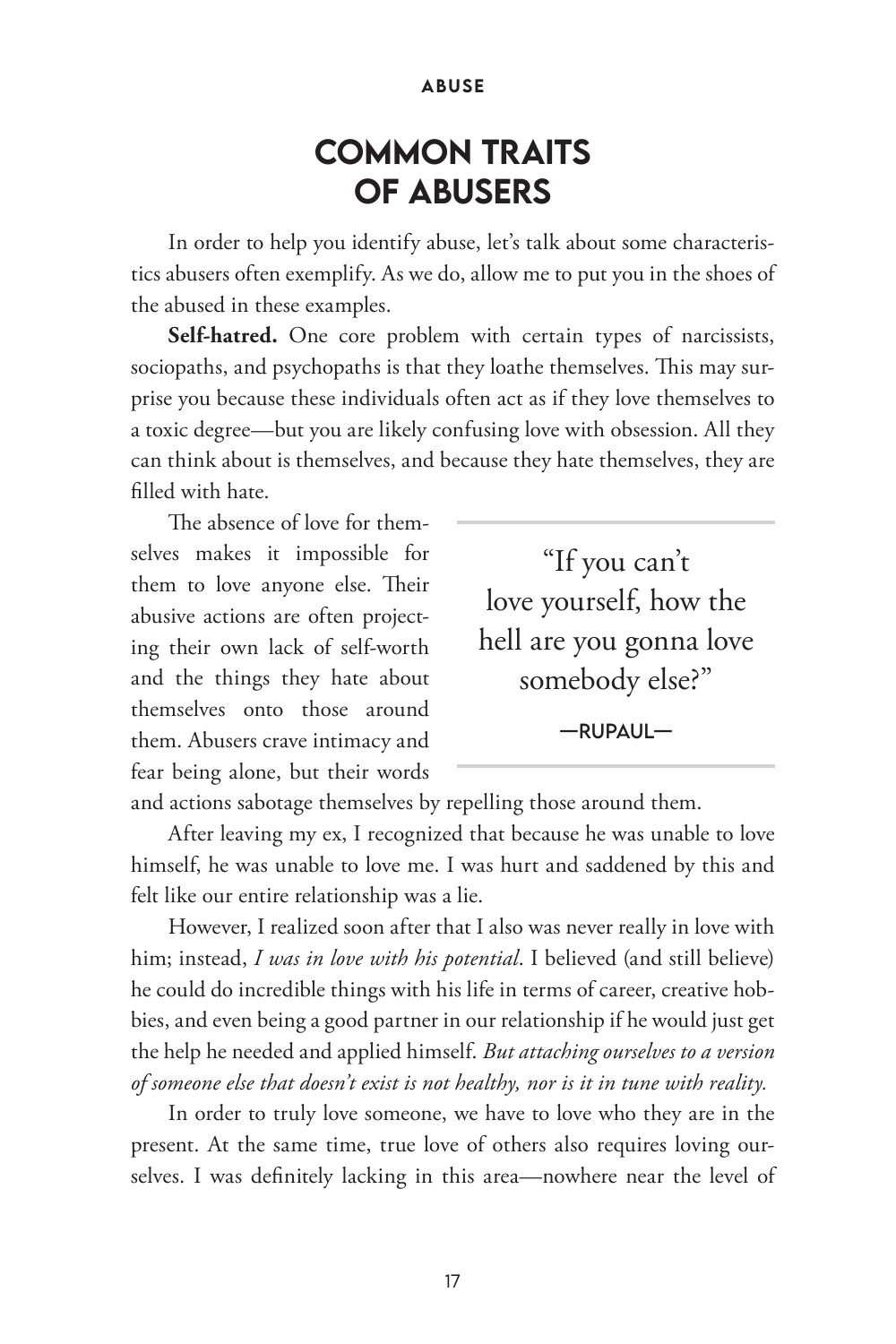# COMMON TRAITS OF ABUSERS

In order to help you identify abuse, let's talk about some characteristics abusers often exemplify. As we do, allow me to put you in the shoes of the abused in these examples.

**Self-hatred.** One core problem with certain types of narcissists, sociopaths, and psychopaths is that they loathe themselves. This may surprise you because these individuals often act as if they love themselves to a toxic degree—but you are likely confusing love with obsession. All they can think about is themselves, and because they hate themselves, they are filled with hate.

The absence of love for themselves makes it impossible for them to love anyone else. Their abusive actions are often projecting their own lack of self-worth and the things they hate about themselves onto those around them. Abusers crave intimacy and fear being alone, but their words and actions sabotage themselves by repelling those around them.

> "If you can't love yourself, how the hell are you gonna love somebody else?"
>
> —RUPAUL—

After leaving my ex, I recognized that because he was unable to love himself, he was unable to love me. I was hurt and saddened by this and felt like our entire relationship was a lie.

However, I realized soon after that I also was never really in love with him; instead, *I was in love with his potential*. I believed (and still believe) he could do incredible things with his life in terms of career, creative hobbies, and even being a good partner in our relationship if he would just get the help he needed and applied himself. *But attaching ourselves to a version of someone else that doesn't exist is not healthy, nor is it in tune with reality.*

In order to truly love someone, we have to love who they are in the present. At the same time, true love of others also requires loving ourselves. I was definitely lacking in this area—nowhere near the level of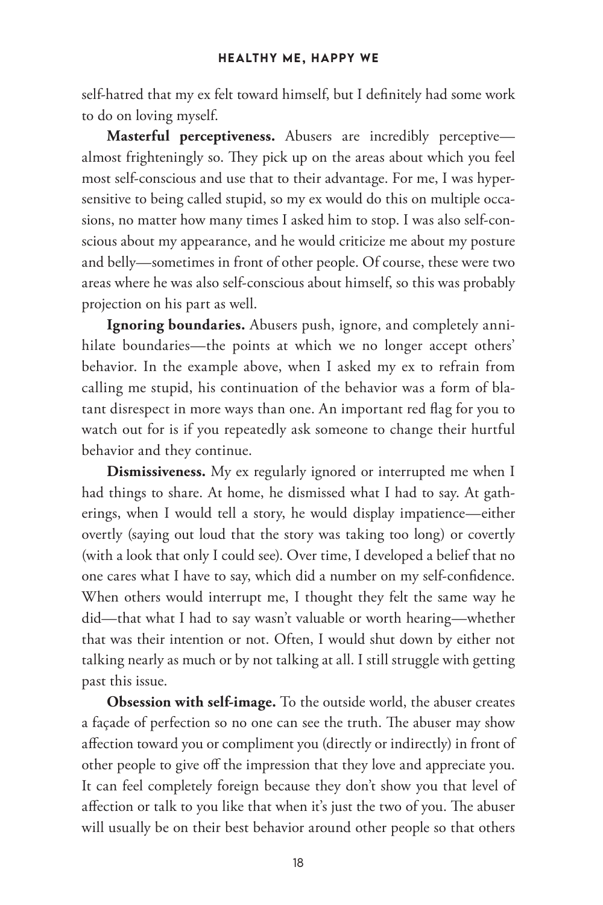self-hatred that my ex felt toward himself, but I definitely had some work to do on loving myself.

**Masterful perceptiveness.** Abusers are incredibly perceptive—almost frighteningly so. They pick up on the areas about which you feel most self-conscious and use that to their advantage. For me, I was hypersensitive to being called stupid, so my ex would do this on multiple occasions, no matter how many times I asked him to stop. I was also self-conscious about my appearance, and he would criticize me about my posture and belly—sometimes in front of other people. Of course, these were two areas where he was also self-conscious about himself, so this was probably projection on his part as well.

**Ignoring boundaries.** Abusers push, ignore, and completely annihilate boundaries—the points at which we no longer accept others' behavior. In the example above, when I asked my ex to refrain from calling me stupid, his continuation of the behavior was a form of blatant disrespect in more ways than one. An important red flag for you to watch out for is if you repeatedly ask someone to change their hurtful behavior and they continue.

**Dismissiveness.** My ex regularly ignored or interrupted me when I had things to share. At home, he dismissed what I had to say. At gatherings, when I would tell a story, he would display impatience—either overtly (saying out loud that the story was taking too long) or covertly (with a look that only I could see). Over time, I developed a belief that no one cares what I have to say, which did a number on my self-confidence. When others would interrupt me, I thought they felt the same way he did—that what I had to say wasn't valuable or worth hearing—whether that was their intention or not. Often, I would shut down by either not talking nearly as much or by not talking at all. I still struggle with getting past this issue.

**Obsession with self-image.** To the outside world, the abuser creates a façade of perfection so no one can see the truth. The abuser may show affection toward you or compliment you (directly or indirectly) in front of other people to give off the impression that they love and appreciate you. It can feel completely foreign because they don't show you that level of affection or talk to you like that when it's just the two of you. The abuser will usually be on their best behavior around other people so that others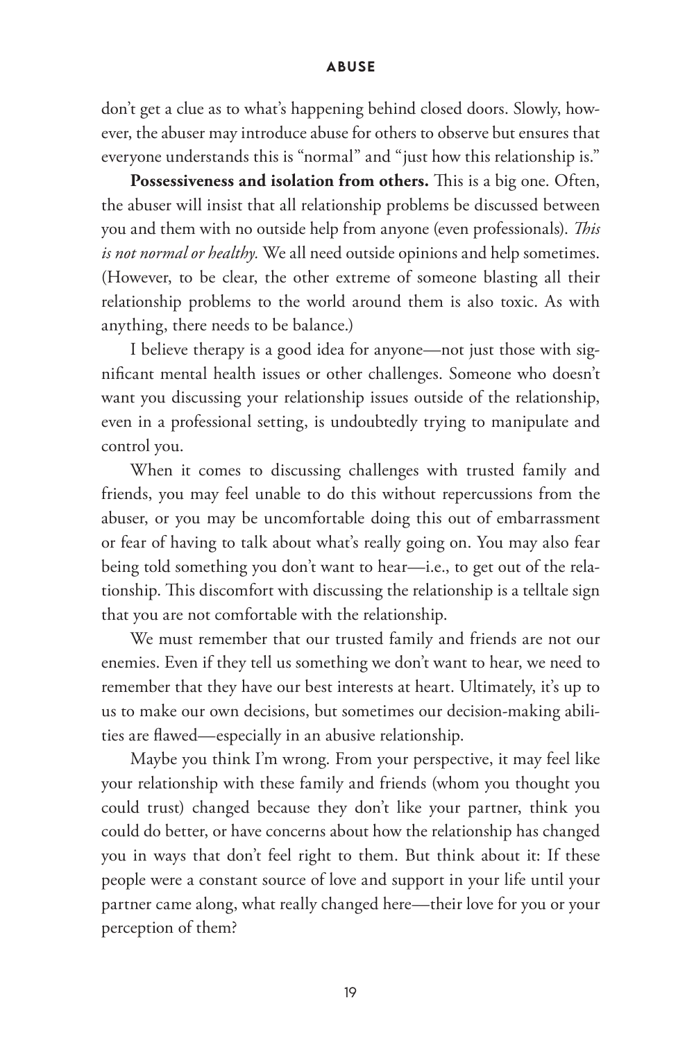don't get a clue as to what's happening behind closed doors. Slowly, however, the abuser may introduce abuse for others to observe but ensures that everyone understands this is "normal" and "just how this relationship is."

**Possessiveness and isolation from others.** This is a big one. Often, the abuser will insist that all relationship problems be discussed between you and them with no outside help from anyone (even professionals). *This is not normal or healthy.* We all need outside opinions and help sometimes. (However, to be clear, the other extreme of someone blasting all their relationship problems to the world around them is also toxic. As with anything, there needs to be balance.)

I believe therapy is a good idea for anyone—not just those with significant mental health issues or other challenges. Someone who doesn't want you discussing your relationship issues outside of the relationship, even in a professional setting, is undoubtedly trying to manipulate and control you.

When it comes to discussing challenges with trusted family and friends, you may feel unable to do this without repercussions from the abuser, or you may be uncomfortable doing this out of embarrassment or fear of having to talk about what's really going on. You may also fear being told something you don't want to hear—i.e., to get out of the relationship. This discomfort with discussing the relationship is a telltale sign that you are not comfortable with the relationship.

We must remember that our trusted family and friends are not our enemies. Even if they tell us something we don't want to hear, we need to remember that they have our best interests at heart. Ultimately, it's up to us to make our own decisions, but sometimes our decision-making abilities are flawed—especially in an abusive relationship.

Maybe you think I'm wrong. From your perspective, it may feel like your relationship with these family and friends (whom you thought you could trust) changed because they don't like your partner, think you could do better, or have concerns about how the relationship has changed you in ways that don't feel right to them. But think about it: If these people were a constant source of love and support in your life until your partner came along, what really changed here—their love for you or your perception of them?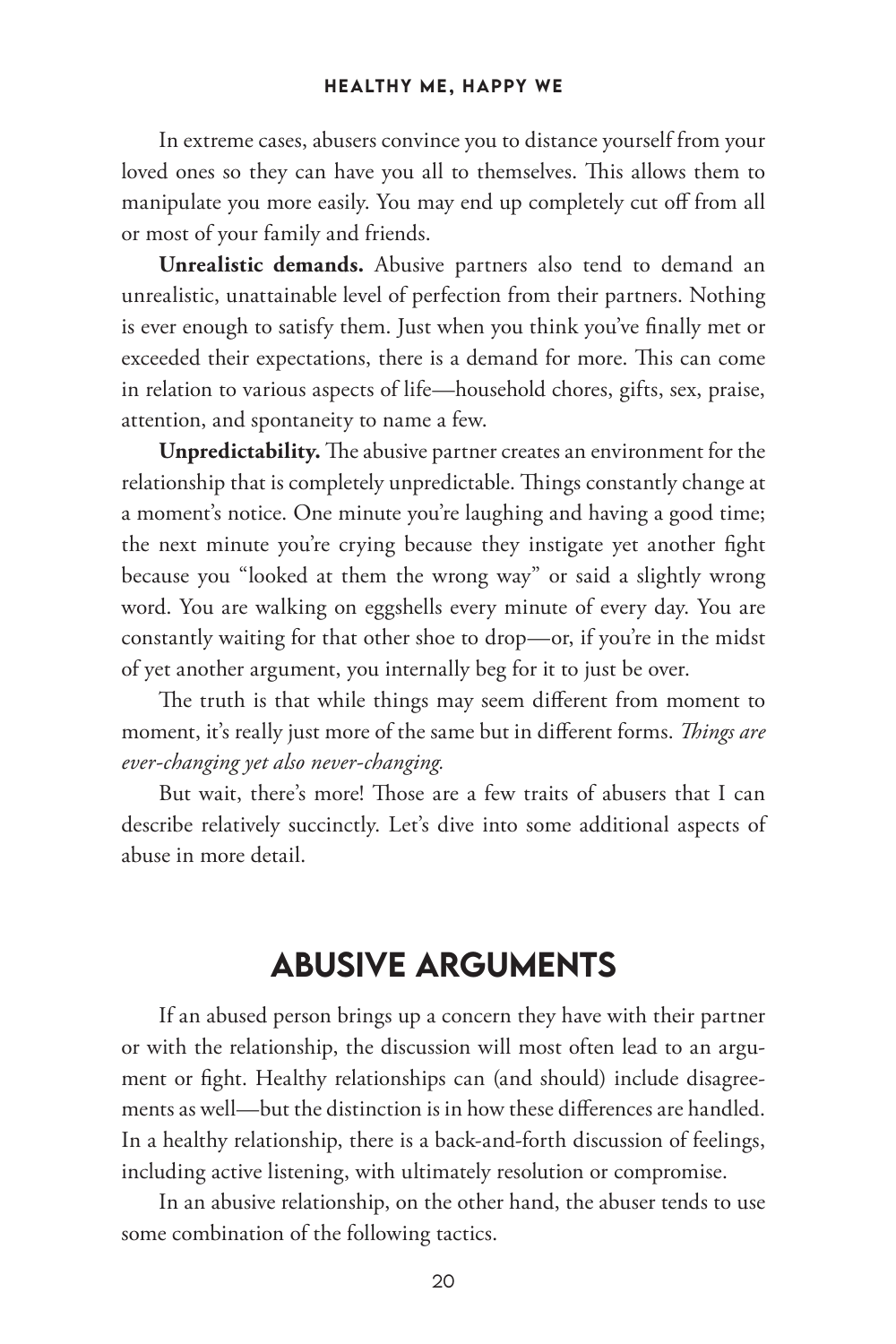In extreme cases, abusers convince you to distance yourself from your loved ones so they can have you all to themselves. This allows them to manipulate you more easily. You may end up completely cut off from all or most of your family and friends.

**Unrealistic demands.** Abusive partners also tend to demand an unrealistic, unattainable level of perfection from their partners. Nothing is ever enough to satisfy them. Just when you think you've finally met or exceeded their expectations, there is a demand for more. This can come in relation to various aspects of life—household chores, gifts, sex, praise, attention, and spontaneity to name a few.

**Unpredictability.** The abusive partner creates an environment for the relationship that is completely unpredictable. Things constantly change at a moment's notice. One minute you're laughing and having a good time; the next minute you're crying because they instigate yet another fight because you "looked at them the wrong way" or said a slightly wrong word. You are walking on eggshells every minute of every day. You are constantly waiting for that other shoe to drop—or, if you're in the midst of yet another argument, you internally beg for it to just be over.

The truth is that while things may seem different from moment to moment, it's really just more of the same but in different forms. *Things are ever-changing yet also never-changing.*

But wait, there's more! Those are a few traits of abusers that I can describe relatively succinctly. Let's dive into some additional aspects of abuse in more detail.

## ABUSIVE ARGUMENTS

If an abused person brings up a concern they have with their partner or with the relationship, the discussion will most often lead to an argument or fight. Healthy relationships can (and should) include disagreements as well—but the distinction is in how these differences are handled. In a healthy relationship, there is a back-and-forth discussion of feelings, including active listening, with ultimately resolution or compromise.

In an abusive relationship, on the other hand, the abuser tends to use some combination of the following tactics.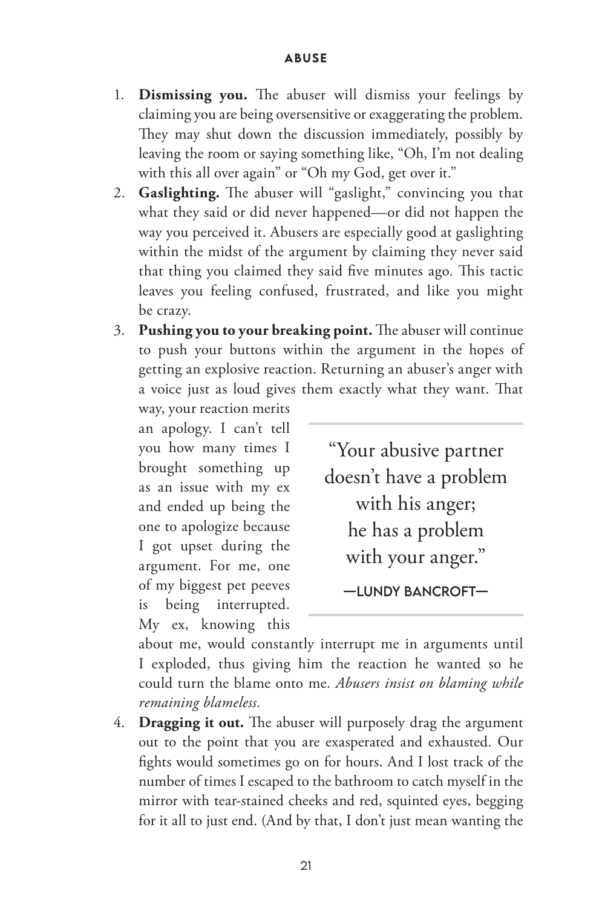1. **Dismissing you.** The abuser will dismiss your feelings by claiming you are being oversensitive or exaggerating the problem. They may shut down the discussion immediately, possibly by leaving the room or saying something like, "Oh, I'm not dealing with this all over again" or "Oh my God, get over it."
2. **Gaslighting.** The abuser will "gaslight," convincing you that what they said or did never happened—or did not happen the way you perceived it. Abusers are especially good at gaslighting within the midst of the argument by claiming they never said that thing you claimed they said five minutes ago. This tactic leaves you feeling confused, frustrated, and like you might be crazy.
3. **Pushing you to your breaking point.** The abuser will continue to push your buttons within the argument in the hopes of getting an explosive reaction. Returning an abuser's anger with a voice just as loud gives them exactly what they want. That way, your reaction merits an apology. I can't tell you how many times I brought something up as an issue with my ex and ended up being the one to apologize because I got upset during the argument. For me, one of my biggest pet peeves is being interrupted. My ex, knowing this about me, would constantly interrupt me in arguments until I exploded, thus giving him the reaction he wanted so he could turn the blame onto me. *Abusers insist on blaming while remaining blameless.*

   > "Your abusive partner doesn't have a problem with his anger; he has a problem with your anger."
   >
   > —LUNDY BANCROFT—

4. **Dragging it out.** The abuser will purposely drag the argument out to the point that you are exasperated and exhausted. Our fights would sometimes go on for hours. And I lost track of the number of times I escaped to the bathroom to catch myself in the mirror with tear-stained cheeks and red, squinted eyes, begging for it all to just end. (And by that, I don't just mean wanting the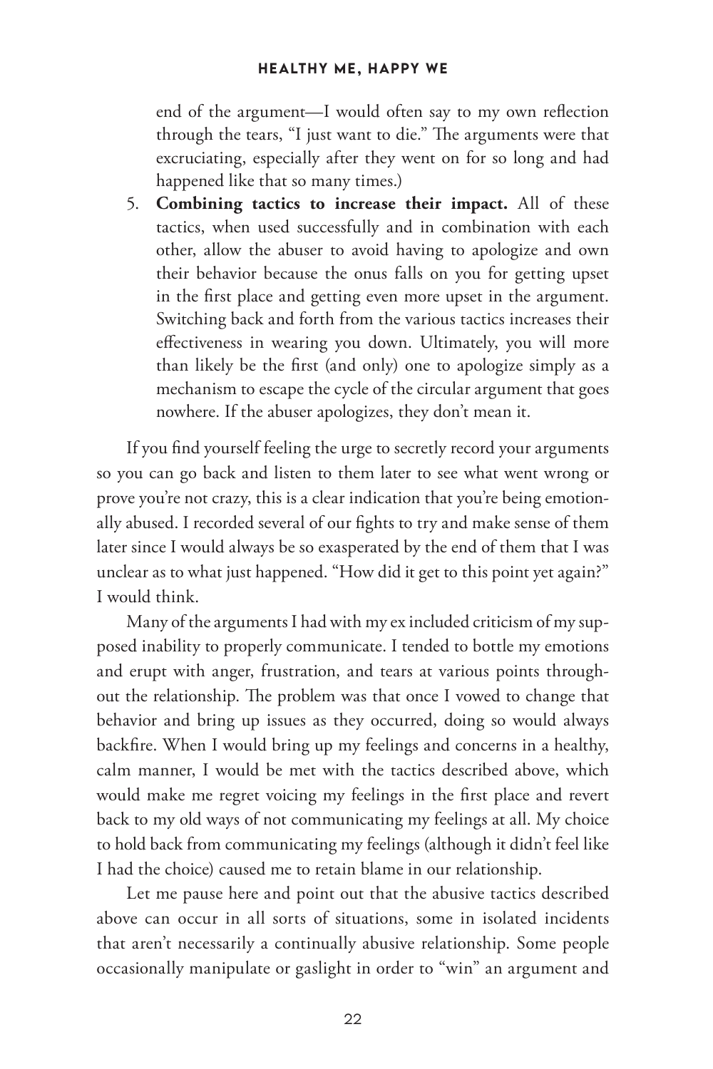end of the argument—I would often say to my own reflection through the tears, "I just want to die." The arguments were that excruciating, especially after they went on for so long and had happened like that so many times.)

5. **Combining tactics to increase their impact.** All of these tactics, when used successfully and in combination with each other, allow the abuser to avoid having to apologize and own their behavior because the onus falls on you for getting upset in the first place and getting even more upset in the argument. Switching back and forth from the various tactics increases their effectiveness in wearing you down. Ultimately, you will more than likely be the first (and only) one to apologize simply as a mechanism to escape the cycle of the circular argument that goes nowhere. If the abuser apologizes, they don't mean it.

If you find yourself feeling the urge to secretly record your arguments so you can go back and listen to them later to see what went wrong or prove you're not crazy, this is a clear indication that you're being emotionally abused. I recorded several of our fights to try and make sense of them later since I would always be so exasperated by the end of them that I was unclear as to what just happened. "How did it get to this point yet again?" I would think.

Many of the arguments I had with my ex included criticism of my supposed inability to properly communicate. I tended to bottle my emotions and erupt with anger, frustration, and tears at various points throughout the relationship. The problem was that once I vowed to change that behavior and bring up issues as they occurred, doing so would always backfire. When I would bring up my feelings and concerns in a healthy, calm manner, I would be met with the tactics described above, which would make me regret voicing my feelings in the first place and revert back to my old ways of not communicating my feelings at all. My choice to hold back from communicating my feelings (although it didn't feel like I had the choice) caused me to retain blame in our relationship.

Let me pause here and point out that the abusive tactics described above can occur in all sorts of situations, some in isolated incidents that aren't necessarily a continually abusive relationship. Some people occasionally manipulate or gaslight in order to "win" an argument and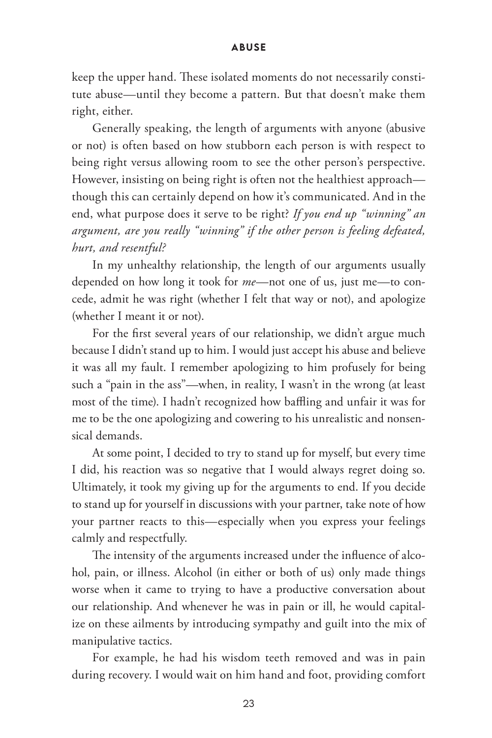keep the upper hand. These isolated moments do not necessarily constitute abuse—until they become a pattern. But that doesn't make them right, either.

Generally speaking, the length of arguments with anyone (abusive or not) is often based on how stubborn each person is with respect to being right versus allowing room to see the other person's perspective. However, insisting on being right is often not the healthiest approach—though this can certainly depend on how it's communicated. And in the end, what purpose does it serve to be right? *If you end up "winning" an argument, are you really "winning" if the other person is feeling defeated, hurt, and resentful?*

In my unhealthy relationship, the length of our arguments usually depended on how long it took for *me*—not one of us, just me—to concede, admit he was right (whether I felt that way or not), and apologize (whether I meant it or not).

For the first several years of our relationship, we didn't argue much because I didn't stand up to him. I would just accept his abuse and believe it was all my fault. I remember apologizing to him profusely for being such a "pain in the ass"—when, in reality, I wasn't in the wrong (at least most of the time). I hadn't recognized how baffling and unfair it was for me to be the one apologizing and cowering to his unrealistic and nonsensical demands.

At some point, I decided to try to stand up for myself, but every time I did, his reaction was so negative that I would always regret doing so. Ultimately, it took my giving up for the arguments to end. If you decide to stand up for yourself in discussions with your partner, take note of how your partner reacts to this—especially when you express your feelings calmly and respectfully.

The intensity of the arguments increased under the influence of alcohol, pain, or illness. Alcohol (in either or both of us) only made things worse when it came to trying to have a productive conversation about our relationship. And whenever he was in pain or ill, he would capitalize on these ailments by introducing sympathy and guilt into the mix of manipulative tactics.

For example, he had his wisdom teeth removed and was in pain during recovery. I would wait on him hand and foot, providing comfort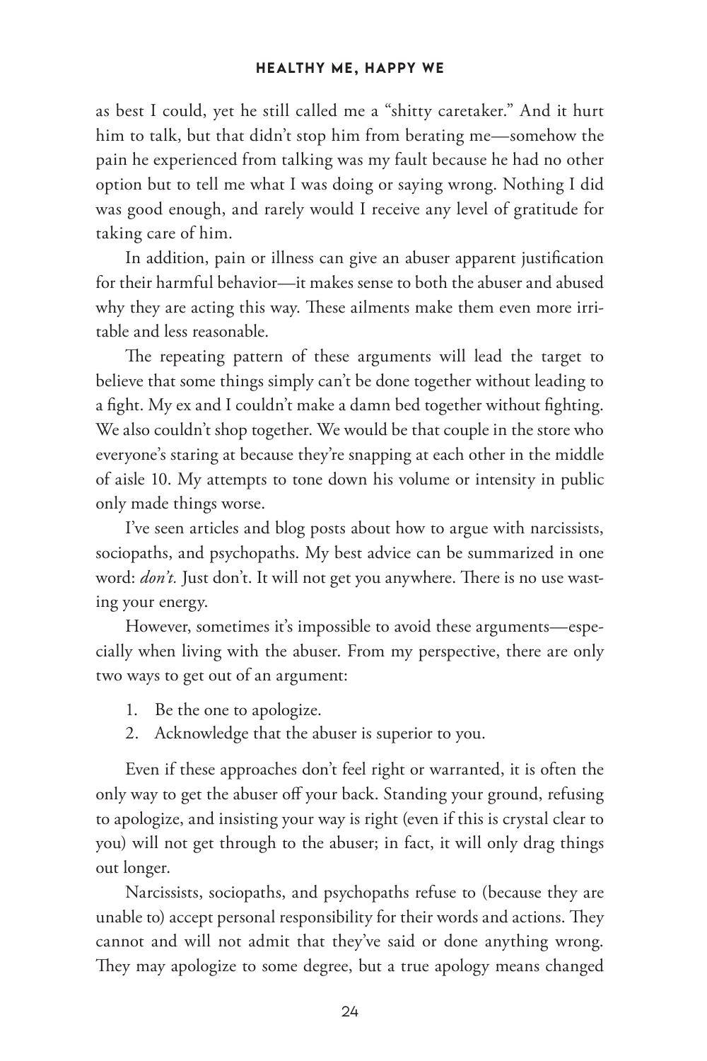as best I could, yet he still called me a "shitty caretaker." And it hurt him to talk, but that didn't stop him from berating me—somehow the pain he experienced from talking was my fault because he had no other option but to tell me what I was doing or saying wrong. Nothing I did was good enough, and rarely would I receive any level of gratitude for taking care of him.

In addition, pain or illness can give an abuser apparent justification for their harmful behavior—it makes sense to both the abuser and abused why they are acting this way. These ailments make them even more irritable and less reasonable.

The repeating pattern of these arguments will lead the target to believe that some things simply can't be done together without leading to a fight. My ex and I couldn't make a damn bed together without fighting. We also couldn't shop together. We would be that couple in the store who everyone's staring at because they're snapping at each other in the middle of aisle 10. My attempts to tone down his volume or intensity in public only made things worse.

I've seen articles and blog posts about how to argue with narcissists, sociopaths, and psychopaths. My best advice can be summarized in one word: *don't.* Just don't. It will not get you anywhere. There is no use wasting your energy.

However, sometimes it's impossible to avoid these arguments—especially when living with the abuser. From my perspective, there are only two ways to get out of an argument:

1. Be the one to apologize.
2. Acknowledge that the abuser is superior to you.

Even if these approaches don't feel right or warranted, it is often the only way to get the abuser off your back. Standing your ground, refusing to apologize, and insisting your way is right (even if this is crystal clear to you) will not get through to the abuser; in fact, it will only drag things out longer.

Narcissists, sociopaths, and psychopaths refuse to (because they are unable to) accept personal responsibility for their words and actions. They cannot and will not admit that they've said or done anything wrong. They may apologize to some degree, but a true apology means changed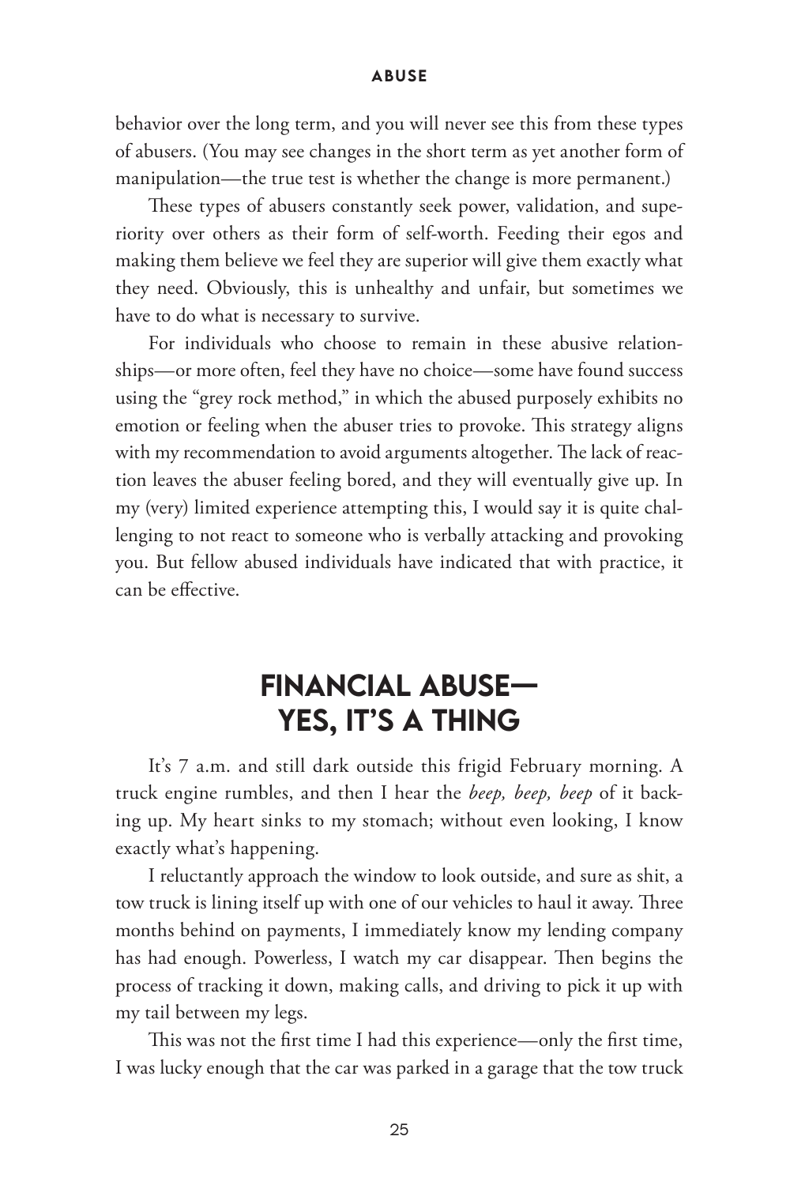behavior over the long term, and you will never see this from these types of abusers. (You may see changes in the short term as yet another form of manipulation—the true test is whether the change is more permanent.)

These types of abusers constantly seek power, validation, and superiority over others as their form of self-worth. Feeding their egos and making them believe we feel they are superior will give them exactly what they need. Obviously, this is unhealthy and unfair, but sometimes we have to do what is necessary to survive.

For individuals who choose to remain in these abusive relationships—or more often, feel they have no choice—some have found success using the "grey rock method," in which the abused purposely exhibits no emotion or feeling when the abuser tries to provoke. This strategy aligns with my recommendation to avoid arguments altogether. The lack of reaction leaves the abuser feeling bored, and they will eventually give up. In my (very) limited experience attempting this, I would say it is quite challenging to not react to someone who is verbally attacking and provoking you. But fellow abused individuals have indicated that with practice, it can be effective.

## FINANCIAL ABUSE—YES, IT'S A THING

It's 7 a.m. and still dark outside this frigid February morning. A truck engine rumbles, and then I hear the *beep, beep, beep* of it backing up. My heart sinks to my stomach; without even looking, I know exactly what's happening.

I reluctantly approach the window to look outside, and sure as shit, a tow truck is lining itself up with one of our vehicles to haul it away. Three months behind on payments, I immediately know my lending company has had enough. Powerless, I watch my car disappear. Then begins the process of tracking it down, making calls, and driving to pick it up with my tail between my legs.

This was not the first time I had this experience—only the first time, I was lucky enough that the car was parked in a garage that the tow truck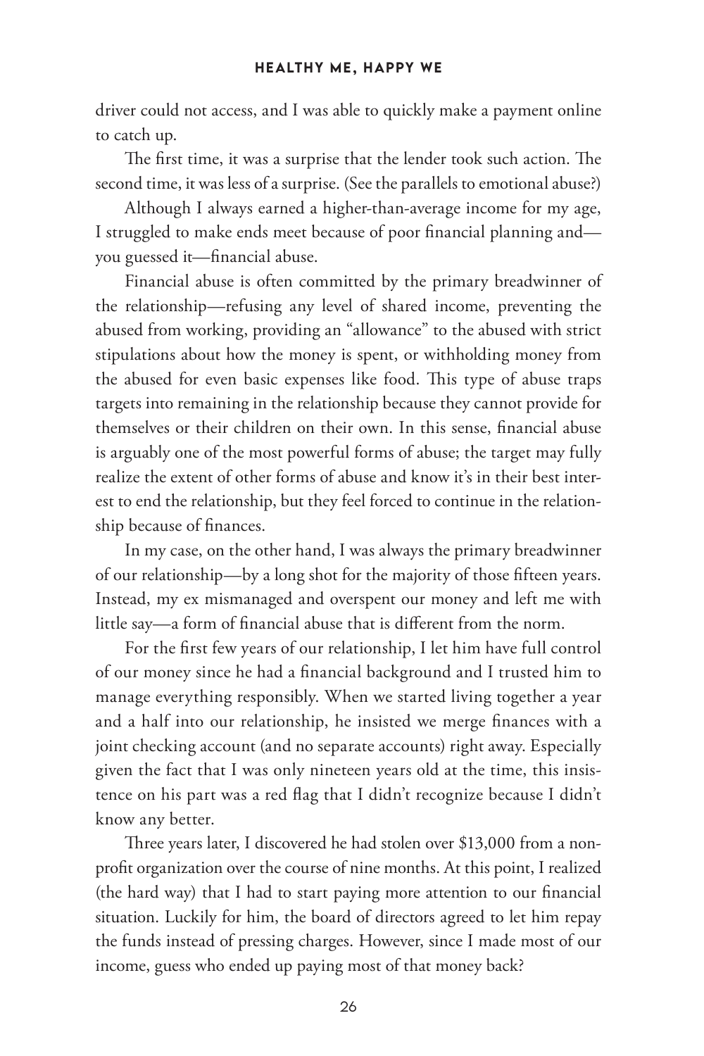driver could not access, and I was able to quickly make a payment online to catch up.

The first time, it was a surprise that the lender took such action. The second time, it was less of a surprise. (See the parallels to emotional abuse?)

Although I always earned a higher-than-average income for my age, I struggled to make ends meet because of poor financial planning and—you guessed it—financial abuse.

Financial abuse is often committed by the primary breadwinner of the relationship—refusing any level of shared income, preventing the abused from working, providing an "allowance" to the abused with strict stipulations about how the money is spent, or withholding money from the abused for even basic expenses like food. This type of abuse traps targets into remaining in the relationship because they cannot provide for themselves or their children on their own. In this sense, financial abuse is arguably one of the most powerful forms of abuse; the target may fully realize the extent of other forms of abuse and know it's in their best interest to end the relationship, but they feel forced to continue in the relationship because of finances.

In my case, on the other hand, I was always the primary breadwinner of our relationship—by a long shot for the majority of those fifteen years. Instead, my ex mismanaged and overspent our money and left me with little say—a form of financial abuse that is different from the norm.

For the first few years of our relationship, I let him have full control of our money since he had a financial background and I trusted him to manage everything responsibly. When we started living together a year and a half into our relationship, he insisted we merge finances with a joint checking account (and no separate accounts) right away. Especially given the fact that I was only nineteen years old at the time, this insistence on his part was a red flag that I didn't recognize because I didn't know any better.

Three years later, I discovered he had stolen over $13,000 from a nonprofit organization over the course of nine months. At this point, I realized (the hard way) that I had to start paying more attention to our financial situation. Luckily for him, the board of directors agreed to let him repay the funds instead of pressing charges. However, since I made most of our income, guess who ended up paying most of that money back?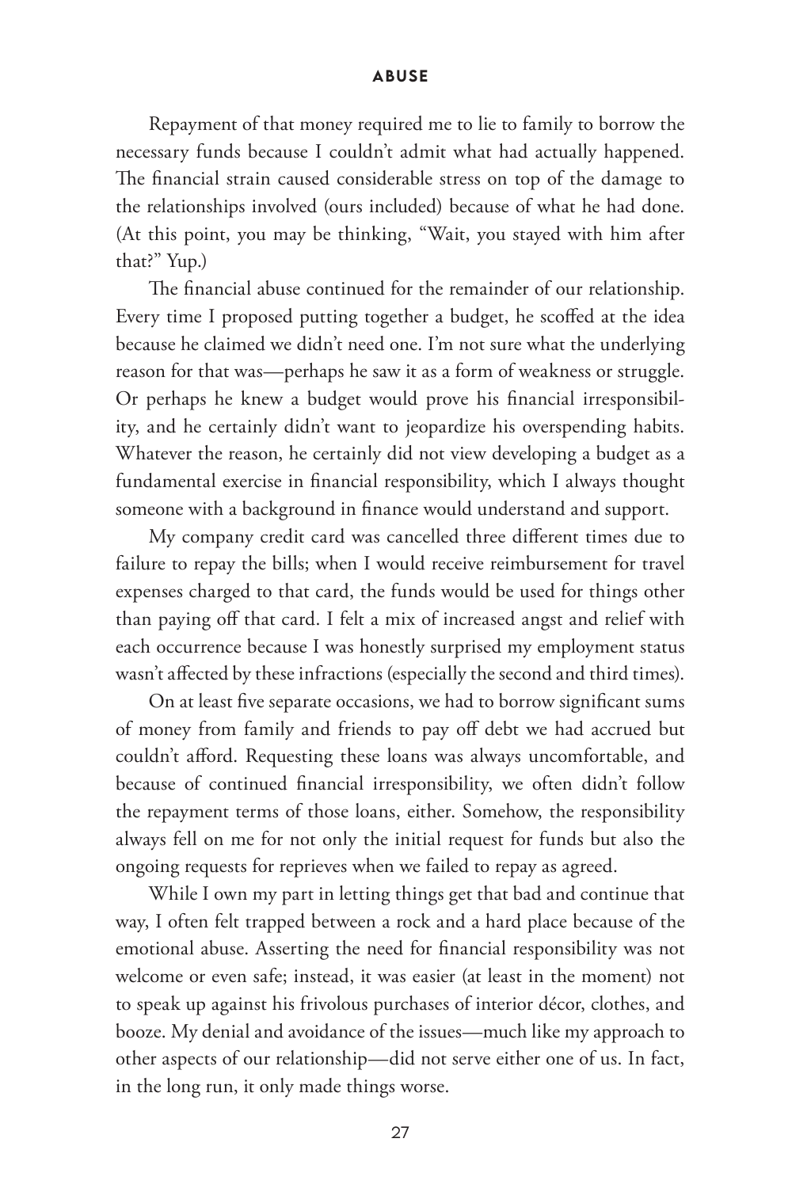Repayment of that money required me to lie to family to borrow the necessary funds because I couldn't admit what had actually happened. The financial strain caused considerable stress on top of the damage to the relationships involved (ours included) because of what he had done. (At this point, you may be thinking, "Wait, you stayed with him after that?" Yup.)

The financial abuse continued for the remainder of our relationship. Every time I proposed putting together a budget, he scoffed at the idea because he claimed we didn't need one. I'm not sure what the underlying reason for that was—perhaps he saw it as a form of weakness or struggle. Or perhaps he knew a budget would prove his financial irresponsibility, and he certainly didn't want to jeopardize his overspending habits. Whatever the reason, he certainly did not view developing a budget as a fundamental exercise in financial responsibility, which I always thought someone with a background in finance would understand and support.

My company credit card was cancelled three different times due to failure to repay the bills; when I would receive reimbursement for travel expenses charged to that card, the funds would be used for things other than paying off that card. I felt a mix of increased angst and relief with each occurrence because I was honestly surprised my employment status wasn't affected by these infractions (especially the second and third times).

On at least five separate occasions, we had to borrow significant sums of money from family and friends to pay off debt we had accrued but couldn't afford. Requesting these loans was always uncomfortable, and because of continued financial irresponsibility, we often didn't follow the repayment terms of those loans, either. Somehow, the responsibility always fell on me for not only the initial request for funds but also the ongoing requests for reprieves when we failed to repay as agreed.

While I own my part in letting things get that bad and continue that way, I often felt trapped between a rock and a hard place because of the emotional abuse. Asserting the need for financial responsibility was not welcome or even safe; instead, it was easier (at least in the moment) not to speak up against his frivolous purchases of interior décor, clothes, and booze. My denial and avoidance of the issues—much like my approach to other aspects of our relationship—did not serve either one of us. In fact, in the long run, it only made things worse.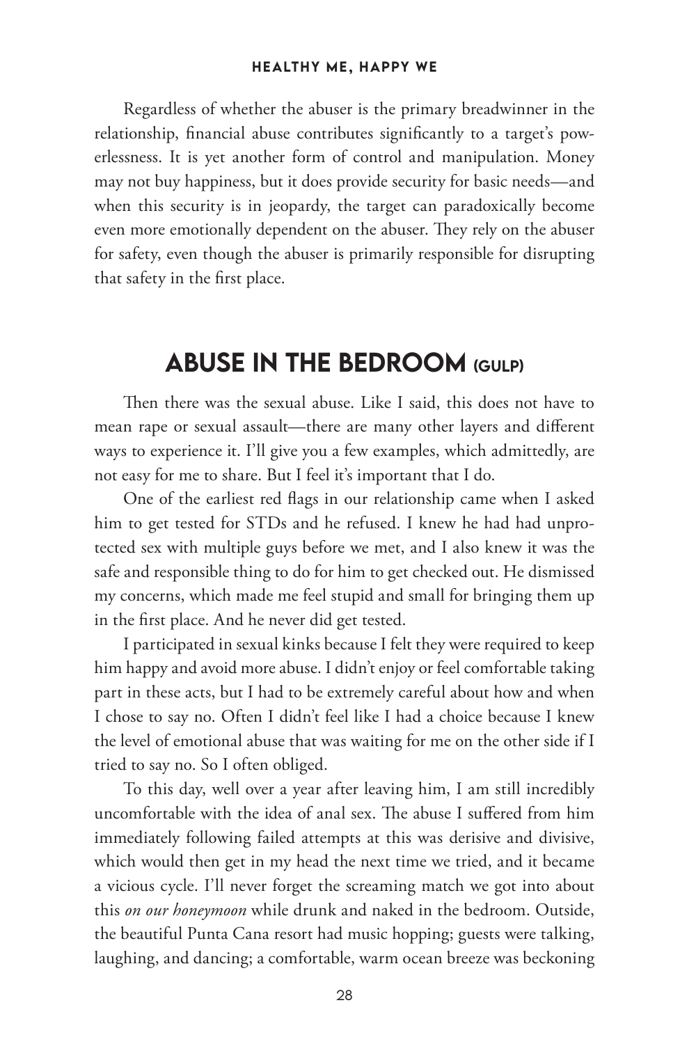Regardless of whether the abuser is the primary breadwinner in the relationship, financial abuse contributes significantly to a target's powerlessness. It is yet another form of control and manipulation. Money may not buy happiness, but it does provide security for basic needs—and when this security is in jeopardy, the target can paradoxically become even more emotionally dependent on the abuser. They rely on the abuser for safety, even though the abuser is primarily responsible for disrupting that safety in the first place.

## ABUSE IN THE BEDROOM (GULP)

Then there was the sexual abuse. Like I said, this does not have to mean rape or sexual assault—there are many other layers and different ways to experience it. I'll give you a few examples, which admittedly, are not easy for me to share. But I feel it's important that I do.

One of the earliest red flags in our relationship came when I asked him to get tested for STDs and he refused. I knew he had had unprotected sex with multiple guys before we met, and I also knew it was the safe and responsible thing to do for him to get checked out. He dismissed my concerns, which made me feel stupid and small for bringing them up in the first place. And he never did get tested.

I participated in sexual kinks because I felt they were required to keep him happy and avoid more abuse. I didn't enjoy or feel comfortable taking part in these acts, but I had to be extremely careful about how and when I chose to say no. Often I didn't feel like I had a choice because I knew the level of emotional abuse that was waiting for me on the other side if I tried to say no. So I often obliged.

To this day, well over a year after leaving him, I am still incredibly uncomfortable with the idea of anal sex. The abuse I suffered from him immediately following failed attempts at this was derisive and divisive, which would then get in my head the next time we tried, and it became a vicious cycle. I'll never forget the screaming match we got into about this *on our honeymoon* while drunk and naked in the bedroom. Outside, the beautiful Punta Cana resort had music hopping; guests were talking, laughing, and dancing; a comfortable, warm ocean breeze was beckoning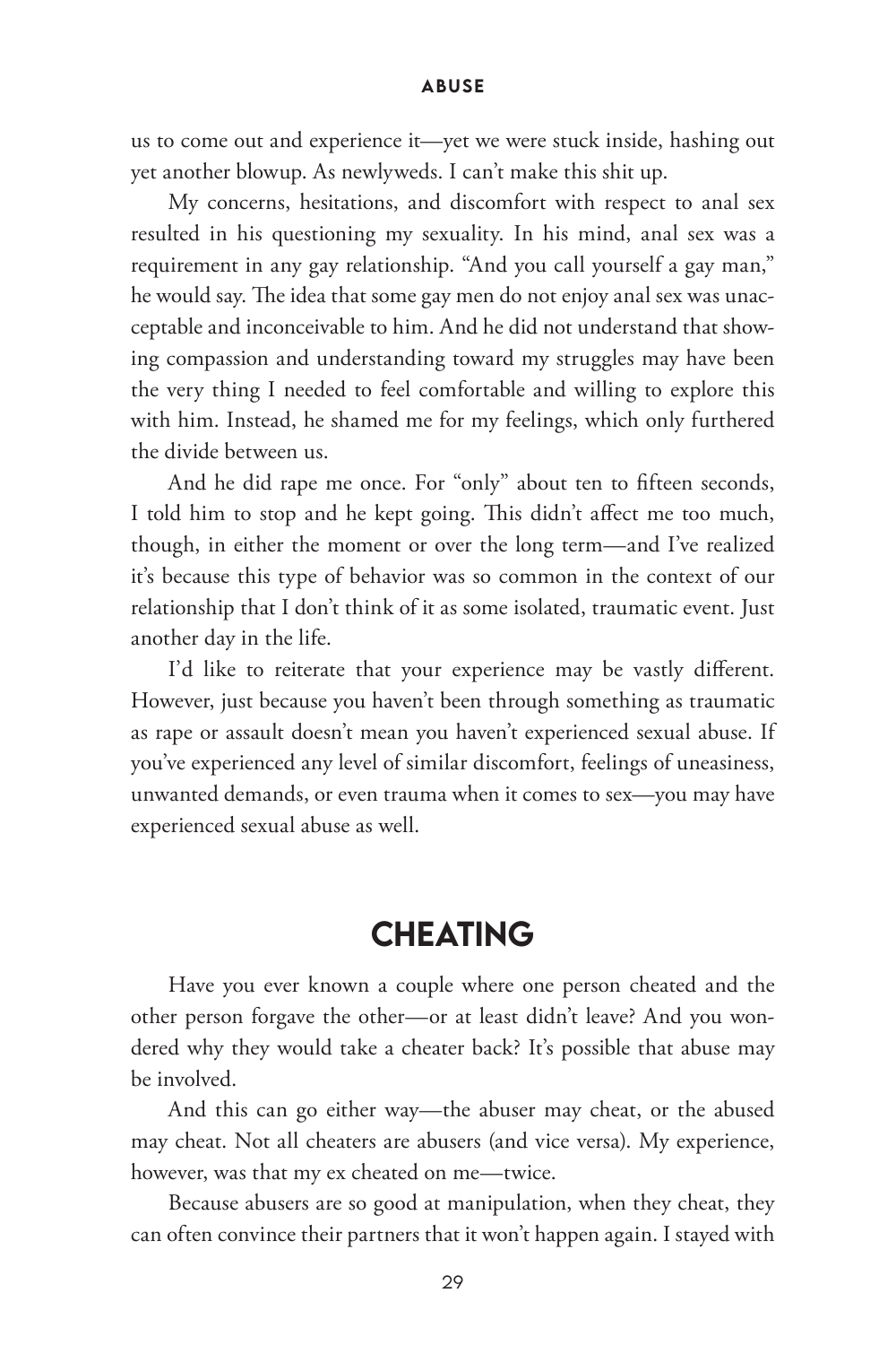us to come out and experience it—yet we were stuck inside, hashing out yet another blowup. As newlyweds. I can't make this shit up.

My concerns, hesitations, and discomfort with respect to anal sex resulted in his questioning my sexuality. In his mind, anal sex was a requirement in any gay relationship. "And you call yourself a gay man," he would say. The idea that some gay men do not enjoy anal sex was unacceptable and inconceivable to him. And he did not understand that showing compassion and understanding toward my struggles may have been the very thing I needed to feel comfortable and willing to explore this with him. Instead, he shamed me for my feelings, which only furthered the divide between us.

And he did rape me once. For "only" about ten to fifteen seconds, I told him to stop and he kept going. This didn't affect me too much, though, in either the moment or over the long term—and I've realized it's because this type of behavior was so common in the context of our relationship that I don't think of it as some isolated, traumatic event. Just another day in the life.

I'd like to reiterate that your experience may be vastly different. However, just because you haven't been through something as traumatic as rape or assault doesn't mean you haven't experienced sexual abuse. If you've experienced any level of similar discomfort, feelings of uneasiness, unwanted demands, or even trauma when it comes to sex—you may have experienced sexual abuse as well.

## CHEATING

Have you ever known a couple where one person cheated and the other person forgave the other—or at least didn't leave? And you wondered why they would take a cheater back? It's possible that abuse may be involved.

And this can go either way—the abuser may cheat, or the abused may cheat. Not all cheaters are abusers (and vice versa). My experience, however, was that my ex cheated on me—twice.

Because abusers are so good at manipulation, when they cheat, they can often convince their partners that it won't happen again. I stayed with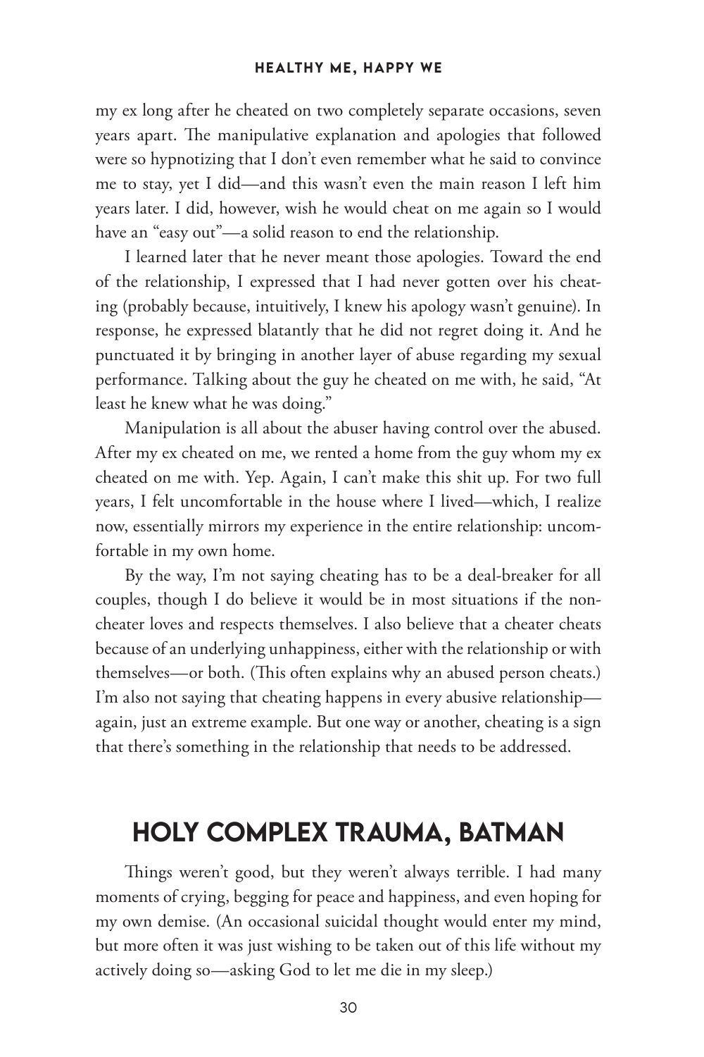my ex long after he cheated on two completely separate occasions, seven years apart. The manipulative explanation and apologies that followed were so hypnotizing that I don't even remember what he said to convince me to stay, yet I did—and this wasn't even the main reason I left him years later. I did, however, wish he would cheat on me again so I would have an "easy out"—a solid reason to end the relationship.

I learned later that he never meant those apologies. Toward the end of the relationship, I expressed that I had never gotten over his cheating (probably because, intuitively, I knew his apology wasn't genuine). In response, he expressed blatantly that he did not regret doing it. And he punctuated it by bringing in another layer of abuse regarding my sexual performance. Talking about the guy he cheated on me with, he said, "At least he knew what he was doing."

Manipulation is all about the abuser having control over the abused. After my ex cheated on me, we rented a home from the guy whom my ex cheated on me with. Yep. Again, I can't make this shit up. For two full years, I felt uncomfortable in the house where I lived—which, I realize now, essentially mirrors my experience in the entire relationship: uncomfortable in my own home.

By the way, I'm not saying cheating has to be a deal-breaker for all couples, though I do believe it would be in most situations if the non-cheater loves and respects themselves. I also believe that a cheater cheats because of an underlying unhappiness, either with the relationship or with themselves—or both. (This often explains why an abused person cheats.) I'm also not saying that cheating happens in every abusive relationship—again, just an extreme example. But one way or another, cheating is a sign that there's something in the relationship that needs to be addressed.

## HOLY COMPLEX TRAUMA, BATMAN

Things weren't good, but they weren't always terrible. I had many moments of crying, begging for peace and happiness, and even hoping for my own demise. (An occasional suicidal thought would enter my mind, but more often it was just wishing to be taken out of this life without my actively doing so—asking God to let me die in my sleep.)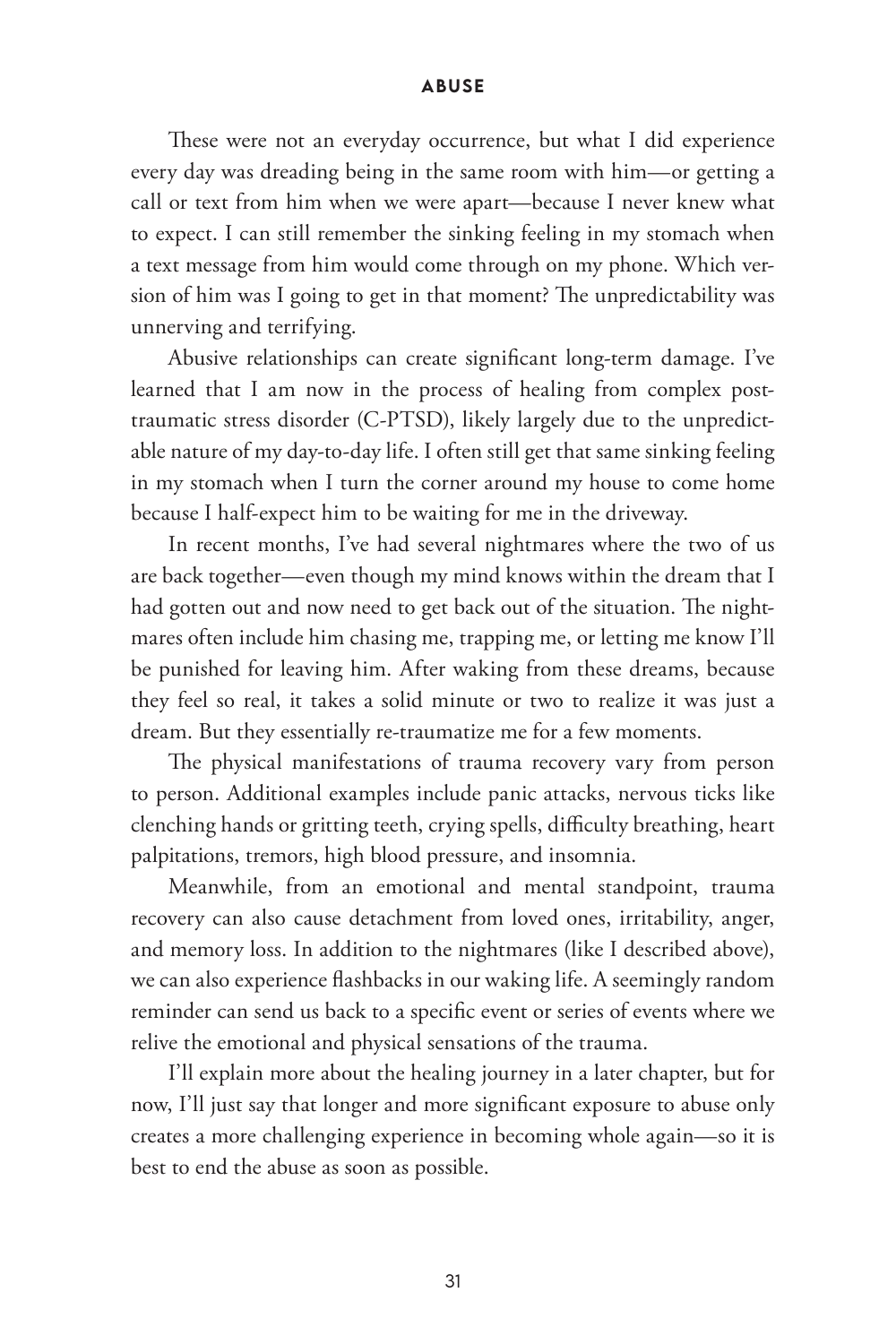These were not an everyday occurrence, but what I did experience every day was dreading being in the same room with him—or getting a call or text from him when we were apart—because I never knew what to expect. I can still remember the sinking feeling in my stomach when a text message from him would come through on my phone. Which version of him was I going to get in that moment? The unpredictability was unnerving and terrifying.

Abusive relationships can create significant long-term damage. I've learned that I am now in the process of healing from complex post-traumatic stress disorder (C-PTSD), likely largely due to the unpredictable nature of my day-to-day life. I often still get that same sinking feeling in my stomach when I turn the corner around my house to come home because I half-expect him to be waiting for me in the driveway.

In recent months, I've had several nightmares where the two of us are back together—even though my mind knows within the dream that I had gotten out and now need to get back out of the situation. The nightmares often include him chasing me, trapping me, or letting me know I'll be punished for leaving him. After waking from these dreams, because they feel so real, it takes a solid minute or two to realize it was just a dream. But they essentially re-traumatize me for a few moments.

The physical manifestations of trauma recovery vary from person to person. Additional examples include panic attacks, nervous ticks like clenching hands or gritting teeth, crying spells, difficulty breathing, heart palpitations, tremors, high blood pressure, and insomnia.

Meanwhile, from an emotional and mental standpoint, trauma recovery can also cause detachment from loved ones, irritability, anger, and memory loss. In addition to the nightmares (like I described above), we can also experience flashbacks in our waking life. A seemingly random reminder can send us back to a specific event or series of events where we relive the emotional and physical sensations of the trauma.

I'll explain more about the healing journey in a later chapter, but for now, I'll just say that longer and more significant exposure to abuse only creates a more challenging experience in becoming whole again—so it is best to end the abuse as soon as possible.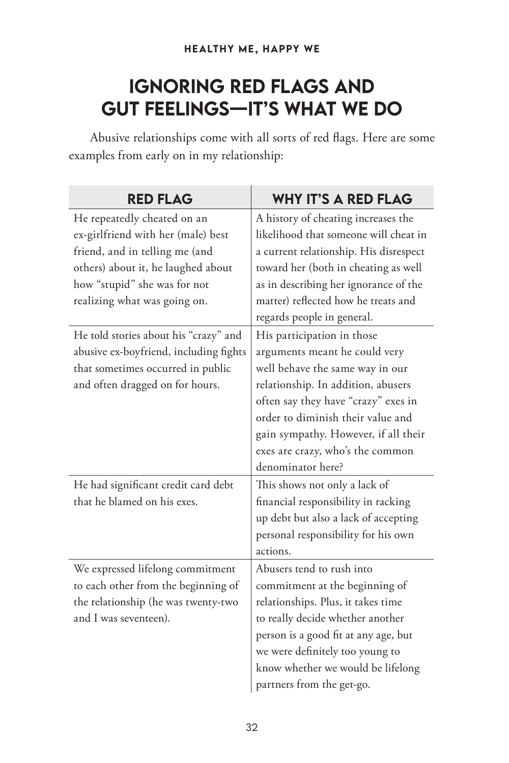# IGNORING RED FLAGS AND GUT FEELINGS—IT'S WHAT WE DO

Abusive relationships come with all sorts of red flags. Here are some examples from early on in my relationship:

| RED FLAG | WHY IT'S A RED FLAG |
|---|---|
| He repeatedly cheated on an ex-girlfriend with her (male) best friend, and in telling me (and others) about it, he laughed about how "stupid" she was for not realizing what was going on. | A history of cheating increases the likelihood that someone will cheat in a current relationship. His disrespect toward her (both in cheating as well as in describing her ignorance of the matter) reflected how he treats and regards people in general. |
| He told stories about his "crazy" and abusive ex-boyfriend, including fights that sometimes occurred in public and often dragged on for hours. | His participation in those arguments meant he could very well behave the same way in our relationship. In addition, abusers often say they have "crazy" exes in order to diminish their value and gain sympathy. However, if all their exes are crazy, who's the common denominator here? |
| He had significant credit card debt that he blamed on his exes. | This shows not only a lack of financial responsibility in racking up debt but also a lack of accepting personal responsibility for his own actions. |
| We expressed lifelong commitment to each other from the beginning of the relationship (he was twenty-two and I was seventeen). | Abusers tend to rush into commitment at the beginning of relationships. Plus, it takes time to really decide whether another person is a good fit at any age, but we were definitely too young to know whether we would be lifelong partners from the get-go. |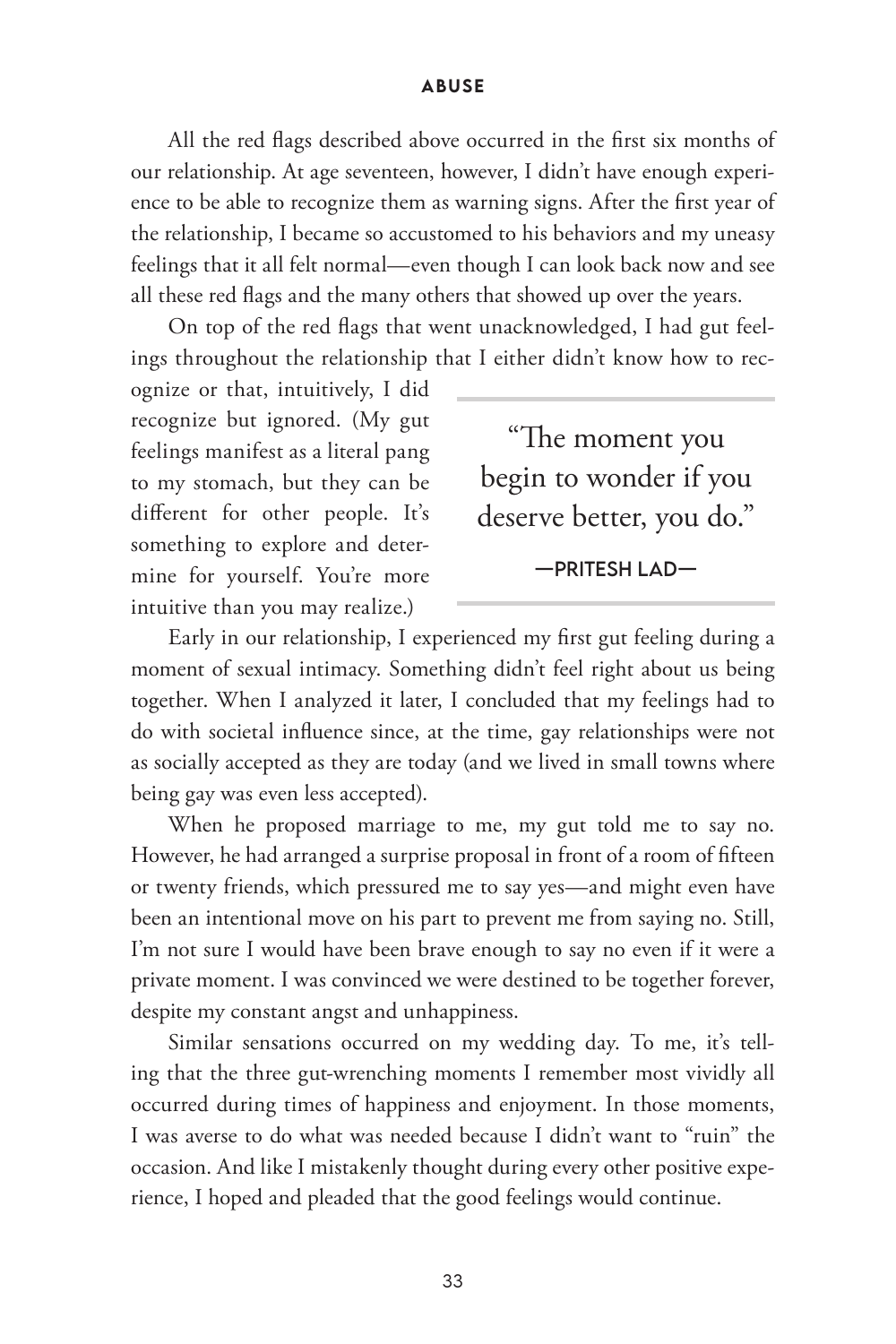All the red flags described above occurred in the first six months of our relationship. At age seventeen, however, I didn't have enough experience to be able to recognize them as warning signs. After the first year of the relationship, I became so accustomed to his behaviors and my uneasy feelings that it all felt normal—even though I can look back now and see all these red flags and the many others that showed up over the years.

On top of the red flags that went unacknowledged, I had gut feelings throughout the relationship that I either didn't know how to recognize or that, intuitively, I did recognize but ignored. (My gut feelings manifest as a literal pang to my stomach, but they can be different for other people. It's something to explore and determine for yourself. You're more intuitive than you may realize.)

> "The moment you begin to wonder if you deserve better, you do."
>
> —PRITESH LAD—

Early in our relationship, I experienced my first gut feeling during a moment of sexual intimacy. Something didn't feel right about us being together. When I analyzed it later, I concluded that my feelings had to do with societal influence since, at the time, gay relationships were not as socially accepted as they are today (and we lived in small towns where being gay was even less accepted).

When he proposed marriage to me, my gut told me to say no. However, he had arranged a surprise proposal in front of a room of fifteen or twenty friends, which pressured me to say yes—and might even have been an intentional move on his part to prevent me from saying no. Still, I'm not sure I would have been brave enough to say no even if it were a private moment. I was convinced we were destined to be together forever, despite my constant angst and unhappiness.

Similar sensations occurred on my wedding day. To me, it's telling that the three gut-wrenching moments I remember most vividly all occurred during times of happiness and enjoyment. In those moments, I was averse to do what was needed because I didn't want to "ruin" the occasion. And like I mistakenly thought during every other positive experience, I hoped and pleaded that the good feelings would continue.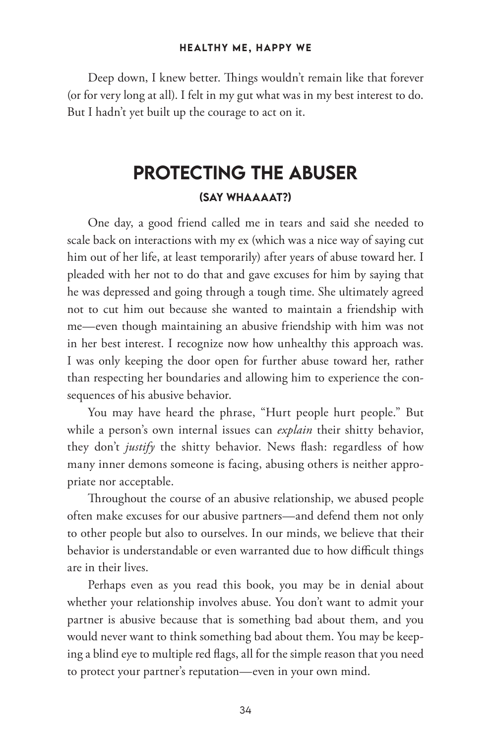Deep down, I knew better. Things wouldn't remain like that forever (or for very long at all). I felt in my gut what was in my best interest to do. But I hadn't yet built up the courage to act on it.

## PROTECTING THE ABUSER

### (SAY WHAAAAT?)

One day, a good friend called me in tears and said she needed to scale back on interactions with my ex (which was a nice way of saying cut him out of her life, at least temporarily) after years of abuse toward her. I pleaded with her not to do that and gave excuses for him by saying that he was depressed and going through a tough time. She ultimately agreed not to cut him out because she wanted to maintain a friendship with me—even though maintaining an abusive friendship with him was not in her best interest. I recognize now how unhealthy this approach was. I was only keeping the door open for further abuse toward her, rather than respecting her boundaries and allowing him to experience the consequences of his abusive behavior.

You may have heard the phrase, "Hurt people hurt people." But while a person's own internal issues can *explain* their shitty behavior, they don't *justify* the shitty behavior. News flash: regardless of how many inner demons someone is facing, abusing others is neither appropriate nor acceptable.

Throughout the course of an abusive relationship, we abused people often make excuses for our abusive partners—and defend them not only to other people but also to ourselves. In our minds, we believe that their behavior is understandable or even warranted due to how difficult things are in their lives.

Perhaps even as you read this book, you may be in denial about whether your relationship involves abuse. You don't want to admit your partner is abusive because that is something bad about them, and you would never want to think something bad about them. You may be keeping a blind eye to multiple red flags, all for the simple reason that you need to protect your partner's reputation—even in your own mind.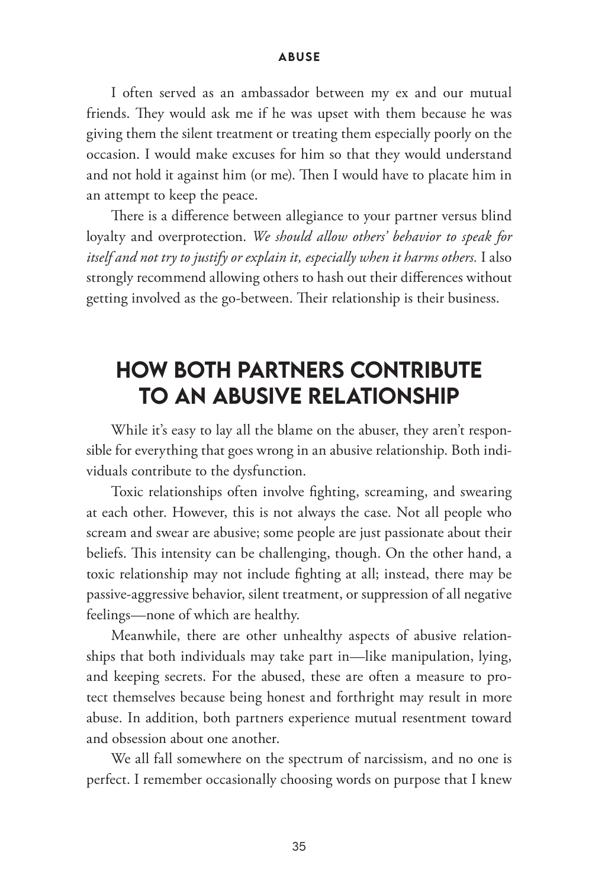I often served as an ambassador between my ex and our mutual friends. They would ask me if he was upset with them because he was giving them the silent treatment or treating them especially poorly on the occasion. I would make excuses for him so that they would understand and not hold it against him (or me). Then I would have to placate him in an attempt to keep the peace.

There is a difference between allegiance to your partner versus blind loyalty and overprotection. *We should allow others' behavior to speak for itself and not try to justify or explain it, especially when it harms others.* I also strongly recommend allowing others to hash out their differences without getting involved as the go-between. Their relationship is their business.

## HOW BOTH PARTNERS CONTRIBUTE TO AN ABUSIVE RELATIONSHIP

While it's easy to lay all the blame on the abuser, they aren't responsible for everything that goes wrong in an abusive relationship. Both individuals contribute to the dysfunction.

Toxic relationships often involve fighting, screaming, and swearing at each other. However, this is not always the case. Not all people who scream and swear are abusive; some people are just passionate about their beliefs. This intensity can be challenging, though. On the other hand, a toxic relationship may not include fighting at all; instead, there may be passive-aggressive behavior, silent treatment, or suppression of all negative feelings—none of which are healthy.

Meanwhile, there are other unhealthy aspects of abusive relationships that both individuals may take part in—like manipulation, lying, and keeping secrets. For the abused, these are often a measure to protect themselves because being honest and forthright may result in more abuse. In addition, both partners experience mutual resentment toward and obsession about one another.

We all fall somewhere on the spectrum of narcissism, and no one is perfect. I remember occasionally choosing words on purpose that I knew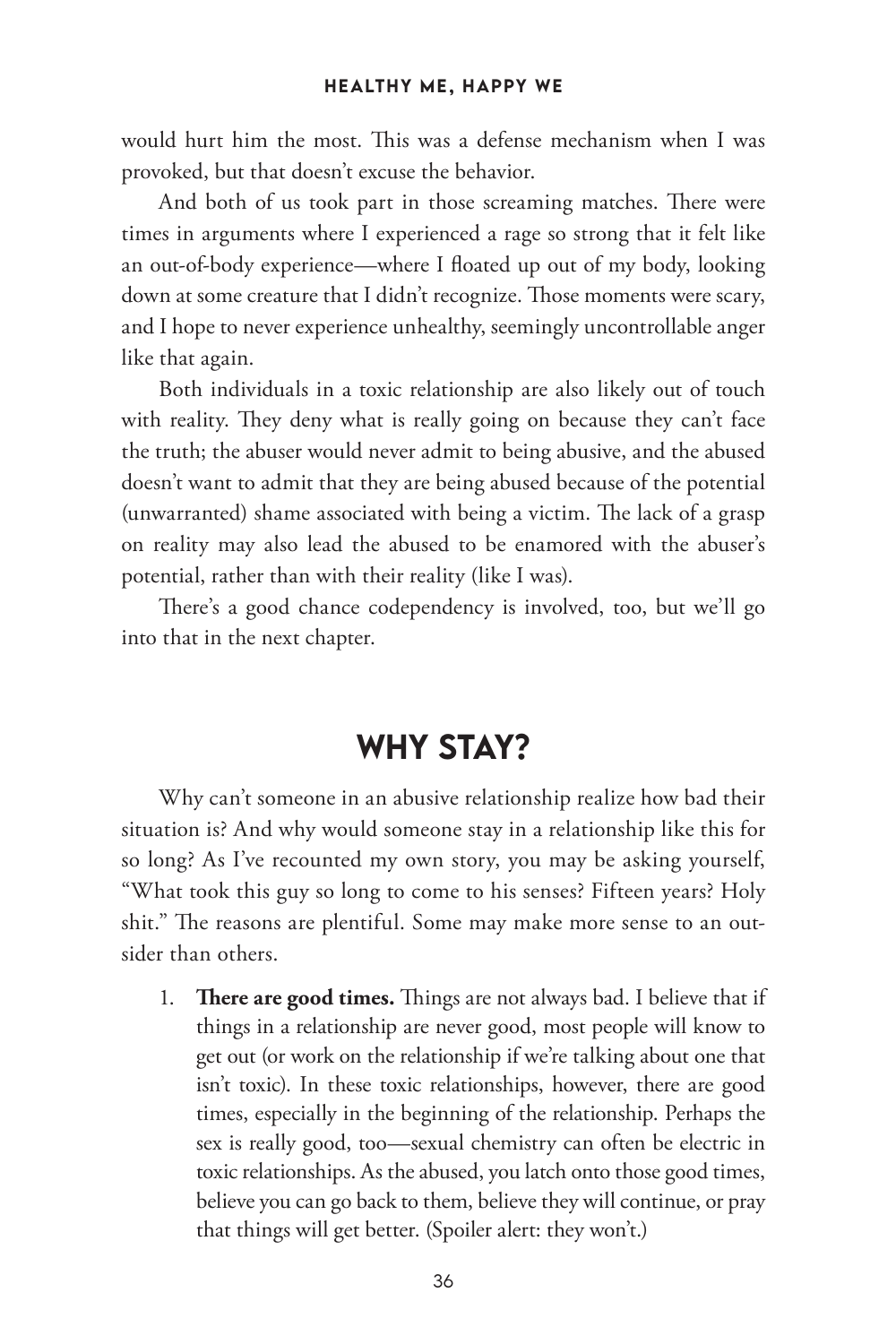would hurt him the most. This was a defense mechanism when I was provoked, but that doesn't excuse the behavior.

And both of us took part in those screaming matches. There were times in arguments where I experienced a rage so strong that it felt like an out-of-body experience—where I floated up out of my body, looking down at some creature that I didn't recognize. Those moments were scary, and I hope to never experience unhealthy, seemingly uncontrollable anger like that again.

Both individuals in a toxic relationship are also likely out of touch with reality. They deny what is really going on because they can't face the truth; the abuser would never admit to being abusive, and the abused doesn't want to admit that they are being abused because of the potential (unwarranted) shame associated with being a victim. The lack of a grasp on reality may also lead the abused to be enamored with the abuser's potential, rather than with their reality (like I was).

There's a good chance codependency is involved, too, but we'll go into that in the next chapter.

## WHY STAY?

Why can't someone in an abusive relationship realize how bad their situation is? And why would someone stay in a relationship like this for so long? As I've recounted my own story, you may be asking yourself, "What took this guy so long to come to his senses? Fifteen years? Holy shit." The reasons are plentiful. Some may make more sense to an outsider than others.

1. **There are good times.** Things are not always bad. I believe that if things in a relationship are never good, most people will know to get out (or work on the relationship if we're talking about one that isn't toxic). In these toxic relationships, however, there are good times, especially in the beginning of the relationship. Perhaps the sex is really good, too—sexual chemistry can often be electric in toxic relationships. As the abused, you latch onto those good times, believe you can go back to them, believe they will continue, or pray that things will get better. (Spoiler alert: they won't.)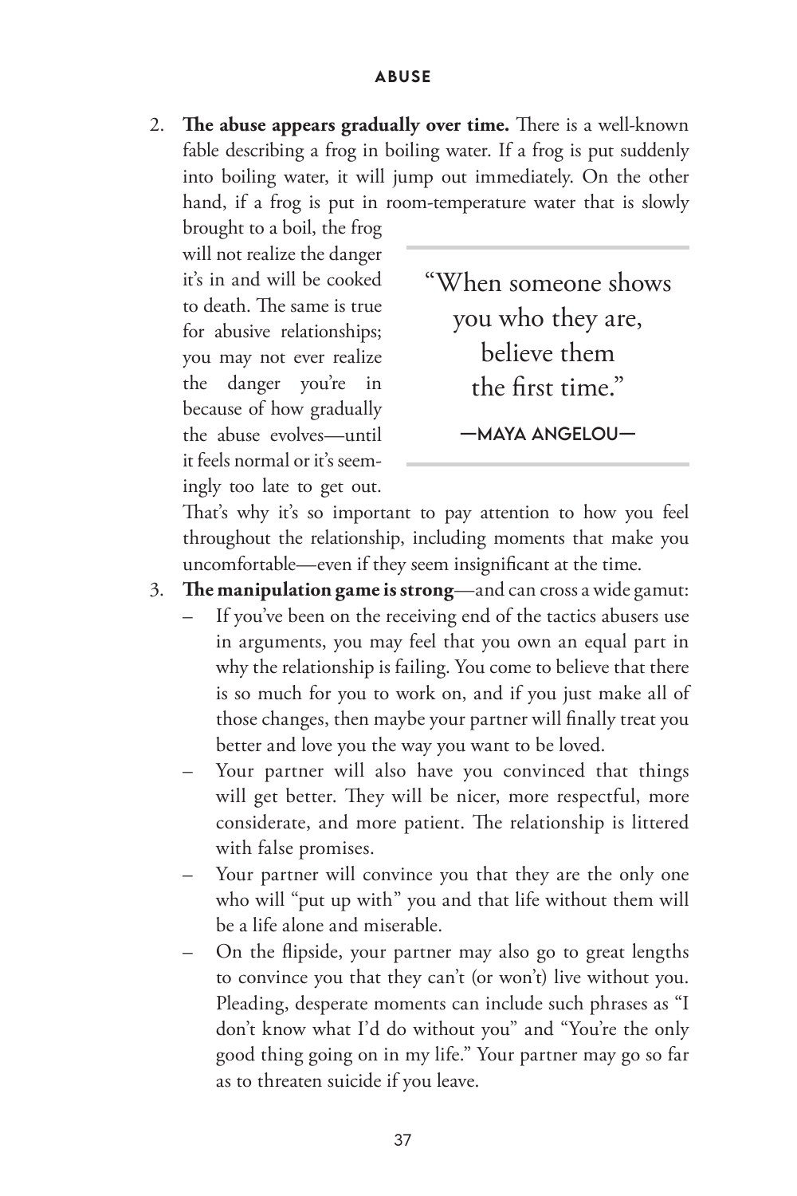2. **The abuse appears gradually over time.** There is a well-known fable describing a frog in boiling water. If a frog is put suddenly into boiling water, it will jump out immediately. On the other hand, if a frog is put in room-temperature water that is slowly brought to a boil, the frog will not realize the danger it's in and will be cooked to death. The same is true for abusive relationships; you may not ever realize the danger you're in because of how gradually the abuse evolves—until it feels normal or it's seemingly too late to get out. That's why it's so important to pay attention to how you feel throughout the relationship, including moments that make you uncomfortable—even if they seem insignificant at the time.

> "When someone shows you who they are, believe them the first time."
>
> —MAYA ANGELOU—

3. **The manipulation game is strong**—and can cross a wide gamut:
   - If you've been on the receiving end of the tactics abusers use in arguments, you may feel that you own an equal part in why the relationship is failing. You come to believe that there is so much for you to work on, and if you just make all of those changes, then maybe your partner will finally treat you better and love you the way you want to be loved.
   - Your partner will also have you convinced that things will get better. They will be nicer, more respectful, more considerate, and more patient. The relationship is littered with false promises.
   - Your partner will convince you that they are the only one who will "put up with" you and that life without them will be a life alone and miserable.
   - On the flipside, your partner may also go to great lengths to convince you that they can't (or won't) live without you. Pleading, desperate moments can include such phrases as "I don't know what I'd do without you" and "You're the only good thing going on in my life." Your partner may go so far as to threaten suicide if you leave.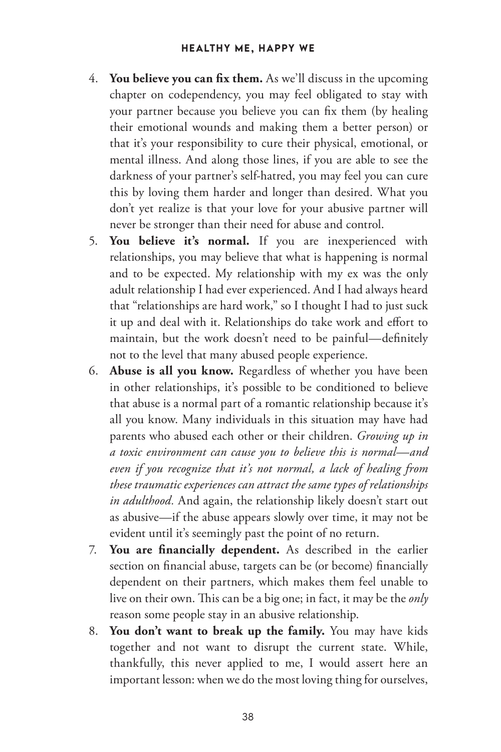4. **You believe you can fix them.** As we'll discuss in the upcoming chapter on codependency, you may feel obligated to stay with your partner because you believe you can fix them (by healing their emotional wounds and making them a better person) or that it's your responsibility to cure their physical, emotional, or mental illness. And along those lines, if you are able to see the darkness of your partner's self-hatred, you may feel you can cure this by loving them harder and longer than desired. What you don't yet realize is that your love for your abusive partner will never be stronger than their need for abuse and control.
5. **You believe it's normal.** If you are inexperienced with relationships, you may believe that what is happening is normal and to be expected. My relationship with my ex was the only adult relationship I had ever experienced. And I had always heard that "relationships are hard work," so I thought I had to just suck it up and deal with it. Relationships do take work and effort to maintain, but the work doesn't need to be painful—definitely not to the level that many abused people experience.
6. **Abuse is all you know.** Regardless of whether you have been in other relationships, it's possible to be conditioned to believe that abuse is a normal part of a romantic relationship because it's all you know. Many individuals in this situation may have had parents who abused each other or their children. *Growing up in a toxic environment can cause you to believe this is normal—and even if you recognize that it's not normal, a lack of healing from these traumatic experiences can attract the same types of relationships in adulthood.* And again, the relationship likely doesn't start out as abusive—if the abuse appears slowly over time, it may not be evident until it's seemingly past the point of no return.
7. **You are financially dependent.** As described in the earlier section on financial abuse, targets can be (or become) financially dependent on their partners, which makes them feel unable to live on their own. This can be a big one; in fact, it may be the *only* reason some people stay in an abusive relationship.
8. **You don't want to break up the family.** You may have kids together and not want to disrupt the current state. While, thankfully, this never applied to me, I would assert here an important lesson: when we do the most loving thing for ourselves,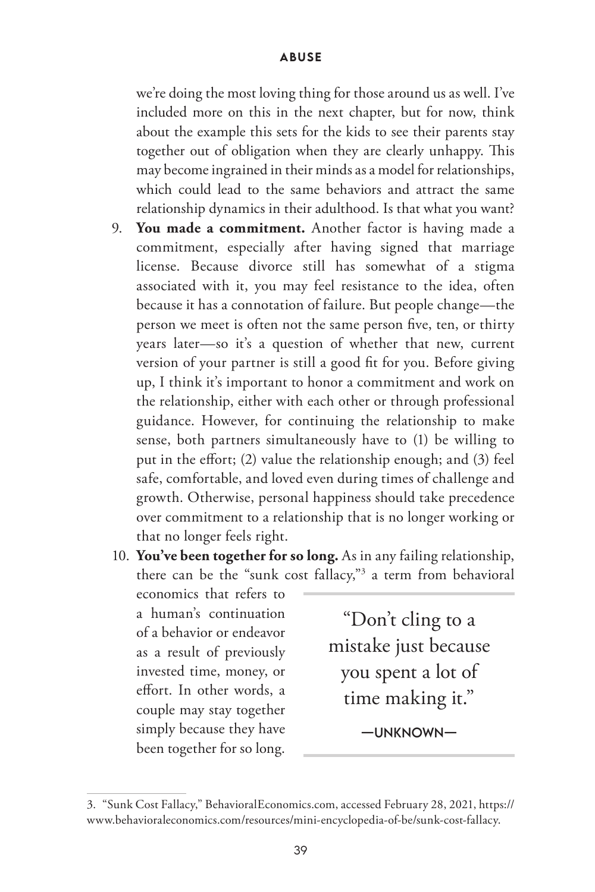we're doing the most loving thing for those around us as well. I've included more on this in the next chapter, but for now, think about the example this sets for the kids to see their parents stay together out of obligation when they are clearly unhappy. This may become ingrained in their minds as a model for relationships, which could lead to the same behaviors and attract the same relationship dynamics in their adulthood. Is that what you want?

9. **You made a commitment.** Another factor is having made a commitment, especially after having signed that marriage license. Because divorce still has somewhat of a stigma associated with it, you may feel resistance to the idea, often because it has a connotation of failure. But people change—the person we meet is often not the same person five, ten, or thirty years later—so it's a question of whether that new, current version of your partner is still a good fit for you. Before giving up, I think it's important to honor a commitment and work on the relationship, either with each other or through professional guidance. However, for continuing the relationship to make sense, both partners simultaneously have to (1) be willing to put in the effort; (2) value the relationship enough; and (3) feel safe, comfortable, and loved even during times of challenge and growth. Otherwise, personal happiness should take precedence over commitment to a relationship that is no longer working or that no longer feels right.
10. **You've been together for so long.** As in any failing relationship, there can be the "sunk cost fallacy,"[3] a term from behavioral economics that refers to a human's continuation of a behavior or endeavor as a result of previously invested time, money, or effort. In other words, a couple may stay together simply because they have been together for so long.

> "Don't cling to a mistake just because you spent a lot of time making it."
>
> —UNKNOWN—

3. "Sunk Cost Fallacy," BehavioralEconomics.com, accessed February 28, 2021, https://www.behavioraleconomics.com/resources/mini-encyclopedia-of-be/sunk-cost-fallacy.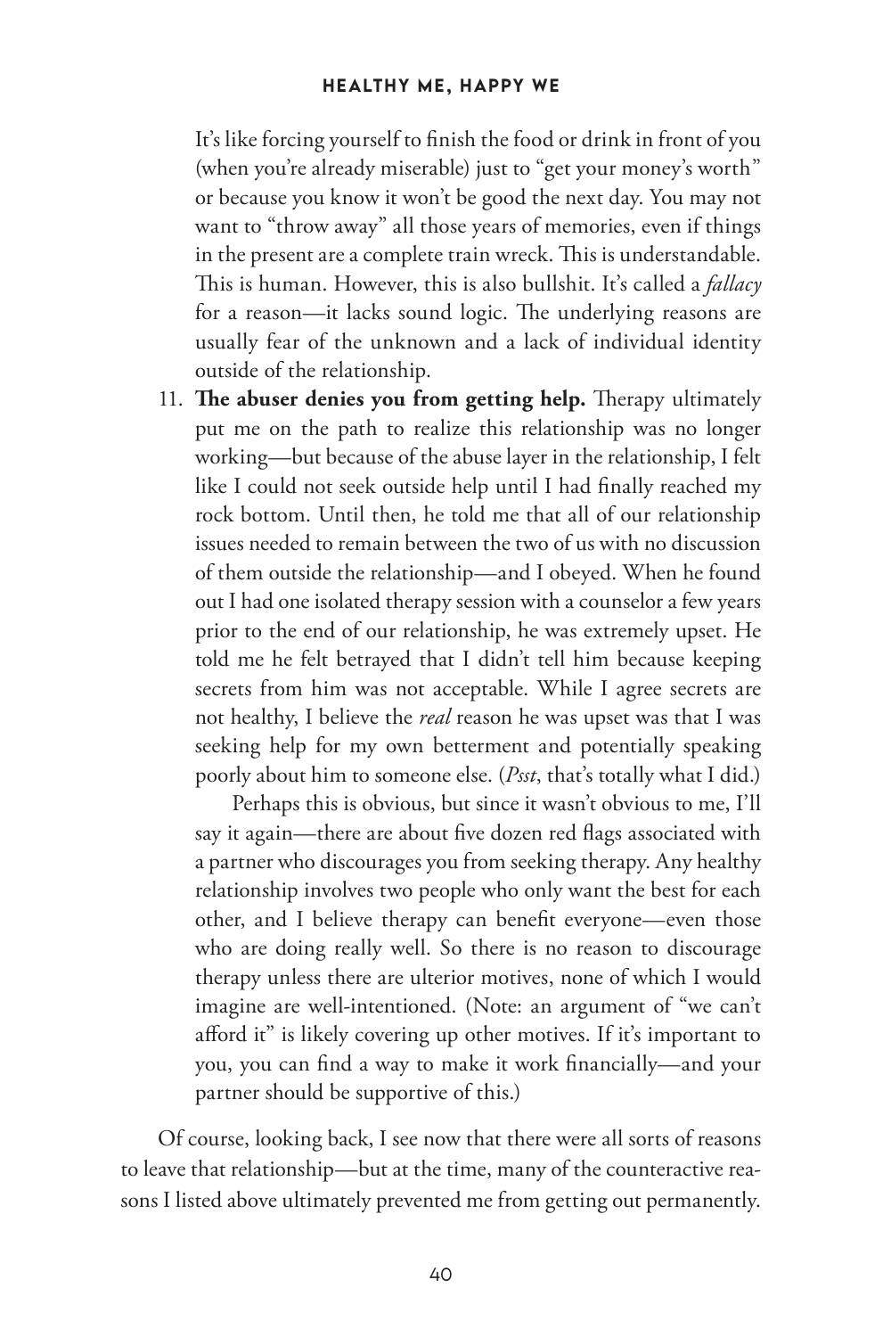It's like forcing yourself to finish the food or drink in front of you (when you're already miserable) just to "get your money's worth" or because you know it won't be good the next day. You may not want to "throw away" all those years of memories, even if things in the present are a complete train wreck. This is understandable. This is human. However, this is also bullshit. It's called a *fallacy* for a reason—it lacks sound logic. The underlying reasons are usually fear of the unknown and a lack of individual identity outside of the relationship.

11. **The abuser denies you from getting help.** Therapy ultimately put me on the path to realize this relationship was no longer working—but because of the abuse layer in the relationship, I felt like I could not seek outside help until I had finally reached my rock bottom. Until then, he told me that all of our relationship issues needed to remain between the two of us with no discussion of them outside the relationship—and I obeyed. When he found out I had one isolated therapy session with a counselor a few years prior to the end of our relationship, he was extremely upset. He told me he felt betrayed that I didn't tell him because keeping secrets from him was not acceptable. While I agree secrets are not healthy, I believe the *real* reason he was upset was that I was seeking help for my own betterment and potentially speaking poorly about him to someone else. (*Psst*, that's totally what I did.)

    Perhaps this is obvious, but since it wasn't obvious to me, I'll say it again—there are about five dozen red flags associated with a partner who discourages you from seeking therapy. Any healthy relationship involves two people who only want the best for each other, and I believe therapy can benefit everyone—even those who are doing really well. So there is no reason to discourage therapy unless there are ulterior motives, none of which I would imagine are well-intentioned. (Note: an argument of "we can't afford it" is likely covering up other motives. If it's important to you, you can find a way to make it work financially—and your partner should be supportive of this.)

Of course, looking back, I see now that there were all sorts of reasons to leave that relationship—but at the time, many of the counteractive reasons I listed above ultimately prevented me from getting out permanently.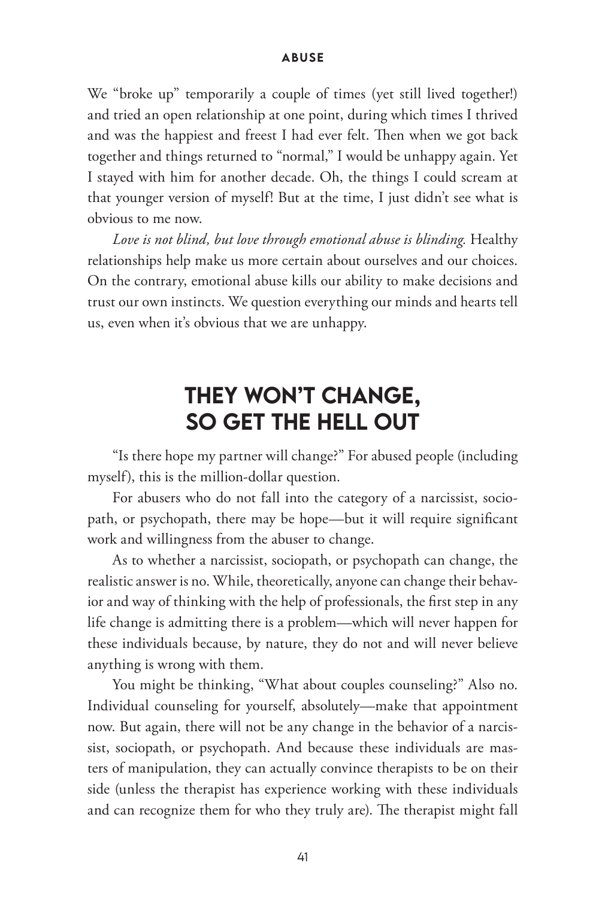We "broke up" temporarily a couple of times (yet still lived together!) and tried an open relationship at one point, during which times I thrived and was the happiest and freest I had ever felt. Then when we got back together and things returned to "normal," I would be unhappy again. Yet I stayed with him for another decade. Oh, the things I could scream at that younger version of myself! But at the time, I just didn't see what is obvious to me now.

*Love is not blind, but love through emotional abuse is blinding.* Healthy relationships help make us more certain about ourselves and our choices. On the contrary, emotional abuse kills our ability to make decisions and trust our own instincts. We question everything our minds and hearts tell us, even when it's obvious that we are unhappy.

## THEY WON'T CHANGE, SO GET THE HELL OUT

"Is there hope my partner will change?" For abused people (including myself), this is the million-dollar question.

For abusers who do not fall into the category of a narcissist, sociopath, or psychopath, there may be hope—but it will require significant work and willingness from the abuser to change.

As to whether a narcissist, sociopath, or psychopath can change, the realistic answer is no. While, theoretically, anyone can change their behavior and way of thinking with the help of professionals, the first step in any life change is admitting there is a problem—which will never happen for these individuals because, by nature, they do not and will never believe anything is wrong with them.

You might be thinking, "What about couples counseling?" Also no. Individual counseling for yourself, absolutely—make that appointment now. But again, there will not be any change in the behavior of a narcissist, sociopath, or psychopath. And because these individuals are masters of manipulation, they can actually convince therapists to be on their side (unless the therapist has experience working with these individuals and can recognize them for who they truly are). The therapist might fall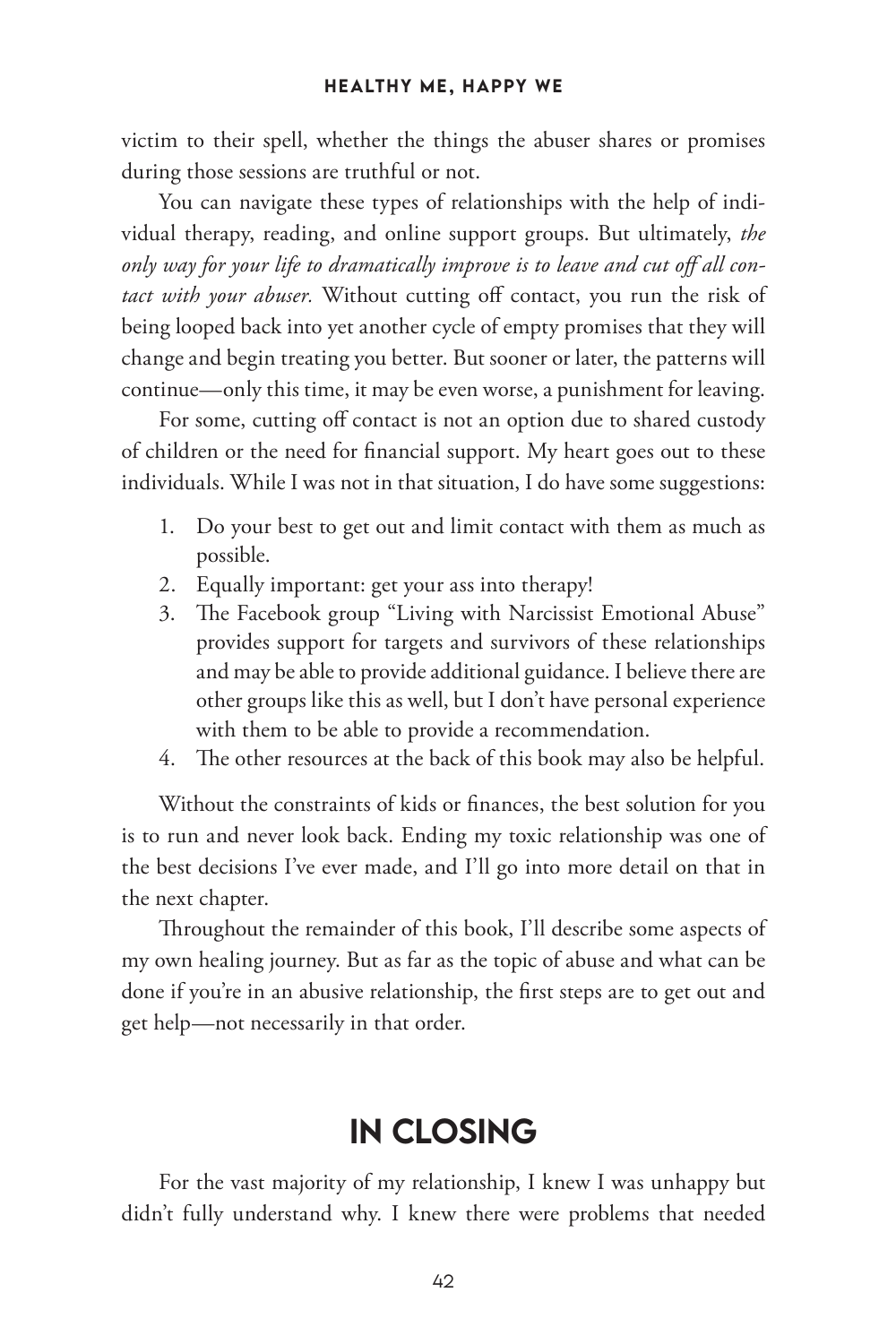victim to their spell, whether the things the abuser shares or promises during those sessions are truthful or not.

You can navigate these types of relationships with the help of individual therapy, reading, and online support groups. But ultimately, *the only way for your life to dramatically improve is to leave and cut off all contact with your abuser.* Without cutting off contact, you run the risk of being looped back into yet another cycle of empty promises that they will change and begin treating you better. But sooner or later, the patterns will continue—only this time, it may be even worse, a punishment for leaving.

For some, cutting off contact is not an option due to shared custody of children or the need for financial support. My heart goes out to these individuals. While I was not in that situation, I do have some suggestions:

1. Do your best to get out and limit contact with them as much as possible.
2. Equally important: get your ass into therapy!
3. The Facebook group "Living with Narcissist Emotional Abuse" provides support for targets and survivors of these relationships and may be able to provide additional guidance. I believe there are other groups like this as well, but I don't have personal experience with them to be able to provide a recommendation.
4. The other resources at the back of this book may also be helpful.

Without the constraints of kids or finances, the best solution for you is to run and never look back. Ending my toxic relationship was one of the best decisions I've ever made, and I'll go into more detail on that in the next chapter.

Throughout the remainder of this book, I'll describe some aspects of my own healing journey. But as far as the topic of abuse and what can be done if you're in an abusive relationship, the first steps are to get out and get help—not necessarily in that order.

## IN CLOSING

For the vast majority of my relationship, I knew I was unhappy but didn't fully understand why. I knew there were problems that needed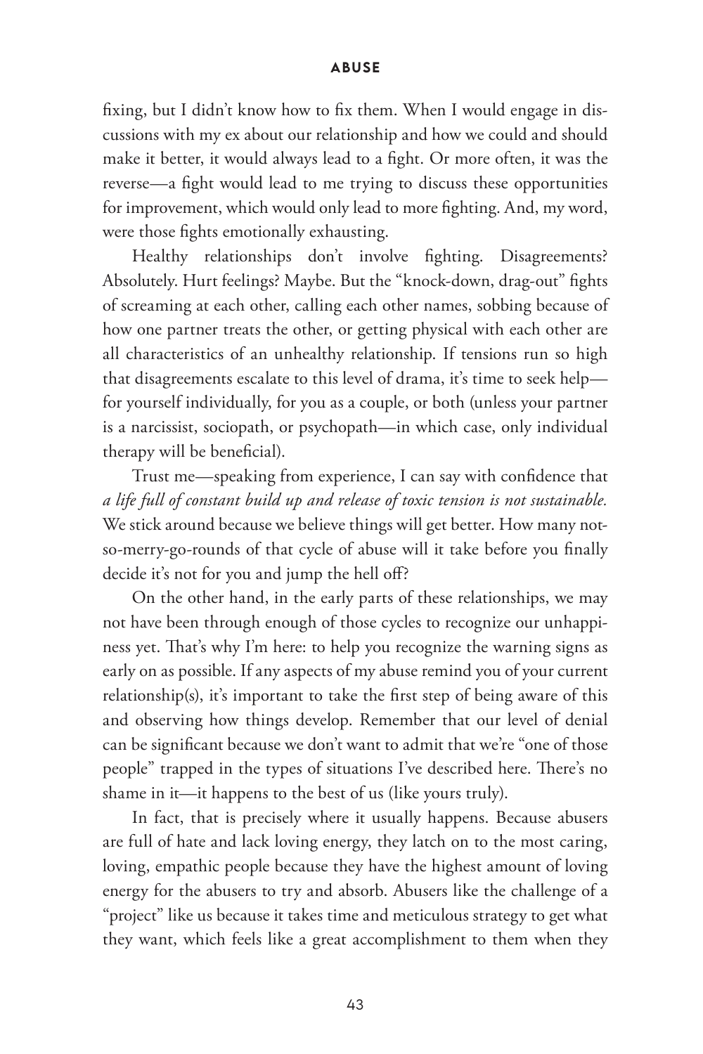fixing, but I didn't know how to fix them. When I would engage in discussions with my ex about our relationship and how we could and should make it better, it would always lead to a fight. Or more often, it was the reverse—a fight would lead to me trying to discuss these opportunities for improvement, which would only lead to more fighting. And, my word, were those fights emotionally exhausting.

Healthy relationships don't involve fighting. Disagreements? Absolutely. Hurt feelings? Maybe. But the "knock-down, drag-out" fights of screaming at each other, calling each other names, sobbing because of how one partner treats the other, or getting physical with each other are all characteristics of an unhealthy relationship. If tensions run so high that disagreements escalate to this level of drama, it's time to seek help—for yourself individually, for you as a couple, or both (unless your partner is a narcissist, sociopath, or psychopath—in which case, only individual therapy will be beneficial).

Trust me—speaking from experience, I can say with confidence that *a life full of constant build up and release of toxic tension is not sustainable.* We stick around because we believe things will get better. How many not-so-merry-go-rounds of that cycle of abuse will it take before you finally decide it's not for you and jump the hell off?

On the other hand, in the early parts of these relationships, we may not have been through enough of those cycles to recognize our unhappiness yet. That's why I'm here: to help you recognize the warning signs as early on as possible. If any aspects of my abuse remind you of your current relationship(s), it's important to take the first step of being aware of this and observing how things develop. Remember that our level of denial can be significant because we don't want to admit that we're "one of those people" trapped in the types of situations I've described here. There's no shame in it—it happens to the best of us (like yours truly).

In fact, that is precisely where it usually happens. Because abusers are full of hate and lack loving energy, they latch on to the most caring, loving, empathic people because they have the highest amount of loving energy for the abusers to try and absorb. Abusers like the challenge of a "project" like us because it takes time and meticulous strategy to get what they want, which feels like a great accomplishment to them when they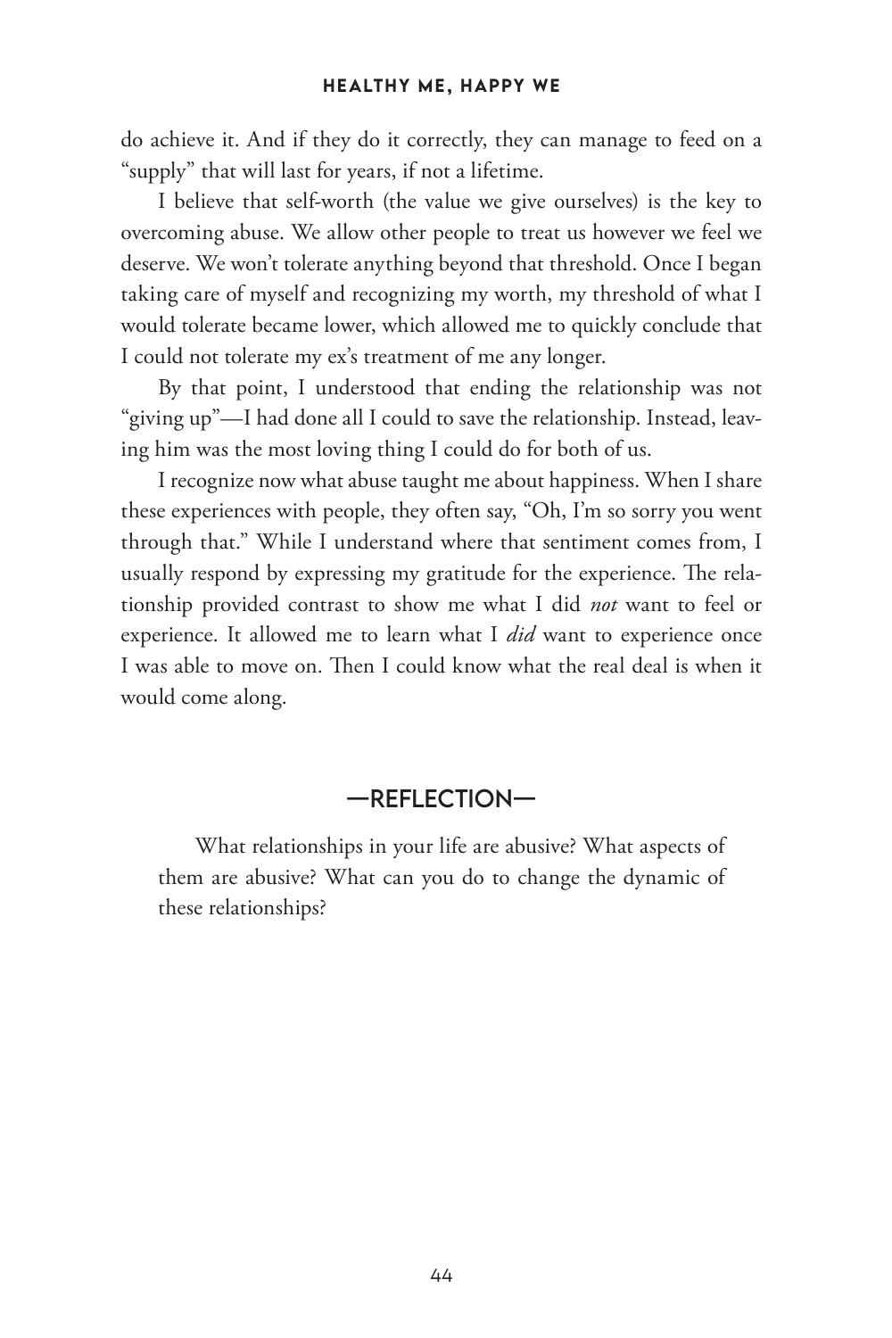do achieve it. And if they do it correctly, they can manage to feed on a "supply" that will last for years, if not a lifetime.

I believe that self-worth (the value we give ourselves) is the key to overcoming abuse. We allow other people to treat us however we feel we deserve. We won't tolerate anything beyond that threshold. Once I began taking care of myself and recognizing my worth, my threshold of what I would tolerate became lower, which allowed me to quickly conclude that I could not tolerate my ex's treatment of me any longer.

By that point, I understood that ending the relationship was not "giving up"—I had done all I could to save the relationship. Instead, leaving him was the most loving thing I could do for both of us.

I recognize now what abuse taught me about happiness. When I share these experiences with people, they often say, "Oh, I'm so sorry you went through that." While I understand where that sentiment comes from, I usually respond by expressing my gratitude for the experience. The relationship provided contrast to show me what I did *not* want to feel or experience. It allowed me to learn what I *did* want to experience once I was able to move on. Then I could know what the real deal is when it would come along.

## —REFLECTION—

What relationships in your life are abusive? What aspects of them are abusive? What can you do to change the dynamic of these relationships?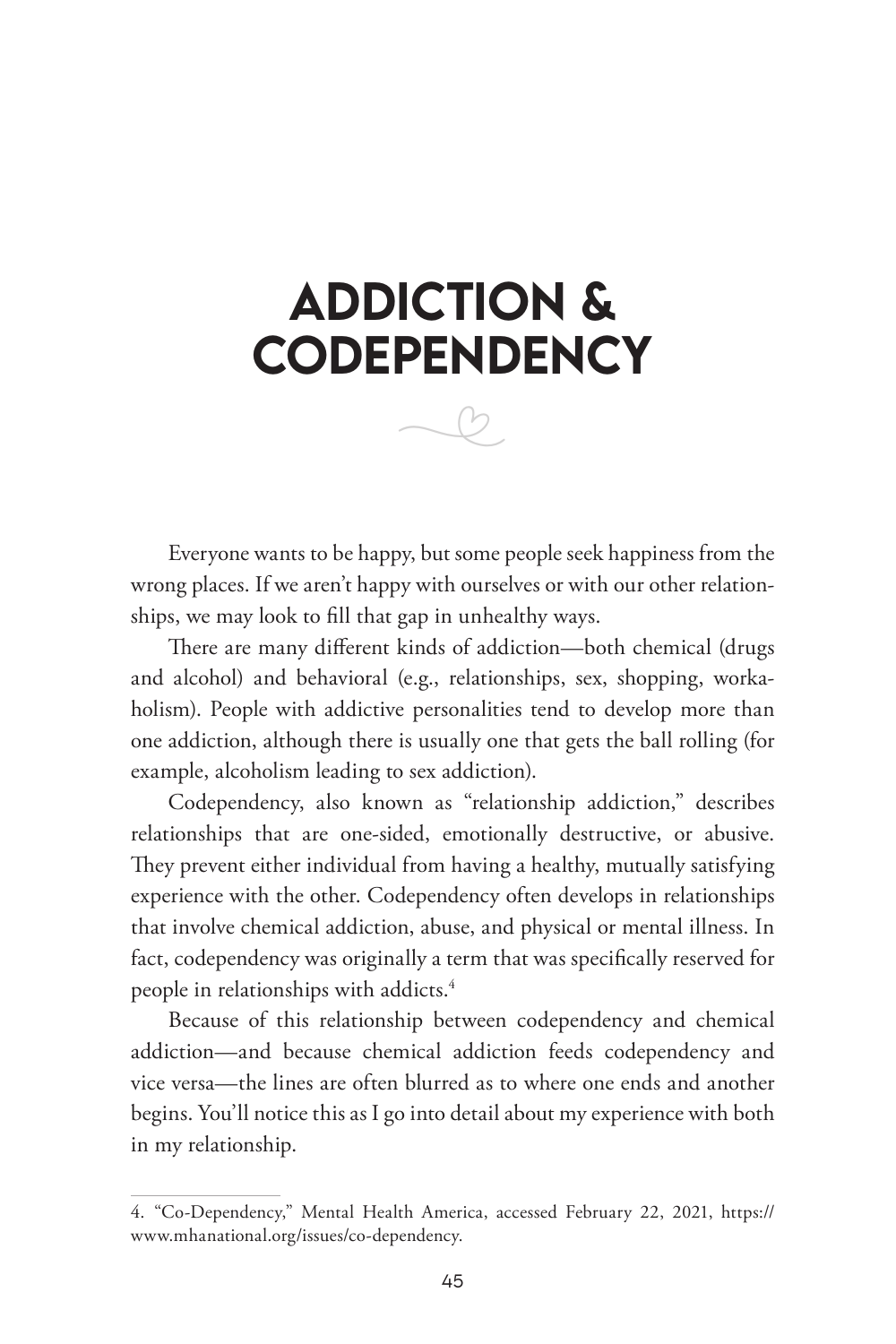# ADDICTION & CODEPENDENCY

Everyone wants to be happy, but some people seek happiness from the wrong places. If we aren't happy with ourselves or with our other relationships, we may look to fill that gap in unhealthy ways.

There are many different kinds of addiction—both chemical (drugs and alcohol) and behavioral (e.g., relationships, sex, shopping, workaholism). People with addictive personalities tend to develop more than one addiction, although there is usually one that gets the ball rolling (for example, alcoholism leading to sex addiction).

Codependency, also known as "relationship addiction," describes relationships that are one-sided, emotionally destructive, or abusive. They prevent either individual from having a healthy, mutually satisfying experience with the other. Codependency often develops in relationships that involve chemical addiction, abuse, and physical or mental illness. In fact, codependency was originally a term that was specifically reserved for people in relationships with addicts.[4]

Because of this relationship between codependency and chemical addiction—and because chemical addiction feeds codependency and vice versa—the lines are often blurred as to where one ends and another begins. You'll notice this as I go into detail about my experience with both in my relationship.

---

4. "Co-Dependency," Mental Health America, accessed February 22, 2021, https://www.mhanational.org/issues/co-dependency.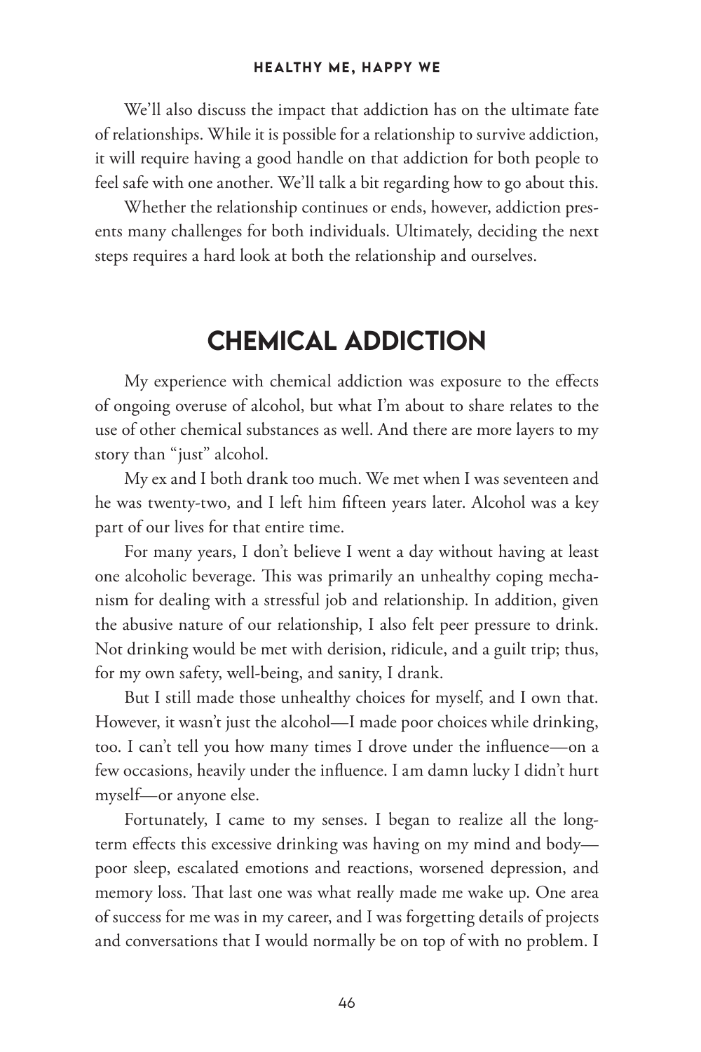We'll also discuss the impact that addiction has on the ultimate fate of relationships. While it is possible for a relationship to survive addiction, it will require having a good handle on that addiction for both people to feel safe with one another. We'll talk a bit regarding how to go about this.

Whether the relationship continues or ends, however, addiction presents many challenges for both individuals. Ultimately, deciding the next steps requires a hard look at both the relationship and ourselves.

## CHEMICAL ADDICTION

My experience with chemical addiction was exposure to the effects of ongoing overuse of alcohol, but what I'm about to share relates to the use of other chemical substances as well. And there are more layers to my story than "just" alcohol.

My ex and I both drank too much. We met when I was seventeen and he was twenty-two, and I left him fifteen years later. Alcohol was a key part of our lives for that entire time.

For many years, I don't believe I went a day without having at least one alcoholic beverage. This was primarily an unhealthy coping mechanism for dealing with a stressful job and relationship. In addition, given the abusive nature of our relationship, I also felt peer pressure to drink. Not drinking would be met with derision, ridicule, and a guilt trip; thus, for my own safety, well-being, and sanity, I drank.

But I still made those unhealthy choices for myself, and I own that. However, it wasn't just the alcohol—I made poor choices while drinking, too. I can't tell you how many times I drove under the influence—on a few occasions, heavily under the influence. I am damn lucky I didn't hurt myself—or anyone else.

Fortunately, I came to my senses. I began to realize all the long-term effects this excessive drinking was having on my mind and body—poor sleep, escalated emotions and reactions, worsened depression, and memory loss. That last one was what really made me wake up. One area of success for me was in my career, and I was forgetting details of projects and conversations that I would normally be on top of with no problem. I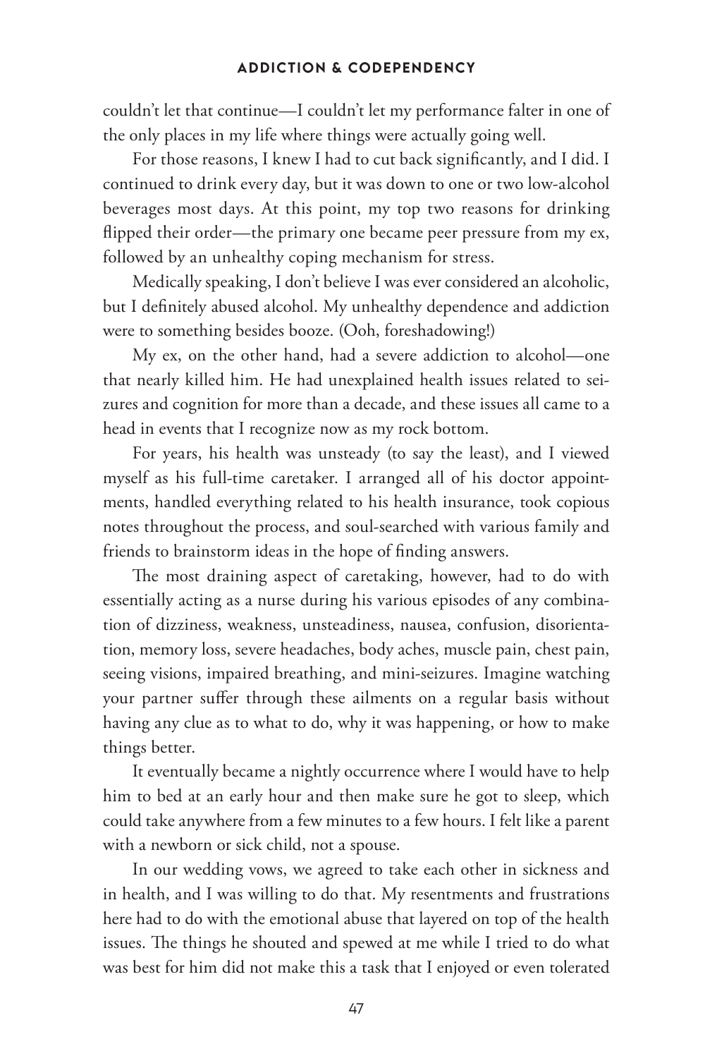couldn't let that continue—I couldn't let my performance falter in one of the only places in my life where things were actually going well.

For those reasons, I knew I had to cut back significantly, and I did. I continued to drink every day, but it was down to one or two low-alcohol beverages most days. At this point, my top two reasons for drinking flipped their order—the primary one became peer pressure from my ex, followed by an unhealthy coping mechanism for stress.

Medically speaking, I don't believe I was ever considered an alcoholic, but I definitely abused alcohol. My unhealthy dependence and addiction were to something besides booze. (Ooh, foreshadowing!)

My ex, on the other hand, had a severe addiction to alcohol—one that nearly killed him. He had unexplained health issues related to seizures and cognition for more than a decade, and these issues all came to a head in events that I recognize now as my rock bottom.

For years, his health was unsteady (to say the least), and I viewed myself as his full-time caretaker. I arranged all of his doctor appointments, handled everything related to his health insurance, took copious notes throughout the process, and soul-searched with various family and friends to brainstorm ideas in the hope of finding answers.

The most draining aspect of caretaking, however, had to do with essentially acting as a nurse during his various episodes of any combination of dizziness, weakness, unsteadiness, nausea, confusion, disorientation, memory loss, severe headaches, body aches, muscle pain, chest pain, seeing visions, impaired breathing, and mini-seizures. Imagine watching your partner suffer through these ailments on a regular basis without having any clue as to what to do, why it was happening, or how to make things better.

It eventually became a nightly occurrence where I would have to help him to bed at an early hour and then make sure he got to sleep, which could take anywhere from a few minutes to a few hours. I felt like a parent with a newborn or sick child, not a spouse.

In our wedding vows, we agreed to take each other in sickness and in health, and I was willing to do that. My resentments and frustrations here had to do with the emotional abuse that layered on top of the health issues. The things he shouted and spewed at me while I tried to do what was best for him did not make this a task that I enjoyed or even tolerated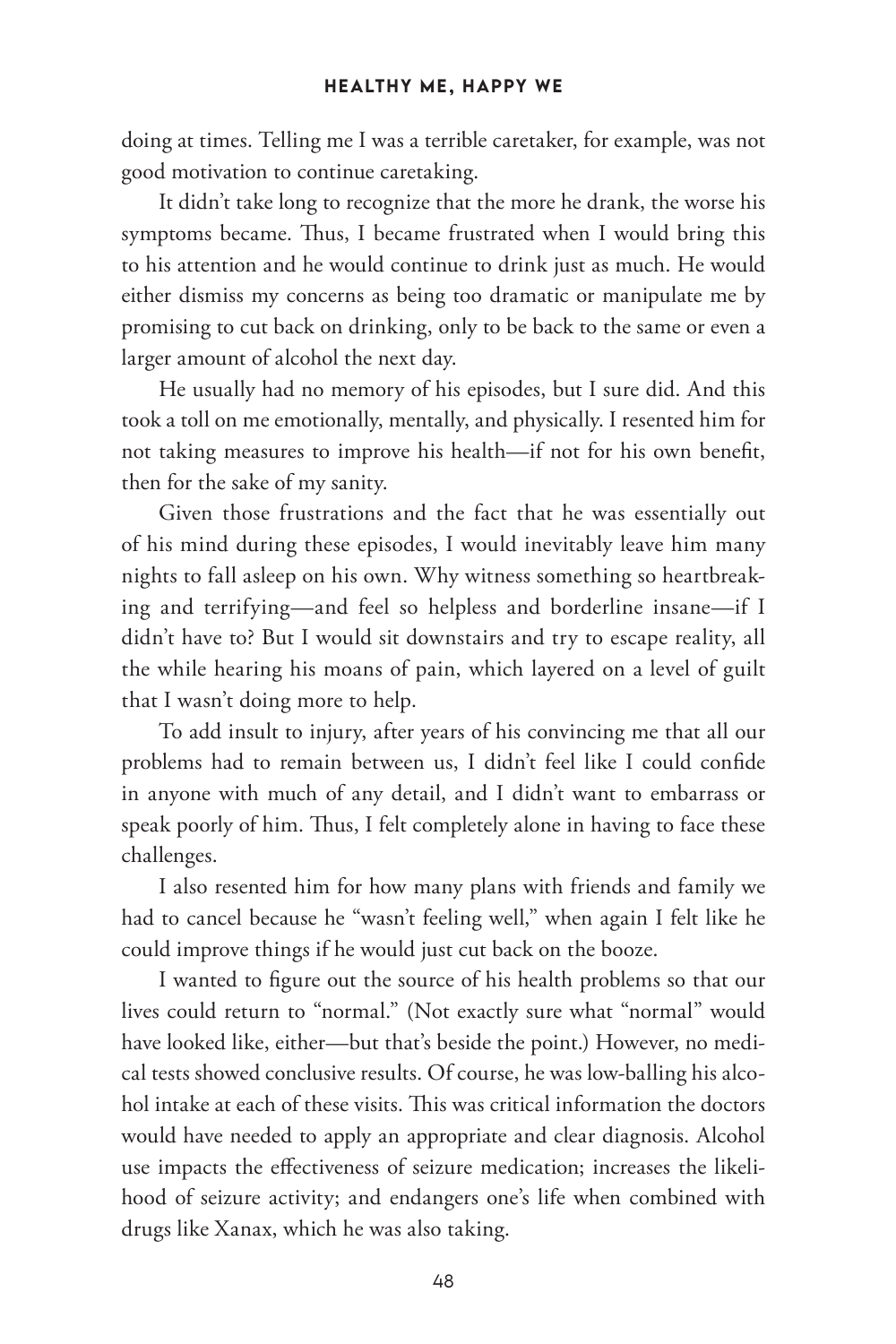doing at times. Telling me I was a terrible caretaker, for example, was not good motivation to continue caretaking.

It didn't take long to recognize that the more he drank, the worse his symptoms became. Thus, I became frustrated when I would bring this to his attention and he would continue to drink just as much. He would either dismiss my concerns as being too dramatic or manipulate me by promising to cut back on drinking, only to be back to the same or even a larger amount of alcohol the next day.

He usually had no memory of his episodes, but I sure did. And this took a toll on me emotionally, mentally, and physically. I resented him for not taking measures to improve his health—if not for his own benefit, then for the sake of my sanity.

Given those frustrations and the fact that he was essentially out of his mind during these episodes, I would inevitably leave him many nights to fall asleep on his own. Why witness something so heartbreaking and terrifying—and feel so helpless and borderline insane—if I didn't have to? But I would sit downstairs and try to escape reality, all the while hearing his moans of pain, which layered on a level of guilt that I wasn't doing more to help.

To add insult to injury, after years of his convincing me that all our problems had to remain between us, I didn't feel like I could confide in anyone with much of any detail, and I didn't want to embarrass or speak poorly of him. Thus, I felt completely alone in having to face these challenges.

I also resented him for how many plans with friends and family we had to cancel because he "wasn't feeling well," when again I felt like he could improve things if he would just cut back on the booze.

I wanted to figure out the source of his health problems so that our lives could return to "normal." (Not exactly sure what "normal" would have looked like, either—but that's beside the point.) However, no medical tests showed conclusive results. Of course, he was low-balling his alcohol intake at each of these visits. This was critical information the doctors would have needed to apply an appropriate and clear diagnosis. Alcohol use impacts the effectiveness of seizure medication; increases the likelihood of seizure activity; and endangers one's life when combined with drugs like Xanax, which he was also taking.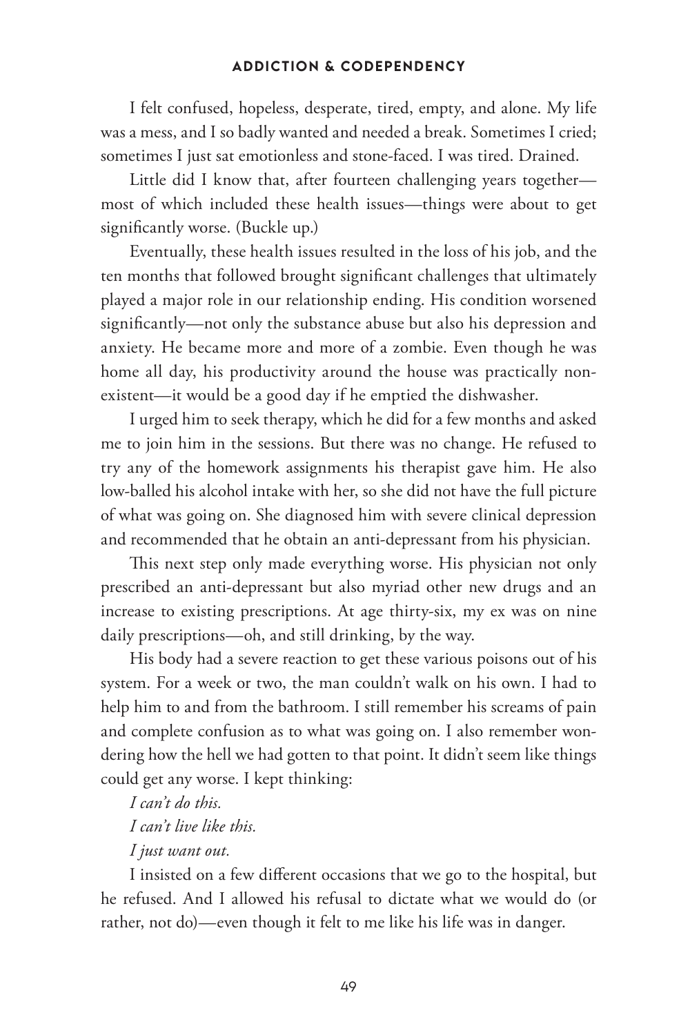I felt confused, hopeless, desperate, tired, empty, and alone. My life was a mess, and I so badly wanted and needed a break. Sometimes I cried; sometimes I just sat emotionless and stone-faced. I was tired. Drained.

Little did I know that, after fourteen challenging years together—most of which included these health issues—things were about to get significantly worse. (Buckle up.)

Eventually, these health issues resulted in the loss of his job, and the ten months that followed brought significant challenges that ultimately played a major role in our relationship ending. His condition worsened significantly—not only the substance abuse but also his depression and anxiety. He became more and more of a zombie. Even though he was home all day, his productivity around the house was practically non-existent—it would be a good day if he emptied the dishwasher.

I urged him to seek therapy, which he did for a few months and asked me to join him in the sessions. But there was no change. He refused to try any of the homework assignments his therapist gave him. He also low-balled his alcohol intake with her, so she did not have the full picture of what was going on. She diagnosed him with severe clinical depression and recommended that he obtain an anti-depressant from his physician.

This next step only made everything worse. His physician not only prescribed an anti-depressant but also myriad other new drugs and an increase to existing prescriptions. At age thirty-six, my ex was on nine daily prescriptions—oh, and still drinking, by the way.

His body had a severe reaction to get these various poisons out of his system. For a week or two, the man couldn't walk on his own. I had to help him to and from the bathroom. I still remember his screams of pain and complete confusion as to what was going on. I also remember wondering how the hell we had gotten to that point. It didn't seem like things could get any worse. I kept thinking:

*I can't do this.*

*I can't live like this.*

*I just want out.*

I insisted on a few different occasions that we go to the hospital, but he refused. And I allowed his refusal to dictate what we would do (or rather, not do)—even though it felt to me like his life was in danger.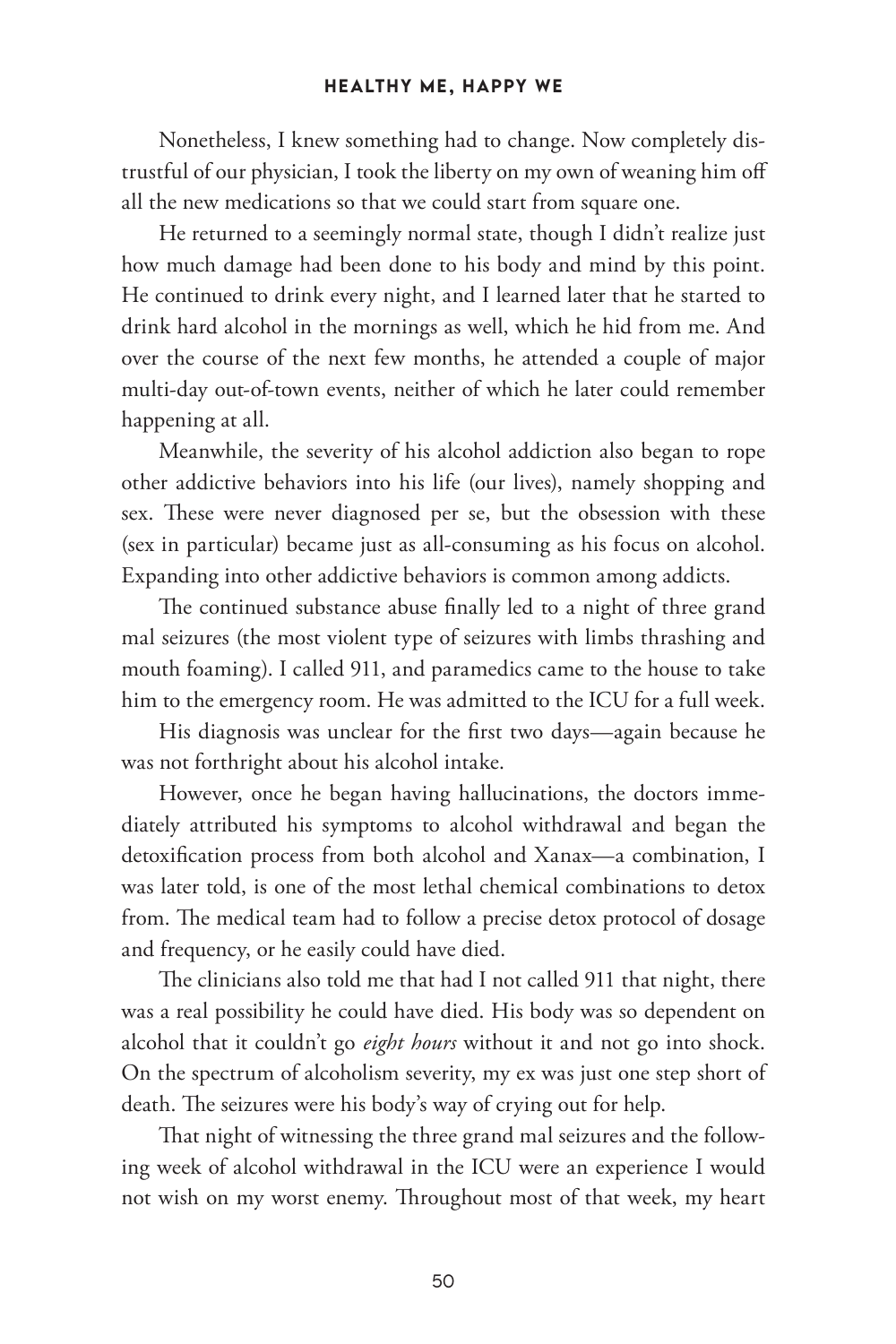Nonetheless, I knew something had to change. Now completely distrustful of our physician, I took the liberty on my own of weaning him off all the new medications so that we could start from square one.

He returned to a seemingly normal state, though I didn't realize just how much damage had been done to his body and mind by this point. He continued to drink every night, and I learned later that he started to drink hard alcohol in the mornings as well, which he hid from me. And over the course of the next few months, he attended a couple of major multi-day out-of-town events, neither of which he later could remember happening at all.

Meanwhile, the severity of his alcohol addiction also began to rope other addictive behaviors into his life (our lives), namely shopping and sex. These were never diagnosed per se, but the obsession with these (sex in particular) became just as all-consuming as his focus on alcohol. Expanding into other addictive behaviors is common among addicts.

The continued substance abuse finally led to a night of three grand mal seizures (the most violent type of seizures with limbs thrashing and mouth foaming). I called 911, and paramedics came to the house to take him to the emergency room. He was admitted to the ICU for a full week.

His diagnosis was unclear for the first two days—again because he was not forthright about his alcohol intake.

However, once he began having hallucinations, the doctors immediately attributed his symptoms to alcohol withdrawal and began the detoxification process from both alcohol and Xanax—a combination, I was later told, is one of the most lethal chemical combinations to detox from. The medical team had to follow a precise detox protocol of dosage and frequency, or he easily could have died.

The clinicians also told me that had I not called 911 that night, there was a real possibility he could have died. His body was so dependent on alcohol that it couldn't go *eight hours* without it and not go into shock. On the spectrum of alcoholism severity, my ex was just one step short of death. The seizures were his body's way of crying out for help.

That night of witnessing the three grand mal seizures and the following week of alcohol withdrawal in the ICU were an experience I would not wish on my worst enemy. Throughout most of that week, my heart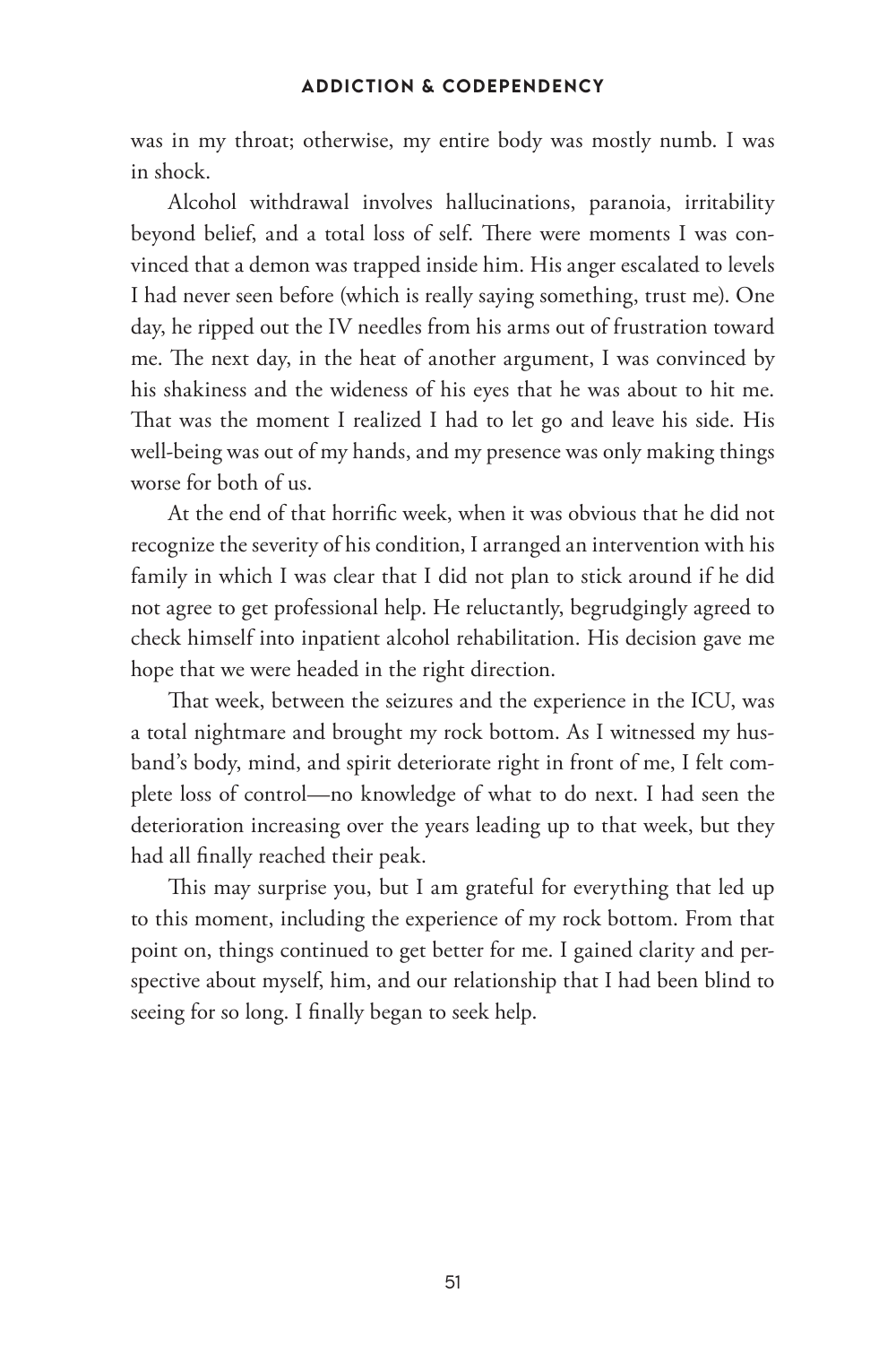was in my throat; otherwise, my entire body was mostly numb. I was in shock.

Alcohol withdrawal involves hallucinations, paranoia, irritability beyond belief, and a total loss of self. There were moments I was convinced that a demon was trapped inside him. His anger escalated to levels I had never seen before (which is really saying something, trust me). One day, he ripped out the IV needles from his arms out of frustration toward me. The next day, in the heat of another argument, I was convinced by his shakiness and the wideness of his eyes that he was about to hit me. That was the moment I realized I had to let go and leave his side. His well-being was out of my hands, and my presence was only making things worse for both of us.

At the end of that horrific week, when it was obvious that he did not recognize the severity of his condition, I arranged an intervention with his family in which I was clear that I did not plan to stick around if he did not agree to get professional help. He reluctantly, begrudgingly agreed to check himself into inpatient alcohol rehabilitation. His decision gave me hope that we were headed in the right direction.

That week, between the seizures and the experience in the ICU, was a total nightmare and brought my rock bottom. As I witnessed my husband's body, mind, and spirit deteriorate right in front of me, I felt complete loss of control—no knowledge of what to do next. I had seen the deterioration increasing over the years leading up to that week, but they had all finally reached their peak.

This may surprise you, but I am grateful for everything that led up to this moment, including the experience of my rock bottom. From that point on, things continued to get better for me. I gained clarity and perspective about myself, him, and our relationship that I had been blind to seeing for so long. I finally began to seek help.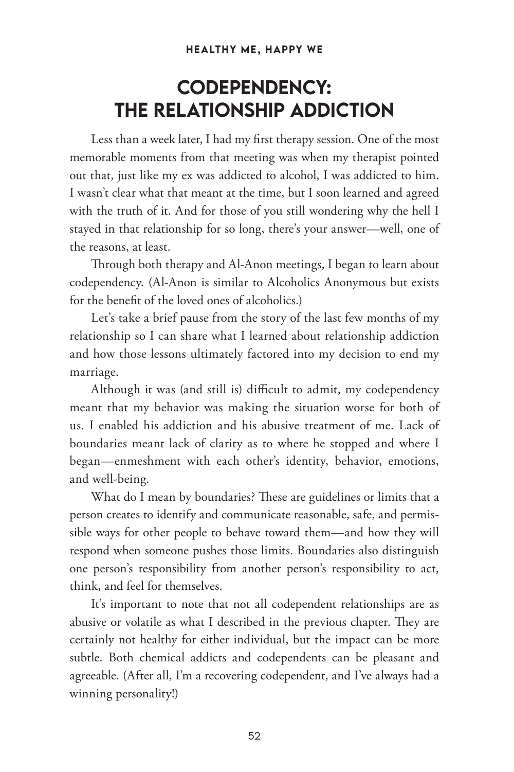# CODEPENDENCY: THE RELATIONSHIP ADDICTION

Less than a week later, I had my first therapy session. One of the most memorable moments from that meeting was when my therapist pointed out that, just like my ex was addicted to alcohol, I was addicted to him. I wasn't clear what that meant at the time, but I soon learned and agreed with the truth of it. And for those of you still wondering why the hell I stayed in that relationship for so long, there's your answer—well, one of the reasons, at least.

Through both therapy and Al-Anon meetings, I began to learn about codependency. (Al-Anon is similar to Alcoholics Anonymous but exists for the benefit of the loved ones of alcoholics.)

Let's take a brief pause from the story of the last few months of my relationship so I can share what I learned about relationship addiction and how those lessons ultimately factored into my decision to end my marriage.

Although it was (and still is) difficult to admit, my codependency meant that my behavior was making the situation worse for both of us. I enabled his addiction and his abusive treatment of me. Lack of boundaries meant lack of clarity as to where he stopped and where I began—enmeshment with each other's identity, behavior, emotions, and well-being.

What do I mean by boundaries? These are guidelines or limits that a person creates to identify and communicate reasonable, safe, and permissible ways for other people to behave toward them—and how they will respond when someone pushes those limits. Boundaries also distinguish one person's responsibility from another person's responsibility to act, think, and feel for themselves.

It's important to note that not all codependent relationships are as abusive or volatile as what I described in the previous chapter. They are certainly not healthy for either individual, but the impact can be more subtle. Both chemical addicts and codependents can be pleasant and agreeable. (After all, I'm a recovering codependent, and I've always had a winning personality!)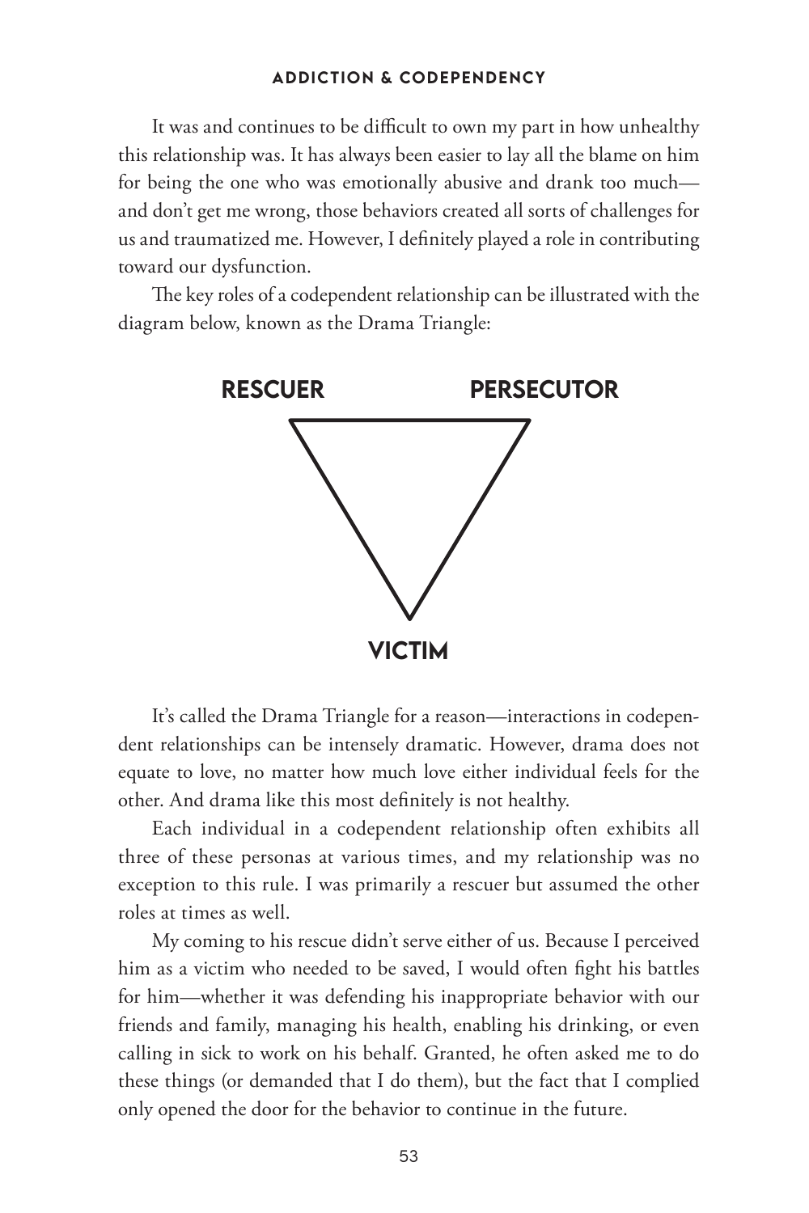It was and continues to be difficult to own my part in how unhealthy this relationship was. It has always been easier to lay all the blame on him for being the one who was emotionally abusive and drank too much—and don't get me wrong, those behaviors created all sorts of challenges for us and traumatized me. However, I definitely played a role in contributing toward our dysfunction.

The key roles of a codependent relationship can be illustrated with the diagram below, known as the Drama Triangle:

RESCUER

PERSECUTOR

VICTIM

It's called the Drama Triangle for a reason—interactions in codependent relationships can be intensely dramatic. However, drama does not equate to love, no matter how much love either individual feels for the other. And drama like this most definitely is not healthy.

Each individual in a codependent relationship often exhibits all three of these personas at various times, and my relationship was no exception to this rule. I was primarily a rescuer but assumed the other roles at times as well.

My coming to his rescue didn't serve either of us. Because I perceived him as a victim who needed to be saved, I would often fight his battles for him—whether it was defending his inappropriate behavior with our friends and family, managing his health, enabling his drinking, or even calling in sick to work on his behalf. Granted, he often asked me to do these things (or demanded that I do them), but the fact that I complied only opened the door for the behavior to continue in the future.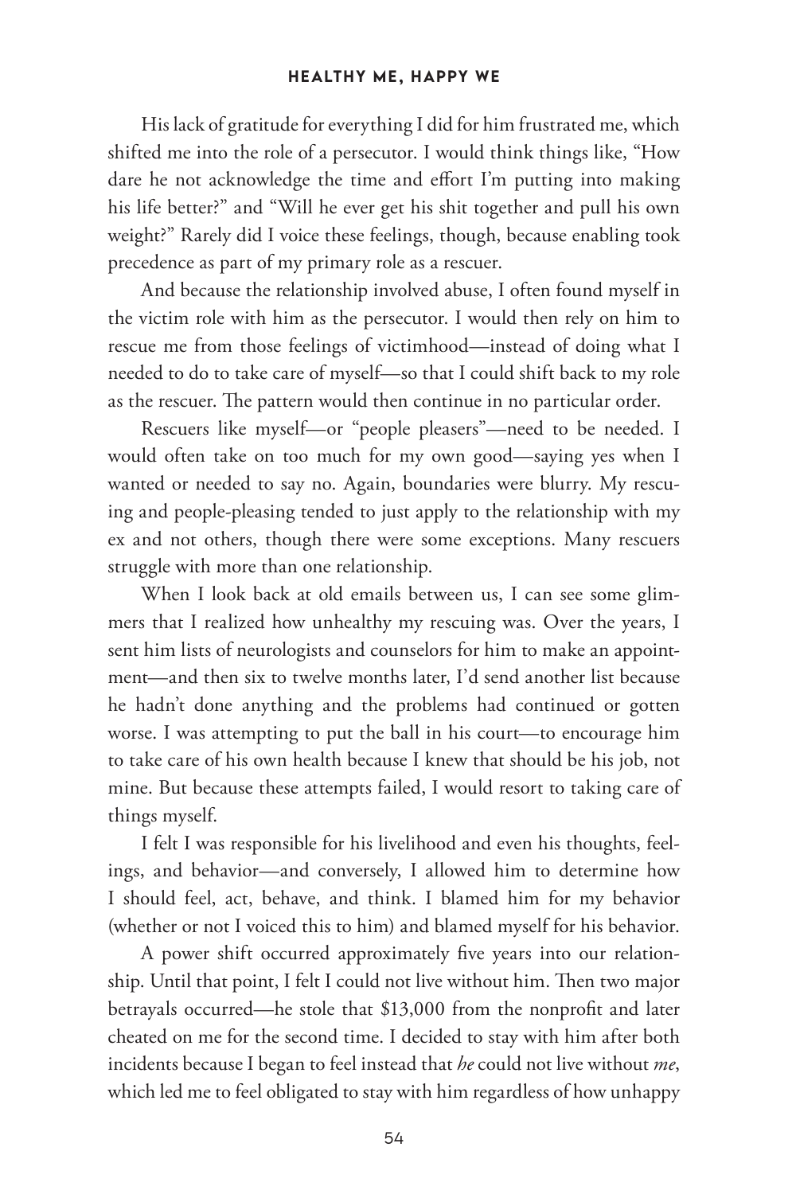His lack of gratitude for everything I did for him frustrated me, which shifted me into the role of a persecutor. I would think things like, "How dare he not acknowledge the time and effort I'm putting into making his life better?" and "Will he ever get his shit together and pull his own weight?" Rarely did I voice these feelings, though, because enabling took precedence as part of my primary role as a rescuer.

And because the relationship involved abuse, I often found myself in the victim role with him as the persecutor. I would then rely on him to rescue me from those feelings of victimhood—instead of doing what I needed to do to take care of myself—so that I could shift back to my role as the rescuer. The pattern would then continue in no particular order.

Rescuers like myself—or "people pleasers"—need to be needed. I would often take on too much for my own good—saying yes when I wanted or needed to say no. Again, boundaries were blurry. My rescuing and people-pleasing tended to just apply to the relationship with my ex and not others, though there were some exceptions. Many rescuers struggle with more than one relationship.

When I look back at old emails between us, I can see some glimmers that I realized how unhealthy my rescuing was. Over the years, I sent him lists of neurologists and counselors for him to make an appointment—and then six to twelve months later, I'd send another list because he hadn't done anything and the problems had continued or gotten worse. I was attempting to put the ball in his court—to encourage him to take care of his own health because I knew that should be his job, not mine. But because these attempts failed, I would resort to taking care of things myself.

I felt I was responsible for his livelihood and even his thoughts, feelings, and behavior—and conversely, I allowed him to determine how I should feel, act, behave, and think. I blamed him for my behavior (whether or not I voiced this to him) and blamed myself for his behavior.

A power shift occurred approximately five years into our relationship. Until that point, I felt I could not live without him. Then two major betrayals occurred—he stole that $13,000 from the nonprofit and later cheated on me for the second time. I decided to stay with him after both incidents because I began to feel instead that *he* could not live without *me*, which led me to feel obligated to stay with him regardless of how unhappy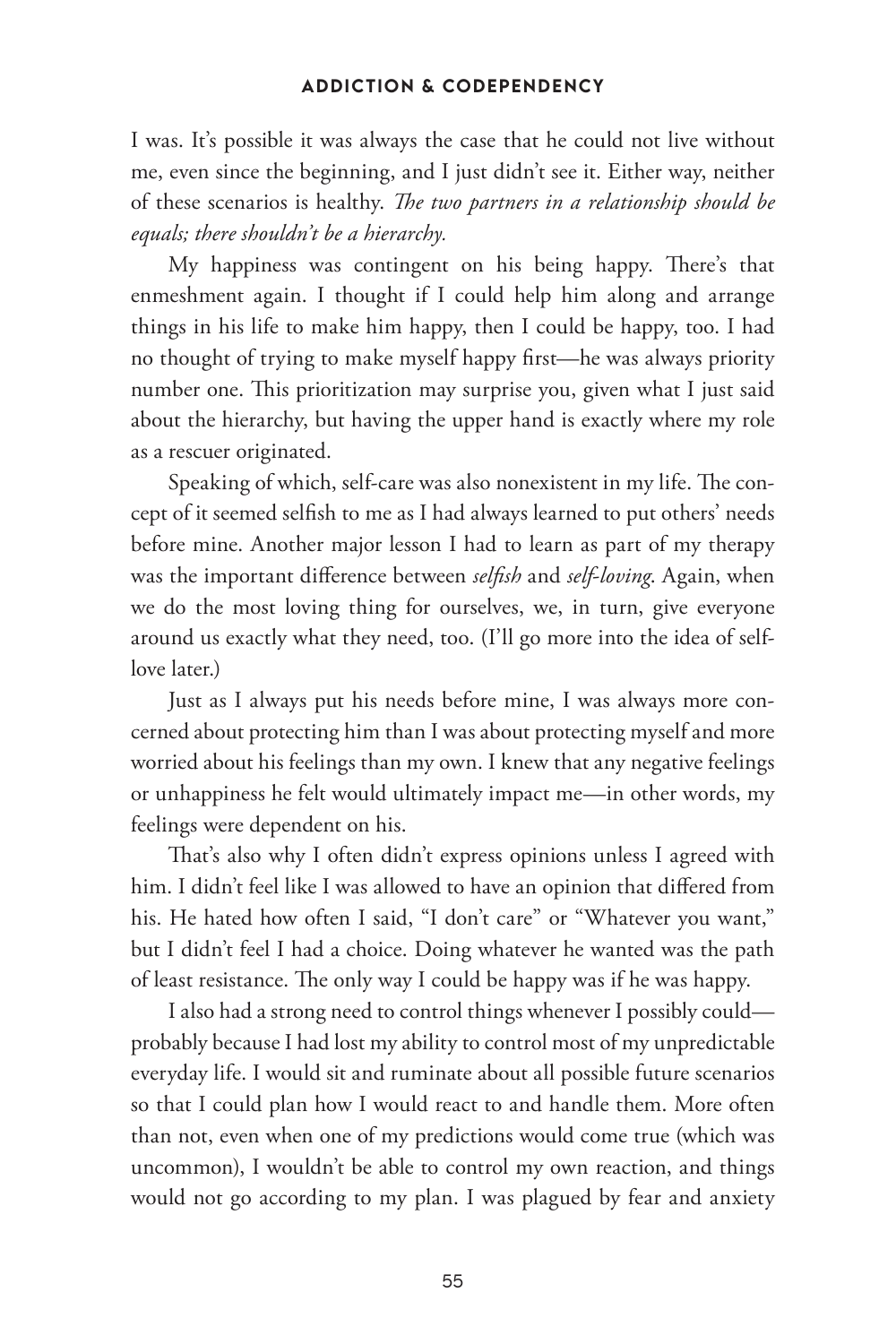I was. It's possible it was always the case that he could not live without me, even since the beginning, and I just didn't see it. Either way, neither of these scenarios is healthy. *The two partners in a relationship should be equals; there shouldn't be a hierarchy.*

My happiness was contingent on his being happy. There's that enmeshment again. I thought if I could help him along and arrange things in his life to make him happy, then I could be happy, too. I had no thought of trying to make myself happy first—he was always priority number one. This prioritization may surprise you, given what I just said about the hierarchy, but having the upper hand is exactly where my role as a rescuer originated.

Speaking of which, self-care was also nonexistent in my life. The concept of it seemed selfish to me as I had always learned to put others' needs before mine. Another major lesson I had to learn as part of my therapy was the important difference between *selfish* and *self-loving*. Again, when we do the most loving thing for ourselves, we, in turn, give everyone around us exactly what they need, too. (I'll go more into the idea of self-love later.)

Just as I always put his needs before mine, I was always more concerned about protecting him than I was about protecting myself and more worried about his feelings than my own. I knew that any negative feelings or unhappiness he felt would ultimately impact me—in other words, my feelings were dependent on his.

That's also why I often didn't express opinions unless I agreed with him. I didn't feel like I was allowed to have an opinion that differed from his. He hated how often I said, "I don't care" or "Whatever you want," but I didn't feel I had a choice. Doing whatever he wanted was the path of least resistance. The only way I could be happy was if he was happy.

I also had a strong need to control things whenever I possibly could—probably because I had lost my ability to control most of my unpredictable everyday life. I would sit and ruminate about all possible future scenarios so that I could plan how I would react to and handle them. More often than not, even when one of my predictions would come true (which was uncommon), I wouldn't be able to control my own reaction, and things would not go according to my plan. I was plagued by fear and anxiety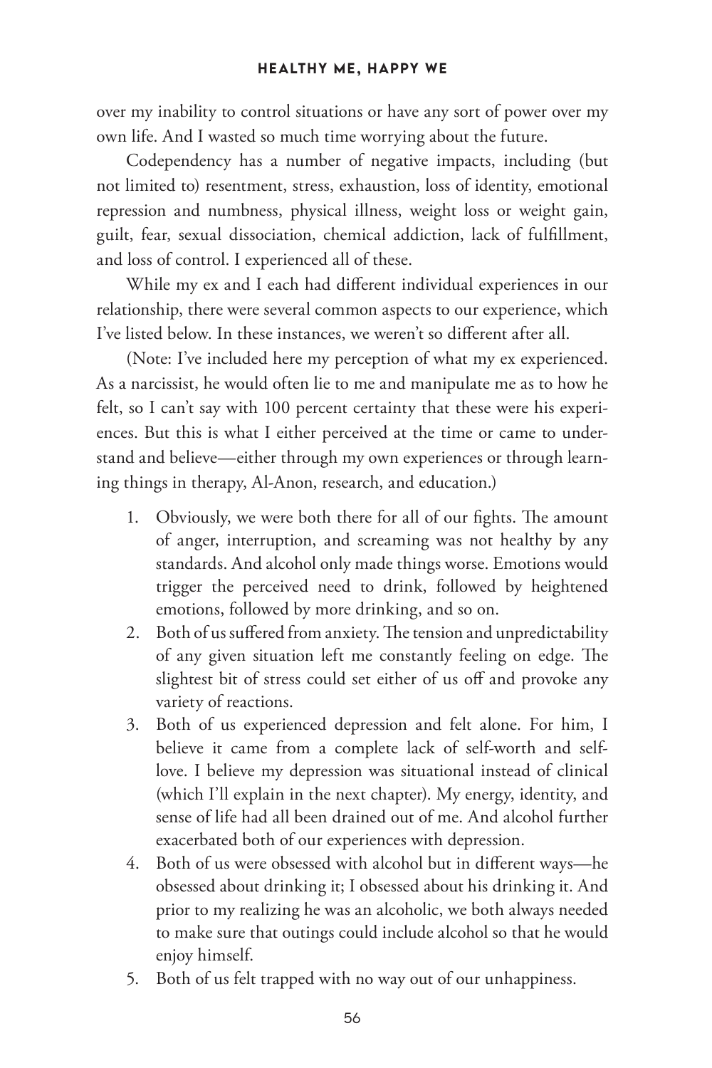over my inability to control situations or have any sort of power over my own life. And I wasted so much time worrying about the future.

Codependency has a number of negative impacts, including (but not limited to) resentment, stress, exhaustion, loss of identity, emotional repression and numbness, physical illness, weight loss or weight gain, guilt, fear, sexual dissociation, chemical addiction, lack of fulfillment, and loss of control. I experienced all of these.

While my ex and I each had different individual experiences in our relationship, there were several common aspects to our experience, which I've listed below. In these instances, we weren't so different after all.

(Note: I've included here my perception of what my ex experienced. As a narcissist, he would often lie to me and manipulate me as to how he felt, so I can't say with 100 percent certainty that these were his experiences. But this is what I either perceived at the time or came to understand and believe—either through my own experiences or through learning things in therapy, Al-Anon, research, and education.)

1. Obviously, we were both there for all of our fights. The amount of anger, interruption, and screaming was not healthy by any standards. And alcohol only made things worse. Emotions would trigger the perceived need to drink, followed by heightened emotions, followed by more drinking, and so on.
2. Both of us suffered from anxiety. The tension and unpredictability of any given situation left me constantly feeling on edge. The slightest bit of stress could set either of us off and provoke any variety of reactions.
3. Both of us experienced depression and felt alone. For him, I believe it came from a complete lack of self-worth and self-love. I believe my depression was situational instead of clinical (which I'll explain in the next chapter). My energy, identity, and sense of life had all been drained out of me. And alcohol further exacerbated both of our experiences with depression.
4. Both of us were obsessed with alcohol but in different ways—he obsessed about drinking it; I obsessed about his drinking it. And prior to my realizing he was an alcoholic, we both always needed to make sure that outings could include alcohol so that he would enjoy himself.
5. Both of us felt trapped with no way out of our unhappiness.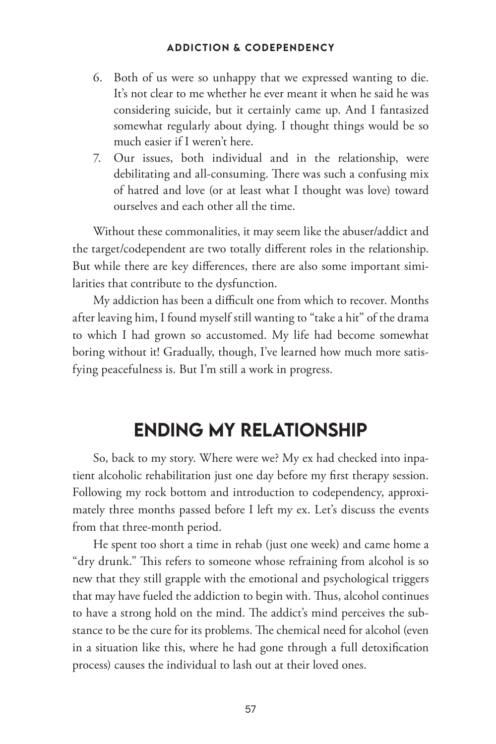6. Both of us were so unhappy that we expressed wanting to die. It's not clear to me whether he ever meant it when he said he was considering suicide, but it certainly came up. And I fantasized somewhat regularly about dying. I thought things would be so much easier if I weren't here.
7. Our issues, both individual and in the relationship, were debilitating and all-consuming. There was such a confusing mix of hatred and love (or at least what I thought was love) toward ourselves and each other all the time.

Without these commonalities, it may seem like the abuser/addict and the target/codependent are two totally different roles in the relationship. But while there are key differences, there are also some important similarities that contribute to the dysfunction.

My addiction has been a difficult one from which to recover. Months after leaving him, I found myself still wanting to "take a hit" of the drama to which I had grown so accustomed. My life had become somewhat boring without it! Gradually, though, I've learned how much more satisfying peacefulness is. But I'm still a work in progress.

## ENDING MY RELATIONSHIP

So, back to my story. Where were we? My ex had checked into inpatient alcoholic rehabilitation just one day before my first therapy session. Following my rock bottom and introduction to codependency, approximately three months passed before I left my ex. Let's discuss the events from that three-month period.

He spent too short a time in rehab (just one week) and came home a "dry drunk." This refers to someone whose refraining from alcohol is so new that they still grapple with the emotional and psychological triggers that may have fueled the addiction to begin with. Thus, alcohol continues to have a strong hold on the mind. The addict's mind perceives the substance to be the cure for its problems. The chemical need for alcohol (even in a situation like this, where he had gone through a full detoxification process) causes the individual to lash out at their loved ones.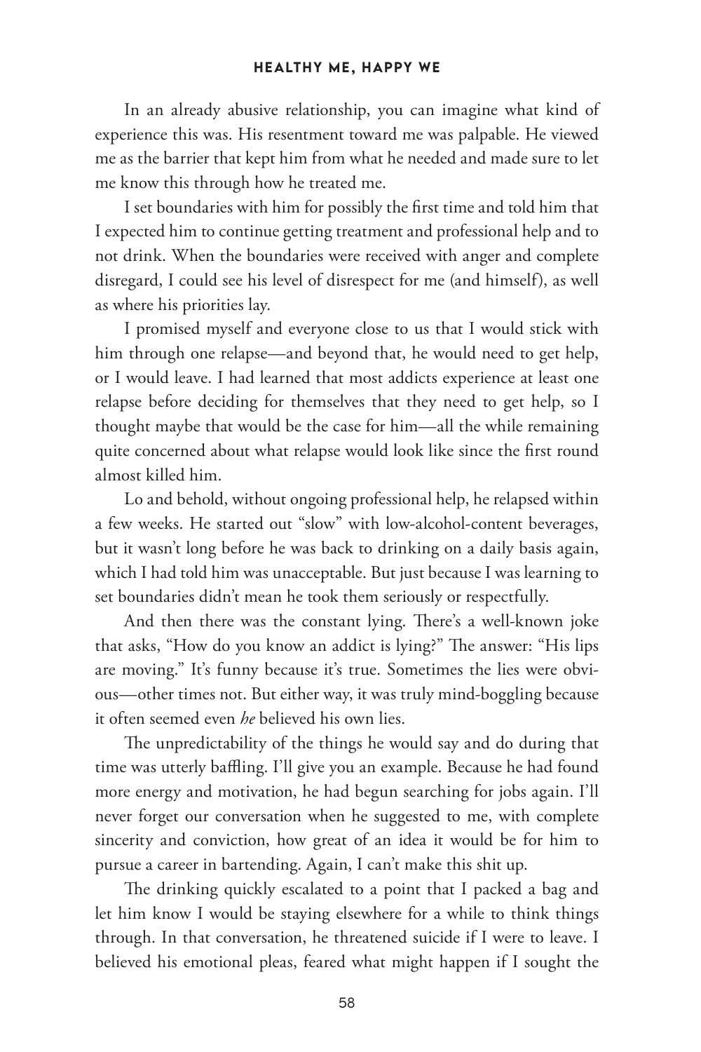In an already abusive relationship, you can imagine what kind of experience this was. His resentment toward me was palpable. He viewed me as the barrier that kept him from what he needed and made sure to let me know this through how he treated me.

I set boundaries with him for possibly the first time and told him that I expected him to continue getting treatment and professional help and to not drink. When the boundaries were received with anger and complete disregard, I could see his level of disrespect for me (and himself), as well as where his priorities lay.

I promised myself and everyone close to us that I would stick with him through one relapse—and beyond that, he would need to get help, or I would leave. I had learned that most addicts experience at least one relapse before deciding for themselves that they need to get help, so I thought maybe that would be the case for him—all the while remaining quite concerned about what relapse would look like since the first round almost killed him.

Lo and behold, without ongoing professional help, he relapsed within a few weeks. He started out "slow" with low-alcohol-content beverages, but it wasn't long before he was back to drinking on a daily basis again, which I had told him was unacceptable. But just because I was learning to set boundaries didn't mean he took them seriously or respectfully.

And then there was the constant lying. There's a well-known joke that asks, "How do you know an addict is lying?" The answer: "His lips are moving." It's funny because it's true. Sometimes the lies were obvious—other times not. But either way, it was truly mind-boggling because it often seemed even *he* believed his own lies.

The unpredictability of the things he would say and do during that time was utterly baffling. I'll give you an example. Because he had found more energy and motivation, he had begun searching for jobs again. I'll never forget our conversation when he suggested to me, with complete sincerity and conviction, how great of an idea it would be for him to pursue a career in bartending. Again, I can't make this shit up.

The drinking quickly escalated to a point that I packed a bag and let him know I would be staying elsewhere for a while to think things through. In that conversation, he threatened suicide if I were to leave. I believed his emotional pleas, feared what might happen if I sought the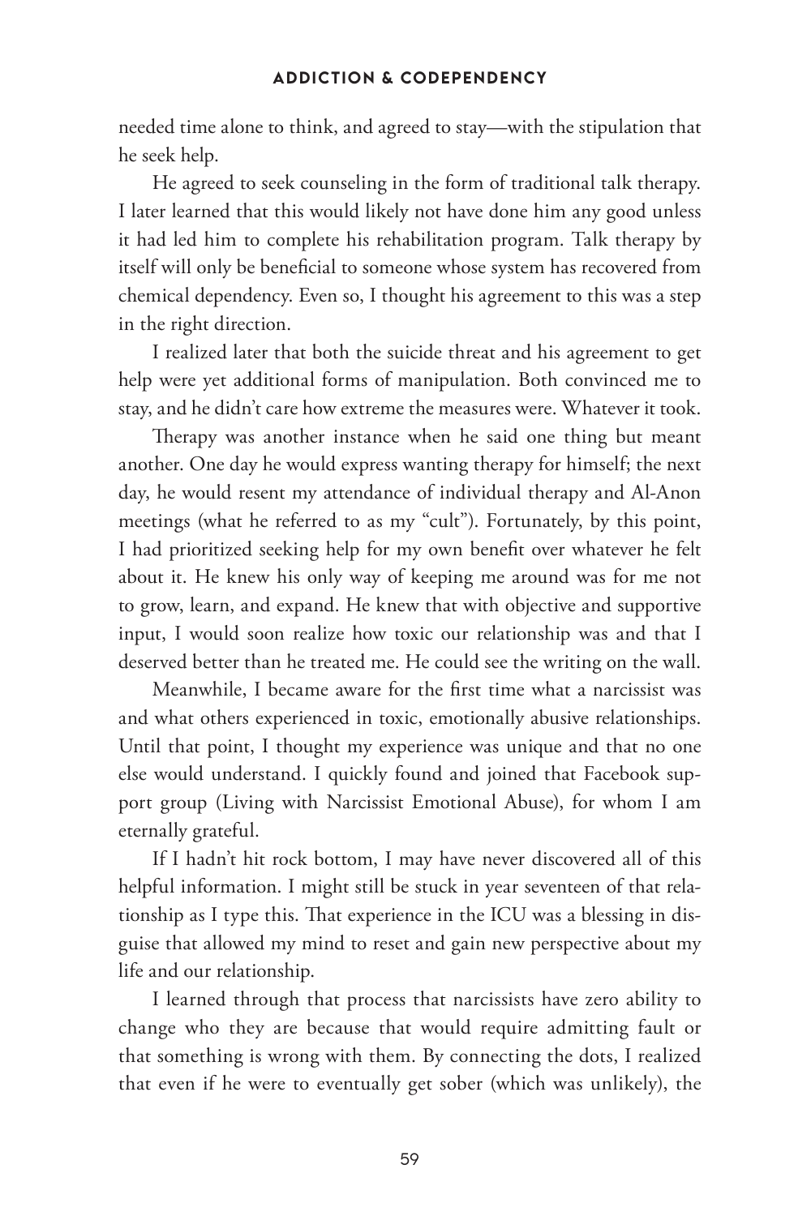needed time alone to think, and agreed to stay—with the stipulation that he seek help.

He agreed to seek counseling in the form of traditional talk therapy. I later learned that this would likely not have done him any good unless it had led him to complete his rehabilitation program. Talk therapy by itself will only be beneficial to someone whose system has recovered from chemical dependency. Even so, I thought his agreement to this was a step in the right direction.

I realized later that both the suicide threat and his agreement to get help were yet additional forms of manipulation. Both convinced me to stay, and he didn't care how extreme the measures were. Whatever it took.

Therapy was another instance when he said one thing but meant another. One day he would express wanting therapy for himself; the next day, he would resent my attendance of individual therapy and Al-Anon meetings (what he referred to as my "cult"). Fortunately, by this point, I had prioritized seeking help for my own benefit over whatever he felt about it. He knew his only way of keeping me around was for me not to grow, learn, and expand. He knew that with objective and supportive input, I would soon realize how toxic our relationship was and that I deserved better than he treated me. He could see the writing on the wall.

Meanwhile, I became aware for the first time what a narcissist was and what others experienced in toxic, emotionally abusive relationships. Until that point, I thought my experience was unique and that no one else would understand. I quickly found and joined that Facebook support group (Living with Narcissist Emotional Abuse), for whom I am eternally grateful.

If I hadn't hit rock bottom, I may have never discovered all of this helpful information. I might still be stuck in year seventeen of that relationship as I type this. That experience in the ICU was a blessing in disguise that allowed my mind to reset and gain new perspective about my life and our relationship.

I learned through that process that narcissists have zero ability to change who they are because that would require admitting fault or that something is wrong with them. By connecting the dots, I realized that even if he were to eventually get sober (which was unlikely), the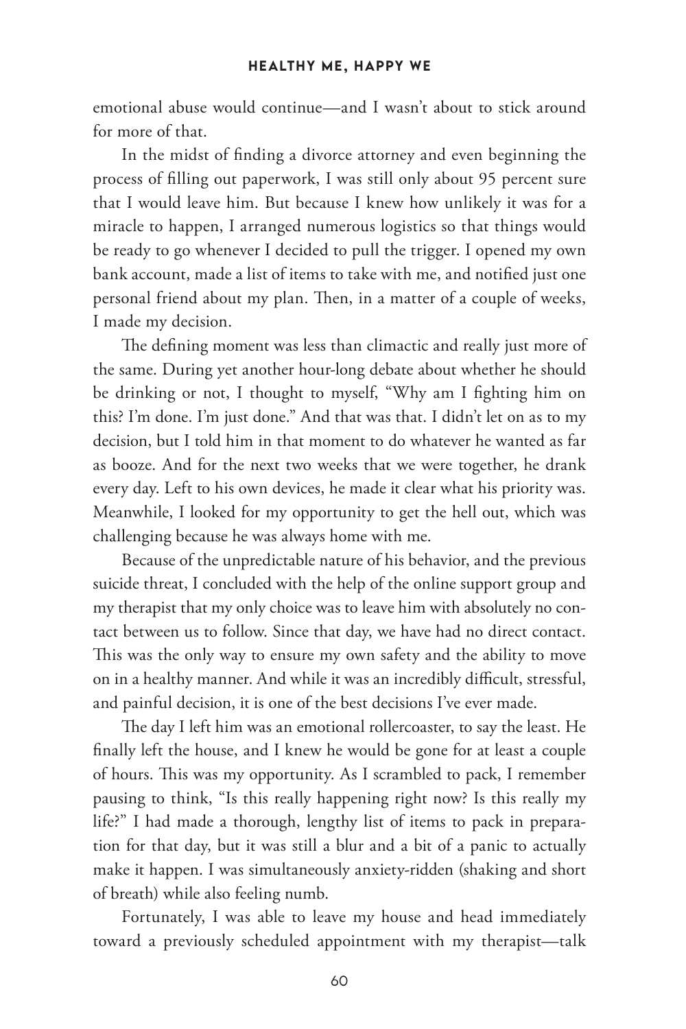emotional abuse would continue—and I wasn't about to stick around for more of that.

In the midst of finding a divorce attorney and even beginning the process of filling out paperwork, I was still only about 95 percent sure that I would leave him. But because I knew how unlikely it was for a miracle to happen, I arranged numerous logistics so that things would be ready to go whenever I decided to pull the trigger. I opened my own bank account, made a list of items to take with me, and notified just one personal friend about my plan. Then, in a matter of a couple of weeks, I made my decision.

The defining moment was less than climactic and really just more of the same. During yet another hour-long debate about whether he should be drinking or not, I thought to myself, "Why am I fighting him on this? I'm done. I'm just done." And that was that. I didn't let on as to my decision, but I told him in that moment to do whatever he wanted as far as booze. And for the next two weeks that we were together, he drank every day. Left to his own devices, he made it clear what his priority was. Meanwhile, I looked for my opportunity to get the hell out, which was challenging because he was always home with me.

Because of the unpredictable nature of his behavior, and the previous suicide threat, I concluded with the help of the online support group and my therapist that my only choice was to leave him with absolutely no contact between us to follow. Since that day, we have had no direct contact. This was the only way to ensure my own safety and the ability to move on in a healthy manner. And while it was an incredibly difficult, stressful, and painful decision, it is one of the best decisions I've ever made.

The day I left him was an emotional rollercoaster, to say the least. He finally left the house, and I knew he would be gone for at least a couple of hours. This was my opportunity. As I scrambled to pack, I remember pausing to think, "Is this really happening right now? Is this really my life?" I had made a thorough, lengthy list of items to pack in preparation for that day, but it was still a blur and a bit of a panic to actually make it happen. I was simultaneously anxiety-ridden (shaking and short of breath) while also feeling numb.

Fortunately, I was able to leave my house and head immediately toward a previously scheduled appointment with my therapist—talk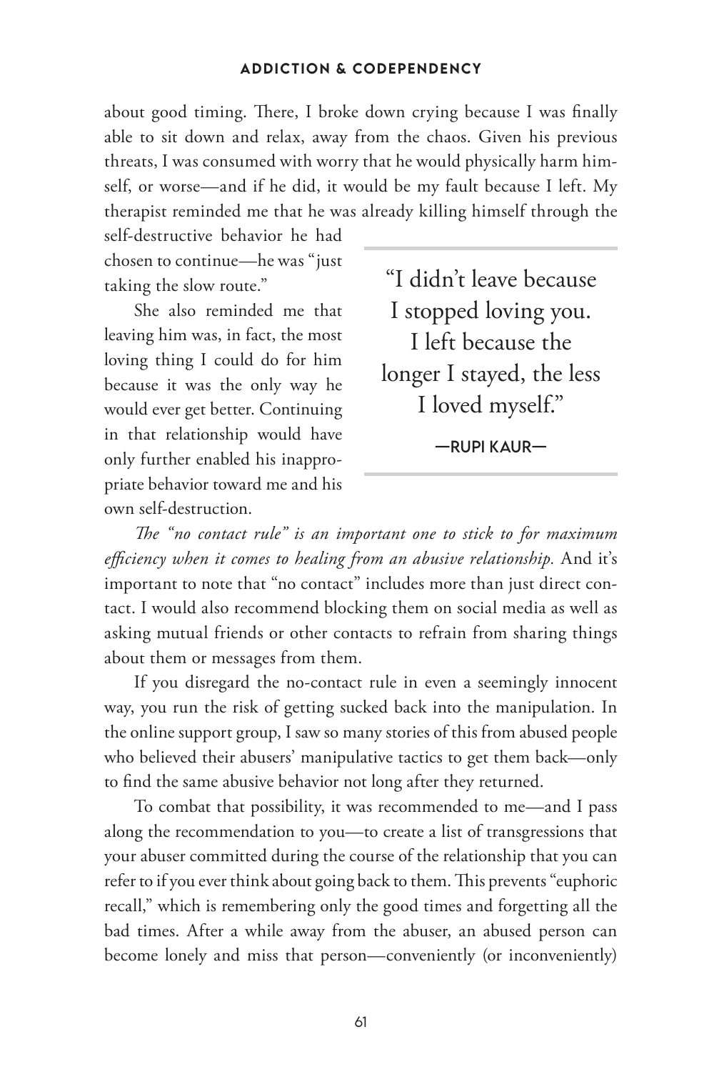about good timing. There, I broke down crying because I was finally able to sit down and relax, away from the chaos. Given his previous threats, I was consumed with worry that he would physically harm himself, or worse—and if he did, it would be my fault because I left. My therapist reminded me that he was already killing himself through the self-destructive behavior he had chosen to continue—he was "just taking the slow route."

She also reminded me that leaving him was, in fact, the most loving thing I could do for him because it was the only way he would ever get better. Continuing in that relationship would have only further enabled his inappropriate behavior toward me and his own self-destruction.

> "I didn't leave because I stopped loving you. I left because the longer I stayed, the less I loved myself."
>
> —RUPI KAUR—

*The "no contact rule" is an important one to stick to for maximum efficiency when it comes to healing from an abusive relationship.* And it's important to note that "no contact" includes more than just direct contact. I would also recommend blocking them on social media as well as asking mutual friends or other contacts to refrain from sharing things about them or messages from them.

If you disregard the no-contact rule in even a seemingly innocent way, you run the risk of getting sucked back into the manipulation. In the online support group, I saw so many stories of this from abused people who believed their abusers' manipulative tactics to get them back—only to find the same abusive behavior not long after they returned.

To combat that possibility, it was recommended to me—and I pass along the recommendation to you—to create a list of transgressions that your abuser committed during the course of the relationship that you can refer to if you ever think about going back to them. This prevents "euphoric recall," which is remembering only the good times and forgetting all the bad times. After a while away from the abuser, an abused person can become lonely and miss that person—conveniently (or inconveniently)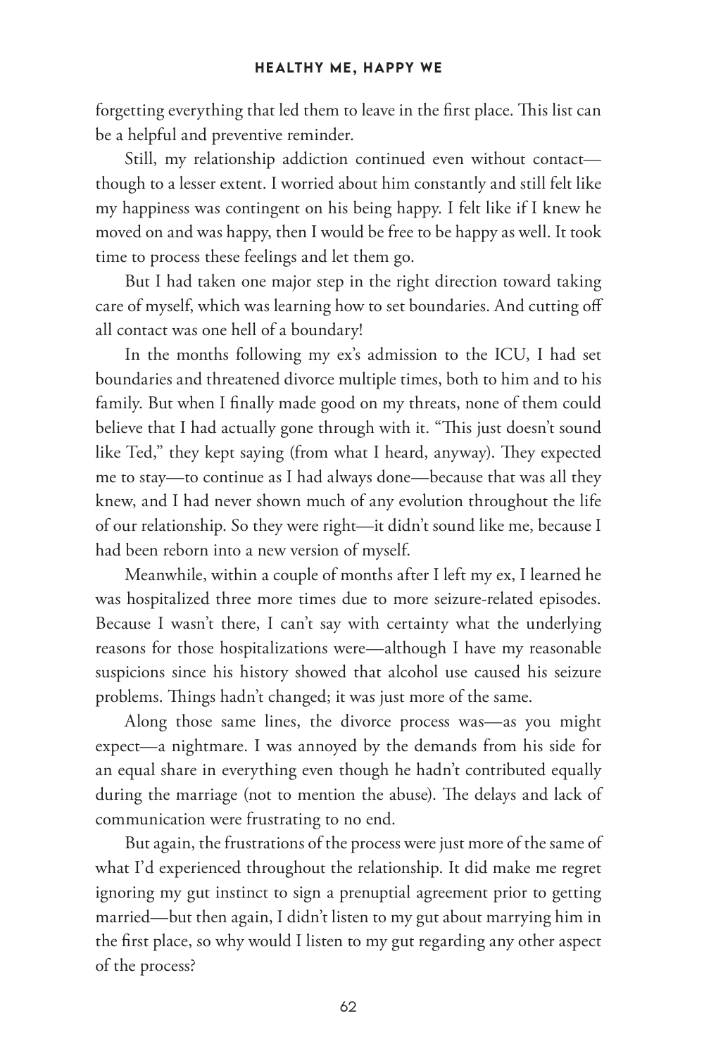forgetting everything that led them to leave in the first place. This list can be a helpful and preventive reminder.

Still, my relationship addiction continued even without contact—though to a lesser extent. I worried about him constantly and still felt like my happiness was contingent on his being happy. I felt like if I knew he moved on and was happy, then I would be free to be happy as well. It took time to process these feelings and let them go.

But I had taken one major step in the right direction toward taking care of myself, which was learning how to set boundaries. And cutting off all contact was one hell of a boundary!

In the months following my ex's admission to the ICU, I had set boundaries and threatened divorce multiple times, both to him and to his family. But when I finally made good on my threats, none of them could believe that I had actually gone through with it. "This just doesn't sound like Ted," they kept saying (from what I heard, anyway). They expected me to stay—to continue as I had always done—because that was all they knew, and I had never shown much of any evolution throughout the life of our relationship. So they were right—it didn't sound like me, because I had been reborn into a new version of myself.

Meanwhile, within a couple of months after I left my ex, I learned he was hospitalized three more times due to more seizure-related episodes. Because I wasn't there, I can't say with certainty what the underlying reasons for those hospitalizations were—although I have my reasonable suspicions since his history showed that alcohol use caused his seizure problems. Things hadn't changed; it was just more of the same.

Along those same lines, the divorce process was—as you might expect—a nightmare. I was annoyed by the demands from his side for an equal share in everything even though he hadn't contributed equally during the marriage (not to mention the abuse). The delays and lack of communication were frustrating to no end.

But again, the frustrations of the process were just more of the same of what I'd experienced throughout the relationship. It did make me regret ignoring my gut instinct to sign a prenuptial agreement prior to getting married—but then again, I didn't listen to my gut about marrying him in the first place, so why would I listen to my gut regarding any other aspect of the process?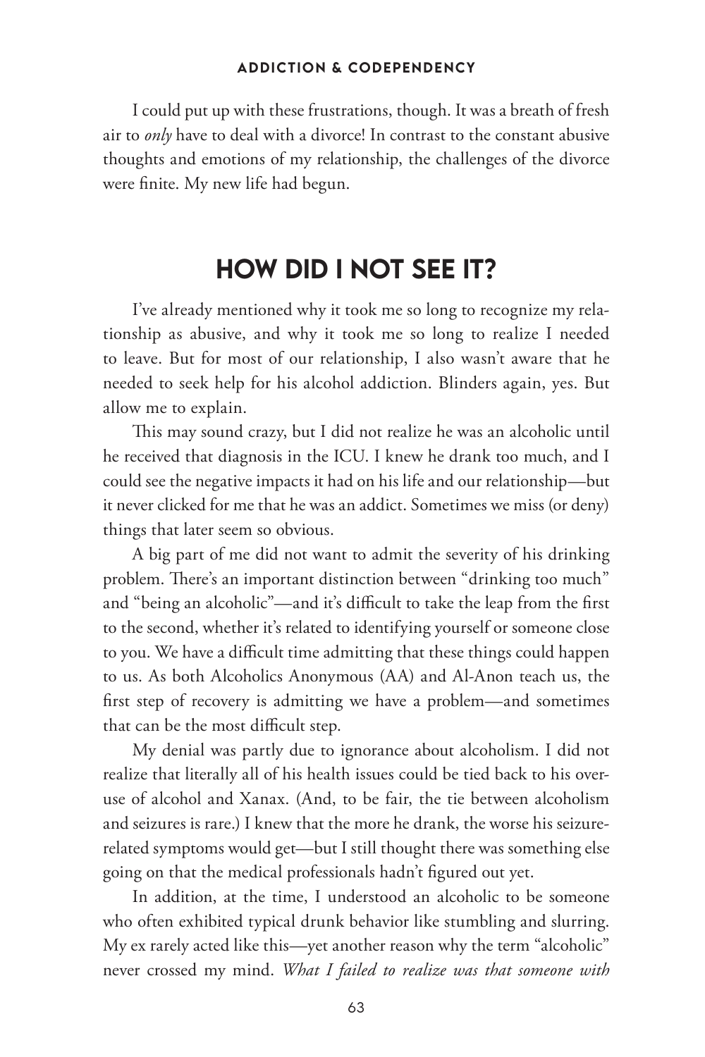I could put up with these frustrations, though. It was a breath of fresh air to *only* have to deal with a divorce! In contrast to the constant abusive thoughts and emotions of my relationship, the challenges of the divorce were finite. My new life had begun.

## HOW DID I NOT SEE IT?

I've already mentioned why it took me so long to recognize my relationship as abusive, and why it took me so long to realize I needed to leave. But for most of our relationship, I also wasn't aware that he needed to seek help for his alcohol addiction. Blinders again, yes. But allow me to explain.

This may sound crazy, but I did not realize he was an alcoholic until he received that diagnosis in the ICU. I knew he drank too much, and I could see the negative impacts it had on his life and our relationship—but it never clicked for me that he was an addict. Sometimes we miss (or deny) things that later seem so obvious.

A big part of me did not want to admit the severity of his drinking problem. There's an important distinction between "drinking too much" and "being an alcoholic"—and it's difficult to take the leap from the first to the second, whether it's related to identifying yourself or someone close to you. We have a difficult time admitting that these things could happen to us. As both Alcoholics Anonymous (AA) and Al-Anon teach us, the first step of recovery is admitting we have a problem—and sometimes that can be the most difficult step.

My denial was partly due to ignorance about alcoholism. I did not realize that literally all of his health issues could be tied back to his overuse of alcohol and Xanax. (And, to be fair, the tie between alcoholism and seizures is rare.) I knew that the more he drank, the worse his seizure-related symptoms would get—but I still thought there was something else going on that the medical professionals hadn't figured out yet.

In addition, at the time, I understood an alcoholic to be someone who often exhibited typical drunk behavior like stumbling and slurring. My ex rarely acted like this—yet another reason why the term "alcoholic" never crossed my mind. *What I failed to realize was that someone with*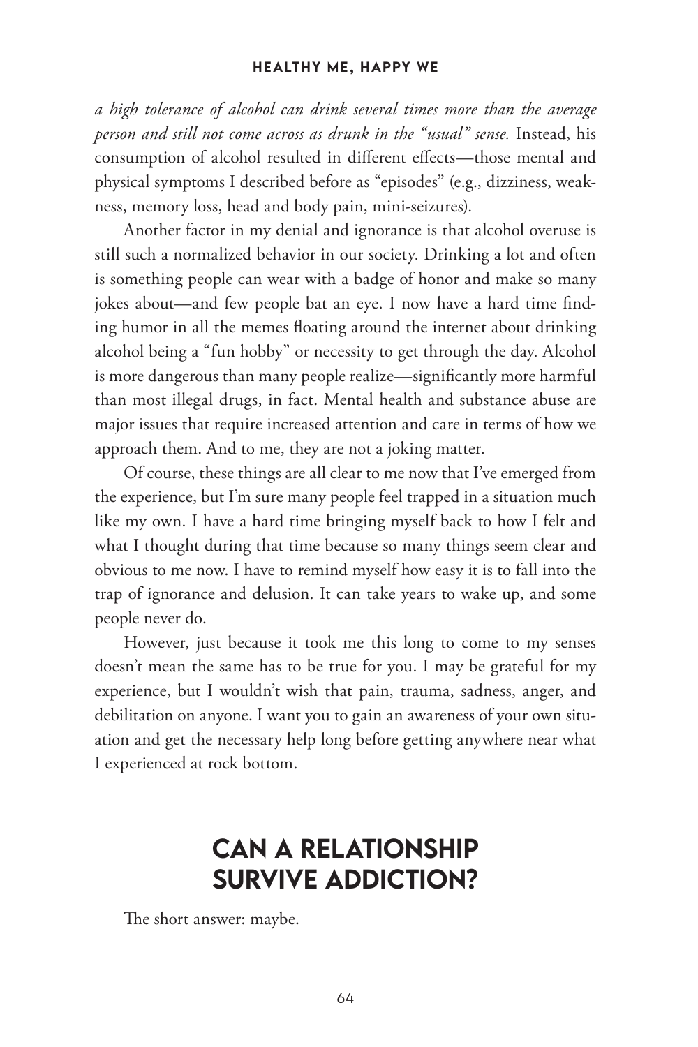*a high tolerance of alcohol can drink several times more than the average person and still not come across as drunk in the "usual" sense.* Instead, his consumption of alcohol resulted in different effects—those mental and physical symptoms I described before as "episodes" (e.g., dizziness, weakness, memory loss, head and body pain, mini-seizures).

Another factor in my denial and ignorance is that alcohol overuse is still such a normalized behavior in our society. Drinking a lot and often is something people can wear with a badge of honor and make so many jokes about—and few people bat an eye. I now have a hard time finding humor in all the memes floating around the internet about drinking alcohol being a "fun hobby" or necessity to get through the day. Alcohol is more dangerous than many people realize—significantly more harmful than most illegal drugs, in fact. Mental health and substance abuse are major issues that require increased attention and care in terms of how we approach them. And to me, they are not a joking matter.

Of course, these things are all clear to me now that I've emerged from the experience, but I'm sure many people feel trapped in a situation much like my own. I have a hard time bringing myself back to how I felt and what I thought during that time because so many things seem clear and obvious to me now. I have to remind myself how easy it is to fall into the trap of ignorance and delusion. It can take years to wake up, and some people never do.

However, just because it took me this long to come to my senses doesn't mean the same has to be true for you. I may be grateful for my experience, but I wouldn't wish that pain, trauma, sadness, anger, and debilitation on anyone. I want you to gain an awareness of your own situation and get the necessary help long before getting anywhere near what I experienced at rock bottom.

## CAN A RELATIONSHIP SURVIVE ADDICTION?

The short answer: maybe.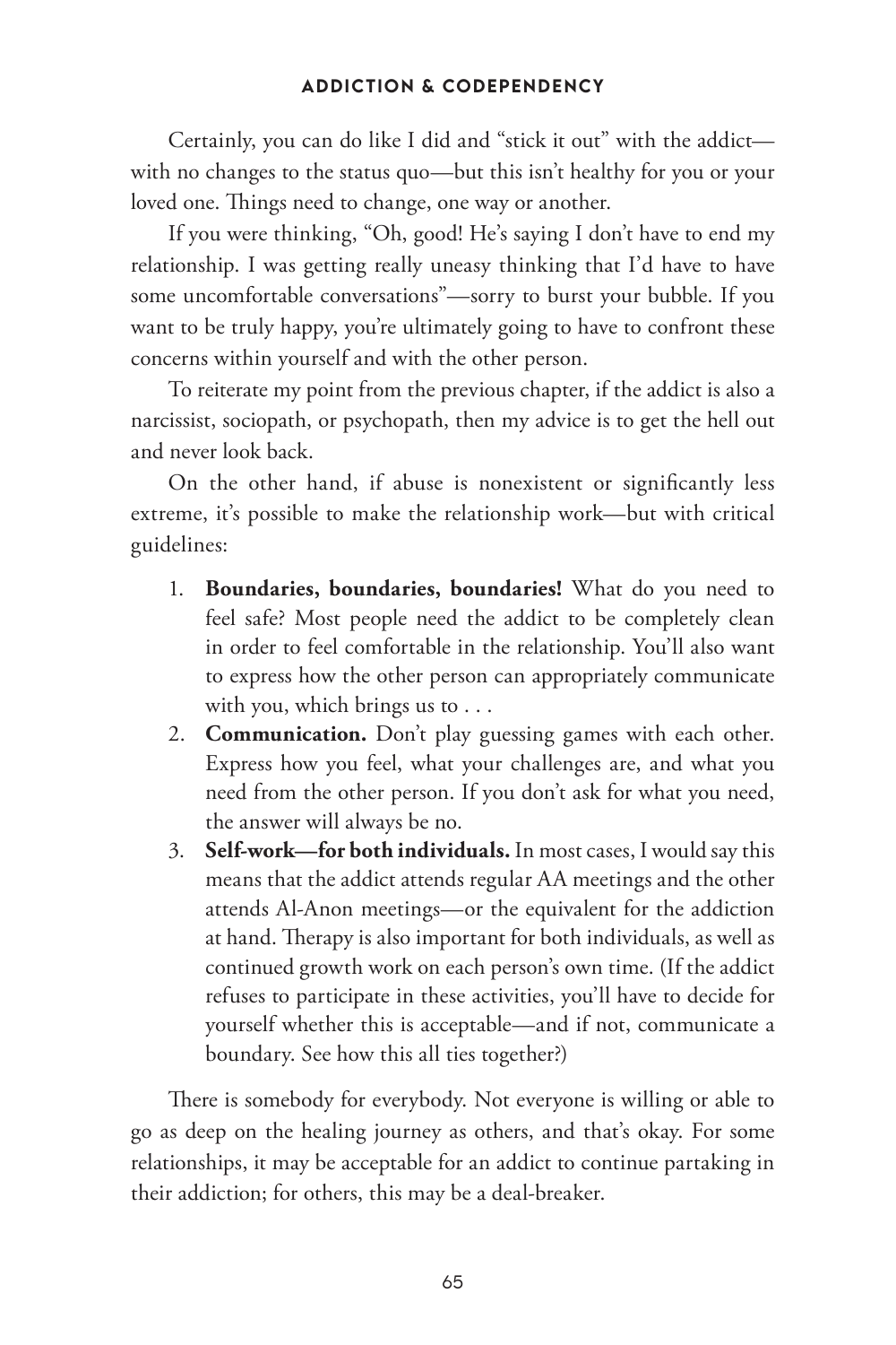Certainly, you can do like I did and "stick it out" with the addict—with no changes to the status quo—but this isn't healthy for you or your loved one. Things need to change, one way or another.

If you were thinking, "Oh, good! He's saying I don't have to end my relationship. I was getting really uneasy thinking that I'd have to have some uncomfortable conversations"—sorry to burst your bubble. If you want to be truly happy, you're ultimately going to have to confront these concerns within yourself and with the other person.

To reiterate my point from the previous chapter, if the addict is also a narcissist, sociopath, or psychopath, then my advice is to get the hell out and never look back.

On the other hand, if abuse is nonexistent or significantly less extreme, it's possible to make the relationship work—but with critical guidelines:

1. **Boundaries, boundaries, boundaries!** What do you need to feel safe? Most people need the addict to be completely clean in order to feel comfortable in the relationship. You'll also want to express how the other person can appropriately communicate with you, which brings us to . . .
2. **Communication.** Don't play guessing games with each other. Express how you feel, what your challenges are, and what you need from the other person. If you don't ask for what you need, the answer will always be no.
3. **Self-work—for both individuals.** In most cases, I would say this means that the addict attends regular AA meetings and the other attends Al-Anon meetings—or the equivalent for the addiction at hand. Therapy is also important for both individuals, as well as continued growth work on each person's own time. (If the addict refuses to participate in these activities, you'll have to decide for yourself whether this is acceptable—and if not, communicate a boundary. See how this all ties together?)

There is somebody for everybody. Not everyone is willing or able to go as deep on the healing journey as others, and that's okay. For some relationships, it may be acceptable for an addict to continue partaking in their addiction; for others, this may be a deal-breaker.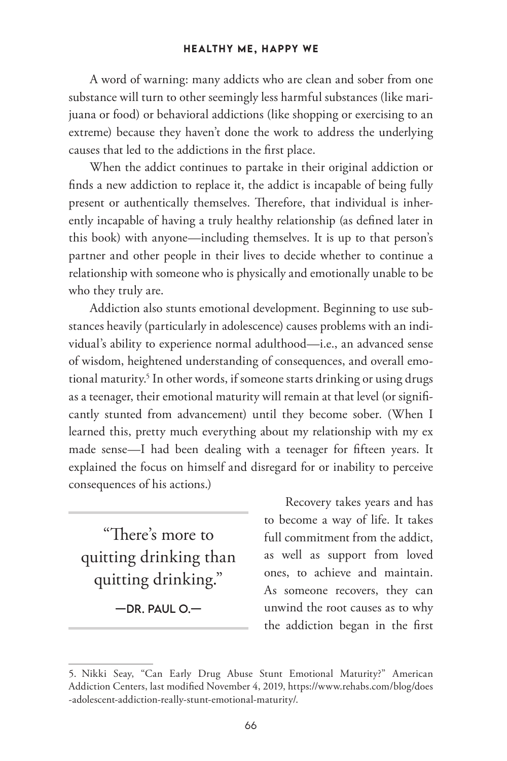A word of warning: many addicts who are clean and sober from one substance will turn to other seemingly less harmful substances (like marijuana or food) or behavioral addictions (like shopping or exercising to an extreme) because they haven't done the work to address the underlying causes that led to the addictions in the first place.

When the addict continues to partake in their original addiction or finds a new addiction to replace it, the addict is incapable of being fully present or authentically themselves. Therefore, that individual is inherently incapable of having a truly healthy relationship (as defined later in this book) with anyone—including themselves. It is up to that person's partner and other people in their lives to decide whether to continue a relationship with someone who is physically and emotionally unable to be who they truly are.

Addiction also stunts emotional development. Beginning to use substances heavily (particularly in adolescence) causes problems with an individual's ability to experience normal adulthood—i.e., an advanced sense of wisdom, heightened understanding of consequences, and overall emotional maturity.[5] In other words, if someone starts drinking or using drugs as a teenager, their emotional maturity will remain at that level (or significantly stunted from advancement) until they become sober. (When I learned this, pretty much everything about my relationship with my ex made sense—I had been dealing with a teenager for fifteen years. It explained the focus on himself and disregard for or inability to perceive consequences of his actions.)

> "There's more to quitting drinking than quitting drinking."
>
> —DR. PAUL O.—

Recovery takes years and has to become a way of life. It takes full commitment from the addict, as well as support from loved ones, to achieve and maintain. As someone recovers, they can unwind the root causes as to why the addiction began in the first

---

5. Nikki Seay, "Can Early Drug Abuse Stunt Emotional Maturity?" American Addiction Centers, last modified November 4, 2019, https://www.rehabs.com/blog/does-adolescent-addiction-really-stunt-emotional-maturity/.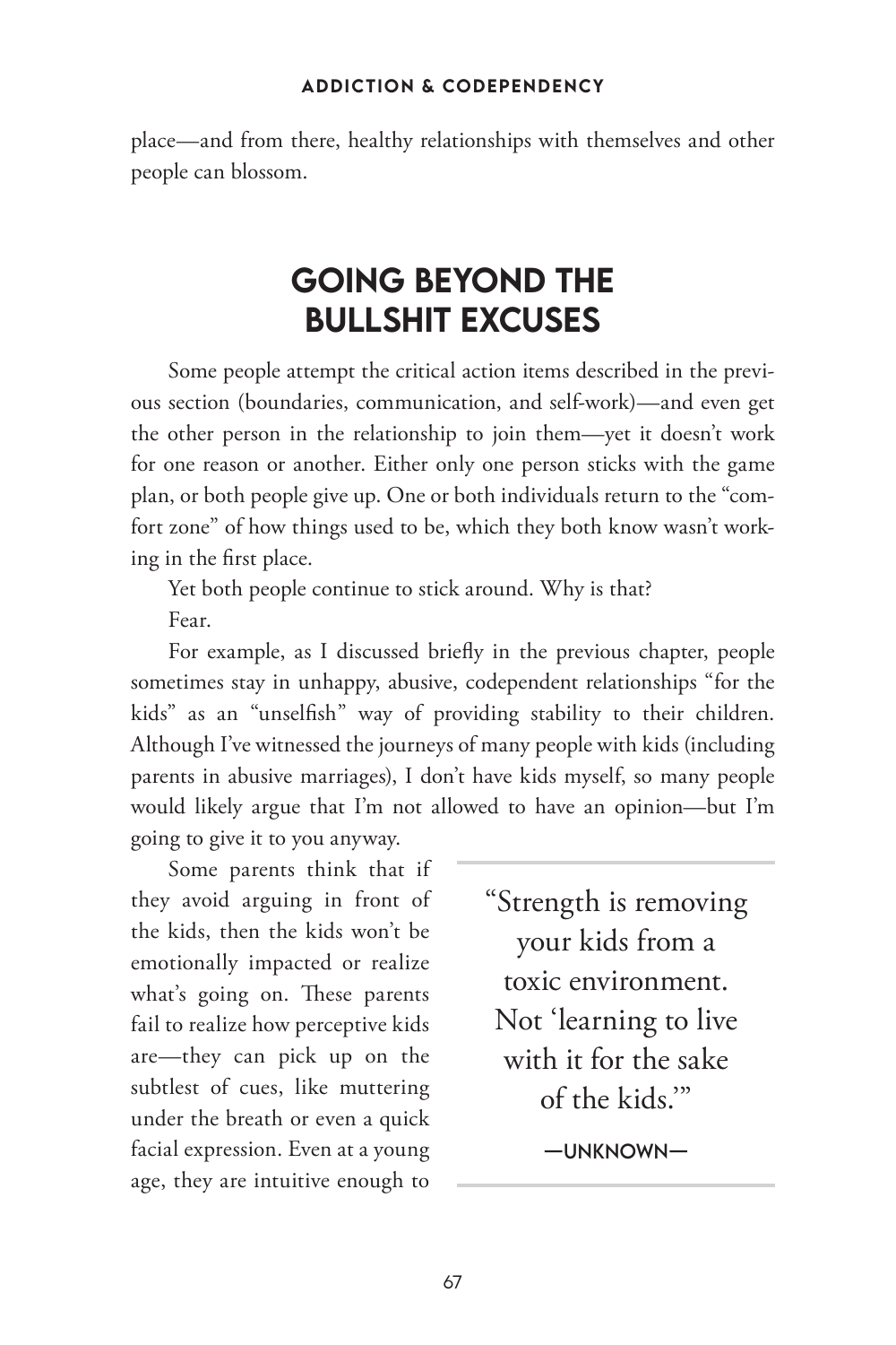place—and from there, healthy relationships with themselves and other people can blossom.

## GOING BEYOND THE BULLSHIT EXCUSES

Some people attempt the critical action items described in the previous section (boundaries, communication, and self-work)—and even get the other person in the relationship to join them—yet it doesn't work for one reason or another. Either only one person sticks with the game plan, or both people give up. One or both individuals return to the "comfort zone" of how things used to be, which they both know wasn't working in the first place.

Yet both people continue to stick around. Why is that?

Fear.

For example, as I discussed briefly in the previous chapter, people sometimes stay in unhappy, abusive, codependent relationships "for the kids" as an "unselfish" way of providing stability to their children. Although I've witnessed the journeys of many people with kids (including parents in abusive marriages), I don't have kids myself, so many people would likely argue that I'm not allowed to have an opinion—but I'm going to give it to you anyway.

> "Strength is removing your kids from a toxic environment. Not 'learning to live with it for the sake of the kids.'"
>
> —UNKNOWN—

Some parents think that if they avoid arguing in front of the kids, then the kids won't be emotionally impacted or realize what's going on. These parents fail to realize how perceptive kids are—they can pick up on the subtlest of cues, like muttering under the breath or even a quick facial expression. Even at a young age, they are intuitive enough to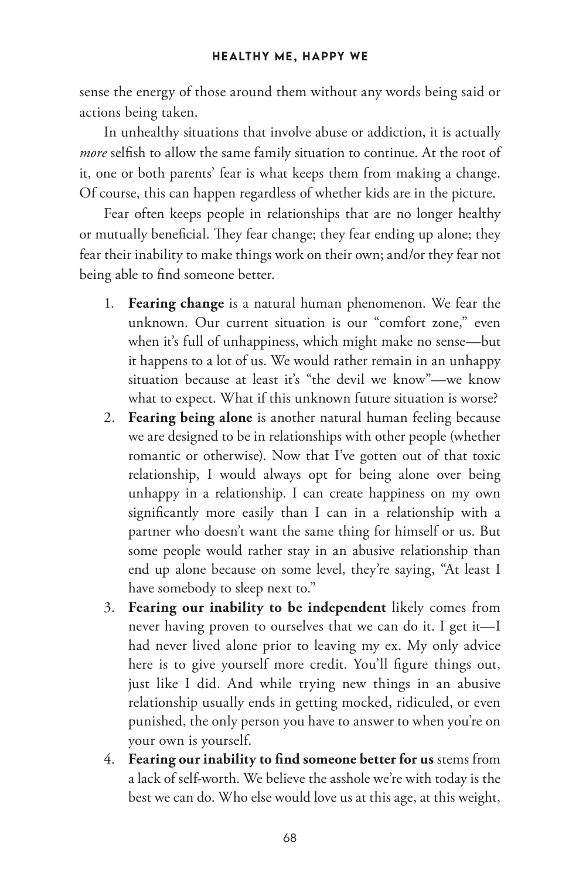sense the energy of those around them without any words being said or actions being taken.

In unhealthy situations that involve abuse or addiction, it is actually *more* selfish to allow the same family situation to continue. At the root of it, one or both parents' fear is what keeps them from making a change. Of course, this can happen regardless of whether kids are in the picture.

Fear often keeps people in relationships that are no longer healthy or mutually beneficial. They fear change; they fear ending up alone; they fear their inability to make things work on their own; and/or they fear not being able to find someone better.

1. **Fearing change** is a natural human phenomenon. We fear the unknown. Our current situation is our "comfort zone," even when it's full of unhappiness, which might make no sense—but it happens to a lot of us. We would rather remain in an unhappy situation because at least it's "the devil we know"—we know what to expect. What if this unknown future situation is worse?
2. **Fearing being alone** is another natural human feeling because we are designed to be in relationships with other people (whether romantic or otherwise). Now that I've gotten out of that toxic relationship, I would always opt for being alone over being unhappy in a relationship. I can create happiness on my own significantly more easily than I can in a relationship with a partner who doesn't want the same thing for himself or us. But some people would rather stay in an abusive relationship than end up alone because on some level, they're saying, "At least I have somebody to sleep next to."
3. **Fearing our inability to be independent** likely comes from never having proven to ourselves that we can do it. I get it—I had never lived alone prior to leaving my ex. My only advice here is to give yourself more credit. You'll figure things out, just like I did. And while trying new things in an abusive relationship usually ends in getting mocked, ridiculed, or even punished, the only person you have to answer to when you're on your own is yourself.
4. **Fearing our inability to find someone better for us** stems from a lack of self-worth. We believe the asshole we're with today is the best we can do. Who else would love us at this age, at this weight,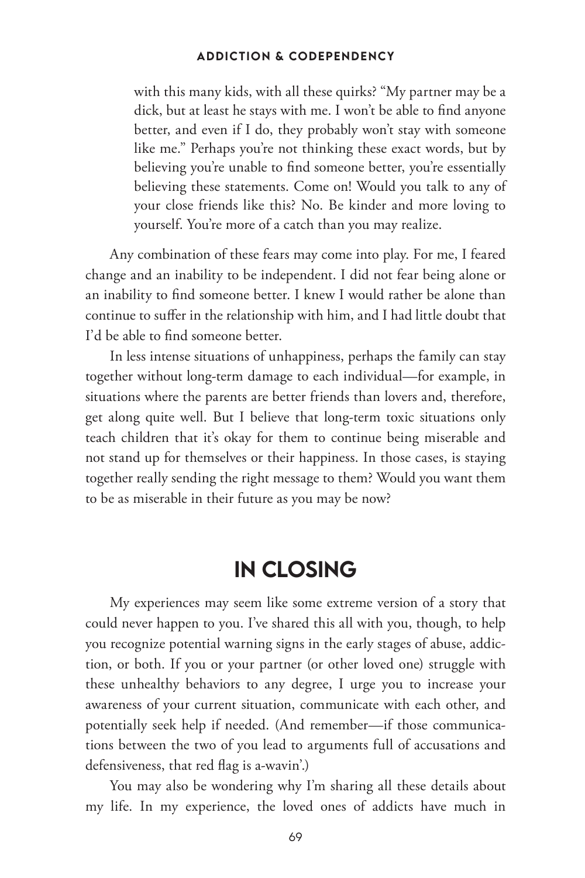with this many kids, with all these quirks? "My partner may be a dick, but at least he stays with me. I won't be able to find anyone better, and even if I do, they probably won't stay with someone like me." Perhaps you're not thinking these exact words, but by believing you're unable to find someone better, you're essentially believing these statements. Come on! Would you talk to any of your close friends like this? No. Be kinder and more loving to yourself. You're more of a catch than you may realize.

Any combination of these fears may come into play. For me, I feared change and an inability to be independent. I did not fear being alone or an inability to find someone better. I knew I would rather be alone than continue to suffer in the relationship with him, and I had little doubt that I'd be able to find someone better.

In less intense situations of unhappiness, perhaps the family can stay together without long-term damage to each individual—for example, in situations where the parents are better friends than lovers and, therefore, get along quite well. But I believe that long-term toxic situations only teach children that it's okay for them to continue being miserable and not stand up for themselves or their happiness. In those cases, is staying together really sending the right message to them? Would you want them to be as miserable in their future as you may be now?

## IN CLOSING

My experiences may seem like some extreme version of a story that could never happen to you. I've shared this all with you, though, to help you recognize potential warning signs in the early stages of abuse, addiction, or both. If you or your partner (or other loved one) struggle with these unhealthy behaviors to any degree, I urge you to increase your awareness of your current situation, communicate with each other, and potentially seek help if needed. (And remember—if those communications between the two of you lead to arguments full of accusations and defensiveness, that red flag is a-wavin'.)

You may also be wondering why I'm sharing all these details about my life. In my experience, the loved ones of addicts have much in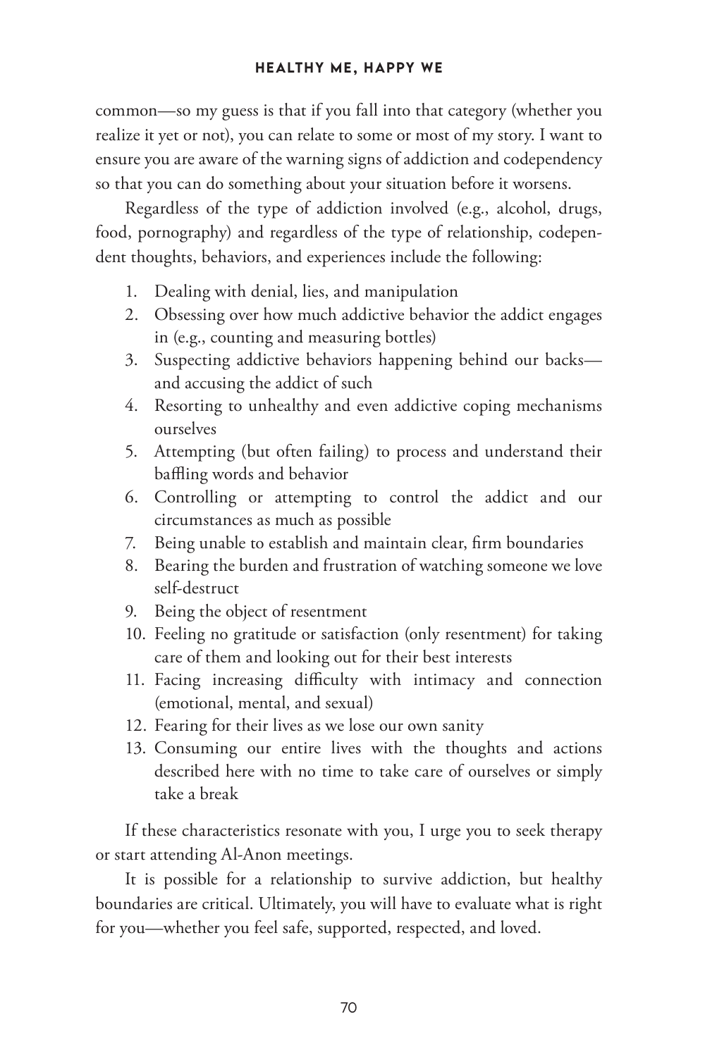common—so my guess is that if you fall into that category (whether you realize it yet or not), you can relate to some or most of my story. I want to ensure you are aware of the warning signs of addiction and codependency so that you can do something about your situation before it worsens.

Regardless of the type of addiction involved (e.g., alcohol, drugs, food, pornography) and regardless of the type of relationship, codependent thoughts, behaviors, and experiences include the following:

1. Dealing with denial, lies, and manipulation
2. Obsessing over how much addictive behavior the addict engages in (e.g., counting and measuring bottles)
3. Suspecting addictive behaviors happening behind our backs—and accusing the addict of such
4. Resorting to unhealthy and even addictive coping mechanisms ourselves
5. Attempting (but often failing) to process and understand their baffling words and behavior
6. Controlling or attempting to control the addict and our circumstances as much as possible
7. Being unable to establish and maintain clear, firm boundaries
8. Bearing the burden and frustration of watching someone we love self-destruct
9. Being the object of resentment
10. Feeling no gratitude or satisfaction (only resentment) for taking care of them and looking out for their best interests
11. Facing increasing difficulty with intimacy and connection (emotional, mental, and sexual)
12. Fearing for their lives as we lose our own sanity
13. Consuming our entire lives with the thoughts and actions described here with no time to take care of ourselves or simply take a break

If these characteristics resonate with you, I urge you to seek therapy or start attending Al-Anon meetings.

It is possible for a relationship to survive addiction, but healthy boundaries are critical. Ultimately, you will have to evaluate what is right for you—whether you feel safe, supported, respected, and loved.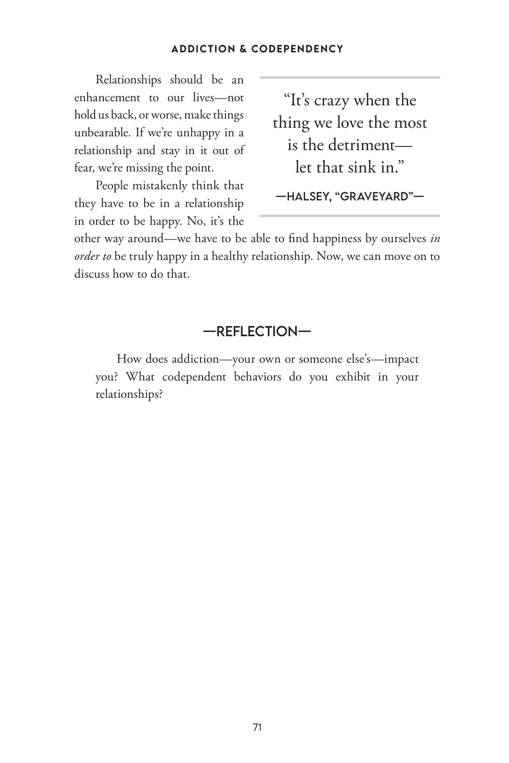Relationships should be an enhancement to our lives—not hold us back, or worse, make things unbearable. If we're unhappy in a relationship and stay in it out of fear, we're missing the point.

> "It's crazy when the thing we love the most is the detriment—let that sink in."
>
> —HALSEY, "GRAVEYARD"—

People mistakenly think that they have to be in a relationship in order to be happy. No, it's the other way around—we have to be able to find happiness by ourselves *in order to* be truly happy in a healthy relationship. Now, we can move on to discuss how to do that.

## —REFLECTION—

How does addiction—your own or someone else's—impact you? What codependent behaviors do you exhibit in your relationships?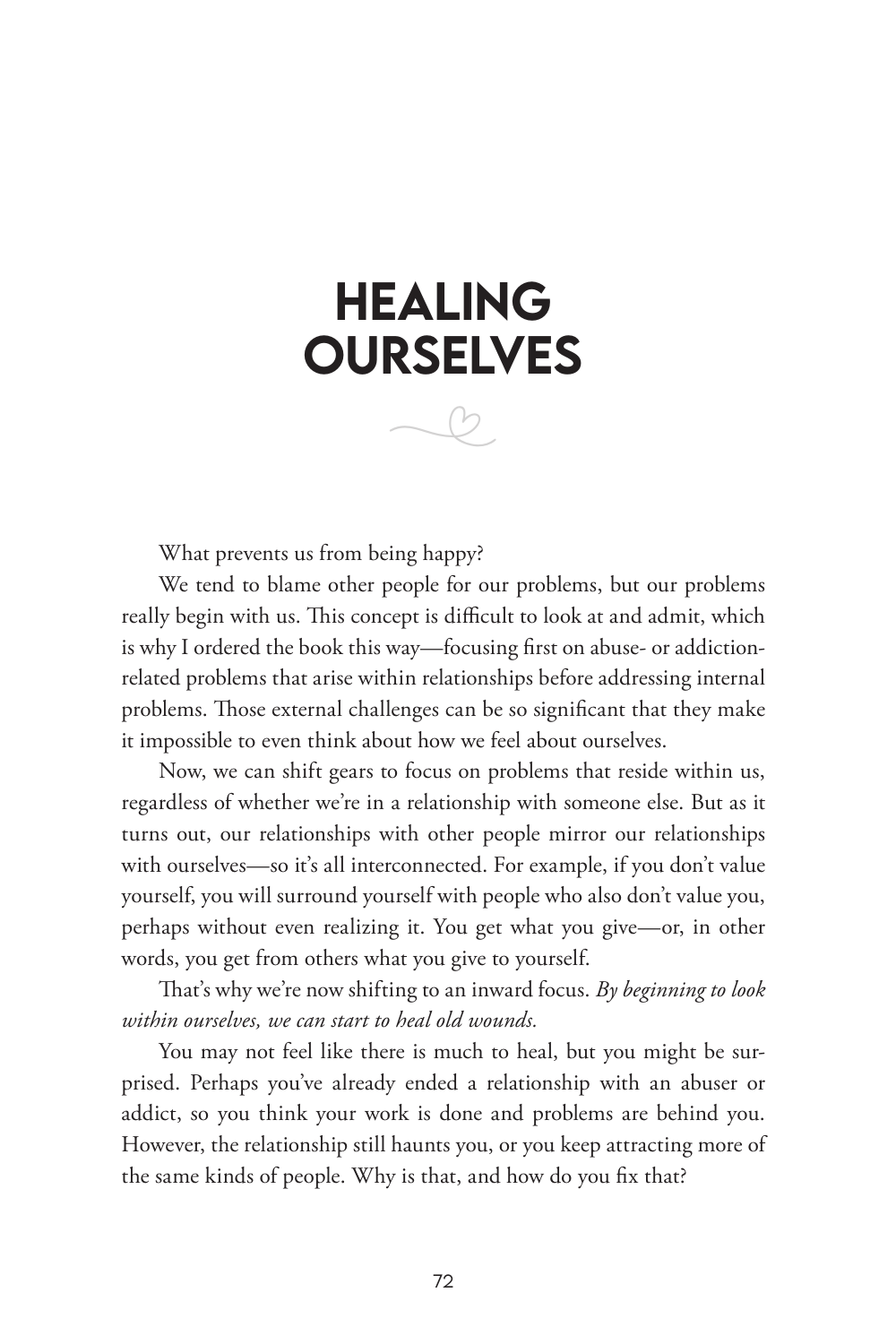# HEALING OURSELVES

What prevents us from being happy?

We tend to blame other people for our problems, but our problems really begin with us. This concept is difficult to look at and admit, which is why I ordered the book this way—focusing first on abuse- or addiction-related problems that arise within relationships before addressing internal problems. Those external challenges can be so significant that they make it impossible to even think about how we feel about ourselves.

Now, we can shift gears to focus on problems that reside within us, regardless of whether we're in a relationship with someone else. But as it turns out, our relationships with other people mirror our relationships with ourselves—so it's all interconnected. For example, if you don't value yourself, you will surround yourself with people who also don't value you, perhaps without even realizing it. You get what you give—or, in other words, you get from others what you give to yourself.

That's why we're now shifting to an inward focus. *By beginning to look within ourselves, we can start to heal old wounds.*

You may not feel like there is much to heal, but you might be surprised. Perhaps you've already ended a relationship with an abuser or addict, so you think your work is done and problems are behind you. However, the relationship still haunts you, or you keep attracting more of the same kinds of people. Why is that, and how do you fix that?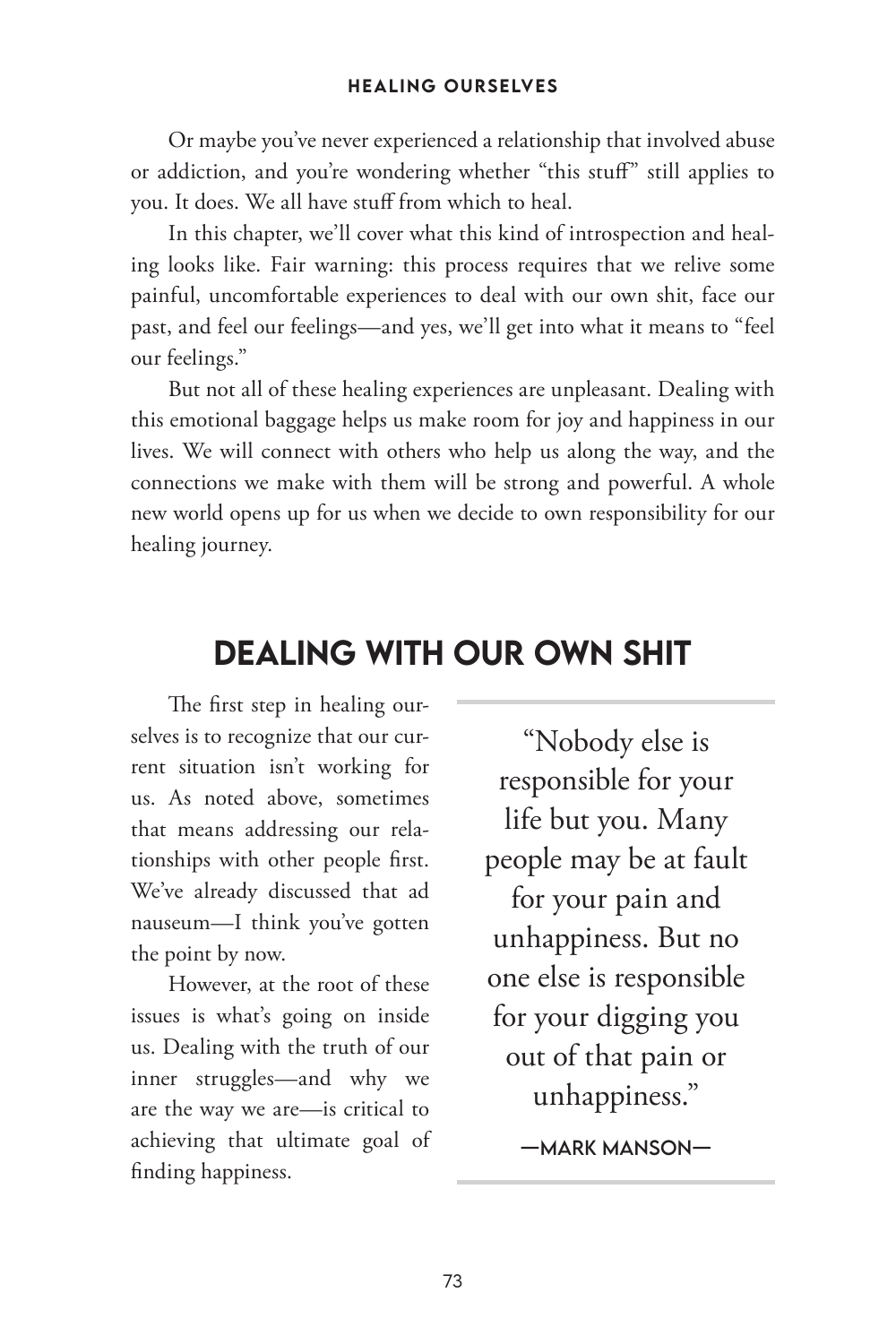Or maybe you've never experienced a relationship that involved abuse or addiction, and you're wondering whether "this stuff" still applies to you. It does. We all have stuff from which to heal.

In this chapter, we'll cover what this kind of introspection and healing looks like. Fair warning: this process requires that we relive some painful, uncomfortable experiences to deal with our own shit, face our past, and feel our feelings—and yes, we'll get into what it means to "feel our feelings."

But not all of these healing experiences are unpleasant. Dealing with this emotional baggage helps us make room for joy and happiness in our lives. We will connect with others who help us along the way, and the connections we make with them will be strong and powerful. A whole new world opens up for us when we decide to own responsibility for our healing journey.

## DEALING WITH OUR OWN SHIT

The first step in healing ourselves is to recognize that our current situation isn't working for us. As noted above, sometimes that means addressing our relationships with other people first. We've already discussed that ad nauseum—I think you've gotten the point by now.

However, at the root of these issues is what's going on inside us. Dealing with the truth of our inner struggles—and why we are the way we are—is critical to achieving that ultimate goal of finding happiness.

> "Nobody else is responsible for your life but you. Many people may be at fault for your pain and unhappiness. But no one else is responsible for your digging you out of that pain or unhappiness."
>
> —MARK MANSON—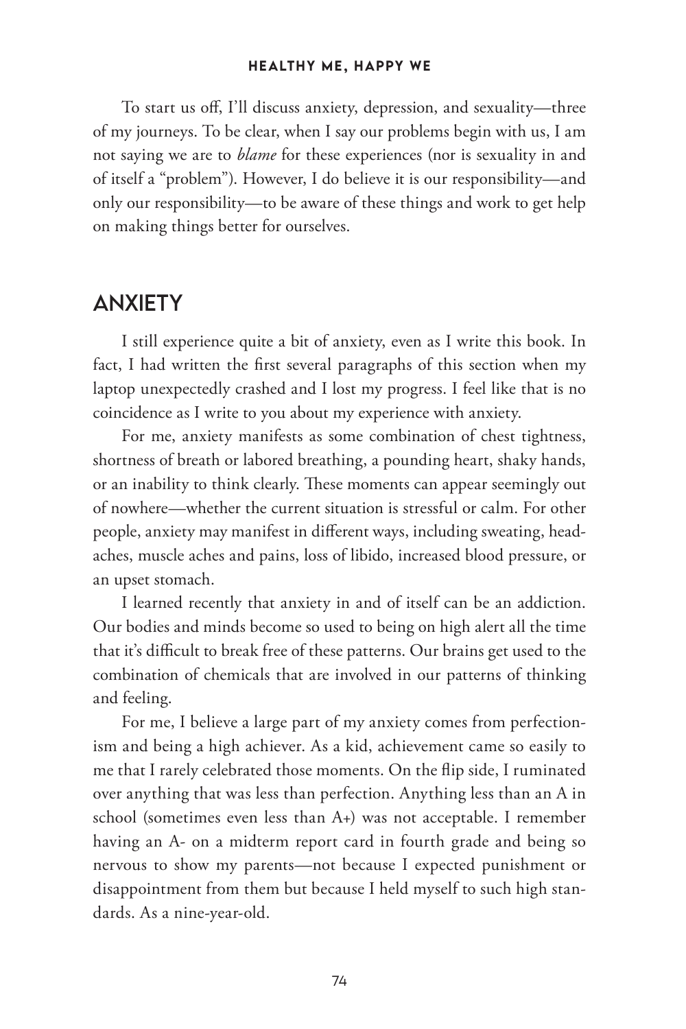To start us off, I'll discuss anxiety, depression, and sexuality—three of my journeys. To be clear, when I say our problems begin with us, I am not saying we are to *blame* for these experiences (nor is sexuality in and of itself a "problem"). However, I do believe it is our responsibility—and only our responsibility—to be aware of these things and work to get help on making things better for ourselves.

## ANXIETY

I still experience quite a bit of anxiety, even as I write this book. In fact, I had written the first several paragraphs of this section when my laptop unexpectedly crashed and I lost my progress. I feel like that is no coincidence as I write to you about my experience with anxiety.

For me, anxiety manifests as some combination of chest tightness, shortness of breath or labored breathing, a pounding heart, shaky hands, or an inability to think clearly. These moments can appear seemingly out of nowhere—whether the current situation is stressful or calm. For other people, anxiety may manifest in different ways, including sweating, headaches, muscle aches and pains, loss of libido, increased blood pressure, or an upset stomach.

I learned recently that anxiety in and of itself can be an addiction. Our bodies and minds become so used to being on high alert all the time that it's difficult to break free of these patterns. Our brains get used to the combination of chemicals that are involved in our patterns of thinking and feeling.

For me, I believe a large part of my anxiety comes from perfectionism and being a high achiever. As a kid, achievement came so easily to me that I rarely celebrated those moments. On the flip side, I ruminated over anything that was less than perfection. Anything less than an A in school (sometimes even less than A+) was not acceptable. I remember having an A- on a midterm report card in fourth grade and being so nervous to show my parents—not because I expected punishment or disappointment from them but because I held myself to such high standards. As a nine-year-old.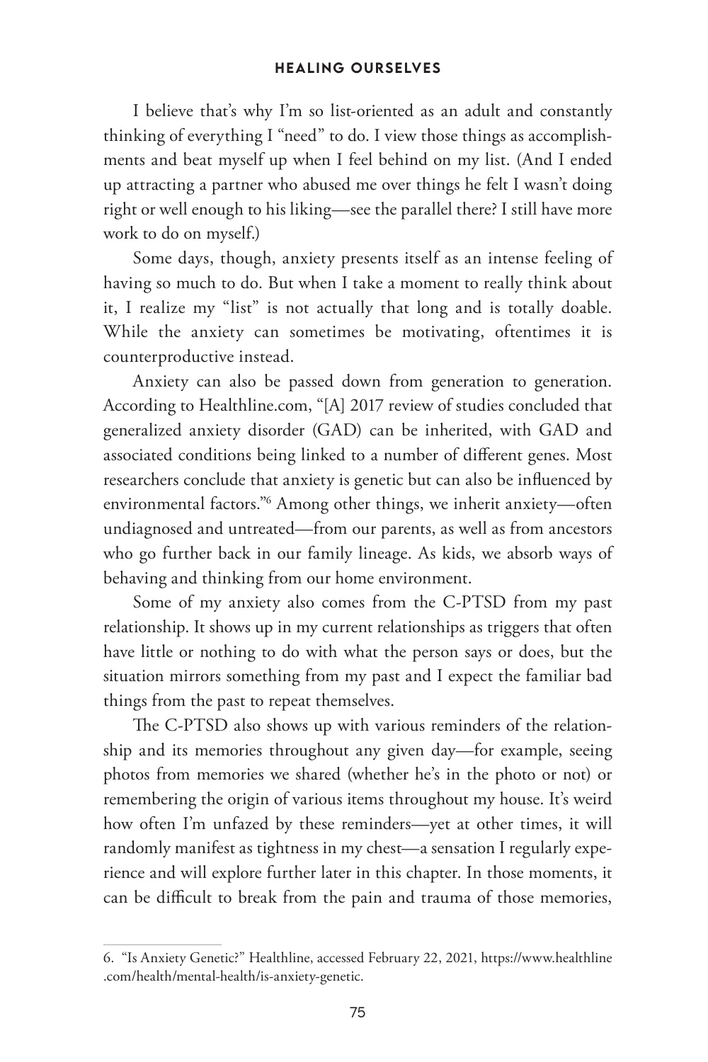I believe that's why I'm so list-oriented as an adult and constantly thinking of everything I "need" to do. I view those things as accomplishments and beat myself up when I feel behind on my list. (And I ended up attracting a partner who abused me over things he felt I wasn't doing right or well enough to his liking—see the parallel there? I still have more work to do on myself.)

Some days, though, anxiety presents itself as an intense feeling of having so much to do. But when I take a moment to really think about it, I realize my "list" is not actually that long and is totally doable. While the anxiety can sometimes be motivating, oftentimes it is counterproductive instead.

Anxiety can also be passed down from generation to generation. According to Healthline.com, "[A] 2017 review of studies concluded that generalized anxiety disorder (GAD) can be inherited, with GAD and associated conditions being linked to a number of different genes. Most researchers conclude that anxiety is genetic but can also be influenced by environmental factors."[6] Among other things, we inherit anxiety—often undiagnosed and untreated—from our parents, as well as from ancestors who go further back in our family lineage. As kids, we absorb ways of behaving and thinking from our home environment.

Some of my anxiety also comes from the C-PTSD from my past relationship. It shows up in my current relationships as triggers that often have little or nothing to do with what the person says or does, but the situation mirrors something from my past and I expect the familiar bad things from the past to repeat themselves.

The C-PTSD also shows up with various reminders of the relationship and its memories throughout any given day—for example, seeing photos from memories we shared (whether he's in the photo or not) or remembering the origin of various items throughout my house. It's weird how often I'm unfazed by these reminders—yet at other times, it will randomly manifest as tightness in my chest—a sensation I regularly experience and will explore further later in this chapter. In those moments, it can be difficult to break from the pain and trauma of those memories,

---

6. "Is Anxiety Genetic?" Healthline, accessed February 22, 2021, https://www.healthline.com/health/mental-health/is-anxiety-genetic.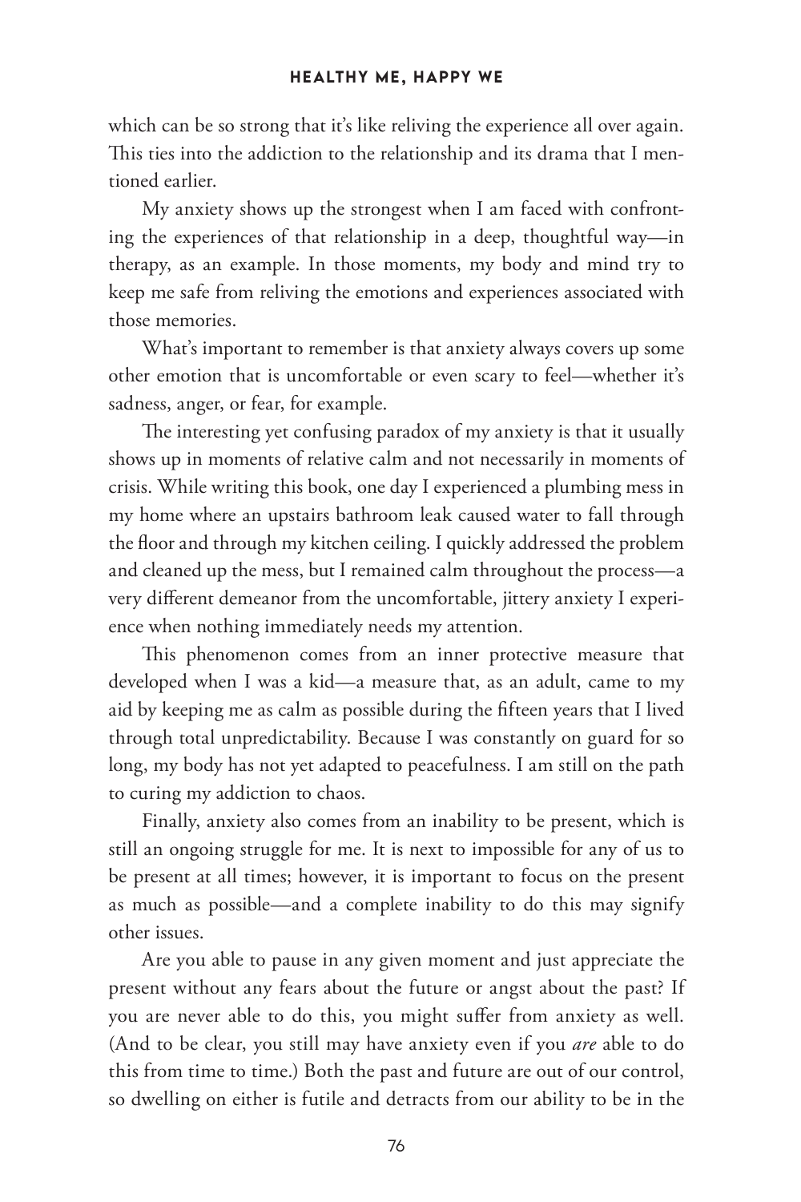which can be so strong that it's like reliving the experience all over again. This ties into the addiction to the relationship and its drama that I mentioned earlier.

My anxiety shows up the strongest when I am faced with confronting the experiences of that relationship in a deep, thoughtful way—in therapy, as an example. In those moments, my body and mind try to keep me safe from reliving the emotions and experiences associated with those memories.

What's important to remember is that anxiety always covers up some other emotion that is uncomfortable or even scary to feel—whether it's sadness, anger, or fear, for example.

The interesting yet confusing paradox of my anxiety is that it usually shows up in moments of relative calm and not necessarily in moments of crisis. While writing this book, one day I experienced a plumbing mess in my home where an upstairs bathroom leak caused water to fall through the floor and through my kitchen ceiling. I quickly addressed the problem and cleaned up the mess, but I remained calm throughout the process—a very different demeanor from the uncomfortable, jittery anxiety I experience when nothing immediately needs my attention.

This phenomenon comes from an inner protective measure that developed when I was a kid—a measure that, as an adult, came to my aid by keeping me as calm as possible during the fifteen years that I lived through total unpredictability. Because I was constantly on guard for so long, my body has not yet adapted to peacefulness. I am still on the path to curing my addiction to chaos.

Finally, anxiety also comes from an inability to be present, which is still an ongoing struggle for me. It is next to impossible for any of us to be present at all times; however, it is important to focus on the present as much as possible—and a complete inability to do this may signify other issues.

Are you able to pause in any given moment and just appreciate the present without any fears about the future or angst about the past? If you are never able to do this, you might suffer from anxiety as well. (And to be clear, you still may have anxiety even if you *are* able to do this from time to time.) Both the past and future are out of our control, so dwelling on either is futile and detracts from our ability to be in the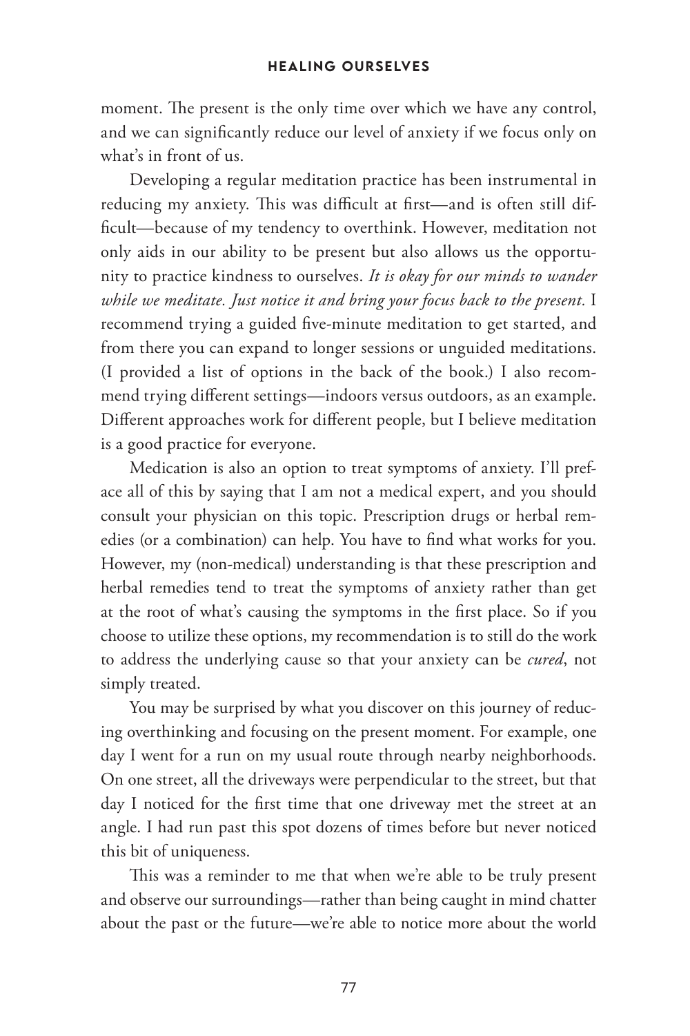moment. The present is the only time over which we have any control, and we can significantly reduce our level of anxiety if we focus only on what's in front of us.

Developing a regular meditation practice has been instrumental in reducing my anxiety. This was difficult at first—and is often still difficult—because of my tendency to overthink. However, meditation not only aids in our ability to be present but also allows us the opportunity to practice kindness to ourselves. *It is okay for our minds to wander while we meditate. Just notice it and bring your focus back to the present.* I recommend trying a guided five-minute meditation to get started, and from there you can expand to longer sessions or unguided meditations. (I provided a list of options in the back of the book.) I also recommend trying different settings—indoors versus outdoors, as an example. Different approaches work for different people, but I believe meditation is a good practice for everyone.

Medication is also an option to treat symptoms of anxiety. I'll preface all of this by saying that I am not a medical expert, and you should consult your physician on this topic. Prescription drugs or herbal remedies (or a combination) can help. You have to find what works for you. However, my (non-medical) understanding is that these prescription and herbal remedies tend to treat the symptoms of anxiety rather than get at the root of what's causing the symptoms in the first place. So if you choose to utilize these options, my recommendation is to still do the work to address the underlying cause so that your anxiety can be *cured*, not simply treated.

You may be surprised by what you discover on this journey of reducing overthinking and focusing on the present moment. For example, one day I went for a run on my usual route through nearby neighborhoods. On one street, all the driveways were perpendicular to the street, but that day I noticed for the first time that one driveway met the street at an angle. I had run past this spot dozens of times before but never noticed this bit of uniqueness.

This was a reminder to me that when we're able to be truly present and observe our surroundings—rather than being caught in mind chatter about the past or the future—we're able to notice more about the world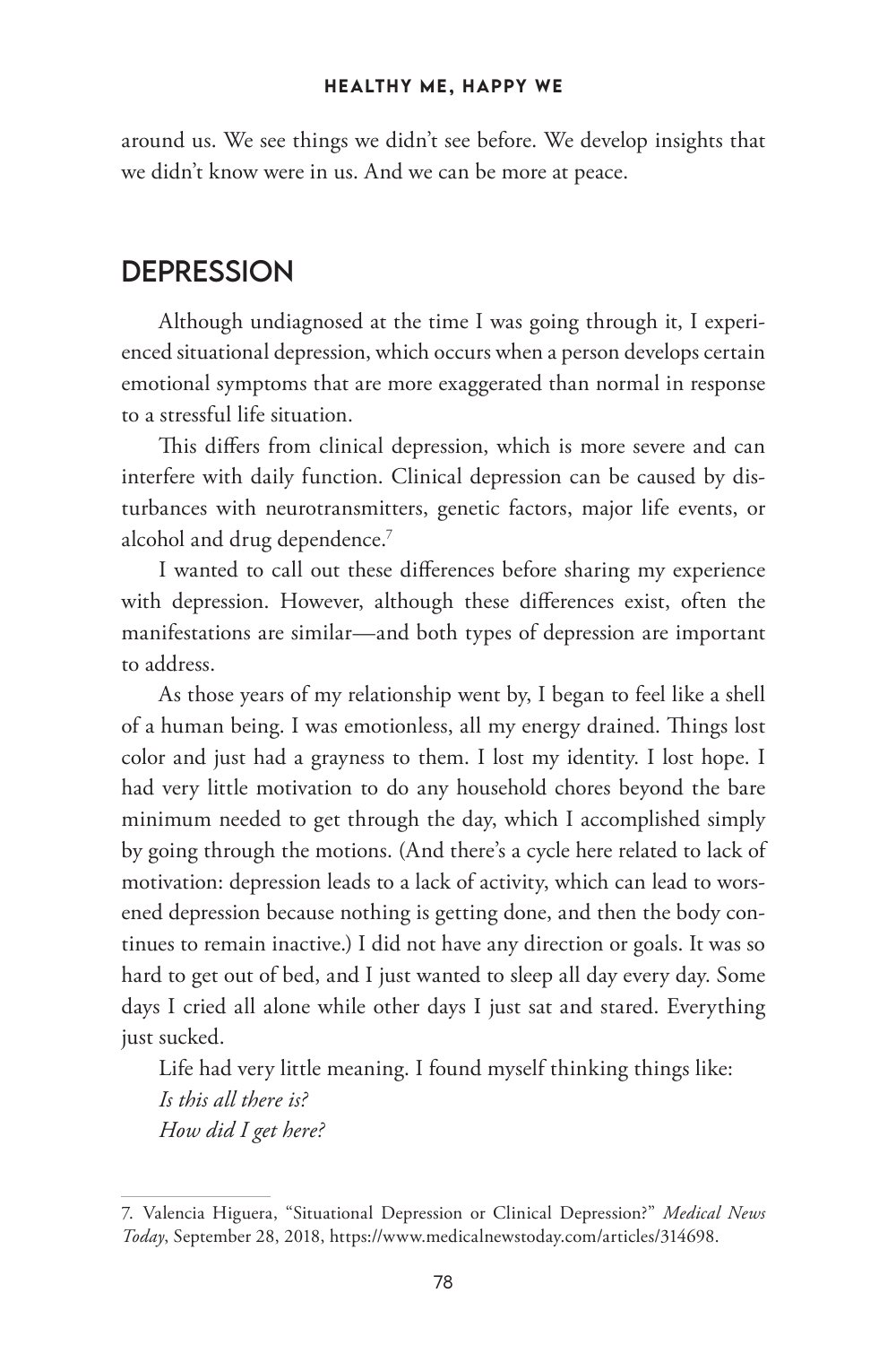around us. We see things we didn't see before. We develop insights that we didn't know were in us. And we can be more at peace.

## DEPRESSION

Although undiagnosed at the time I was going through it, I experienced situational depression, which occurs when a person develops certain emotional symptoms that are more exaggerated than normal in response to a stressful life situation.

This differs from clinical depression, which is more severe and can interfere with daily function. Clinical depression can be caused by disturbances with neurotransmitters, genetic factors, major life events, or alcohol and drug dependence.[7]

I wanted to call out these differences before sharing my experience with depression. However, although these differences exist, often the manifestations are similar—and both types of depression are important to address.

As those years of my relationship went by, I began to feel like a shell of a human being. I was emotionless, all my energy drained. Things lost color and just had a grayness to them. I lost my identity. I lost hope. I had very little motivation to do any household chores beyond the bare minimum needed to get through the day, which I accomplished simply by going through the motions. (And there's a cycle here related to lack of motivation: depression leads to a lack of activity, which can lead to worsened depression because nothing is getting done, and then the body continues to remain inactive.) I did not have any direction or goals. It was so hard to get out of bed, and I just wanted to sleep all day every day. Some days I cried all alone while other days I just sat and stared. Everything just sucked.

Life had very little meaning. I found myself thinking things like:

*Is this all there is?*

*How did I get here?*

---

7. Valencia Higuera, "Situational Depression or Clinical Depression?" *Medical News Today*, September 28, 2018, https://www.medicalnewstoday.com/articles/314698.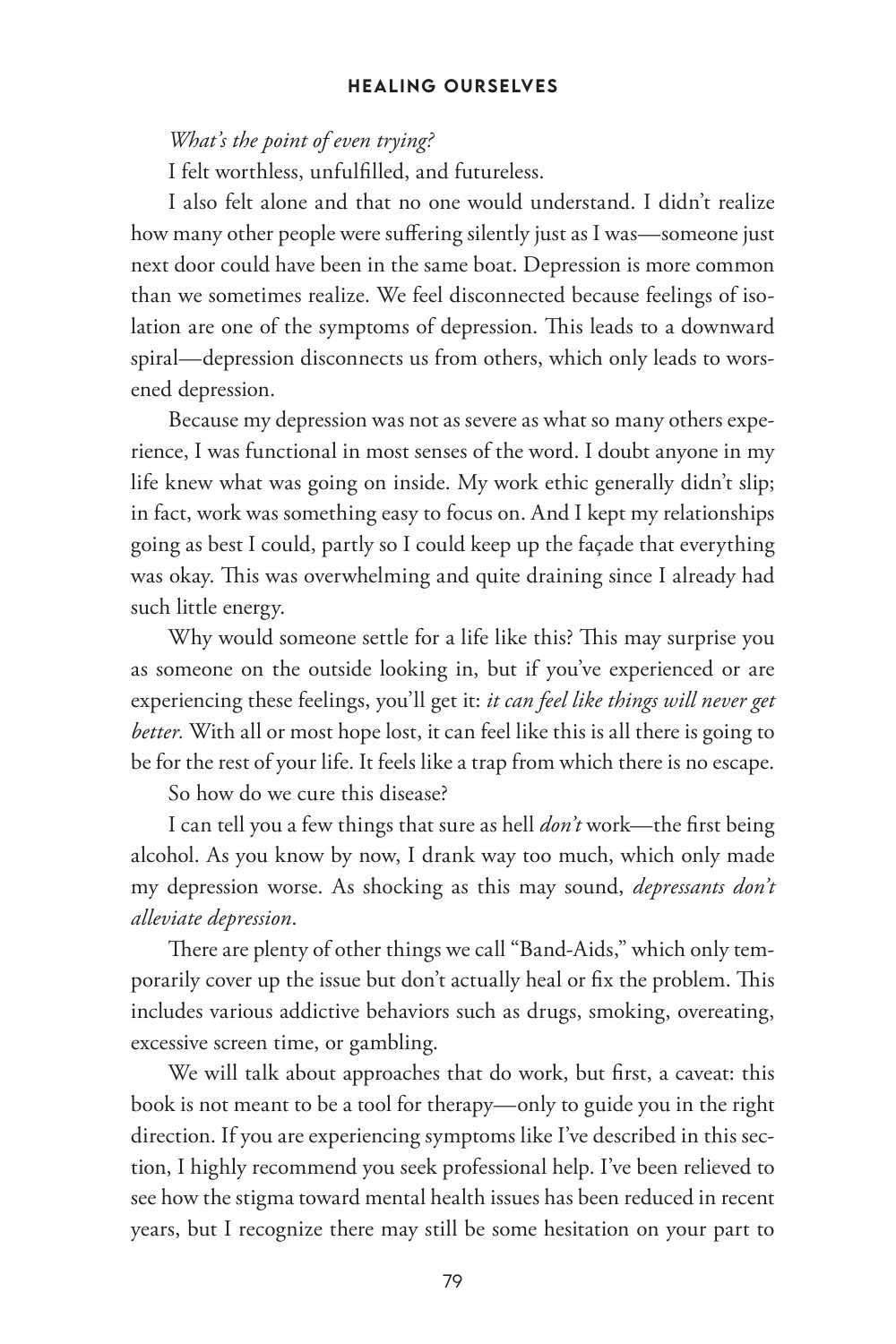*What's the point of even trying?*

I felt worthless, unfulfilled, and futureless.

I also felt alone and that no one would understand. I didn't realize how many other people were suffering silently just as I was—someone just next door could have been in the same boat. Depression is more common than we sometimes realize. We feel disconnected because feelings of isolation are one of the symptoms of depression. This leads to a downward spiral—depression disconnects us from others, which only leads to worsened depression.

Because my depression was not as severe as what so many others experience, I was functional in most senses of the word. I doubt anyone in my life knew what was going on inside. My work ethic generally didn't slip; in fact, work was something easy to focus on. And I kept my relationships going as best I could, partly so I could keep up the façade that everything was okay. This was overwhelming and quite draining since I already had such little energy.

Why would someone settle for a life like this? This may surprise you as someone on the outside looking in, but if you've experienced or are experiencing these feelings, you'll get it: *it can feel like things will never get better.* With all or most hope lost, it can feel like this is all there is going to be for the rest of your life. It feels like a trap from which there is no escape.

So how do we cure this disease?

I can tell you a few things that sure as hell *don't* work—the first being alcohol. As you know by now, I drank way too much, which only made my depression worse. As shocking as this may sound, *depressants don't alleviate depression*.

There are plenty of other things we call "Band-Aids," which only temporarily cover up the issue but don't actually heal or fix the problem. This includes various addictive behaviors such as drugs, smoking, overeating, excessive screen time, or gambling.

We will talk about approaches that do work, but first, a caveat: this book is not meant to be a tool for therapy—only to guide you in the right direction. If you are experiencing symptoms like I've described in this section, I highly recommend you seek professional help. I've been relieved to see how the stigma toward mental health issues has been reduced in recent years, but I recognize there may still be some hesitation on your part to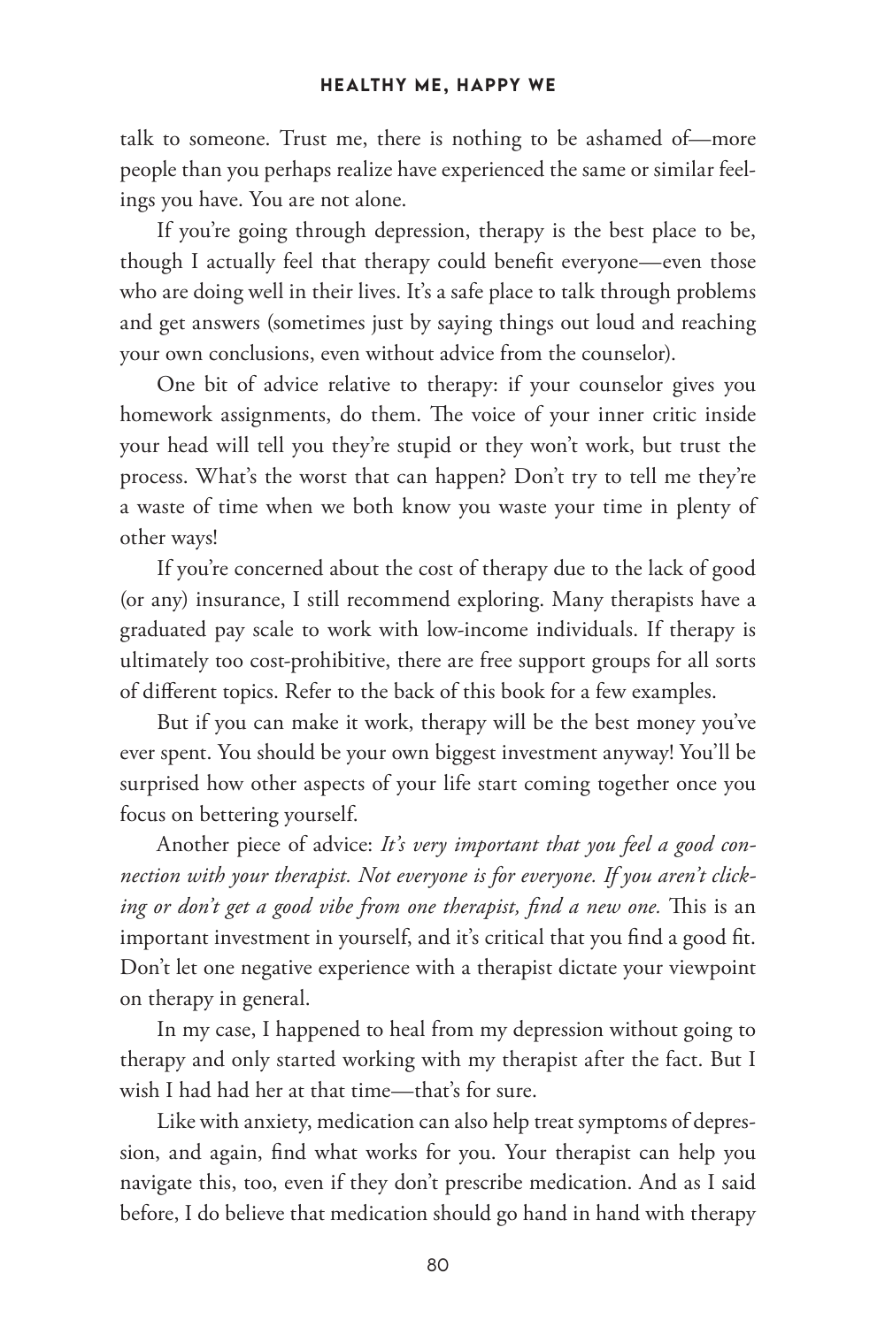talk to someone. Trust me, there is nothing to be ashamed of—more people than you perhaps realize have experienced the same or similar feelings you have. You are not alone.

If you're going through depression, therapy is the best place to be, though I actually feel that therapy could benefit everyone—even those who are doing well in their lives. It's a safe place to talk through problems and get answers (sometimes just by saying things out loud and reaching your own conclusions, even without advice from the counselor).

One bit of advice relative to therapy: if your counselor gives you homework assignments, do them. The voice of your inner critic inside your head will tell you they're stupid or they won't work, but trust the process. What's the worst that can happen? Don't try to tell me they're a waste of time when we both know you waste your time in plenty of other ways!

If you're concerned about the cost of therapy due to the lack of good (or any) insurance, I still recommend exploring. Many therapists have a graduated pay scale to work with low-income individuals. If therapy is ultimately too cost-prohibitive, there are free support groups for all sorts of different topics. Refer to the back of this book for a few examples.

But if you can make it work, therapy will be the best money you've ever spent. You should be your own biggest investment anyway! You'll be surprised how other aspects of your life start coming together once you focus on bettering yourself.

Another piece of advice: *It's very important that you feel a good connection with your therapist. Not everyone is for everyone. If you aren't clicking or don't get a good vibe from one therapist, find a new one.* This is an important investment in yourself, and it's critical that you find a good fit. Don't let one negative experience with a therapist dictate your viewpoint on therapy in general.

In my case, I happened to heal from my depression without going to therapy and only started working with my therapist after the fact. But I wish I had had her at that time—that's for sure.

Like with anxiety, medication can also help treat symptoms of depression, and again, find what works for you. Your therapist can help you navigate this, too, even if they don't prescribe medication. And as I said before, I do believe that medication should go hand in hand with therapy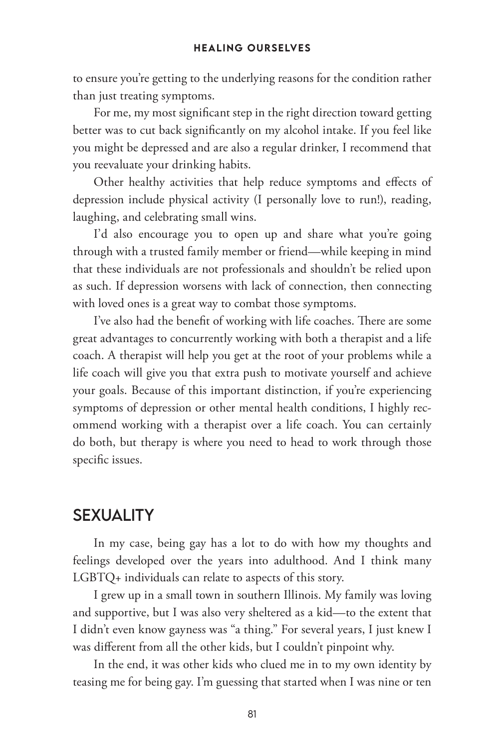to ensure you're getting to the underlying reasons for the condition rather than just treating symptoms.

For me, my most significant step in the right direction toward getting better was to cut back significantly on my alcohol intake. If you feel like you might be depressed and are also a regular drinker, I recommend that you reevaluate your drinking habits.

Other healthy activities that help reduce symptoms and effects of depression include physical activity (I personally love to run!), reading, laughing, and celebrating small wins.

I'd also encourage you to open up and share what you're going through with a trusted family member or friend—while keeping in mind that these individuals are not professionals and shouldn't be relied upon as such. If depression worsens with lack of connection, then connecting with loved ones is a great way to combat those symptoms.

I've also had the benefit of working with life coaches. There are some great advantages to concurrently working with both a therapist and a life coach. A therapist will help you get at the root of your problems while a life coach will give you that extra push to motivate yourself and achieve your goals. Because of this important distinction, if you're experiencing symptoms of depression or other mental health conditions, I highly recommend working with a therapist over a life coach. You can certainly do both, but therapy is where you need to head to work through those specific issues.

## SEXUALITY

In my case, being gay has a lot to do with how my thoughts and feelings developed over the years into adulthood. And I think many LGBTQ+ individuals can relate to aspects of this story.

I grew up in a small town in southern Illinois. My family was loving and supportive, but I was also very sheltered as a kid—to the extent that I didn't even know gayness was "a thing." For several years, I just knew I was different from all the other kids, but I couldn't pinpoint why.

In the end, it was other kids who clued me in to my own identity by teasing me for being gay. I'm guessing that started when I was nine or ten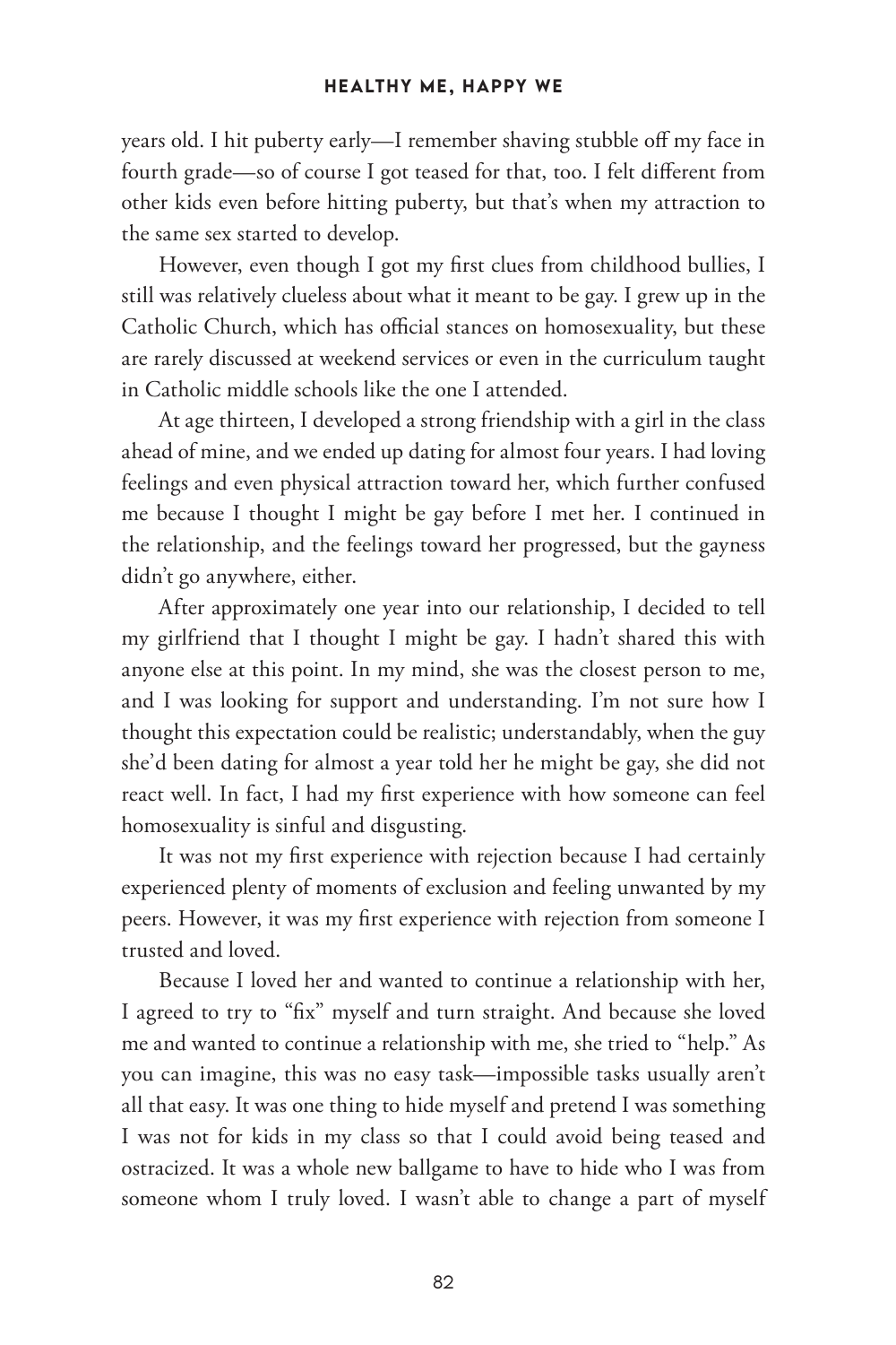years old. I hit puberty early—I remember shaving stubble off my face in fourth grade—so of course I got teased for that, too. I felt different from other kids even before hitting puberty, but that's when my attraction to the same sex started to develop.

However, even though I got my first clues from childhood bullies, I still was relatively clueless about what it meant to be gay. I grew up in the Catholic Church, which has official stances on homosexuality, but these are rarely discussed at weekend services or even in the curriculum taught in Catholic middle schools like the one I attended.

At age thirteen, I developed a strong friendship with a girl in the class ahead of mine, and we ended up dating for almost four years. I had loving feelings and even physical attraction toward her, which further confused me because I thought I might be gay before I met her. I continued in the relationship, and the feelings toward her progressed, but the gayness didn't go anywhere, either.

After approximately one year into our relationship, I decided to tell my girlfriend that I thought I might be gay. I hadn't shared this with anyone else at this point. In my mind, she was the closest person to me, and I was looking for support and understanding. I'm not sure how I thought this expectation could be realistic; understandably, when the guy she'd been dating for almost a year told her he might be gay, she did not react well. In fact, I had my first experience with how someone can feel homosexuality is sinful and disgusting.

It was not my first experience with rejection because I had certainly experienced plenty of moments of exclusion and feeling unwanted by my peers. However, it was my first experience with rejection from someone I trusted and loved.

Because I loved her and wanted to continue a relationship with her, I agreed to try to "fix" myself and turn straight. And because she loved me and wanted to continue a relationship with me, she tried to "help." As you can imagine, this was no easy task—impossible tasks usually aren't all that easy. It was one thing to hide myself and pretend I was something I was not for kids in my class so that I could avoid being teased and ostracized. It was a whole new ballgame to have to hide who I was from someone whom I truly loved. I wasn't able to change a part of myself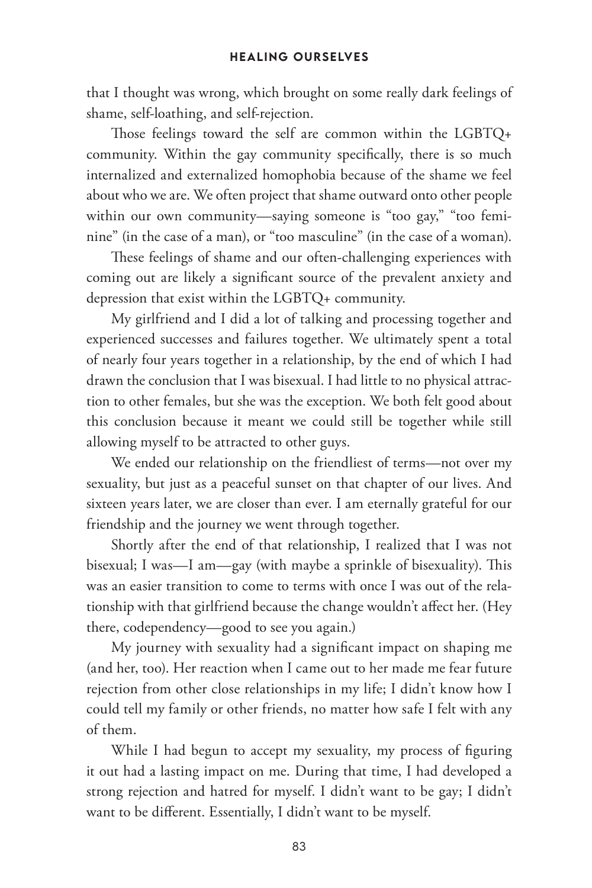that I thought was wrong, which brought on some really dark feelings of shame, self-loathing, and self-rejection.

Those feelings toward the self are common within the LGBTQ+ community. Within the gay community specifically, there is so much internalized and externalized homophobia because of the shame we feel about who we are. We often project that shame outward onto other people within our own community—saying someone is "too gay," "too feminine" (in the case of a man), or "too masculine" (in the case of a woman).

These feelings of shame and our often-challenging experiences with coming out are likely a significant source of the prevalent anxiety and depression that exist within the LGBTQ+ community.

My girlfriend and I did a lot of talking and processing together and experienced successes and failures together. We ultimately spent a total of nearly four years together in a relationship, by the end of which I had drawn the conclusion that I was bisexual. I had little to no physical attraction to other females, but she was the exception. We both felt good about this conclusion because it meant we could still be together while still allowing myself to be attracted to other guys.

We ended our relationship on the friendliest of terms—not over my sexuality, but just as a peaceful sunset on that chapter of our lives. And sixteen years later, we are closer than ever. I am eternally grateful for our friendship and the journey we went through together.

Shortly after the end of that relationship, I realized that I was not bisexual; I was—I am—gay (with maybe a sprinkle of bisexuality). This was an easier transition to come to terms with once I was out of the relationship with that girlfriend because the change wouldn't affect her. (Hey there, codependency—good to see you again.)

My journey with sexuality had a significant impact on shaping me (and her, too). Her reaction when I came out to her made me fear future rejection from other close relationships in my life; I didn't know how I could tell my family or other friends, no matter how safe I felt with any of them.

While I had begun to accept my sexuality, my process of figuring it out had a lasting impact on me. During that time, I had developed a strong rejection and hatred for myself. I didn't want to be gay; I didn't want to be different. Essentially, I didn't want to be myself.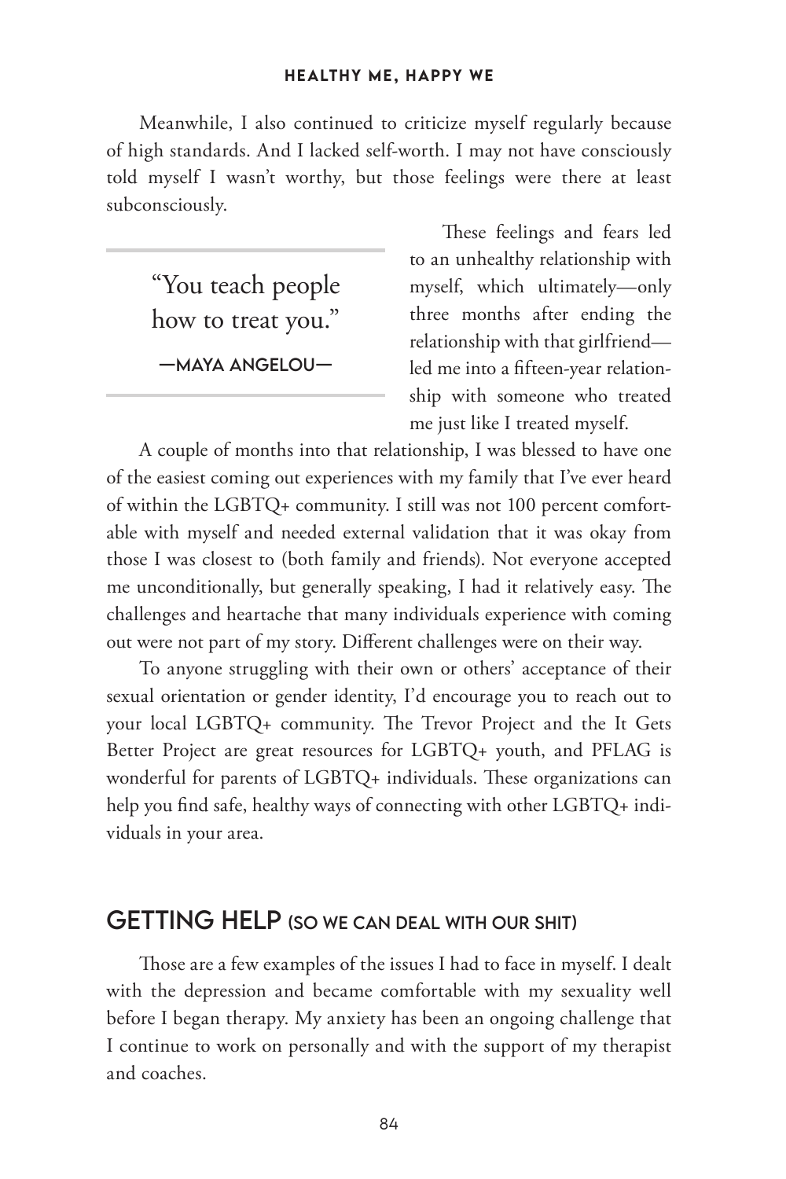Meanwhile, I also continued to criticize myself regularly because of high standards. And I lacked self-worth. I may not have consciously told myself I wasn't worthy, but those feelings were there at least subconsciously.

> "You teach people how to treat you."
>
> —MAYA ANGELOU—

These feelings and fears led to an unhealthy relationship with myself, which ultimately—only three months after ending the relationship with that girlfriend—led me into a fifteen-year relationship with someone who treated me just like I treated myself.

A couple of months into that relationship, I was blessed to have one of the easiest coming out experiences with my family that I've ever heard of within the LGBTQ+ community. I still was not 100 percent comfortable with myself and needed external validation that it was okay from those I was closest to (both family and friends). Not everyone accepted me unconditionally, but generally speaking, I had it relatively easy. The challenges and heartache that many individuals experience with coming out were not part of my story. Different challenges were on their way.

To anyone struggling with their own or others' acceptance of their sexual orientation or gender identity, I'd encourage you to reach out to your local LGBTQ+ community. The Trevor Project and the It Gets Better Project are great resources for LGBTQ+ youth, and PFLAG is wonderful for parents of LGBTQ+ individuals. These organizations can help you find safe, healthy ways of connecting with other LGBTQ+ individuals in your area.

## GETTING HELP (SO WE CAN DEAL WITH OUR SHIT)

Those are a few examples of the issues I had to face in myself. I dealt with the depression and became comfortable with my sexuality well before I began therapy. My anxiety has been an ongoing challenge that I continue to work on personally and with the support of my therapist and coaches.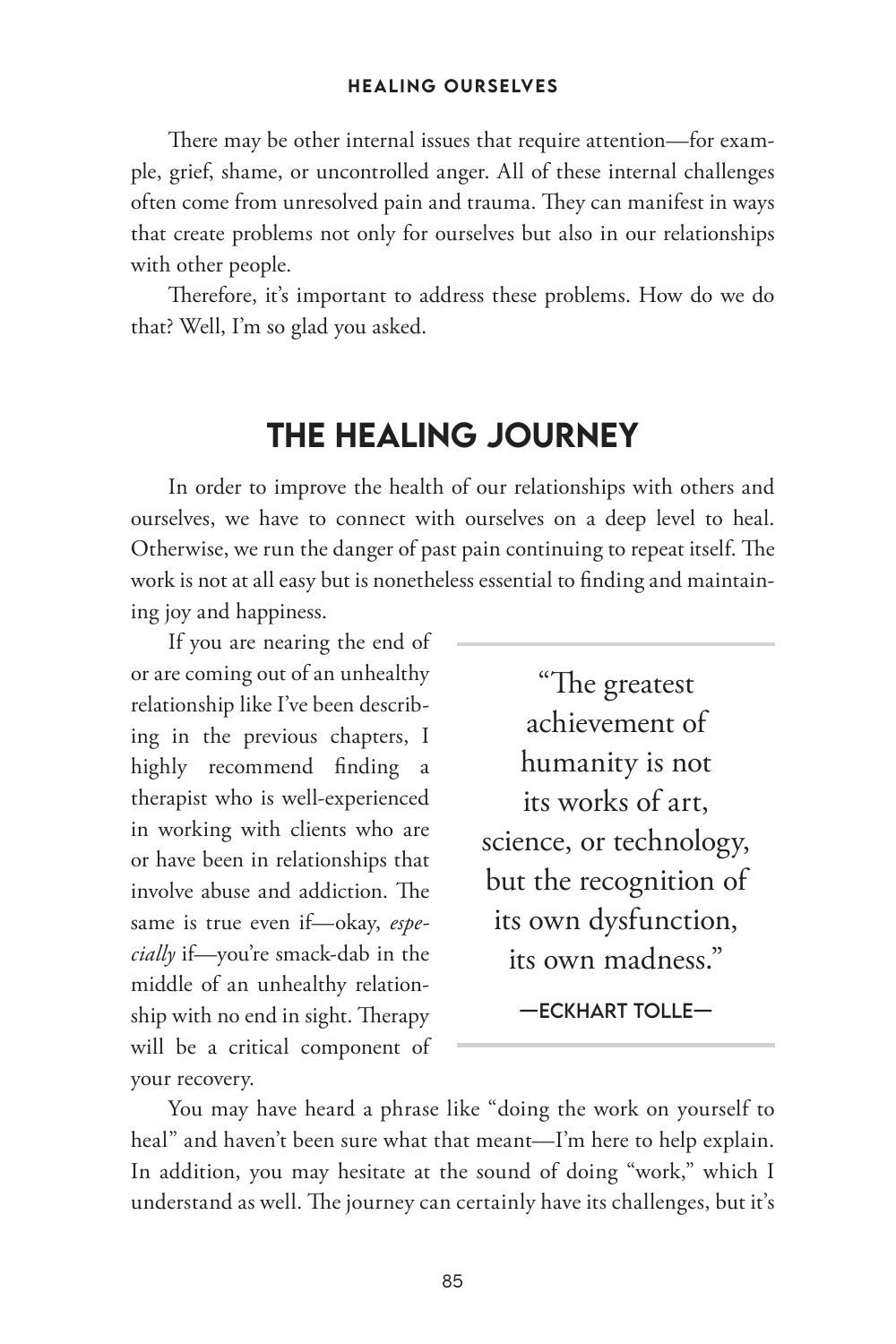There may be other internal issues that require attention—for example, grief, shame, or uncontrolled anger. All of these internal challenges often come from unresolved pain and trauma. They can manifest in ways that create problems not only for ourselves but also in our relationships with other people.

Therefore, it's important to address these problems. How do we do that? Well, I'm so glad you asked.

## THE HEALING JOURNEY

In order to improve the health of our relationships with others and ourselves, we have to connect with ourselves on a deep level to heal. Otherwise, we run the danger of past pain continuing to repeat itself. The work is not at all easy but is nonetheless essential to finding and maintaining joy and happiness.

If you are nearing the end of or are coming out of an unhealthy relationship like I've been describing in the previous chapters, I highly recommend finding a therapist who is well-experienced in working with clients who are or have been in relationships that involve abuse and addiction. The same is true even if—okay, *especially* if—you're smack-dab in the middle of an unhealthy relationship with no end in sight. Therapy will be a critical component of your recovery.

> "The greatest achievement of humanity is not its works of art, science, or technology, but the recognition of its own dysfunction, its own madness."
>
> —ECKHART TOLLE—

You may have heard a phrase like "doing the work on yourself to heal" and haven't been sure what that meant—I'm here to help explain. In addition, you may hesitate at the sound of doing "work," which I understand as well. The journey can certainly have its challenges, but it's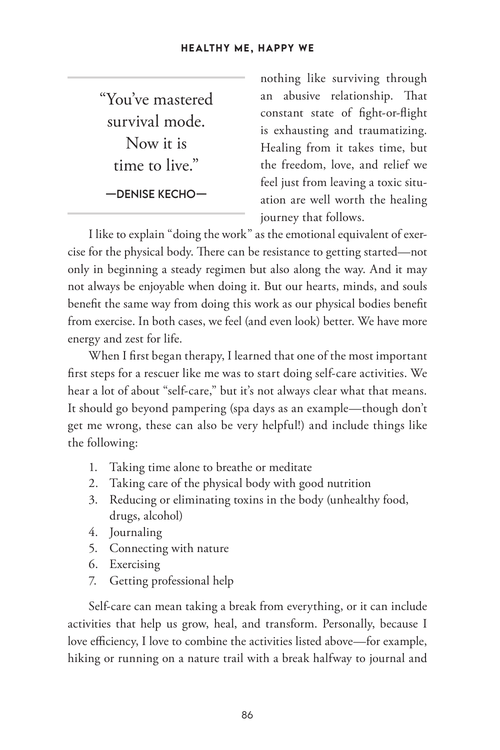> "You've mastered survival mode. Now it is time to live."
>
> —DENISE KECHO—

nothing like surviving through an abusive relationship. That constant state of fight-or-flight is exhausting and traumatizing. Healing from it takes time, but the freedom, love, and relief we feel just from leaving a toxic situation are well worth the healing journey that follows.

I like to explain "doing the work" as the emotional equivalent of exercise for the physical body. There can be resistance to getting started—not only in beginning a steady regimen but also along the way. And it may not always be enjoyable when doing it. But our hearts, minds, and souls benefit the same way from doing this work as our physical bodies benefit from exercise. In both cases, we feel (and even look) better. We have more energy and zest for life.

When I first began therapy, I learned that one of the most important first steps for a rescuer like me was to start doing self-care activities. We hear a lot of about "self-care," but it's not always clear what that means. It should go beyond pampering (spa days as an example—though don't get me wrong, these can also be very helpful!) and include things like the following:

1. Taking time alone to breathe or meditate
2. Taking care of the physical body with good nutrition
3. Reducing or eliminating toxins in the body (unhealthy food, drugs, alcohol)
4. Journaling
5. Connecting with nature
6. Exercising
7. Getting professional help

Self-care can mean taking a break from everything, or it can include activities that help us grow, heal, and transform. Personally, because I love efficiency, I love to combine the activities listed above—for example, hiking or running on a nature trail with a break halfway to journal and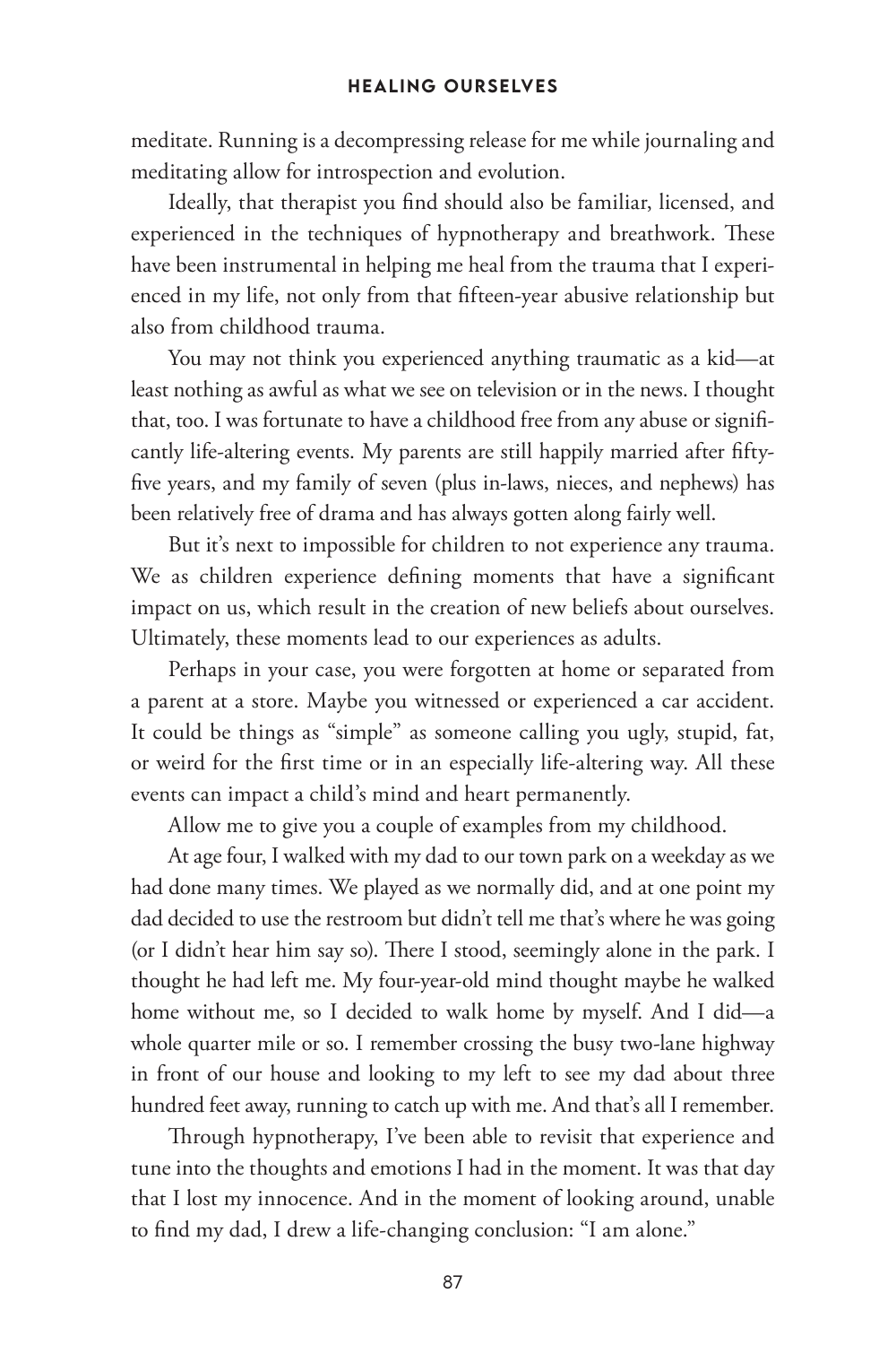meditate. Running is a decompressing release for me while journaling and meditating allow for introspection and evolution.

Ideally, that therapist you find should also be familiar, licensed, and experienced in the techniques of hypnotherapy and breathwork. These have been instrumental in helping me heal from the trauma that I experienced in my life, not only from that fifteen-year abusive relationship but also from childhood trauma.

You may not think you experienced anything traumatic as a kid—at least nothing as awful as what we see on television or in the news. I thought that, too. I was fortunate to have a childhood free from any abuse or significantly life-altering events. My parents are still happily married after fifty-five years, and my family of seven (plus in-laws, nieces, and nephews) has been relatively free of drama and has always gotten along fairly well.

But it's next to impossible for children to not experience any trauma. We as children experience defining moments that have a significant impact on us, which result in the creation of new beliefs about ourselves. Ultimately, these moments lead to our experiences as adults.

Perhaps in your case, you were forgotten at home or separated from a parent at a store. Maybe you witnessed or experienced a car accident. It could be things as "simple" as someone calling you ugly, stupid, fat, or weird for the first time or in an especially life-altering way. All these events can impact a child's mind and heart permanently.

Allow me to give you a couple of examples from my childhood.

At age four, I walked with my dad to our town park on a weekday as we had done many times. We played as we normally did, and at one point my dad decided to use the restroom but didn't tell me that's where he was going (or I didn't hear him say so). There I stood, seemingly alone in the park. I thought he had left me. My four-year-old mind thought maybe he walked home without me, so I decided to walk home by myself. And I did—a whole quarter mile or so. I remember crossing the busy two-lane highway in front of our house and looking to my left to see my dad about three hundred feet away, running to catch up with me. And that's all I remember.

Through hypnotherapy, I've been able to revisit that experience and tune into the thoughts and emotions I had in the moment. It was that day that I lost my innocence. And in the moment of looking around, unable to find my dad, I drew a life-changing conclusion: "I am alone."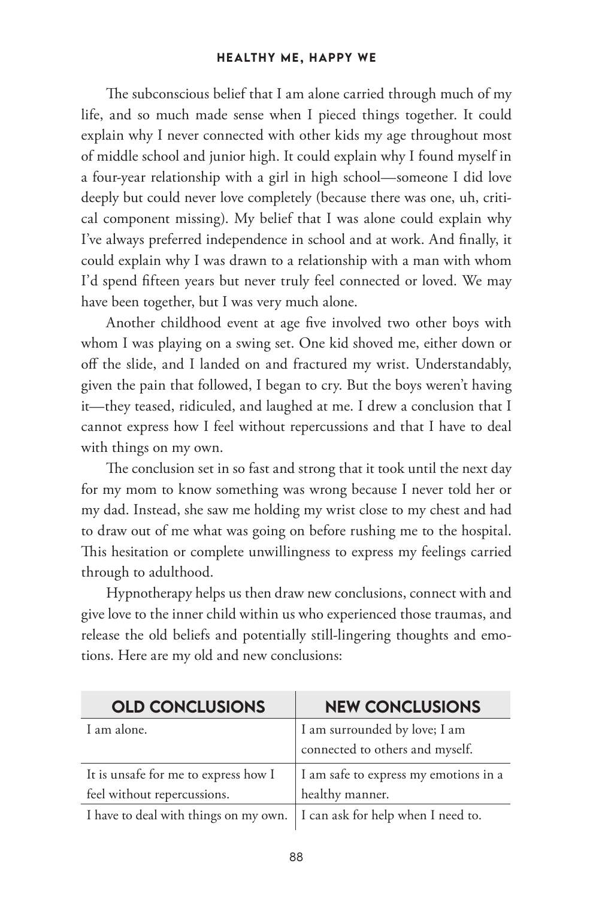The subconscious belief that I am alone carried through much of my life, and so much made sense when I pieced things together. It could explain why I never connected with other kids my age throughout most of middle school and junior high. It could explain why I found myself in a four-year relationship with a girl in high school—someone I did love deeply but could never love completely (because there was one, uh, critical component missing). My belief that I was alone could explain why I've always preferred independence in school and at work. And finally, it could explain why I was drawn to a relationship with a man with whom I'd spend fifteen years but never truly feel connected or loved. We may have been together, but I was very much alone.

Another childhood event at age five involved two other boys with whom I was playing on a swing set. One kid shoved me, either down or off the slide, and I landed on and fractured my wrist. Understandably, given the pain that followed, I began to cry. But the boys weren't having it—they teased, ridiculed, and laughed at me. I drew a conclusion that I cannot express how I feel without repercussions and that I have to deal with things on my own.

The conclusion set in so fast and strong that it took until the next day for my mom to know something was wrong because I never told her or my dad. Instead, she saw me holding my wrist close to my chest and had to draw out of me what was going on before rushing me to the hospital. This hesitation or complete unwillingness to express my feelings carried through to adulthood.

Hypnotherapy helps us then draw new conclusions, connect with and give love to the inner child within us who experienced those traumas, and release the old beliefs and potentially still-lingering thoughts and emotions. Here are my old and new conclusions:

| OLD CONCLUSIONS | NEW CONCLUSIONS |
|---|---|
| I am alone. | I am surrounded by love; I am connected to others and myself. |
| It is unsafe for me to express how I feel without repercussions. | I am safe to express my emotions in a healthy manner. |
| I have to deal with things on my own. | I can ask for help when I need to. |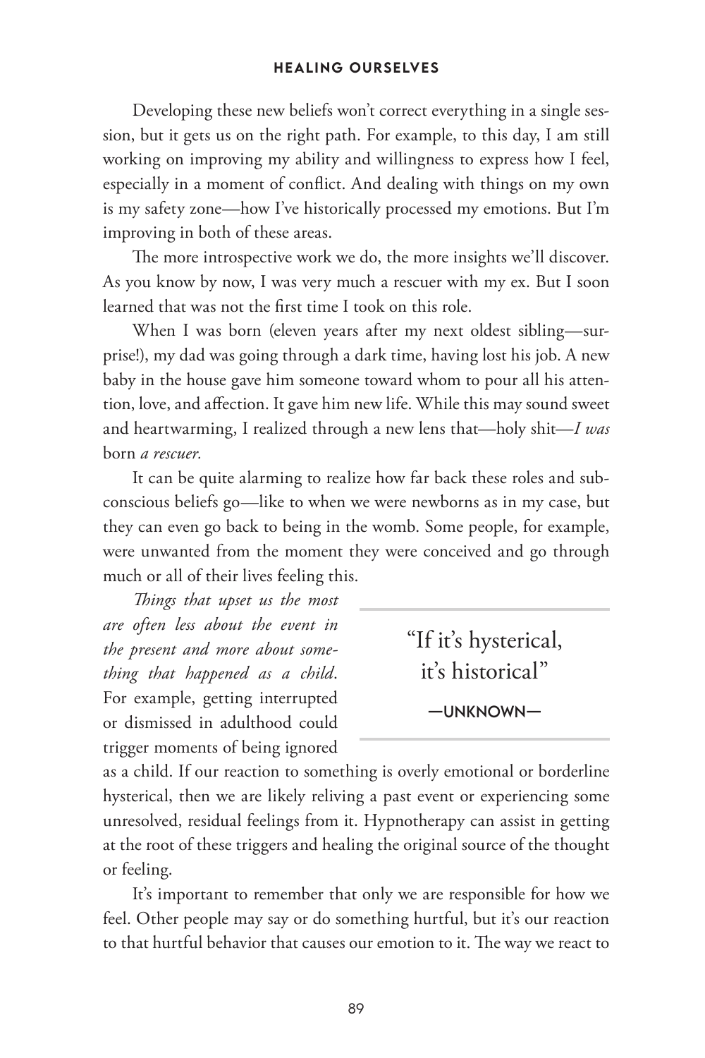Developing these new beliefs won't correct everything in a single session, but it gets us on the right path. For example, to this day, I am still working on improving my ability and willingness to express how I feel, especially in a moment of conflict. And dealing with things on my own is my safety zone—how I've historically processed my emotions. But I'm improving in both of these areas.

The more introspective work we do, the more insights we'll discover. As you know by now, I was very much a rescuer with my ex. But I soon learned that was not the first time I took on this role.

When I was born (eleven years after my next oldest sibling—surprise!), my dad was going through a dark time, having lost his job. A new baby in the house gave him someone toward whom to pour all his attention, love, and affection. It gave him new life. While this may sound sweet and heartwarming, I realized through a new lens that—holy shit—*I was* born *a rescuer*.

It can be quite alarming to realize how far back these roles and subconscious beliefs go—like to when we were newborns as in my case, but they can even go back to being in the womb. Some people, for example, were unwanted from the moment they were conceived and go through much or all of their lives feeling this.

> "If it's hysterical, it's historical"
>
> —UNKNOWN—

*Things that upset us the most are often less about the event in the present and more about something that happened as a child*. For example, getting interrupted or dismissed in adulthood could trigger moments of being ignored as a child. If our reaction to something is overly emotional or borderline hysterical, then we are likely reliving a past event or experiencing some unresolved, residual feelings from it. Hypnotherapy can assist in getting at the root of these triggers and healing the original source of the thought or feeling.

It's important to remember that only we are responsible for how we feel. Other people may say or do something hurtful, but it's our reaction to that hurtful behavior that causes our emotion to it. The way we react to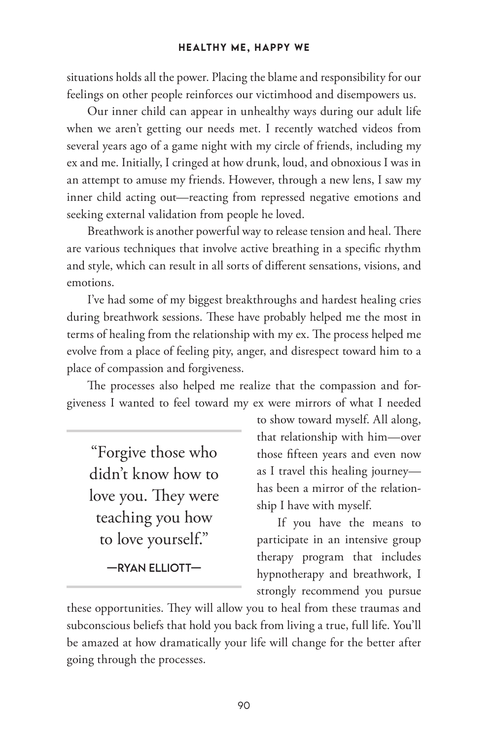situations holds all the power. Placing the blame and responsibility for our feelings on other people reinforces our victimhood and disempowers us.

Our inner child can appear in unhealthy ways during our adult life when we aren't getting our needs met. I recently watched videos from several years ago of a game night with my circle of friends, including my ex and me. Initially, I cringed at how drunk, loud, and obnoxious I was in an attempt to amuse my friends. However, through a new lens, I saw my inner child acting out—reacting from repressed negative emotions and seeking external validation from people he loved.

Breathwork is another powerful way to release tension and heal. There are various techniques that involve active breathing in a specific rhythm and style, which can result in all sorts of different sensations, visions, and emotions.

I've had some of my biggest breakthroughs and hardest healing cries during breathwork sessions. These have probably helped me the most in terms of healing from the relationship with my ex. The process helped me evolve from a place of feeling pity, anger, and disrespect toward him to a place of compassion and forgiveness.

The processes also helped me realize that the compassion and forgiveness I wanted to feel toward my ex were mirrors of what I needed to show toward myself. All along, that relationship with him—over those fifteen years and even now as I travel this healing journey—has been a mirror of the relationship I have with myself.

> "Forgive those who didn't know how to love you. They were teaching you how to love yourself."
>
> —RYAN ELLIOTT—

If you have the means to participate in an intensive group therapy program that includes hypnotherapy and breathwork, I strongly recommend you pursue these opportunities. They will allow you to heal from these traumas and subconscious beliefs that hold you back from living a true, full life. You'll be amazed at how dramatically your life will change for the better after going through the processes.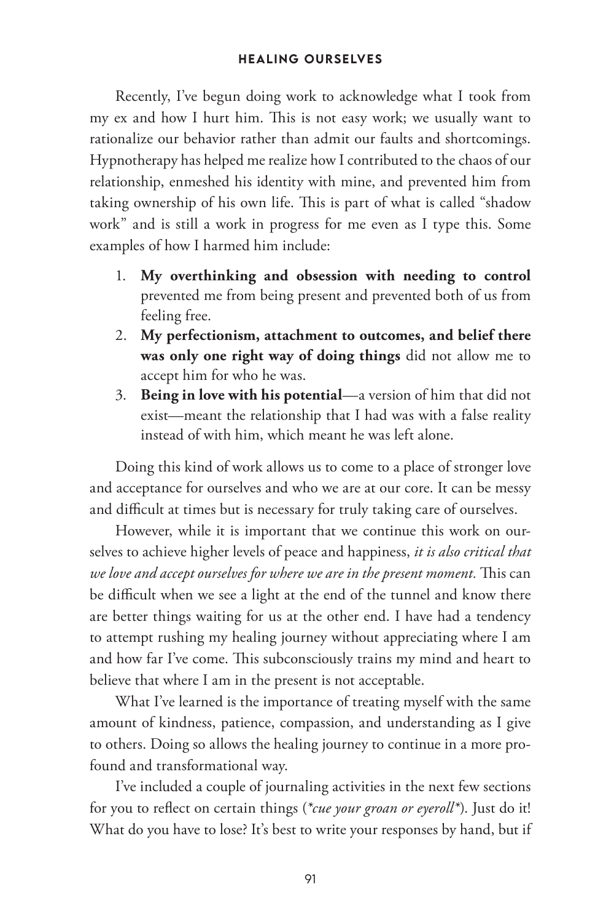Recently, I've begun doing work to acknowledge what I took from my ex and how I hurt him. This is not easy work; we usually want to rationalize our behavior rather than admit our faults and shortcomings. Hypnotherapy has helped me realize how I contributed to the chaos of our relationship, enmeshed his identity with mine, and prevented him from taking ownership of his own life. This is part of what is called "shadow work" and is still a work in progress for me even as I type this. Some examples of how I harmed him include:

1. **My overthinking and obsession with needing to control** prevented me from being present and prevented both of us from feeling free.
2. **My perfectionism, attachment to outcomes, and belief there was only one right way of doing things** did not allow me to accept him for who he was.
3. **Being in love with his potential**—a version of him that did not exist—meant the relationship that I had was with a false reality instead of with him, which meant he was left alone.

Doing this kind of work allows us to come to a place of stronger love and acceptance for ourselves and who we are at our core. It can be messy and difficult at times but is necessary for truly taking care of ourselves.

However, while it is important that we continue this work on ourselves to achieve higher levels of peace and happiness, *it is also critical that we love and accept ourselves for where we are in the present moment.* This can be difficult when we see a light at the end of the tunnel and know there are better things waiting for us at the other end. I have had a tendency to attempt rushing my healing journey without appreciating where I am and how far I've come. This subconsciously trains my mind and heart to believe that where I am in the present is not acceptable.

What I've learned is the importance of treating myself with the same amount of kindness, patience, compassion, and understanding as I give to others. Doing so allows the healing journey to continue in a more profound and transformational way.

I've included a couple of journaling activities in the next few sections for you to reflect on certain things (*\*cue your groan or eyeroll\**). Just do it! What do you have to lose? It's best to write your responses by hand, but if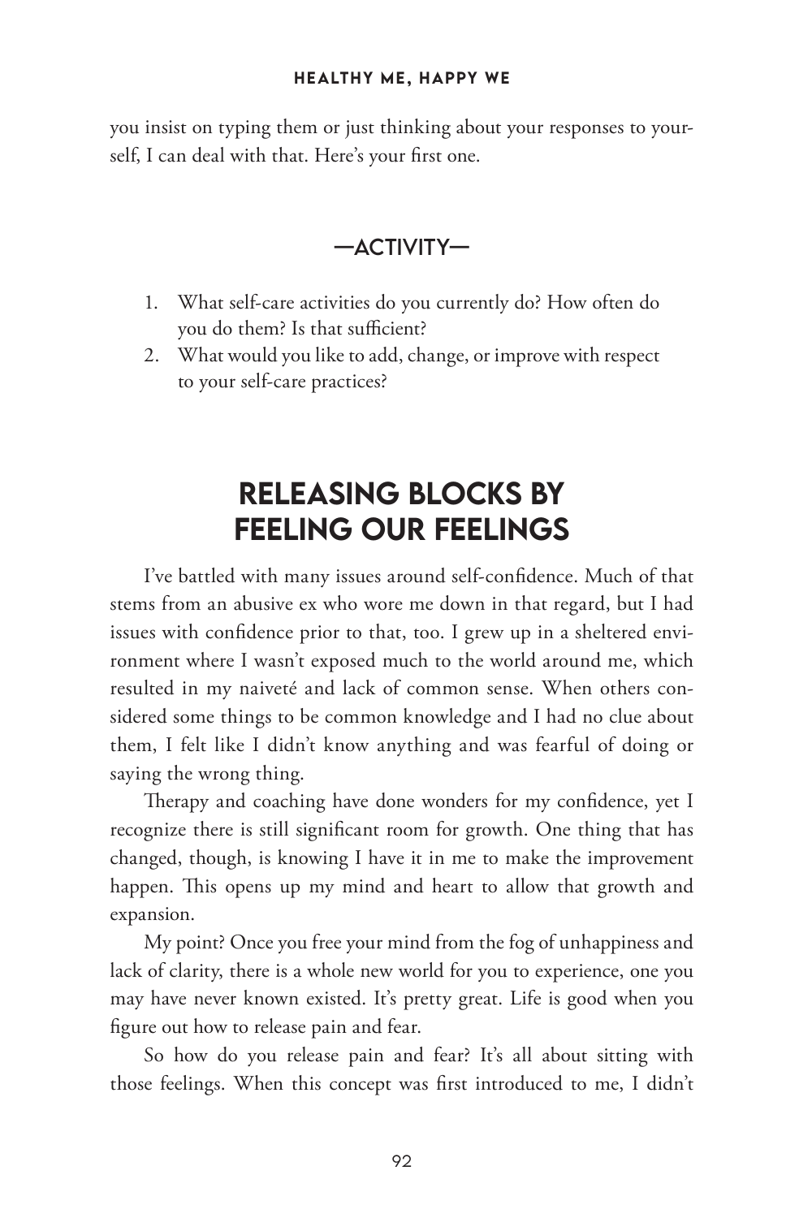you insist on typing them or just thinking about your responses to yourself, I can deal with that. Here's your first one.

### —ACTIVITY—

1. What self-care activities do you currently do? How often do you do them? Is that sufficient?
2. What would you like to add, change, or improve with respect to your self-care practices?

## RELEASING BLOCKS BY FEELING OUR FEELINGS

I've battled with many issues around self-confidence. Much of that stems from an abusive ex who wore me down in that regard, but I had issues with confidence prior to that, too. I grew up in a sheltered environment where I wasn't exposed much to the world around me, which resulted in my naiveté and lack of common sense. When others considered some things to be common knowledge and I had no clue about them, I felt like I didn't know anything and was fearful of doing or saying the wrong thing.

Therapy and coaching have done wonders for my confidence, yet I recognize there is still significant room for growth. One thing that has changed, though, is knowing I have it in me to make the improvement happen. This opens up my mind and heart to allow that growth and expansion.

My point? Once you free your mind from the fog of unhappiness and lack of clarity, there is a whole new world for you to experience, one you may have never known existed. It's pretty great. Life is good when you figure out how to release pain and fear.

So how do you release pain and fear? It's all about sitting with those feelings. When this concept was first introduced to me, I didn't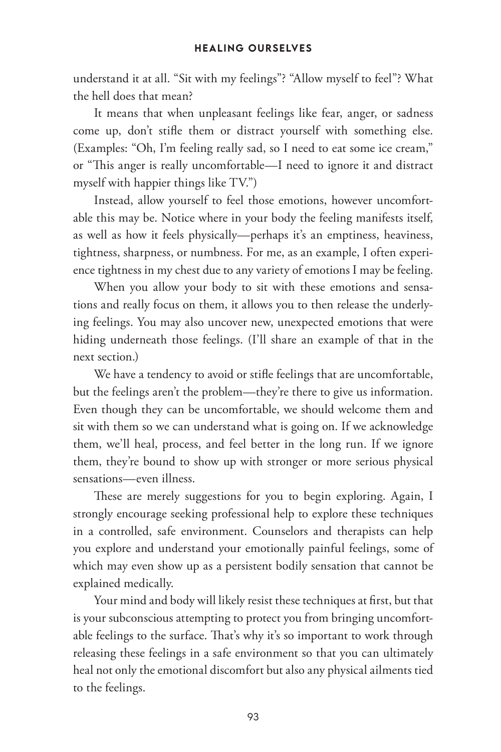understand it at all. "Sit with my feelings"? "Allow myself to feel"? What the hell does that mean?

It means that when unpleasant feelings like fear, anger, or sadness come up, don't stifle them or distract yourself with something else. (Examples: "Oh, I'm feeling really sad, so I need to eat some ice cream," or "This anger is really uncomfortable—I need to ignore it and distract myself with happier things like TV.")

Instead, allow yourself to feel those emotions, however uncomfortable this may be. Notice where in your body the feeling manifests itself, as well as how it feels physically—perhaps it's an emptiness, heaviness, tightness, sharpness, or numbness. For me, as an example, I often experience tightness in my chest due to any variety of emotions I may be feeling.

When you allow your body to sit with these emotions and sensations and really focus on them, it allows you to then release the underlying feelings. You may also uncover new, unexpected emotions that were hiding underneath those feelings. (I'll share an example of that in the next section.)

We have a tendency to avoid or stifle feelings that are uncomfortable, but the feelings aren't the problem—they're there to give us information. Even though they can be uncomfortable, we should welcome them and sit with them so we can understand what is going on. If we acknowledge them, we'll heal, process, and feel better in the long run. If we ignore them, they're bound to show up with stronger or more serious physical sensations—even illness.

These are merely suggestions for you to begin exploring. Again, I strongly encourage seeking professional help to explore these techniques in a controlled, safe environment. Counselors and therapists can help you explore and understand your emotionally painful feelings, some of which may even show up as a persistent bodily sensation that cannot be explained medically.

Your mind and body will likely resist these techniques at first, but that is your subconscious attempting to protect you from bringing uncomfortable feelings to the surface. That's why it's so important to work through releasing these feelings in a safe environment so that you can ultimately heal not only the emotional discomfort but also any physical ailments tied to the feelings.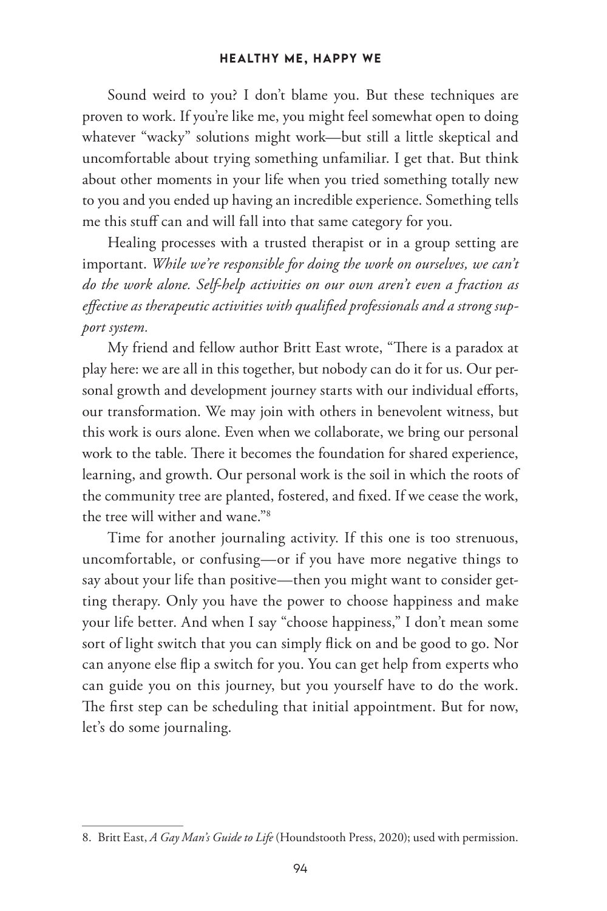Sound weird to you? I don't blame you. But these techniques are proven to work. If you're like me, you might feel somewhat open to doing whatever "wacky" solutions might work—but still a little skeptical and uncomfortable about trying something unfamiliar. I get that. But think about other moments in your life when you tried something totally new to you and you ended up having an incredible experience. Something tells me this stuff can and will fall into that same category for you.

Healing processes with a trusted therapist or in a group setting are important. *While we're responsible for doing the work on ourselves, we can't do the work alone. Self-help activities on our own aren't even a fraction as effective as therapeutic activities with qualified professionals and a strong support system.*

My friend and fellow author Britt East wrote, "There is a paradox at play here: we are all in this together, but nobody can do it for us. Our personal growth and development journey starts with our individual efforts, our transformation. We may join with others in benevolent witness, but this work is ours alone. Even when we collaborate, we bring our personal work to the table. There it becomes the foundation for shared experience, learning, and growth. Our personal work is the soil in which the roots of the community tree are planted, fostered, and fixed. If we cease the work, the tree will wither and wane."[8]

Time for another journaling activity. If this one is too strenuous, uncomfortable, or confusing—or if you have more negative things to say about your life than positive—then you might want to consider getting therapy. Only you have the power to choose happiness and make your life better. And when I say "choose happiness," I don't mean some sort of light switch that you can simply flick on and be good to go. Nor can anyone else flip a switch for you. You can get help from experts who can guide you on this journey, but you yourself have to do the work. The first step can be scheduling that initial appointment. But for now, let's do some journaling.

---

8. Britt East, *A Gay Man's Guide to Life* (Houndstooth Press, 2020); used with permission.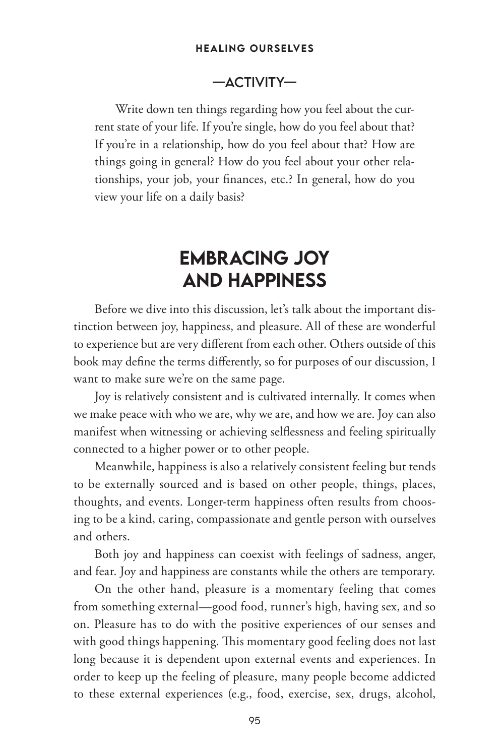## —ACTIVITY—

Write down ten things regarding how you feel about the current state of your life. If you're single, how do you feel about that? If you're in a relationship, how do you feel about that? How are things going in general? How do you feel about your other relationships, your job, your finances, etc.? In general, how do you view your life on a daily basis?

# EMBRACING JOY AND HAPPINESS

Before we dive into this discussion, let's talk about the important distinction between joy, happiness, and pleasure. All of these are wonderful to experience but are very different from each other. Others outside of this book may define the terms differently, so for purposes of our discussion, I want to make sure we're on the same page.

Joy is relatively consistent and is cultivated internally. It comes when we make peace with who we are, why we are, and how we are. Joy can also manifest when witnessing or achieving selflessness and feeling spiritually connected to a higher power or to other people.

Meanwhile, happiness is also a relatively consistent feeling but tends to be externally sourced and is based on other people, things, places, thoughts, and events. Longer-term happiness often results from choosing to be a kind, caring, compassionate and gentle person with ourselves and others.

Both joy and happiness can coexist with feelings of sadness, anger, and fear. Joy and happiness are constants while the others are temporary.

On the other hand, pleasure is a momentary feeling that comes from something external—good food, runner's high, having sex, and so on. Pleasure has to do with the positive experiences of our senses and with good things happening. This momentary good feeling does not last long because it is dependent upon external events and experiences. In order to keep up the feeling of pleasure, many people become addicted to these external experiences (e.g., food, exercise, sex, drugs, alcohol,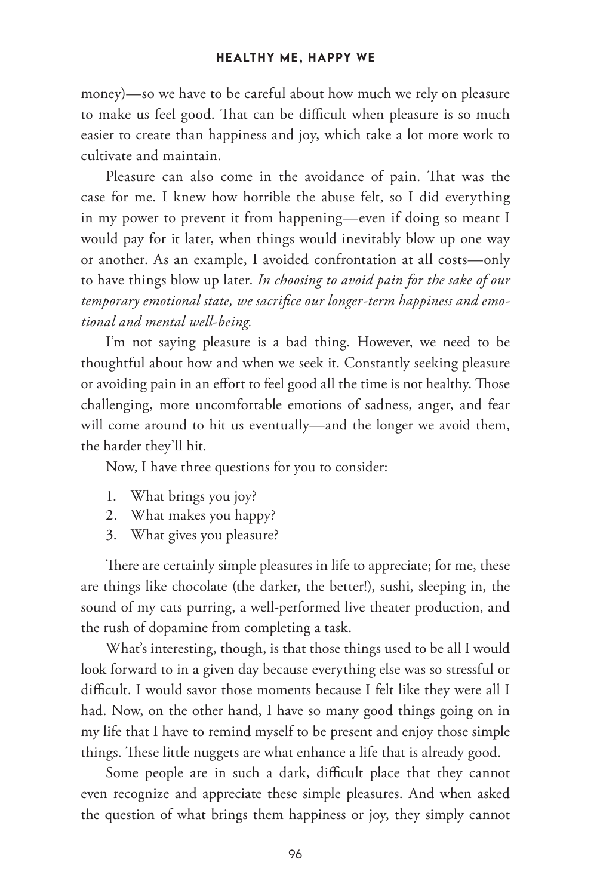money)—so we have to be careful about how much we rely on pleasure to make us feel good. That can be difficult when pleasure is so much easier to create than happiness and joy, which take a lot more work to cultivate and maintain.

Pleasure can also come in the avoidance of pain. That was the case for me. I knew how horrible the abuse felt, so I did everything in my power to prevent it from happening—even if doing so meant I would pay for it later, when things would inevitably blow up one way or another. As an example, I avoided confrontation at all costs—only to have things blow up later. *In choosing to avoid pain for the sake of our temporary emotional state, we sacrifice our longer-term happiness and emotional and mental well-being.*

I'm not saying pleasure is a bad thing. However, we need to be thoughtful about how and when we seek it. Constantly seeking pleasure or avoiding pain in an effort to feel good all the time is not healthy. Those challenging, more uncomfortable emotions of sadness, anger, and fear will come around to hit us eventually—and the longer we avoid them, the harder they'll hit.

Now, I have three questions for you to consider:

1. What brings you joy?
2. What makes you happy?
3. What gives you pleasure?

There are certainly simple pleasures in life to appreciate; for me, these are things like chocolate (the darker, the better!), sushi, sleeping in, the sound of my cats purring, a well-performed live theater production, and the rush of dopamine from completing a task.

What's interesting, though, is that those things used to be all I would look forward to in a given day because everything else was so stressful or difficult. I would savor those moments because I felt like they were all I had. Now, on the other hand, I have so many good things going on in my life that I have to remind myself to be present and enjoy those simple things. These little nuggets are what enhance a life that is already good.

Some people are in such a dark, difficult place that they cannot even recognize and appreciate these simple pleasures. And when asked the question of what brings them happiness or joy, they simply cannot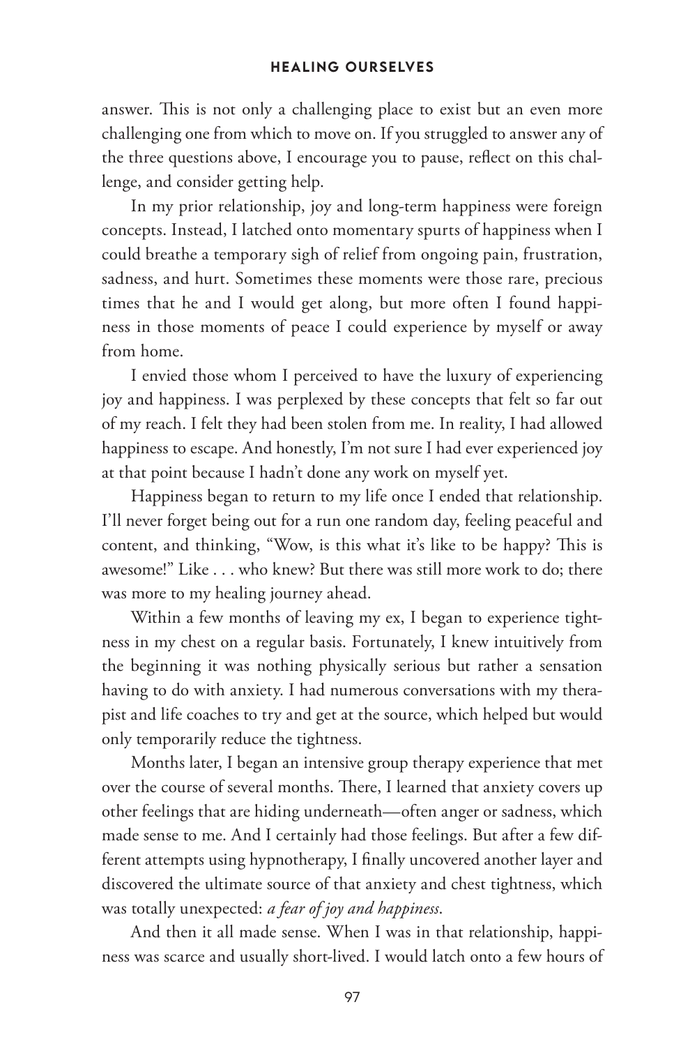answer. This is not only a challenging place to exist but an even more challenging one from which to move on. If you struggled to answer any of the three questions above, I encourage you to pause, reflect on this challenge, and consider getting help.

In my prior relationship, joy and long-term happiness were foreign concepts. Instead, I latched onto momentary spurts of happiness when I could breathe a temporary sigh of relief from ongoing pain, frustration, sadness, and hurt. Sometimes these moments were those rare, precious times that he and I would get along, but more often I found happiness in those moments of peace I could experience by myself or away from home.

I envied those whom I perceived to have the luxury of experiencing joy and happiness. I was perplexed by these concepts that felt so far out of my reach. I felt they had been stolen from me. In reality, I had allowed happiness to escape. And honestly, I'm not sure I had ever experienced joy at that point because I hadn't done any work on myself yet.

Happiness began to return to my life once I ended that relationship. I'll never forget being out for a run one random day, feeling peaceful and content, and thinking, "Wow, is this what it's like to be happy? This is awesome!" Like . . . who knew? But there was still more work to do; there was more to my healing journey ahead.

Within a few months of leaving my ex, I began to experience tightness in my chest on a regular basis. Fortunately, I knew intuitively from the beginning it was nothing physically serious but rather a sensation having to do with anxiety. I had numerous conversations with my therapist and life coaches to try and get at the source, which helped but would only temporarily reduce the tightness.

Months later, I began an intensive group therapy experience that met over the course of several months. There, I learned that anxiety covers up other feelings that are hiding underneath—often anger or sadness, which made sense to me. And I certainly had those feelings. But after a few different attempts using hypnotherapy, I finally uncovered another layer and discovered the ultimate source of that anxiety and chest tightness, which was totally unexpected: *a fear of joy and happiness*.

And then it all made sense. When I was in that relationship, happiness was scarce and usually short-lived. I would latch onto a few hours of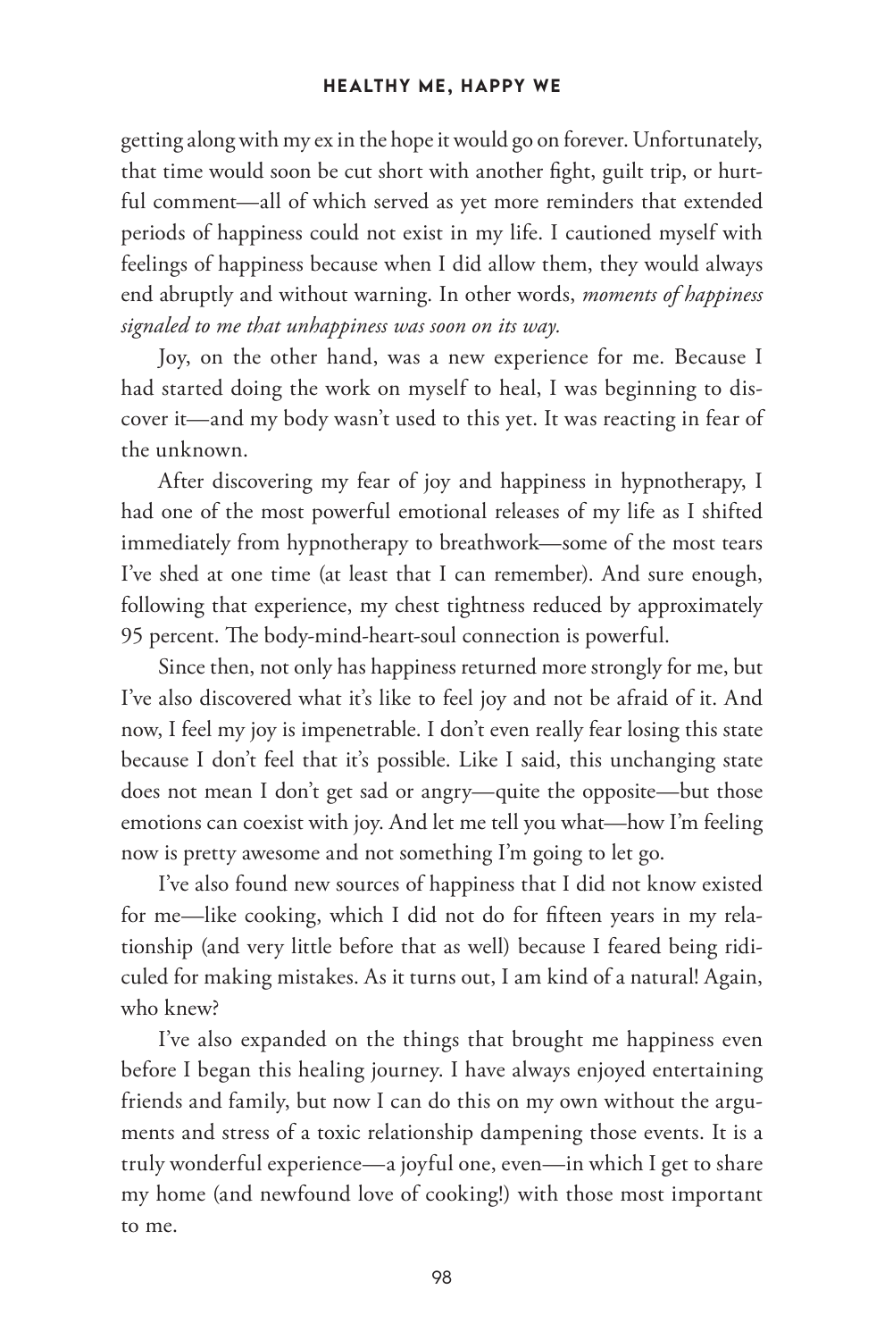getting along with my ex in the hope it would go on forever. Unfortunately, that time would soon be cut short with another fight, guilt trip, or hurtful comment—all of which served as yet more reminders that extended periods of happiness could not exist in my life. I cautioned myself with feelings of happiness because when I did allow them, they would always end abruptly and without warning. In other words, *moments of happiness signaled to me that unhappiness was soon on its way.*

Joy, on the other hand, was a new experience for me. Because I had started doing the work on myself to heal, I was beginning to discover it—and my body wasn't used to this yet. It was reacting in fear of the unknown.

After discovering my fear of joy and happiness in hypnotherapy, I had one of the most powerful emotional releases of my life as I shifted immediately from hypnotherapy to breathwork—some of the most tears I've shed at one time (at least that I can remember). And sure enough, following that experience, my chest tightness reduced by approximately 95 percent. The body-mind-heart-soul connection is powerful.

Since then, not only has happiness returned more strongly for me, but I've also discovered what it's like to feel joy and not be afraid of it. And now, I feel my joy is impenetrable. I don't even really fear losing this state because I don't feel that it's possible. Like I said, this unchanging state does not mean I don't get sad or angry—quite the opposite—but those emotions can coexist with joy. And let me tell you what—how I'm feeling now is pretty awesome and not something I'm going to let go.

I've also found new sources of happiness that I did not know existed for me—like cooking, which I did not do for fifteen years in my relationship (and very little before that as well) because I feared being ridiculed for making mistakes. As it turns out, I am kind of a natural! Again, who knew?

I've also expanded on the things that brought me happiness even before I began this healing journey. I have always enjoyed entertaining friends and family, but now I can do this on my own without the arguments and stress of a toxic relationship dampening those events. It is a truly wonderful experience—a joyful one, even—in which I get to share my home (and newfound love of cooking!) with those most important to me.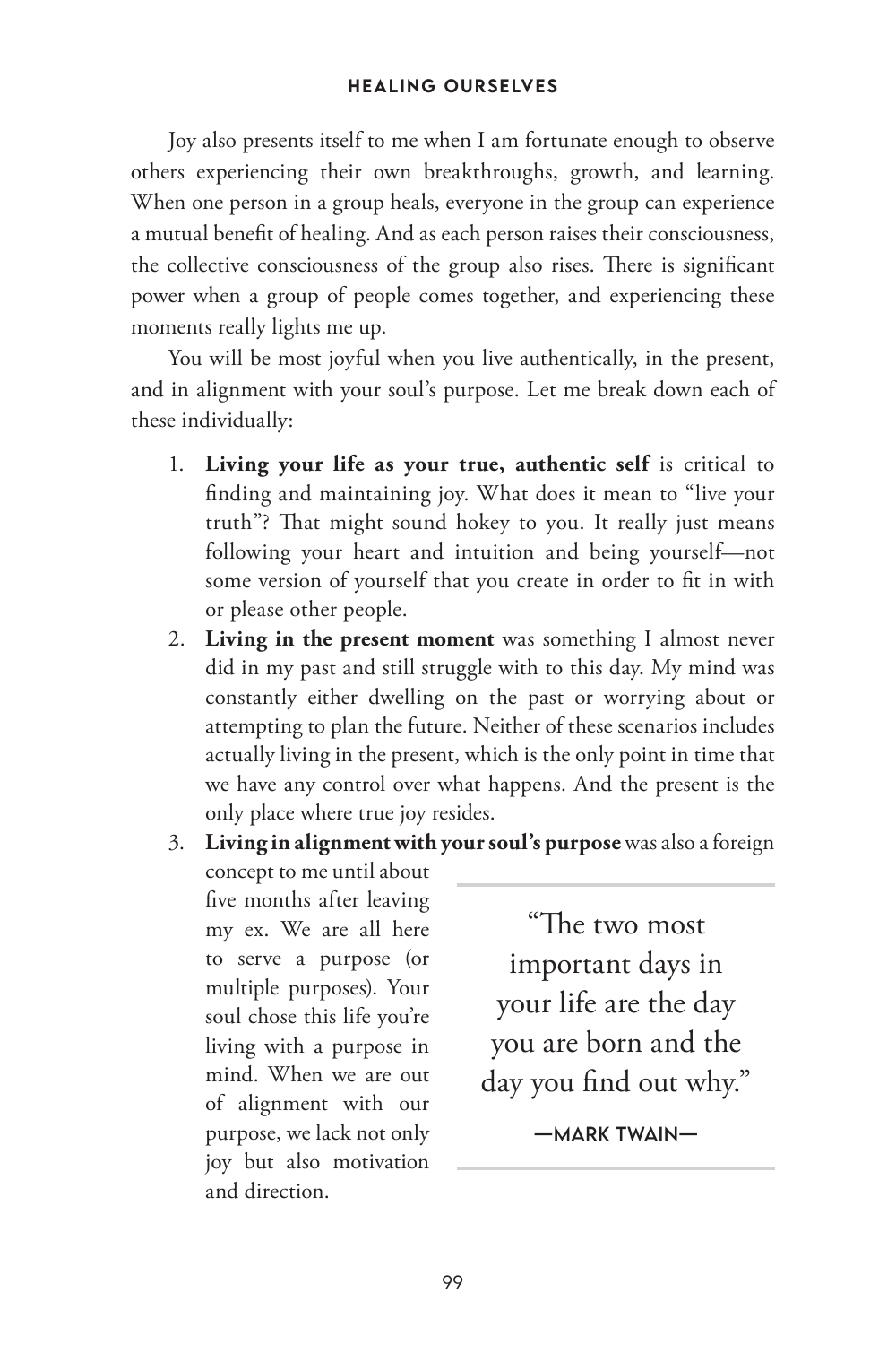Joy also presents itself to me when I am fortunate enough to observe others experiencing their own breakthroughs, growth, and learning. When one person in a group heals, everyone in the group can experience a mutual benefit of healing. And as each person raises their consciousness, the collective consciousness of the group also rises. There is significant power when a group of people comes together, and experiencing these moments really lights me up.

You will be most joyful when you live authentically, in the present, and in alignment with your soul's purpose. Let me break down each of these individually:

1. **Living your life as your true, authentic self** is critical to finding and maintaining joy. What does it mean to "live your truth"? That might sound hokey to you. It really just means following your heart and intuition and being yourself—not some version of yourself that you create in order to fit in with or please other people.
2. **Living in the present moment** was something I almost never did in my past and still struggle with to this day. My mind was constantly either dwelling on the past or worrying about or attempting to plan the future. Neither of these scenarios includes actually living in the present, which is the only point in time that we have any control over what happens. And the present is the only place where true joy resides.
3. **Living in alignment with your soul's purpose** was also a foreign concept to me until about five months after leaving my ex. We are all here to serve a purpose (or multiple purposes). Your soul chose this life you're living with a purpose in mind. When we are out of alignment with our purpose, we lack not only joy but also motivation and direction.

> "The two most important days in your life are the day you are born and the day you find out why."
>
> —MARK TWAIN—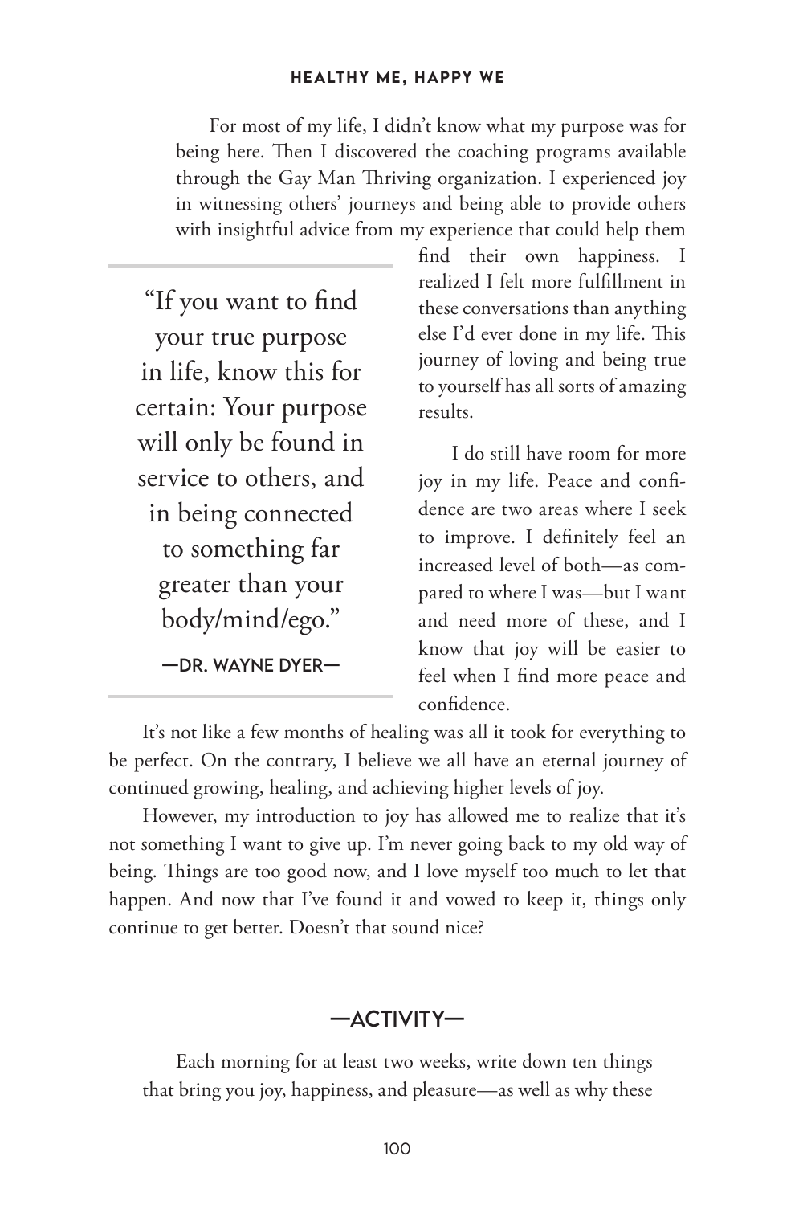For most of my life, I didn't know what my purpose was for being here. Then I discovered the coaching programs available through the Gay Man Thriving organization. I experienced joy in witnessing others' journeys and being able to provide others with insightful advice from my experience that could help them find their own happiness. I realized I felt more fulfillment in these conversations than anything else I'd ever done in my life. This journey of loving and being true to yourself has all sorts of amazing results.

> "If you want to find your true purpose in life, know this for certain: Your purpose will only be found in service to others, and in being connected to something far greater than your body/mind/ego."
>
> —DR. WAYNE DYER—

I do still have room for more joy in my life. Peace and confidence are two areas where I seek to improve. I definitely feel an increased level of both—as compared to where I was—but I want and need more of these, and I know that joy will be easier to feel when I find more peace and confidence.

It's not like a few months of healing was all it took for everything to be perfect. On the contrary, I believe we all have an eternal journey of continued growing, healing, and achieving higher levels of joy.

However, my introduction to joy has allowed me to realize that it's not something I want to give up. I'm never going back to my old way of being. Things are too good now, and I love myself too much to let that happen. And now that I've found it and vowed to keep it, things only continue to get better. Doesn't that sound nice?

## —ACTIVITY—

Each morning for at least two weeks, write down ten things that bring you joy, happiness, and pleasure—as well as why these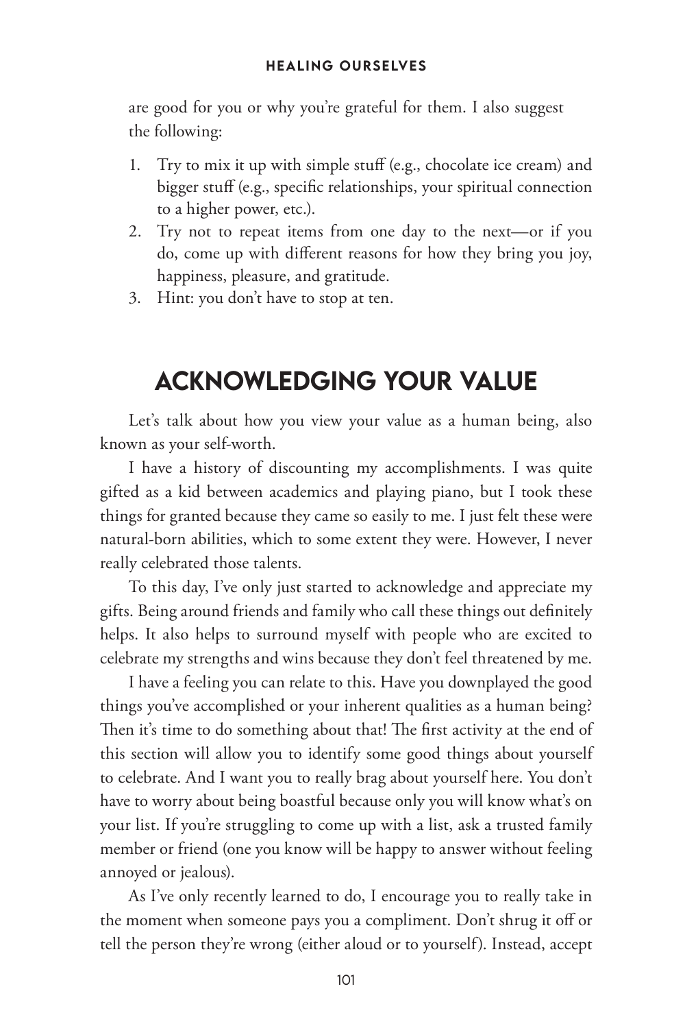are good for you or why you're grateful for them. I also suggest the following:

1. Try to mix it up with simple stuff (e.g., chocolate ice cream) and bigger stuff (e.g., specific relationships, your spiritual connection to a higher power, etc.).
2. Try not to repeat items from one day to the next—or if you do, come up with different reasons for how they bring you joy, happiness, pleasure, and gratitude.
3. Hint: you don't have to stop at ten.

## ACKNOWLEDGING YOUR VALUE

Let's talk about how you view your value as a human being, also known as your self-worth.

I have a history of discounting my accomplishments. I was quite gifted as a kid between academics and playing piano, but I took these things for granted because they came so easily to me. I just felt these were natural-born abilities, which to some extent they were. However, I never really celebrated those talents.

To this day, I've only just started to acknowledge and appreciate my gifts. Being around friends and family who call these things out definitely helps. It also helps to surround myself with people who are excited to celebrate my strengths and wins because they don't feel threatened by me.

I have a feeling you can relate to this. Have you downplayed the good things you've accomplished or your inherent qualities as a human being? Then it's time to do something about that! The first activity at the end of this section will allow you to identify some good things about yourself to celebrate. And I want you to really brag about yourself here. You don't have to worry about being boastful because only you will know what's on your list. If you're struggling to come up with a list, ask a trusted family member or friend (one you know will be happy to answer without feeling annoyed or jealous).

As I've only recently learned to do, I encourage you to really take in the moment when someone pays you a compliment. Don't shrug it off or tell the person they're wrong (either aloud or to yourself). Instead, accept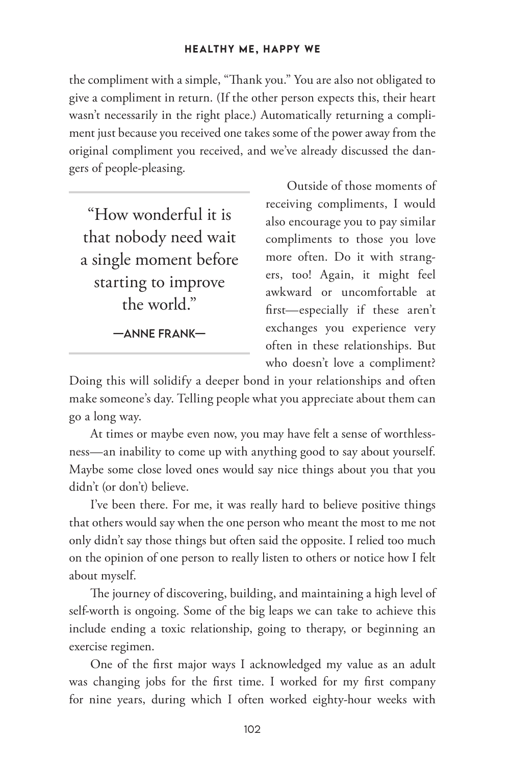the compliment with a simple, "Thank you." You are also not obligated to give a compliment in return. (If the other person expects this, their heart wasn't necessarily in the right place.) Automatically returning a compliment just because you received one takes some of the power away from the original compliment you received, and we've already discussed the dangers of people-pleasing.

> "How wonderful it is that nobody need wait a single moment before starting to improve the world."
>
> —ANNE FRANK—

Outside of those moments of receiving compliments, I would also encourage you to pay similar compliments to those you love more often. Do it with strangers, too! Again, it might feel awkward or uncomfortable at first—especially if these aren't exchanges you experience very often in these relationships. But who doesn't love a compliment? Doing this will solidify a deeper bond in your relationships and often make someone's day. Telling people what you appreciate about them can go a long way.

At times or maybe even now, you may have felt a sense of worthlessness—an inability to come up with anything good to say about yourself. Maybe some close loved ones would say nice things about you that you didn't (or don't) believe.

I've been there. For me, it was really hard to believe positive things that others would say when the one person who meant the most to me not only didn't say those things but often said the opposite. I relied too much on the opinion of one person to really listen to others or notice how I felt about myself.

The journey of discovering, building, and maintaining a high level of self-worth is ongoing. Some of the big leaps we can take to achieve this include ending a toxic relationship, going to therapy, or beginning an exercise regimen.

One of the first major ways I acknowledged my value as an adult was changing jobs for the first time. I worked for my first company for nine years, during which I often worked eighty-hour weeks with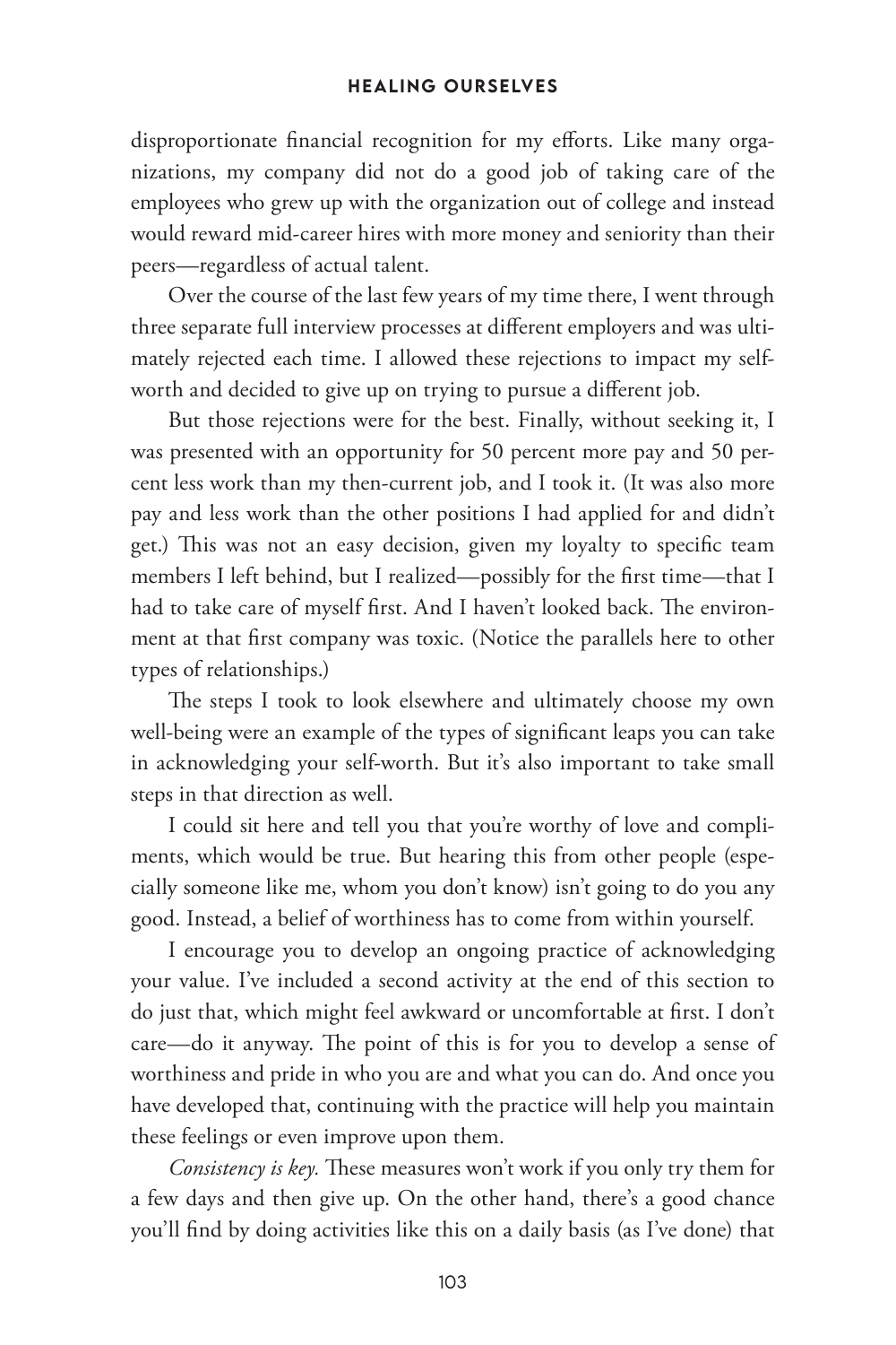disproportionate financial recognition for my efforts. Like many organizations, my company did not do a good job of taking care of the employees who grew up with the organization out of college and instead would reward mid-career hires with more money and seniority than their peers—regardless of actual talent.

Over the course of the last few years of my time there, I went through three separate full interview processes at different employers and was ultimately rejected each time. I allowed these rejections to impact my self-worth and decided to give up on trying to pursue a different job.

But those rejections were for the best. Finally, without seeking it, I was presented with an opportunity for 50 percent more pay and 50 percent less work than my then-current job, and I took it. (It was also more pay and less work than the other positions I had applied for and didn't get.) This was not an easy decision, given my loyalty to specific team members I left behind, but I realized—possibly for the first time—that I had to take care of myself first. And I haven't looked back. The environment at that first company was toxic. (Notice the parallels here to other types of relationships.)

The steps I took to look elsewhere and ultimately choose my own well-being were an example of the types of significant leaps you can take in acknowledging your self-worth. But it's also important to take small steps in that direction as well.

I could sit here and tell you that you're worthy of love and compliments, which would be true. But hearing this from other people (especially someone like me, whom you don't know) isn't going to do you any good. Instead, a belief of worthiness has to come from within yourself.

I encourage you to develop an ongoing practice of acknowledging your value. I've included a second activity at the end of this section to do just that, which might feel awkward or uncomfortable at first. I don't care—do it anyway. The point of this is for you to develop a sense of worthiness and pride in who you are and what you can do. And once you have developed that, continuing with the practice will help you maintain these feelings or even improve upon them.

*Consistency is key.* These measures won't work if you only try them for a few days and then give up. On the other hand, there's a good chance you'll find by doing activities like this on a daily basis (as I've done) that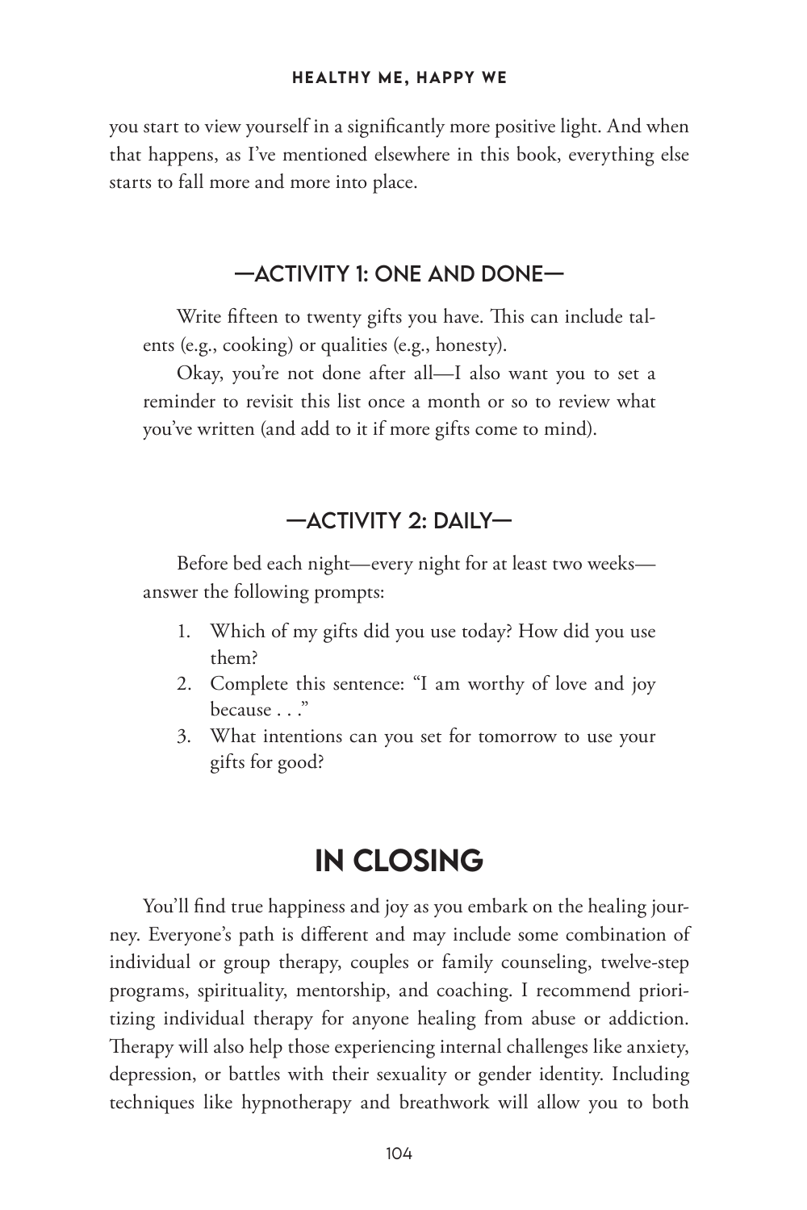you start to view yourself in a significantly more positive light. And when that happens, as I've mentioned elsewhere in this book, everything else starts to fall more and more into place.

### —ACTIVITY 1: ONE AND DONE—

Write fifteen to twenty gifts you have. This can include talents (e.g., cooking) or qualities (e.g., honesty).

Okay, you're not done after all—I also want you to set a reminder to revisit this list once a month or so to review what you've written (and add to it if more gifts come to mind).

### —ACTIVITY 2: DAILY—

Before bed each night—every night for at least two weeks—answer the following prompts:

1. Which of my gifts did you use today? How did you use them?
2. Complete this sentence: "I am worthy of love and joy because . . ."
3. What intentions can you set for tomorrow to use your gifts for good?

## IN CLOSING

You'll find true happiness and joy as you embark on the healing journey. Everyone's path is different and may include some combination of individual or group therapy, couples or family counseling, twelve-step programs, spirituality, mentorship, and coaching. I recommend prioritizing individual therapy for anyone healing from abuse or addiction. Therapy will also help those experiencing internal challenges like anxiety, depression, or battles with their sexuality or gender identity. Including techniques like hypnotherapy and breathwork will allow you to both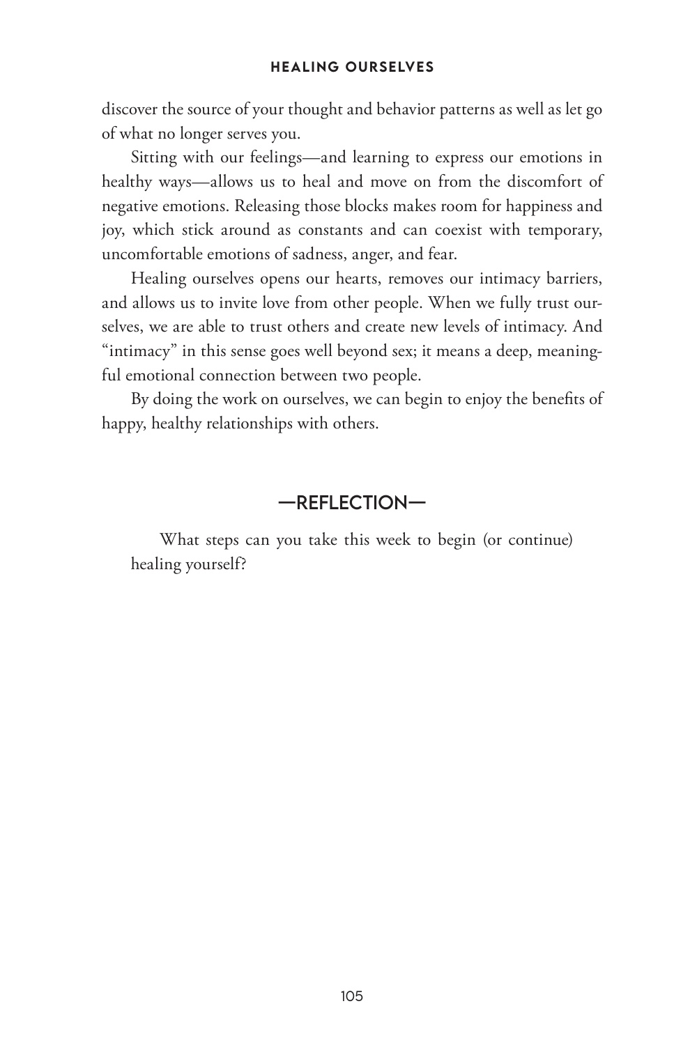discover the source of your thought and behavior patterns as well as let go of what no longer serves you.

Sitting with our feelings—and learning to express our emotions in healthy ways—allows us to heal and move on from the discomfort of negative emotions. Releasing those blocks makes room for happiness and joy, which stick around as constants and can coexist with temporary, uncomfortable emotions of sadness, anger, and fear.

Healing ourselves opens our hearts, removes our intimacy barriers, and allows us to invite love from other people. When we fully trust ourselves, we are able to trust others and create new levels of intimacy. And "intimacy" in this sense goes well beyond sex; it means a deep, meaningful emotional connection between two people.

By doing the work on ourselves, we can begin to enjoy the benefits of happy, healthy relationships with others.

## —REFLECTION—

What steps can you take this week to begin (or continue) healing yourself?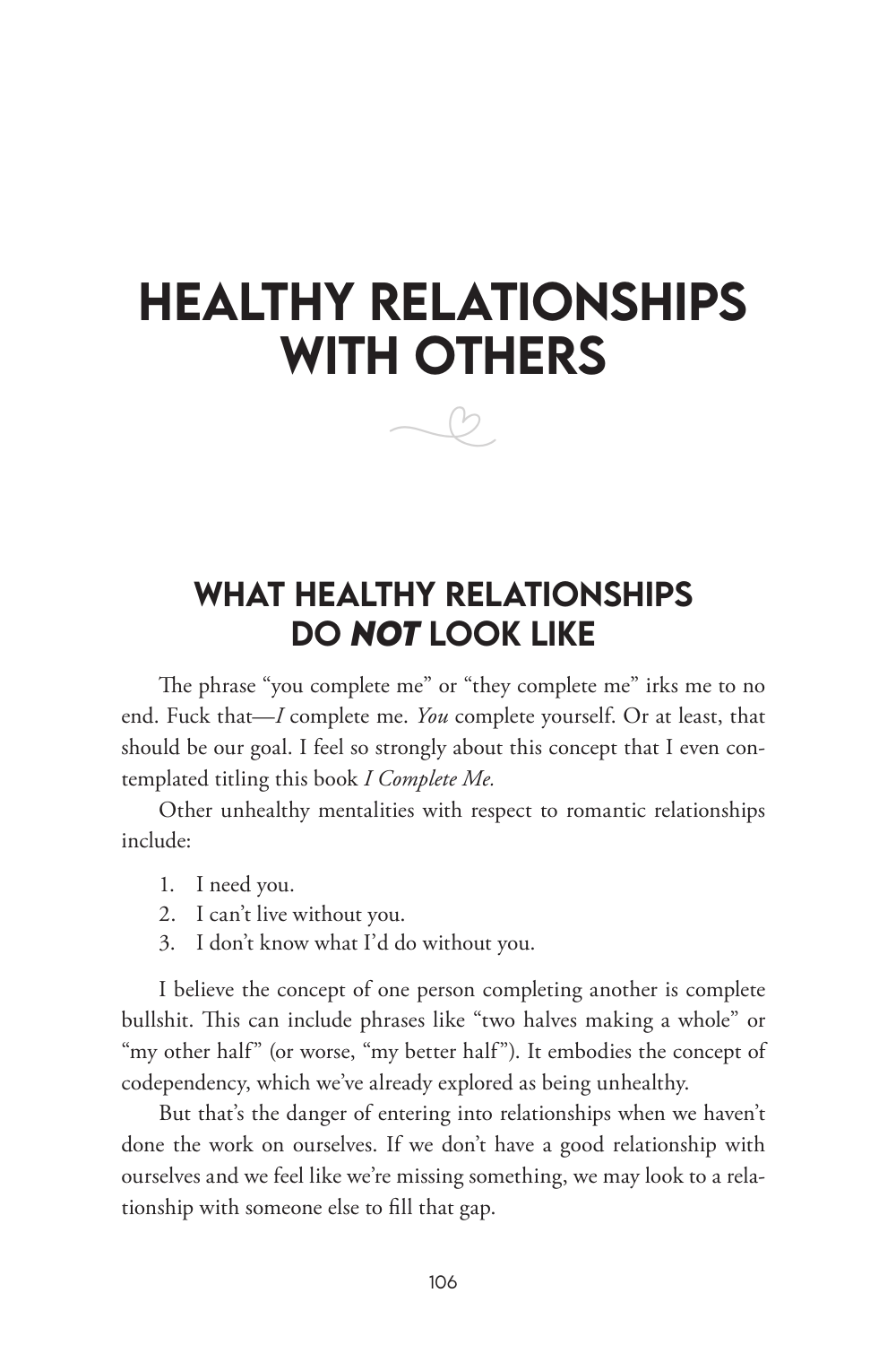# HEALTHY RELATIONSHIPS WITH OTHERS

## WHAT HEALTHY RELATIONSHIPS DO *NOT* LOOK LIKE

The phrase "you complete me" or "they complete me" irks me to no end. Fuck that—*I* complete me. *You* complete yourself. Or at least, that should be our goal. I feel so strongly about this concept that I even contemplated titling this book *I Complete Me.*

Other unhealthy mentalities with respect to romantic relationships include:

1. I need you.
2. I can't live without you.
3. I don't know what I'd do without you.

I believe the concept of one person completing another is complete bullshit. This can include phrases like "two halves making a whole" or "my other half" (or worse, "my better half"). It embodies the concept of codependency, which we've already explored as being unhealthy.

But that's the danger of entering into relationships when we haven't done the work on ourselves. If we don't have a good relationship with ourselves and we feel like we're missing something, we may look to a relationship with someone else to fill that gap.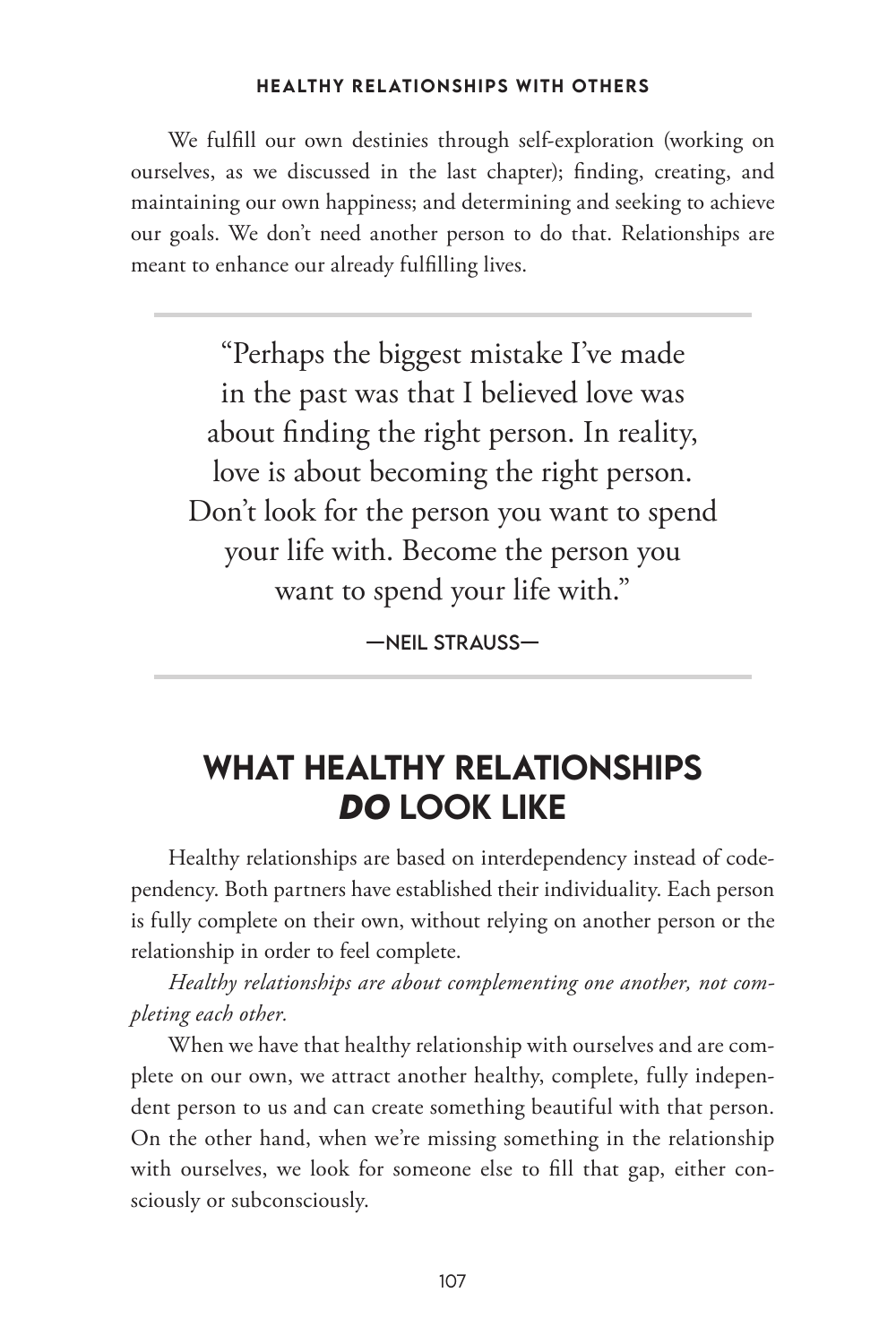We fulfill our own destinies through self-exploration (working on ourselves, as we discussed in the last chapter); finding, creating, and maintaining our own happiness; and determining and seeking to achieve our goals. We don't need another person to do that. Relationships are meant to enhance our already fulfilling lives.

---

> "Perhaps the biggest mistake I've made in the past was that I believed love was about finding the right person. In reality, love is about becoming the right person. Don't look for the person you want to spend your life with. Become the person you want to spend your life with."
>
> —NEIL STRAUSS—

---

## WHAT HEALTHY RELATIONSHIPS *DO* LOOK LIKE

Healthy relationships are based on interdependency instead of codependency. Both partners have established their individuality. Each person is fully complete on their own, without relying on another person or the relationship in order to feel complete.

*Healthy relationships are about complementing one another, not completing each other.*

When we have that healthy relationship with ourselves and are complete on our own, we attract another healthy, complete, fully independent person to us and can create something beautiful with that person. On the other hand, when we're missing something in the relationship with ourselves, we look for someone else to fill that gap, either consciously or subconsciously.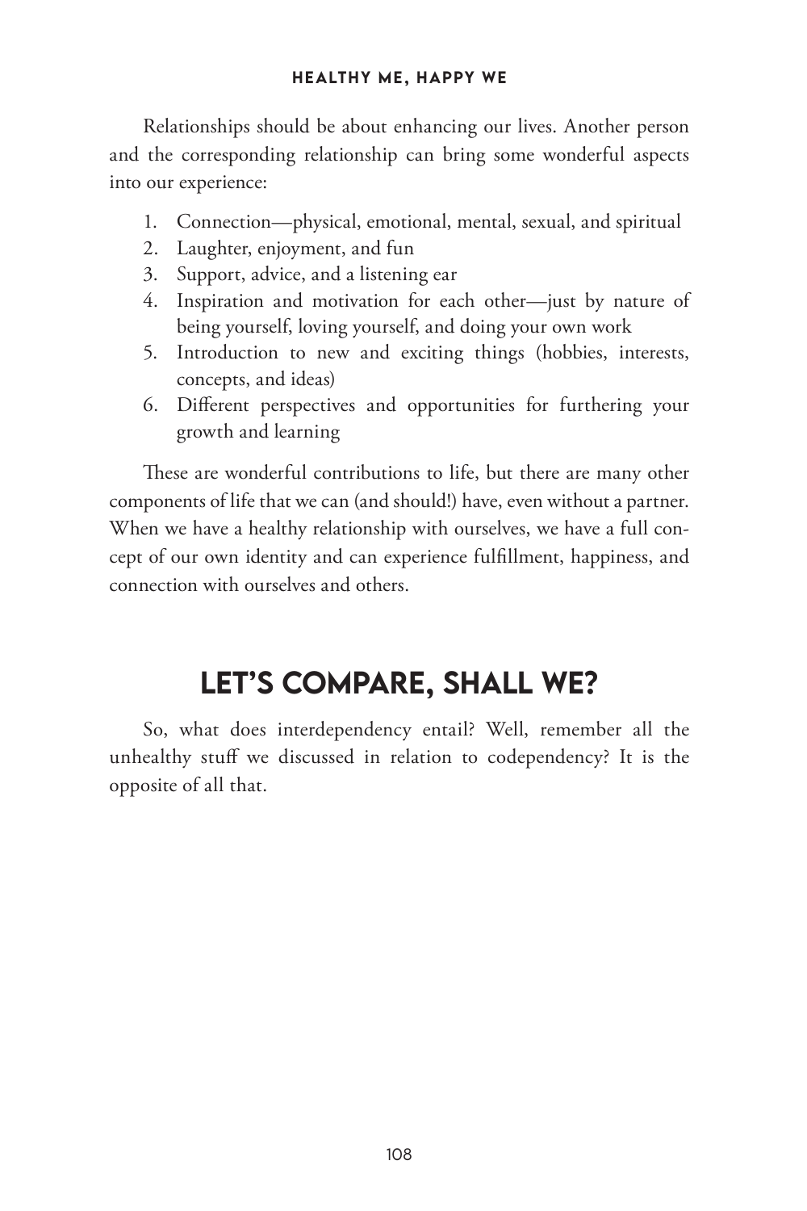Relationships should be about enhancing our lives. Another person and the corresponding relationship can bring some wonderful aspects into our experience:

1. Connection—physical, emotional, mental, sexual, and spiritual
2. Laughter, enjoyment, and fun
3. Support, advice, and a listening ear
4. Inspiration and motivation for each other—just by nature of being yourself, loving yourself, and doing your own work
5. Introduction to new and exciting things (hobbies, interests, concepts, and ideas)
6. Different perspectives and opportunities for furthering your growth and learning

These are wonderful contributions to life, but there are many other components of life that we can (and should!) have, even without a partner. When we have a healthy relationship with ourselves, we have a full concept of our own identity and can experience fulfillment, happiness, and connection with ourselves and others.

## LET'S COMPARE, SHALL WE?

So, what does interdependency entail? Well, remember all the unhealthy stuff we discussed in relation to codependency? It is the opposite of all that.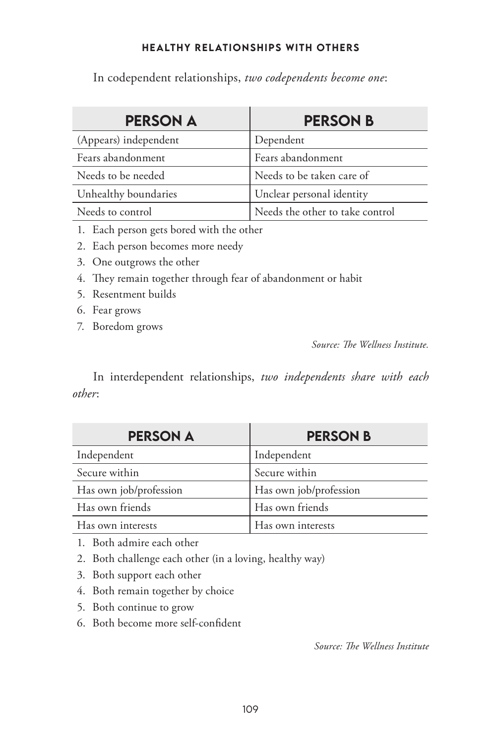In codependent relationships, *two codependents become one*:

| PERSON A | PERSON B |
|---|---|
| (Appears) independent | Dependent |
| Fears abandonment | Fears abandonment |
| Needs to be needed | Needs to be taken care of |
| Unhealthy boundaries | Unclear personal identity |
| Needs to control | Needs the other to take control |

1. Each person gets bored with the other
2. Each person becomes more needy
3. One outgrows the other
4. They remain together through fear of abandonment or habit
5. Resentment builds
6. Fear grows
7. Boredom grows

*Source: The Wellness Institute.*

In interdependent relationships, *two independents share with each other*:

| PERSON A | PERSON B |
|---|---|
| Independent | Independent |
| Secure within | Secure within |
| Has own job/profession | Has own job/profession |
| Has own friends | Has own friends |
| Has own interests | Has own interests |

1. Both admire each other
2. Both challenge each other (in a loving, healthy way)
3. Both support each other
4. Both remain together by choice
5. Both continue to grow
6. Both become more self-confident

*Source: The Wellness Institute*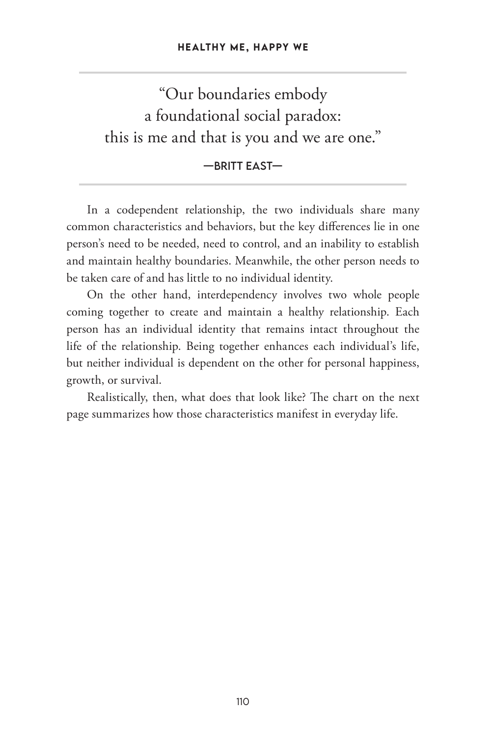> "Our boundaries embody
> a foundational social paradox:
> this is me and that is you and we are one."
>
> —BRITT EAST—

In a codependent relationship, the two individuals share many common characteristics and behaviors, but the key differences lie in one person's need to be needed, need to control, and an inability to establish and maintain healthy boundaries. Meanwhile, the other person needs to be taken care of and has little to no individual identity.

On the other hand, interdependency involves two whole people coming together to create and maintain a healthy relationship. Each person has an individual identity that remains intact throughout the life of the relationship. Being together enhances each individual's life, but neither individual is dependent on the other for personal happiness, growth, or survival.

Realistically, then, what does that look like? The chart on the next page summarizes how those characteristics manifest in everyday life.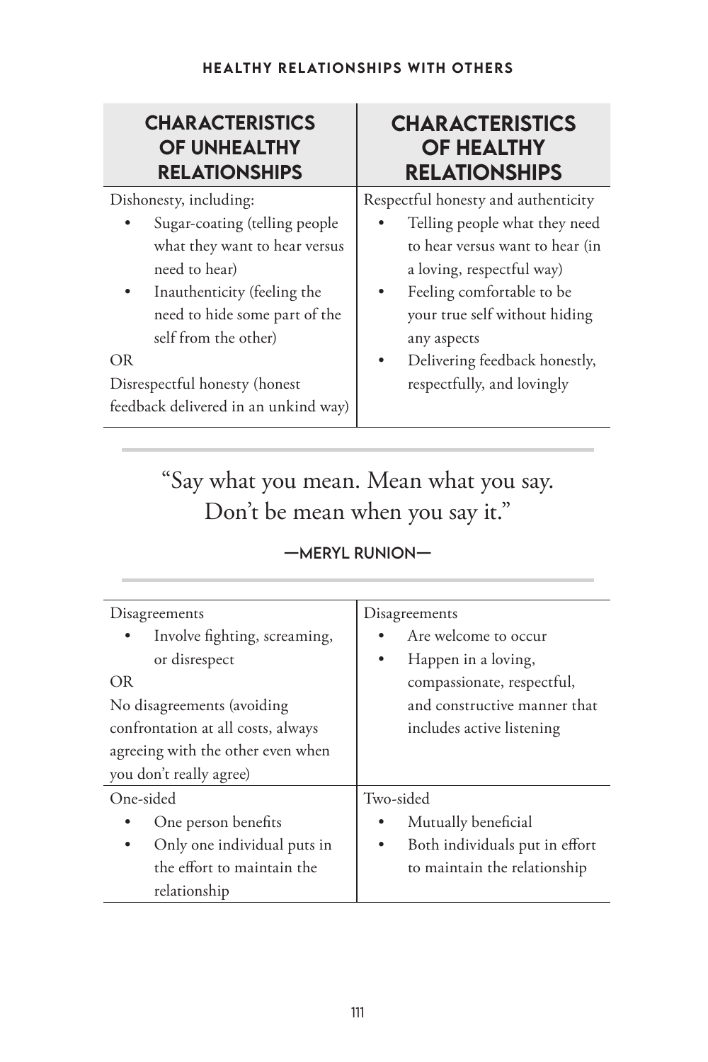| CHARACTERISTICS OF UNHEALTHY RELATIONSHIPS | CHARACTERISTICS OF HEALTHY RELATIONSHIPS |
|---|---|
| Dishonesty, including:<br>• Sugar-coating (telling people what they want to hear versus need to hear)<br>• Inauthenticity (feeling the need to hide some part of the self from the other)<br>OR<br>Disrespectful honesty (honest feedback delivered in an unkind way) | Respectful honesty and authenticity<br>• Telling people what they need to hear versus want to hear (in a loving, respectful way)<br>• Feeling comfortable to be your true self without hiding any aspects<br>• Delivering feedback honestly, respectfully, and lovingly |

> "Say what you mean. Mean what you say. Don't be mean when you say it."
>
> —MERYL RUNION—

| | |
|---|---|
| Disagreements<br>• Involve fighting, screaming, or disrespect<br>OR<br>No disagreements (avoiding confrontation at all costs, always agreeing with the other even when you don't really agree) | Disagreements<br>• Are welcome to occur<br>• Happen in a loving, compassionate, respectful, and constructive manner that includes active listening |
| One-sided<br>• One person benefits<br>• Only one individual puts in the effort to maintain the relationship | Two-sided<br>• Mutually beneficial<br>• Both individuals put in effort to maintain the relationship |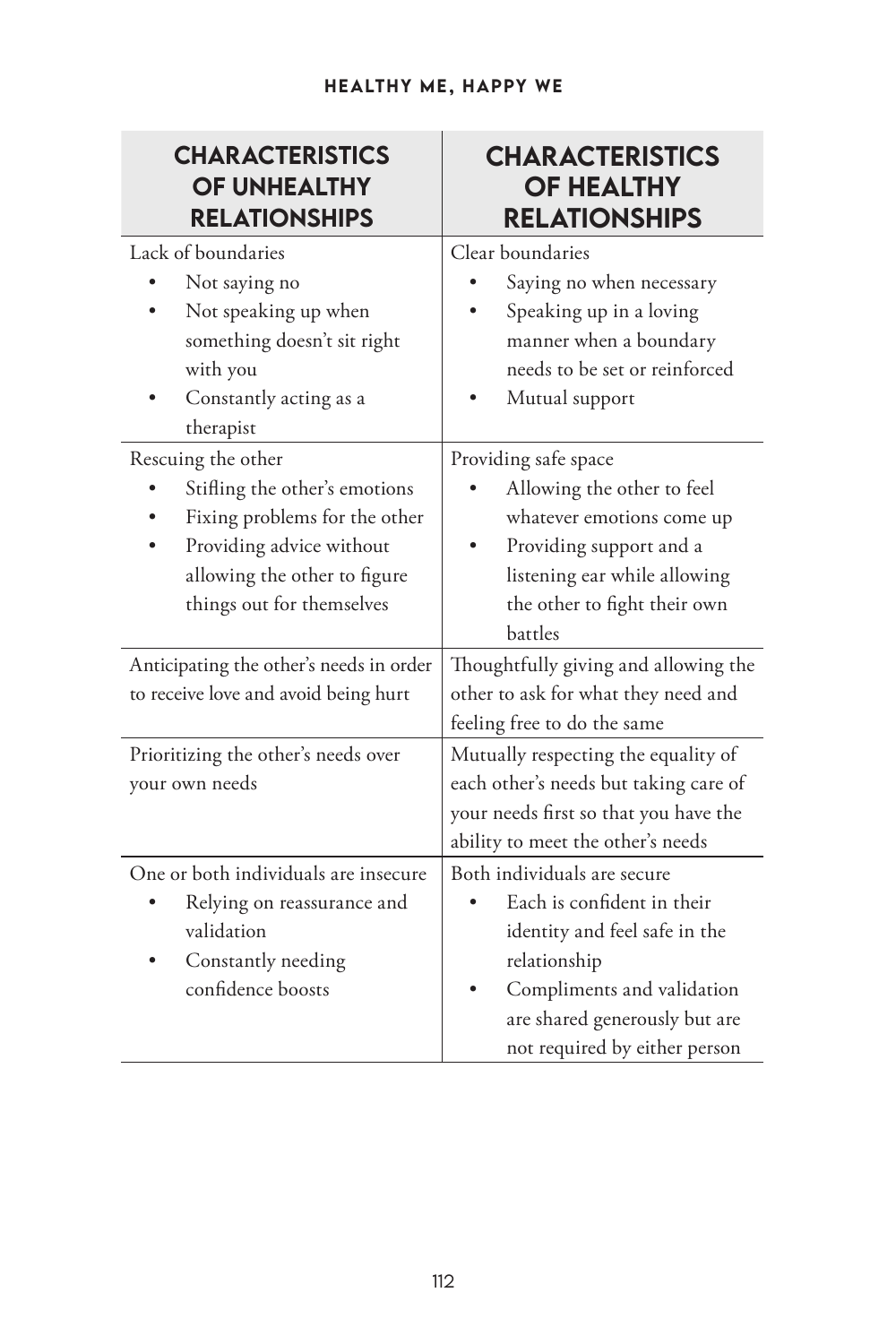| CHARACTERISTICS OF UNHEALTHY RELATIONSHIPS | CHARACTERISTICS OF HEALTHY RELATIONSHIPS |
|---|---|
| Lack of boundaries<br>• Not saying no<br>• Not speaking up when something doesn't sit right with you<br>• Constantly acting as a therapist | Clear boundaries<br>• Saying no when necessary<br>• Speaking up in a loving manner when a boundary needs to be set or reinforced<br>• Mutual support |
| Rescuing the other<br>• Stifling the other's emotions<br>• Fixing problems for the other<br>• Providing advice without allowing the other to figure things out for themselves | Providing safe space<br>• Allowing the other to feel whatever emotions come up<br>• Providing support and a listening ear while allowing the other to fight their own battles |
| Anticipating the other's needs in order to receive love and avoid being hurt | Thoughtfully giving and allowing the other to ask for what they need and feeling free to do the same |
| Prioritizing the other's needs over your own needs | Mutually respecting the equality of each other's needs but taking care of your needs first so that you have the ability to meet the other's needs |
| One or both individuals are insecure<br>• Relying on reassurance and validation<br>• Constantly needing confidence boosts | Both individuals are secure<br>• Each is confident in their identity and feel safe in the relationship<br>• Compliments and validation are shared generously but are not required by either person |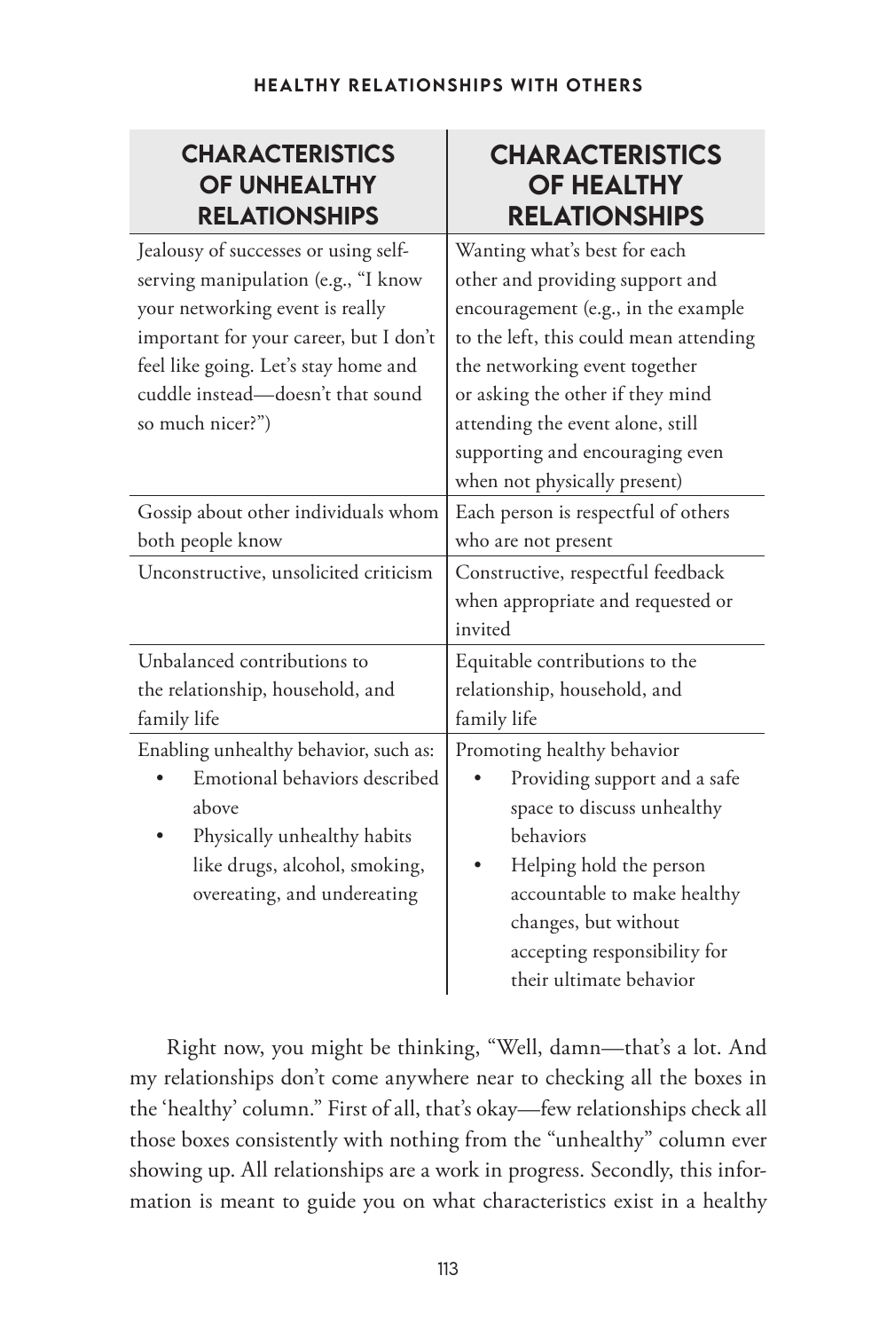| CHARACTERISTICS OF UNHEALTHY RELATIONSHIPS | CHARACTERISTICS OF HEALTHY RELATIONSHIPS |
|---|---|
| Jealousy of successes or using self-serving manipulation (e.g., "I know your networking event is really important for your career, but I don't feel like going. Let's stay home and cuddle instead—doesn't that sound so much nicer?") | Wanting what's best for each other and providing support and encouragement (e.g., in the example to the left, this could mean attending the networking event together or asking the other if they mind attending the event alone, still supporting and encouraging even when not physically present) |
| Gossip about other individuals whom both people know | Each person is respectful of others who are not present |
| Unconstructive, unsolicited criticism | Constructive, respectful feedback when appropriate and requested or invited |
| Unbalanced contributions to the relationship, household, and family life | Equitable contributions to the relationship, household, and family life |
| Enabling unhealthy behavior, such as:<br>• Emotional behaviors described above<br>• Physically unhealthy habits like drugs, alcohol, smoking, overeating, and undereating | Promoting healthy behavior<br>• Providing support and a safe space to discuss unhealthy behaviors<br>• Helping hold the person accountable to make healthy changes, but without accepting responsibility for their ultimate behavior |

Right now, you might be thinking, "Well, damn—that's a lot. And my relationships don't come anywhere near to checking all the boxes in the 'healthy' column." First of all, that's okay—few relationships check all those boxes consistently with nothing from the "unhealthy" column ever showing up. All relationships are a work in progress. Secondly, this information is meant to guide you on what characteristics exist in a healthy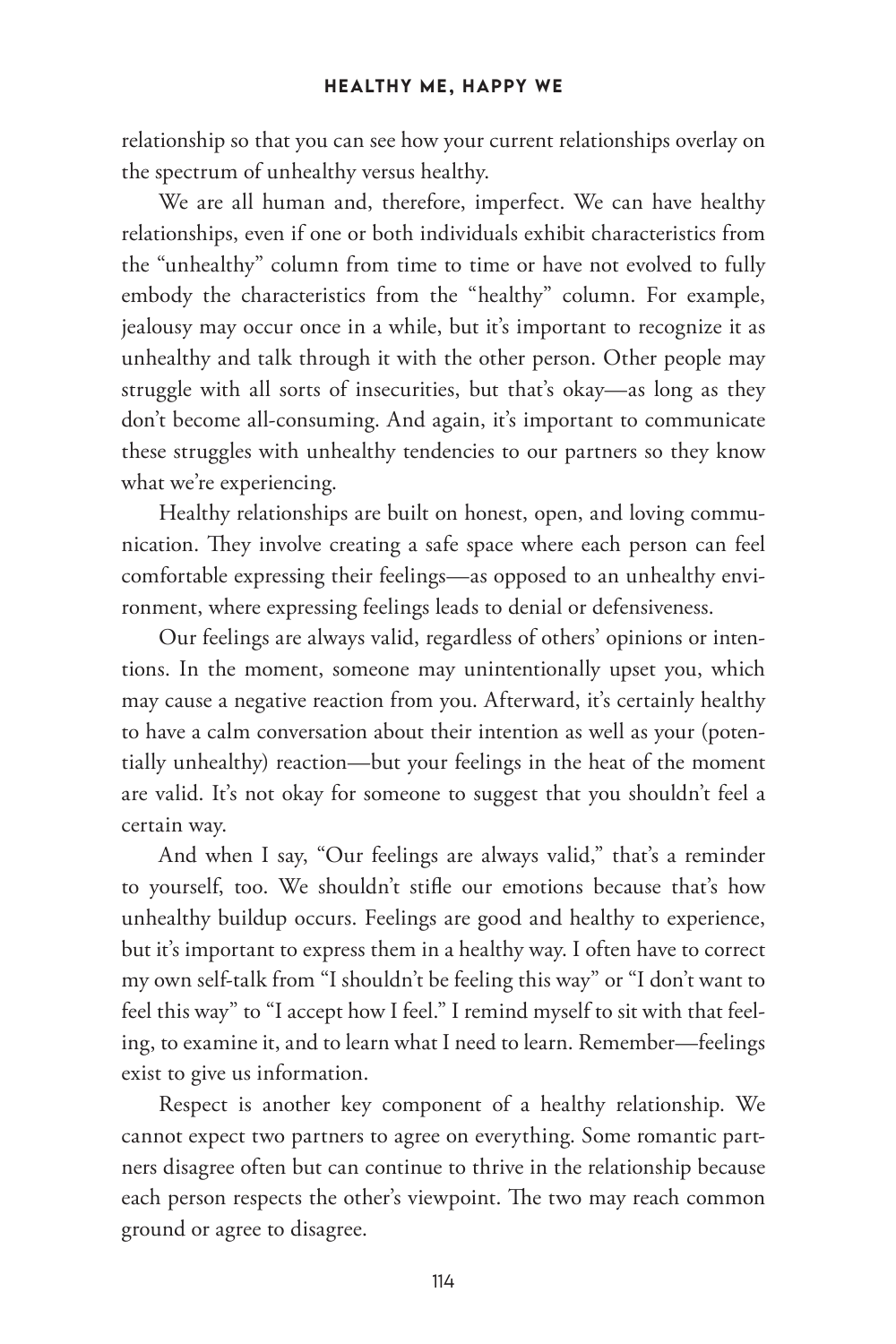relationship so that you can see how your current relationships overlay on the spectrum of unhealthy versus healthy.

We are all human and, therefore, imperfect. We can have healthy relationships, even if one or both individuals exhibit characteristics from the "unhealthy" column from time to time or have not evolved to fully embody the characteristics from the "healthy" column. For example, jealousy may occur once in a while, but it's important to recognize it as unhealthy and talk through it with the other person. Other people may struggle with all sorts of insecurities, but that's okay—as long as they don't become all-consuming. And again, it's important to communicate these struggles with unhealthy tendencies to our partners so they know what we're experiencing.

Healthy relationships are built on honest, open, and loving communication. They involve creating a safe space where each person can feel comfortable expressing their feelings—as opposed to an unhealthy environment, where expressing feelings leads to denial or defensiveness.

Our feelings are always valid, regardless of others' opinions or intentions. In the moment, someone may unintentionally upset you, which may cause a negative reaction from you. Afterward, it's certainly healthy to have a calm conversation about their intention as well as your (potentially unhealthy) reaction—but your feelings in the heat of the moment are valid. It's not okay for someone to suggest that you shouldn't feel a certain way.

And when I say, "Our feelings are always valid," that's a reminder to yourself, too. We shouldn't stifle our emotions because that's how unhealthy buildup occurs. Feelings are good and healthy to experience, but it's important to express them in a healthy way. I often have to correct my own self-talk from "I shouldn't be feeling this way" or "I don't want to feel this way" to "I accept how I feel." I remind myself to sit with that feeling, to examine it, and to learn what I need to learn. Remember—feelings exist to give us information.

Respect is another key component of a healthy relationship. We cannot expect two partners to agree on everything. Some romantic partners disagree often but can continue to thrive in the relationship because each person respects the other's viewpoint. The two may reach common ground or agree to disagree.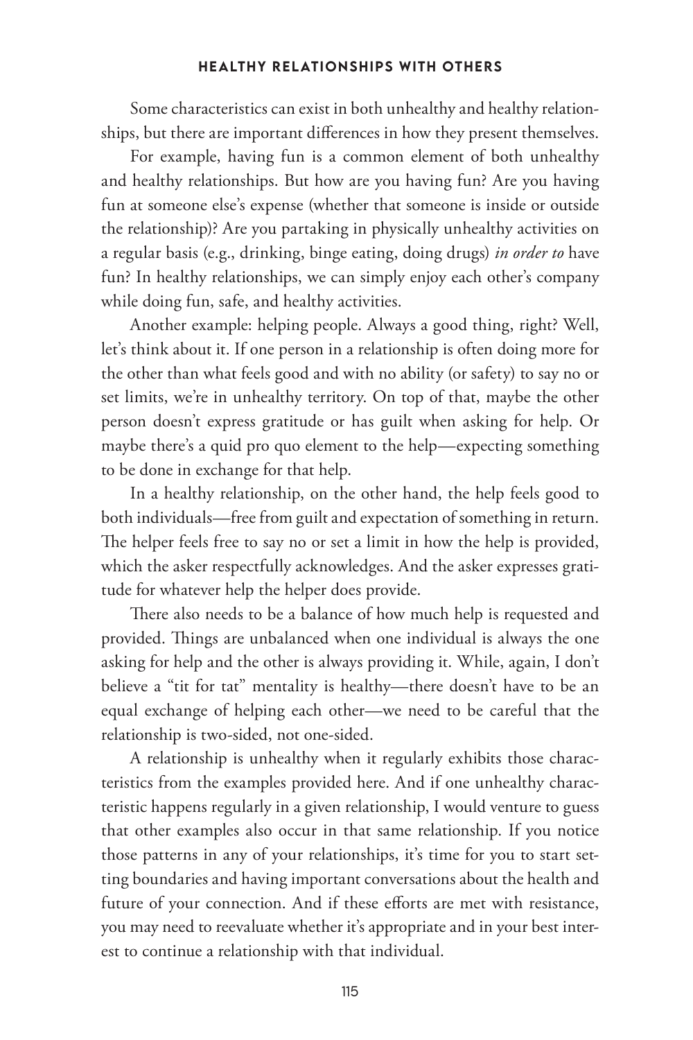Some characteristics can exist in both unhealthy and healthy relationships, but there are important differences in how they present themselves.

For example, having fun is a common element of both unhealthy and healthy relationships. But how are you having fun? Are you having fun at someone else's expense (whether that someone is inside or outside the relationship)? Are you partaking in physically unhealthy activities on a regular basis (e.g., drinking, binge eating, doing drugs) *in order to* have fun? In healthy relationships, we can simply enjoy each other's company while doing fun, safe, and healthy activities.

Another example: helping people. Always a good thing, right? Well, let's think about it. If one person in a relationship is often doing more for the other than what feels good and with no ability (or safety) to say no or set limits, we're in unhealthy territory. On top of that, maybe the other person doesn't express gratitude or has guilt when asking for help. Or maybe there's a quid pro quo element to the help—expecting something to be done in exchange for that help.

In a healthy relationship, on the other hand, the help feels good to both individuals—free from guilt and expectation of something in return. The helper feels free to say no or set a limit in how the help is provided, which the asker respectfully acknowledges. And the asker expresses gratitude for whatever help the helper does provide.

There also needs to be a balance of how much help is requested and provided. Things are unbalanced when one individual is always the one asking for help and the other is always providing it. While, again, I don't believe a "tit for tat" mentality is healthy—there doesn't have to be an equal exchange of helping each other—we need to be careful that the relationship is two-sided, not one-sided.

A relationship is unhealthy when it regularly exhibits those characteristics from the examples provided here. And if one unhealthy characteristic happens regularly in a given relationship, I would venture to guess that other examples also occur in that same relationship. If you notice those patterns in any of your relationships, it's time for you to start setting boundaries and having important conversations about the health and future of your connection. And if these efforts are met with resistance, you may need to reevaluate whether it's appropriate and in your best interest to continue a relationship with that individual.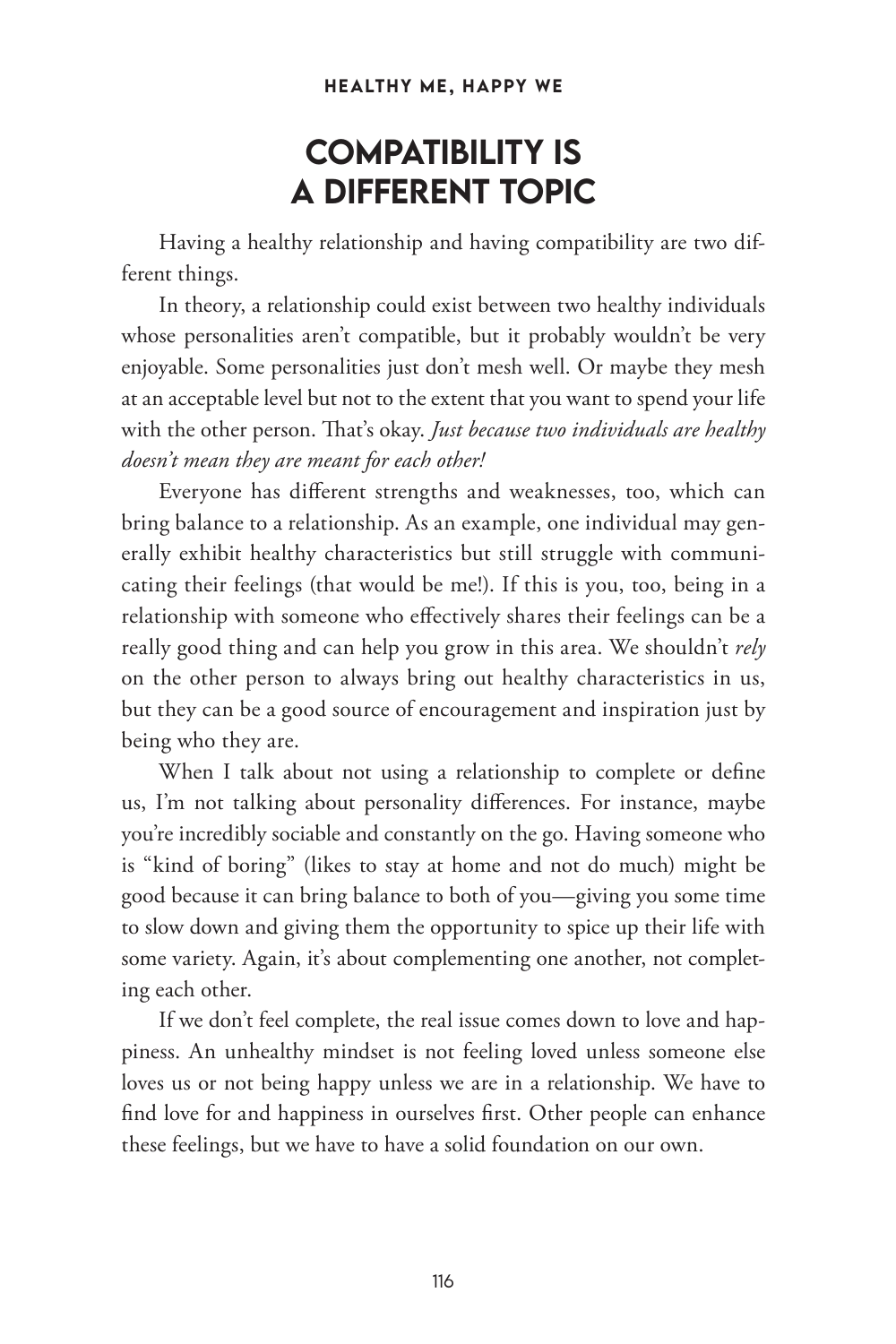# COMPATIBILITY IS A DIFFERENT TOPIC

Having a healthy relationship and having compatibility are two different things.

In theory, a relationship could exist between two healthy individuals whose personalities aren't compatible, but it probably wouldn't be very enjoyable. Some personalities just don't mesh well. Or maybe they mesh at an acceptable level but not to the extent that you want to spend your life with the other person. That's okay. *Just because two individuals are healthy doesn't mean they are meant for each other!*

Everyone has different strengths and weaknesses, too, which can bring balance to a relationship. As an example, one individual may generally exhibit healthy characteristics but still struggle with communicating their feelings (that would be me!). If this is you, too, being in a relationship with someone who effectively shares their feelings can be a really good thing and can help you grow in this area. We shouldn't *rely* on the other person to always bring out healthy characteristics in us, but they can be a good source of encouragement and inspiration just by being who they are.

When I talk about not using a relationship to complete or define us, I'm not talking about personality differences. For instance, maybe you're incredibly sociable and constantly on the go. Having someone who is "kind of boring" (likes to stay at home and not do much) might be good because it can bring balance to both of you—giving you some time to slow down and giving them the opportunity to spice up their life with some variety. Again, it's about complementing one another, not completing each other.

If we don't feel complete, the real issue comes down to love and happiness. An unhealthy mindset is not feeling loved unless someone else loves us or not being happy unless we are in a relationship. We have to find love for and happiness in ourselves first. Other people can enhance these feelings, but we have to have a solid foundation on our own.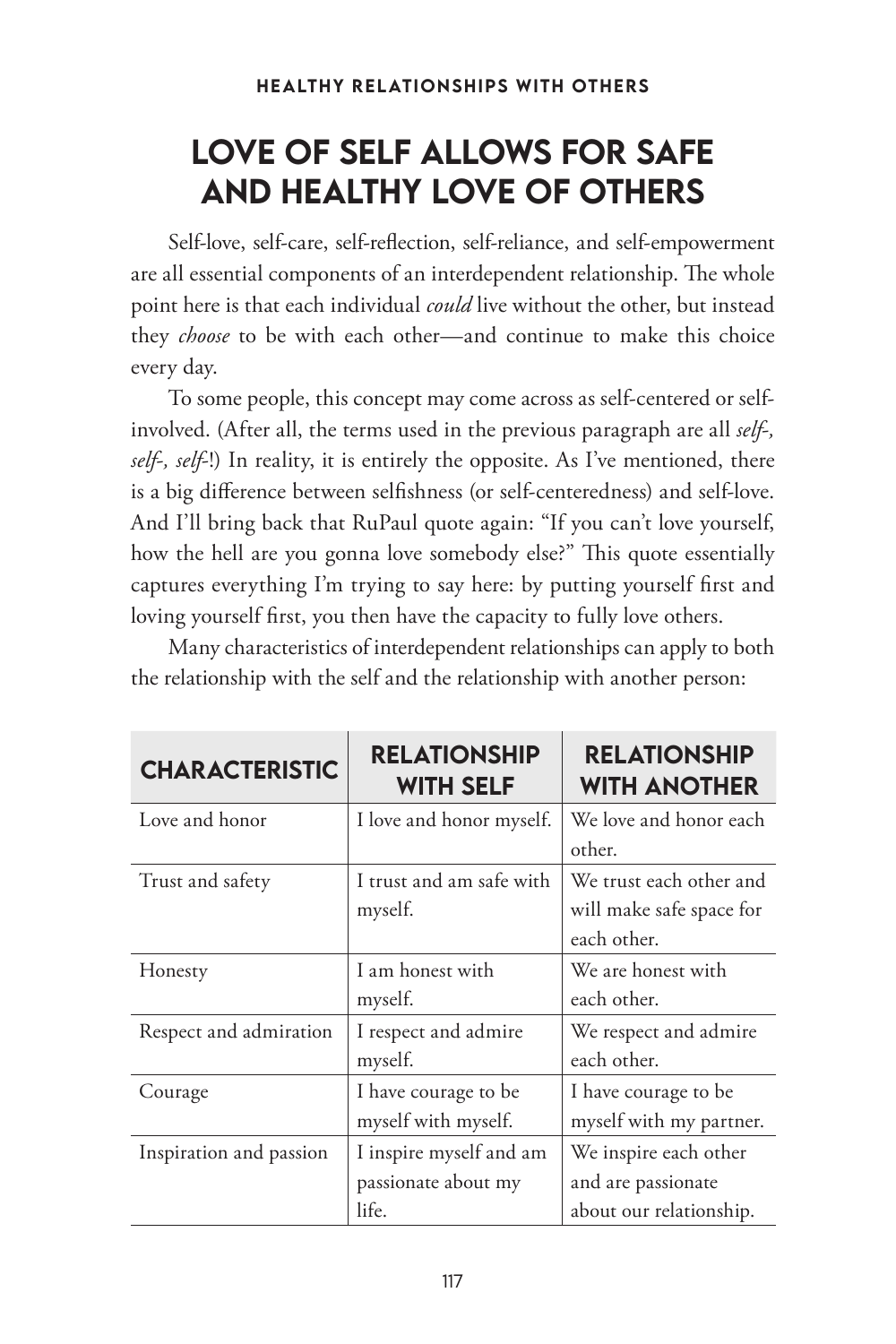# LOVE OF SELF ALLOWS FOR SAFE AND HEALTHY LOVE OF OTHERS

Self-love, self-care, self-reflection, self-reliance, and self-empowerment are all essential components of an interdependent relationship. The whole point here is that each individual *could* live without the other, but instead they *choose* to be with each other—and continue to make this choice every day.

To some people, this concept may come across as self-centered or self-involved. (After all, the terms used in the previous paragraph are all *self-, self-, self-*!) In reality, it is entirely the opposite. As I've mentioned, there is a big difference between selfishness (or self-centeredness) and self-love. And I'll bring back that RuPaul quote again: "If you can't love yourself, how the hell are you gonna love somebody else?" This quote essentially captures everything I'm trying to say here: by putting yourself first and loving yourself first, you then have the capacity to fully love others.

Many characteristics of interdependent relationships can apply to both the relationship with the self and the relationship with another person:

| CHARACTERISTIC | RELATIONSHIP WITH SELF | RELATIONSHIP WITH ANOTHER |
|---|---|---|
| Love and honor | I love and honor myself. | We love and honor each other. |
| Trust and safety | I trust and am safe with myself. | We trust each other and will make safe space for each other. |
| Honesty | I am honest with myself. | We are honest with each other. |
| Respect and admiration | I respect and admire myself. | We respect and admire each other. |
| Courage | I have courage to be myself with myself. | I have courage to be myself with my partner. |
| Inspiration and passion | I inspire myself and am passionate about my life. | We inspire each other and are passionate about our relationship. |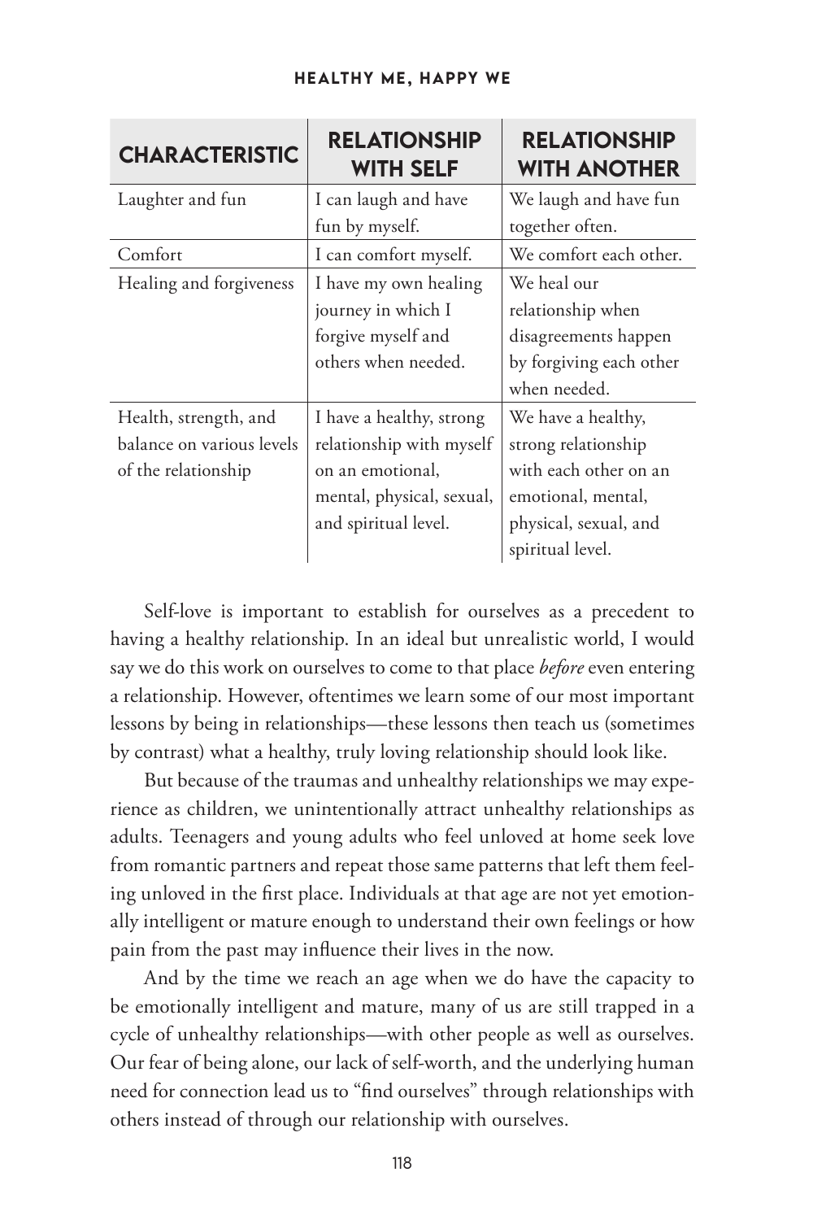| CHARACTERISTIC | RELATIONSHIP WITH SELF | RELATIONSHIP WITH ANOTHER |
|---|---|---|
| Laughter and fun | I can laugh and have fun by myself. | We laugh and have fun together often. |
| Comfort | I can comfort myself. | We comfort each other. |
| Healing and forgiveness | I have my own healing journey in which I forgive myself and others when needed. | We heal our relationship when disagreements happen by forgiving each other when needed. |
| Health, strength, and balance on various levels of the relationship | I have a healthy, strong relationship with myself on an emotional, mental, physical, sexual, and spiritual level. | We have a healthy, strong relationship with each other on an emotional, mental, physical, sexual, and spiritual level. |

Self-love is important to establish for ourselves as a precedent to having a healthy relationship. In an ideal but unrealistic world, I would say we do this work on ourselves to come to that place *before* even entering a relationship. However, oftentimes we learn some of our most important lessons by being in relationships—these lessons then teach us (sometimes by contrast) what a healthy, truly loving relationship should look like.

But because of the traumas and unhealthy relationships we may experience as children, we unintentionally attract unhealthy relationships as adults. Teenagers and young adults who feel unloved at home seek love from romantic partners and repeat those same patterns that left them feeling unloved in the first place. Individuals at that age are not yet emotionally intelligent or mature enough to understand their own feelings or how pain from the past may influence their lives in the now.

And by the time we reach an age when we do have the capacity to be emotionally intelligent and mature, many of us are still trapped in a cycle of unhealthy relationships—with other people as well as ourselves. Our fear of being alone, our lack of self-worth, and the underlying human need for connection lead us to "find ourselves" through relationships with others instead of through our relationship with ourselves.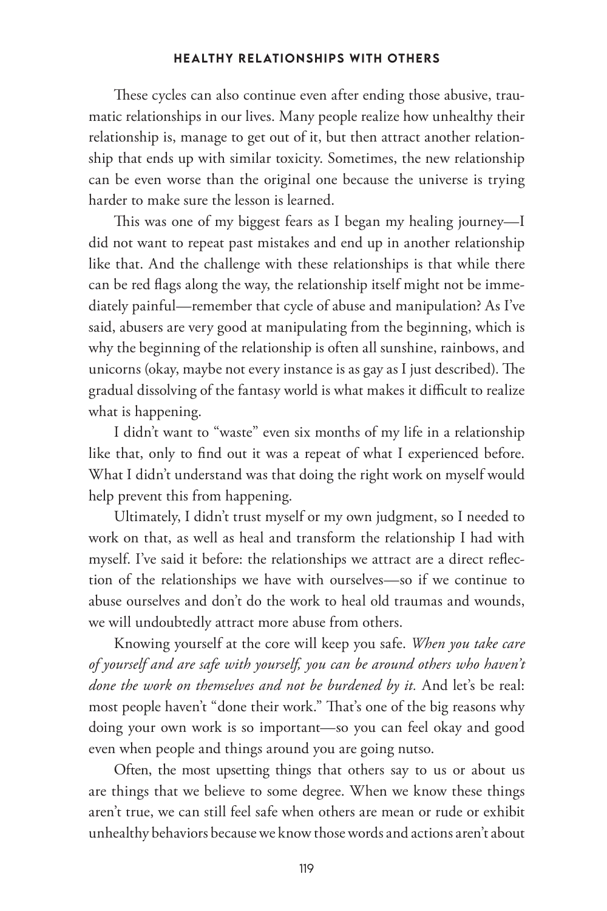These cycles can also continue even after ending those abusive, traumatic relationships in our lives. Many people realize how unhealthy their relationship is, manage to get out of it, but then attract another relationship that ends up with similar toxicity. Sometimes, the new relationship can be even worse than the original one because the universe is trying harder to make sure the lesson is learned.

This was one of my biggest fears as I began my healing journey—I did not want to repeat past mistakes and end up in another relationship like that. And the challenge with these relationships is that while there can be red flags along the way, the relationship itself might not be immediately painful—remember that cycle of abuse and manipulation? As I've said, abusers are very good at manipulating from the beginning, which is why the beginning of the relationship is often all sunshine, rainbows, and unicorns (okay, maybe not every instance is as gay as I just described). The gradual dissolving of the fantasy world is what makes it difficult to realize what is happening.

I didn't want to "waste" even six months of my life in a relationship like that, only to find out it was a repeat of what I experienced before. What I didn't understand was that doing the right work on myself would help prevent this from happening.

Ultimately, I didn't trust myself or my own judgment, so I needed to work on that, as well as heal and transform the relationship I had with myself. I've said it before: the relationships we attract are a direct reflection of the relationships we have with ourselves—so if we continue to abuse ourselves and don't do the work to heal old traumas and wounds, we will undoubtedly attract more abuse from others.

Knowing yourself at the core will keep you safe. *When you take care of yourself and are safe with yourself, you can be around others who haven't done the work on themselves and not be burdened by it.* And let's be real: most people haven't "done their work." That's one of the big reasons why doing your own work is so important—so you can feel okay and good even when people and things around you are going nutso.

Often, the most upsetting things that others say to us or about us are things that we believe to some degree. When we know these things aren't true, we can still feel safe when others are mean or rude or exhibit unhealthy behaviors because we know those words and actions aren't about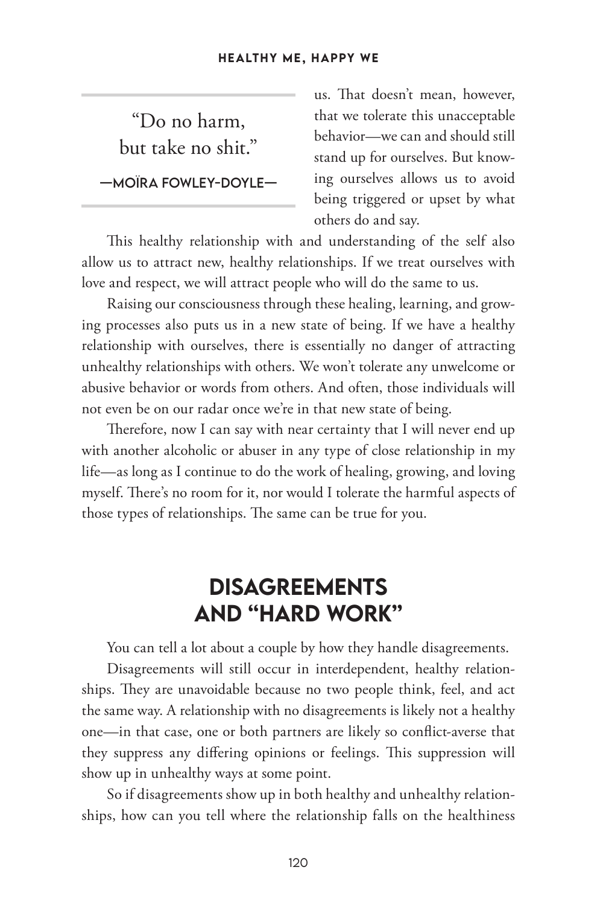> "Do no harm, but take no shit."
>
> —MOÏRA FOWLEY-DOYLE—

us. That doesn't mean, however, that we tolerate this unacceptable behavior—we can and should still stand up for ourselves. But knowing ourselves allows us to avoid being triggered or upset by what others do and say.

This healthy relationship with and understanding of the self also allow us to attract new, healthy relationships. If we treat ourselves with love and respect, we will attract people who will do the same to us.

Raising our consciousness through these healing, learning, and growing processes also puts us in a new state of being. If we have a healthy relationship with ourselves, there is essentially no danger of attracting unhealthy relationships with others. We won't tolerate any unwelcome or abusive behavior or words from others. And often, those individuals will not even be on our radar once we're in that new state of being.

Therefore, now I can say with near certainty that I will never end up with another alcoholic or abuser in any type of close relationship in my life—as long as I continue to do the work of healing, growing, and loving myself. There's no room for it, nor would I tolerate the harmful aspects of those types of relationships. The same can be true for you.

## DISAGREEMENTS AND "HARD WORK"

You can tell a lot about a couple by how they handle disagreements.

Disagreements will still occur in interdependent, healthy relationships. They are unavoidable because no two people think, feel, and act the same way. A relationship with no disagreements is likely not a healthy one—in that case, one or both partners are likely so conflict-averse that they suppress any differing opinions or feelings. This suppression will show up in unhealthy ways at some point.

So if disagreements show up in both healthy and unhealthy relationships, how can you tell where the relationship falls on the healthiness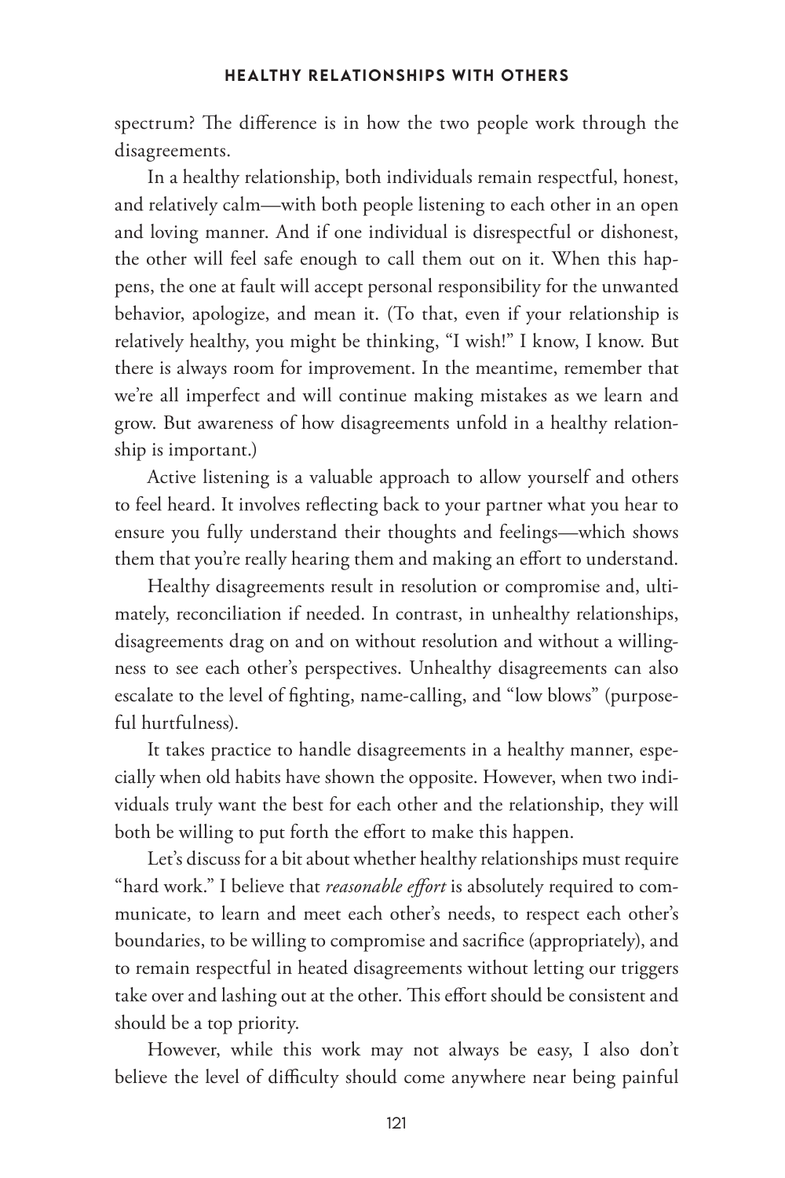spectrum? The difference is in how the two people work through the disagreements.

In a healthy relationship, both individuals remain respectful, honest, and relatively calm—with both people listening to each other in an open and loving manner. And if one individual is disrespectful or dishonest, the other will feel safe enough to call them out on it. When this happens, the one at fault will accept personal responsibility for the unwanted behavior, apologize, and mean it. (To that, even if your relationship is relatively healthy, you might be thinking, "I wish!" I know, I know. But there is always room for improvement. In the meantime, remember that we're all imperfect and will continue making mistakes as we learn and grow. But awareness of how disagreements unfold in a healthy relationship is important.)

Active listening is a valuable approach to allow yourself and others to feel heard. It involves reflecting back to your partner what you hear to ensure you fully understand their thoughts and feelings—which shows them that you're really hearing them and making an effort to understand.

Healthy disagreements result in resolution or compromise and, ultimately, reconciliation if needed. In contrast, in unhealthy relationships, disagreements drag on and on without resolution and without a willingness to see each other's perspectives. Unhealthy disagreements can also escalate to the level of fighting, name-calling, and "low blows" (purposeful hurtfulness).

It takes practice to handle disagreements in a healthy manner, especially when old habits have shown the opposite. However, when two individuals truly want the best for each other and the relationship, they will both be willing to put forth the effort to make this happen.

Let's discuss for a bit about whether healthy relationships must require "hard work." I believe that *reasonable effort* is absolutely required to communicate, to learn and meet each other's needs, to respect each other's boundaries, to be willing to compromise and sacrifice (appropriately), and to remain respectful in heated disagreements without letting our triggers take over and lashing out at the other. This effort should be consistent and should be a top priority.

However, while this work may not always be easy, I also don't believe the level of difficulty should come anywhere near being painful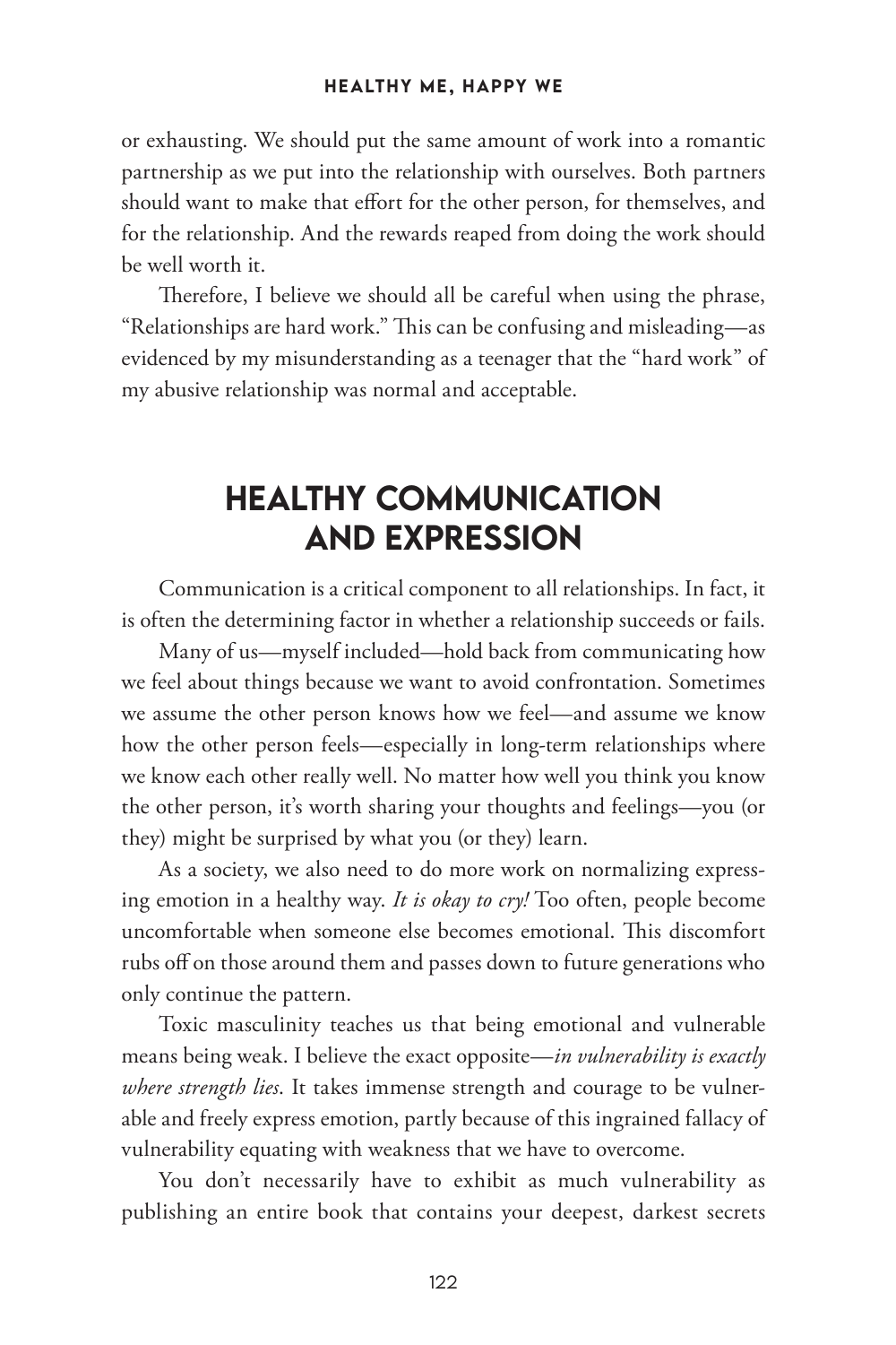or exhausting. We should put the same amount of work into a romantic partnership as we put into the relationship with ourselves. Both partners should want to make that effort for the other person, for themselves, and for the relationship. And the rewards reaped from doing the work should be well worth it.

Therefore, I believe we should all be careful when using the phrase, "Relationships are hard work." This can be confusing and misleading—as evidenced by my misunderstanding as a teenager that the "hard work" of my abusive relationship was normal and acceptable.

## HEALTHY COMMUNICATION AND EXPRESSION

Communication is a critical component to all relationships. In fact, it is often the determining factor in whether a relationship succeeds or fails.

Many of us—myself included—hold back from communicating how we feel about things because we want to avoid confrontation. Sometimes we assume the other person knows how we feel—and assume we know how the other person feels—especially in long-term relationships where we know each other really well. No matter how well you think you know the other person, it's worth sharing your thoughts and feelings—you (or they) might be surprised by what you (or they) learn.

As a society, we also need to do more work on normalizing expressing emotion in a healthy way. *It is okay to cry!* Too often, people become uncomfortable when someone else becomes emotional. This discomfort rubs off on those around them and passes down to future generations who only continue the pattern.

Toxic masculinity teaches us that being emotional and vulnerable means being weak. I believe the exact opposite—*in vulnerability is exactly where strength lies*. It takes immense strength and courage to be vulnerable and freely express emotion, partly because of this ingrained fallacy of vulnerability equating with weakness that we have to overcome.

You don't necessarily have to exhibit as much vulnerability as publishing an entire book that contains your deepest, darkest secrets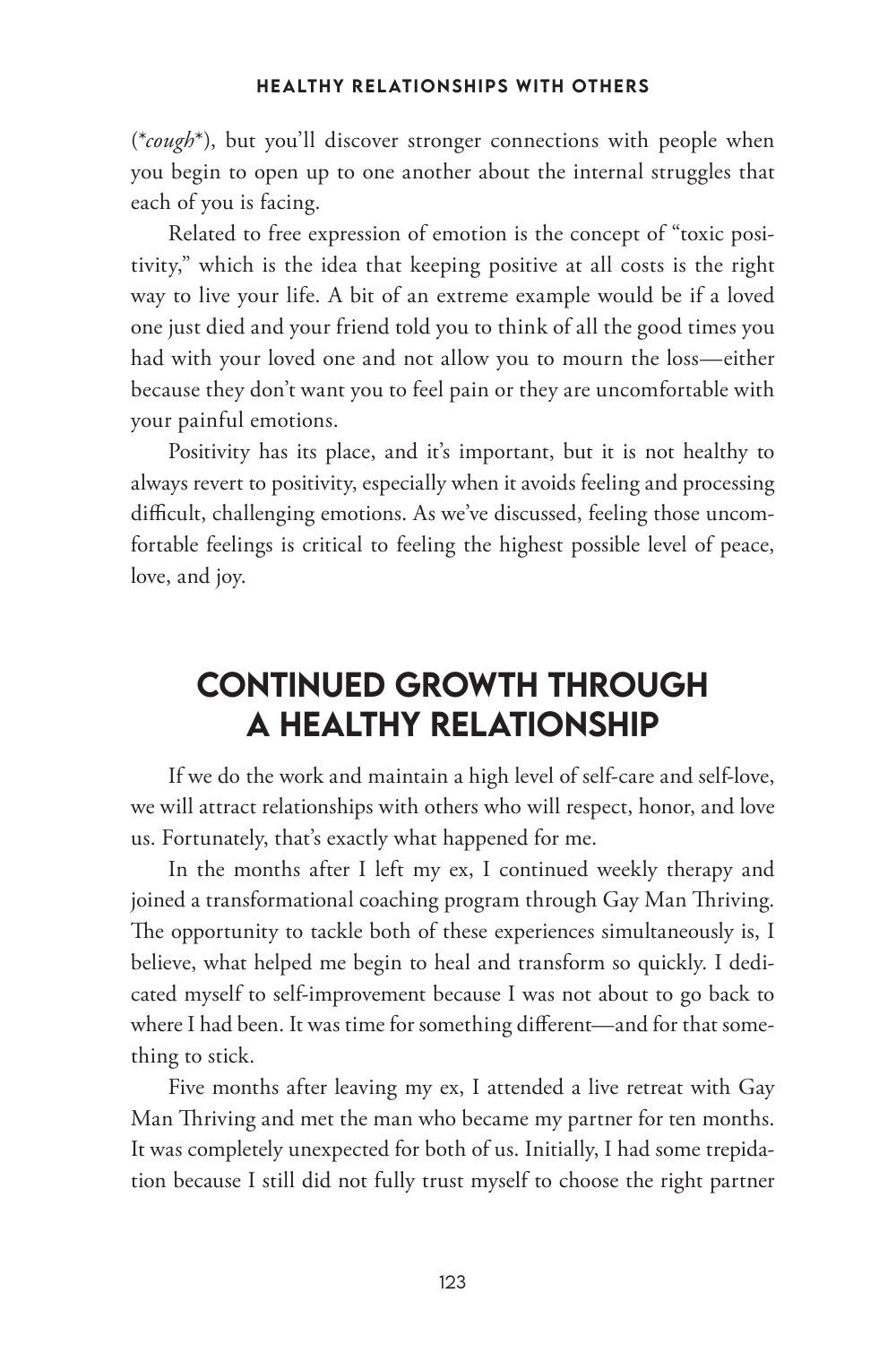(*cough*), but you'll discover stronger connections with people when you begin to open up to one another about the internal struggles that each of you is facing.

Related to free expression of emotion is the concept of "toxic positivity," which is the idea that keeping positive at all costs is the right way to live your life. A bit of an extreme example would be if a loved one just died and your friend told you to think of all the good times you had with your loved one and not allow you to mourn the loss—either because they don't want you to feel pain or they are uncomfortable with your painful emotions.

Positivity has its place, and it's important, but it is not healthy to always revert to positivity, especially when it avoids feeling and processing difficult, challenging emotions. As we've discussed, feeling those uncomfortable feelings is critical to feeling the highest possible level of peace, love, and joy.

## CONTINUED GROWTH THROUGH A HEALTHY RELATIONSHIP

If we do the work and maintain a high level of self-care and self-love, we will attract relationships with others who will respect, honor, and love us. Fortunately, that's exactly what happened for me.

In the months after I left my ex, I continued weekly therapy and joined a transformational coaching program through Gay Man Thriving. The opportunity to tackle both of these experiences simultaneously is, I believe, what helped me begin to heal and transform so quickly. I dedicated myself to self-improvement because I was not about to go back to where I had been. It was time for something different—and for that something to stick.

Five months after leaving my ex, I attended a live retreat with Gay Man Thriving and met the man who became my partner for ten months. It was completely unexpected for both of us. Initially, I had some trepidation because I still did not fully trust myself to choose the right partner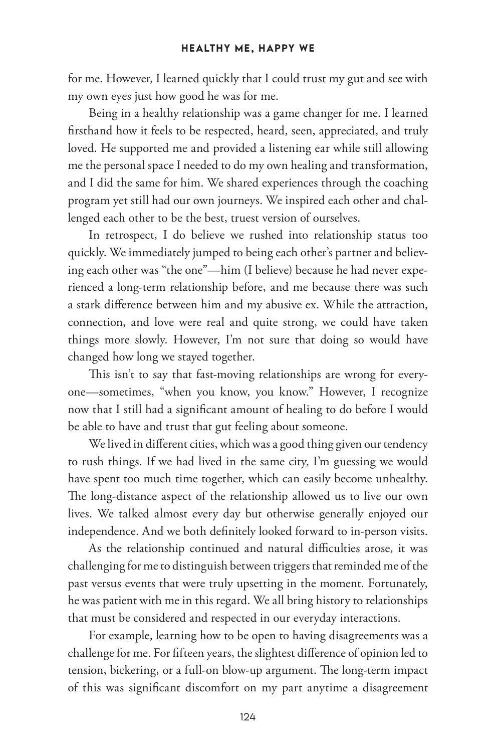for me. However, I learned quickly that I could trust my gut and see with my own eyes just how good he was for me.

Being in a healthy relationship was a game changer for me. I learned firsthand how it feels to be respected, heard, seen, appreciated, and truly loved. He supported me and provided a listening ear while still allowing me the personal space I needed to do my own healing and transformation, and I did the same for him. We shared experiences through the coaching program yet still had our own journeys. We inspired each other and challenged each other to be the best, truest version of ourselves.

In retrospect, I do believe we rushed into relationship status too quickly. We immediately jumped to being each other's partner and believing each other was "the one"—him (I believe) because he had never experienced a long-term relationship before, and me because there was such a stark difference between him and my abusive ex. While the attraction, connection, and love were real and quite strong, we could have taken things more slowly. However, I'm not sure that doing so would have changed how long we stayed together.

This isn't to say that fast-moving relationships are wrong for everyone—sometimes, "when you know, you know." However, I recognize now that I still had a significant amount of healing to do before I would be able to have and trust that gut feeling about someone.

We lived in different cities, which was a good thing given our tendency to rush things. If we had lived in the same city, I'm guessing we would have spent too much time together, which can easily become unhealthy. The long-distance aspect of the relationship allowed us to live our own lives. We talked almost every day but otherwise generally enjoyed our independence. And we both definitely looked forward to in-person visits.

As the relationship continued and natural difficulties arose, it was challenging for me to distinguish between triggers that reminded me of the past versus events that were truly upsetting in the moment. Fortunately, he was patient with me in this regard. We all bring history to relationships that must be considered and respected in our everyday interactions.

For example, learning how to be open to having disagreements was a challenge for me. For fifteen years, the slightest difference of opinion led to tension, bickering, or a full-on blow-up argument. The long-term impact of this was significant discomfort on my part anytime a disagreement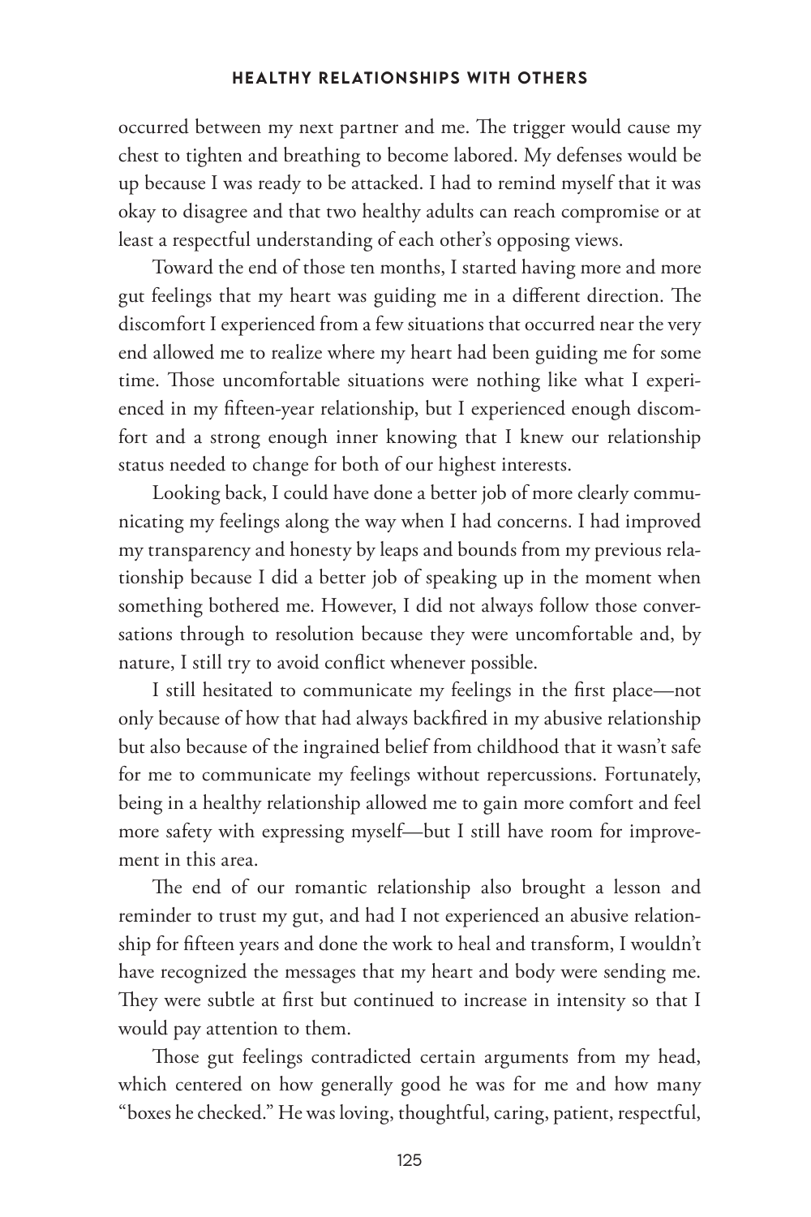occurred between my next partner and me. The trigger would cause my chest to tighten and breathing to become labored. My defenses would be up because I was ready to be attacked. I had to remind myself that it was okay to disagree and that two healthy adults can reach compromise or at least a respectful understanding of each other's opposing views.

Toward the end of those ten months, I started having more and more gut feelings that my heart was guiding me in a different direction. The discomfort I experienced from a few situations that occurred near the very end allowed me to realize where my heart had been guiding me for some time. Those uncomfortable situations were nothing like what I experienced in my fifteen-year relationship, but I experienced enough discomfort and a strong enough inner knowing that I knew our relationship status needed to change for both of our highest interests.

Looking back, I could have done a better job of more clearly communicating my feelings along the way when I had concerns. I had improved my transparency and honesty by leaps and bounds from my previous relationship because I did a better job of speaking up in the moment when something bothered me. However, I did not always follow those conversations through to resolution because they were uncomfortable and, by nature, I still try to avoid conflict whenever possible.

I still hesitated to communicate my feelings in the first place—not only because of how that had always backfired in my abusive relationship but also because of the ingrained belief from childhood that it wasn't safe for me to communicate my feelings without repercussions. Fortunately, being in a healthy relationship allowed me to gain more comfort and feel more safety with expressing myself—but I still have room for improvement in this area.

The end of our romantic relationship also brought a lesson and reminder to trust my gut, and had I not experienced an abusive relationship for fifteen years and done the work to heal and transform, I wouldn't have recognized the messages that my heart and body were sending me. They were subtle at first but continued to increase in intensity so that I would pay attention to them.

Those gut feelings contradicted certain arguments from my head, which centered on how generally good he was for me and how many "boxes he checked." He was loving, thoughtful, caring, patient, respectful,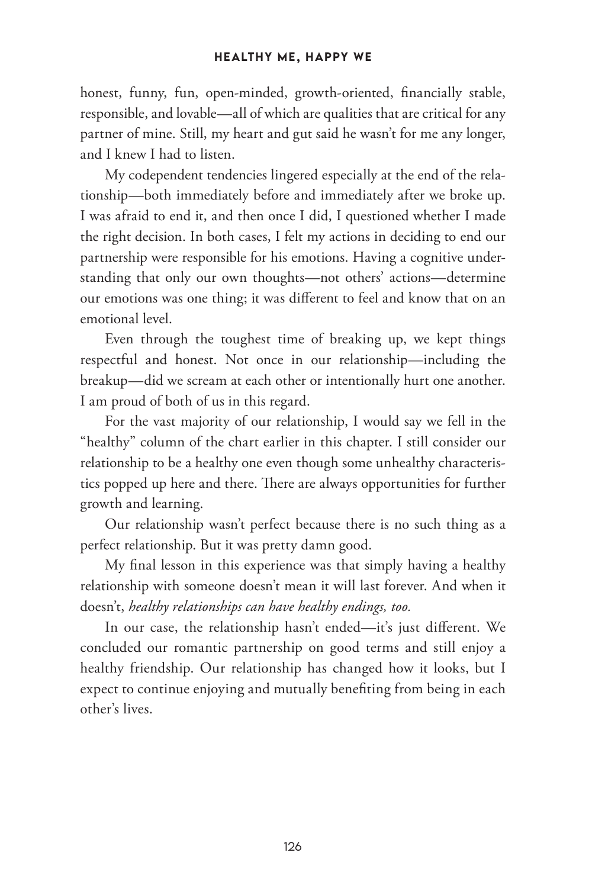honest, funny, fun, open-minded, growth-oriented, financially stable, responsible, and lovable—all of which are qualities that are critical for any partner of mine. Still, my heart and gut said he wasn't for me any longer, and I knew I had to listen.

My codependent tendencies lingered especially at the end of the relationship—both immediately before and immediately after we broke up. I was afraid to end it, and then once I did, I questioned whether I made the right decision. In both cases, I felt my actions in deciding to end our partnership were responsible for his emotions. Having a cognitive understanding that only our own thoughts—not others' actions—determine our emotions was one thing; it was different to feel and know that on an emotional level.

Even through the toughest time of breaking up, we kept things respectful and honest. Not once in our relationship—including the breakup—did we scream at each other or intentionally hurt one another. I am proud of both of us in this regard.

For the vast majority of our relationship, I would say we fell in the "healthy" column of the chart earlier in this chapter. I still consider our relationship to be a healthy one even though some unhealthy characteristics popped up here and there. There are always opportunities for further growth and learning.

Our relationship wasn't perfect because there is no such thing as a perfect relationship. But it was pretty damn good.

My final lesson in this experience was that simply having a healthy relationship with someone doesn't mean it will last forever. And when it doesn't, *healthy relationships can have healthy endings, too.*

In our case, the relationship hasn't ended—it's just different. We concluded our romantic partnership on good terms and still enjoy a healthy friendship. Our relationship has changed how it looks, but I expect to continue enjoying and mutually benefiting from being in each other's lives.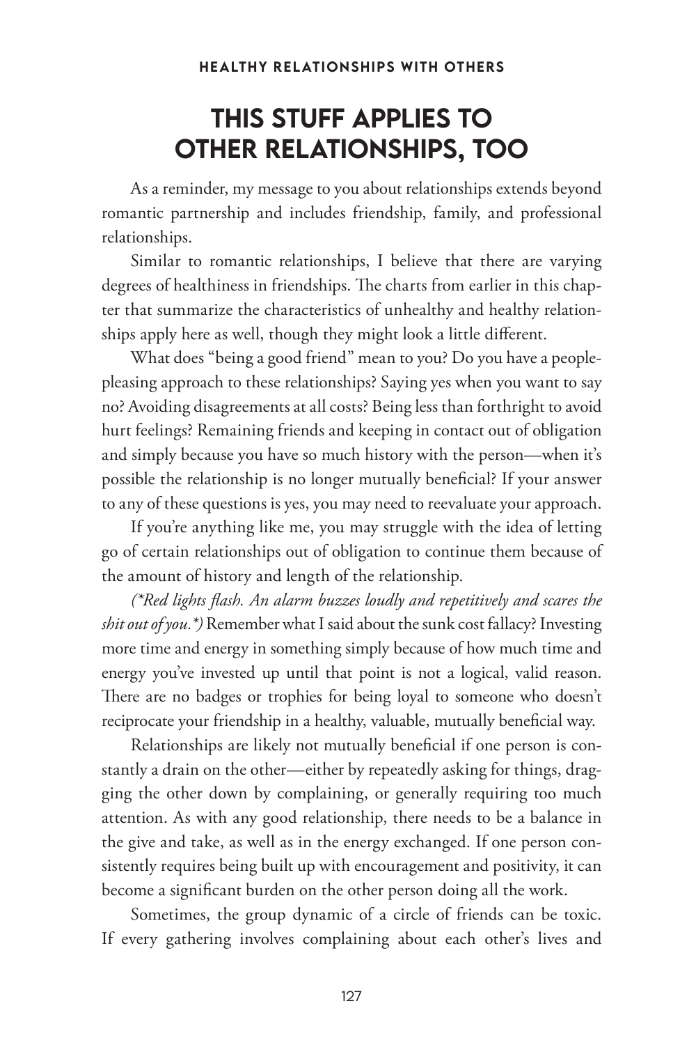# THIS STUFF APPLIES TO OTHER RELATIONSHIPS, TOO

As a reminder, my message to you about relationships extends beyond romantic partnership and includes friendship, family, and professional relationships.

Similar to romantic relationships, I believe that there are varying degrees of healthiness in friendships. The charts from earlier in this chapter that summarize the characteristics of unhealthy and healthy relationships apply here as well, though they might look a little different.

What does "being a good friend" mean to you? Do you have a people-pleasing approach to these relationships? Saying yes when you want to say no? Avoiding disagreements at all costs? Being less than forthright to avoid hurt feelings? Remaining friends and keeping in contact out of obligation and simply because you have so much history with the person—when it's possible the relationship is no longer mutually beneficial? If your answer to any of these questions is yes, you may need to reevaluate your approach.

If you're anything like me, you may struggle with the idea of letting go of certain relationships out of obligation to continue them because of the amount of history and length of the relationship.

*(\*Red lights flash. An alarm buzzes loudly and repetitively and scares the shit out of you.\*)* Remember what I said about the sunk cost fallacy? Investing more time and energy in something simply because of how much time and energy you've invested up until that point is not a logical, valid reason. There are no badges or trophies for being loyal to someone who doesn't reciprocate your friendship in a healthy, valuable, mutually beneficial way.

Relationships are likely not mutually beneficial if one person is constantly a drain on the other—either by repeatedly asking for things, dragging the other down by complaining, or generally requiring too much attention. As with any good relationship, there needs to be a balance in the give and take, as well as in the energy exchanged. If one person consistently requires being built up with encouragement and positivity, it can become a significant burden on the other person doing all the work.

Sometimes, the group dynamic of a circle of friends can be toxic. If every gathering involves complaining about each other's lives and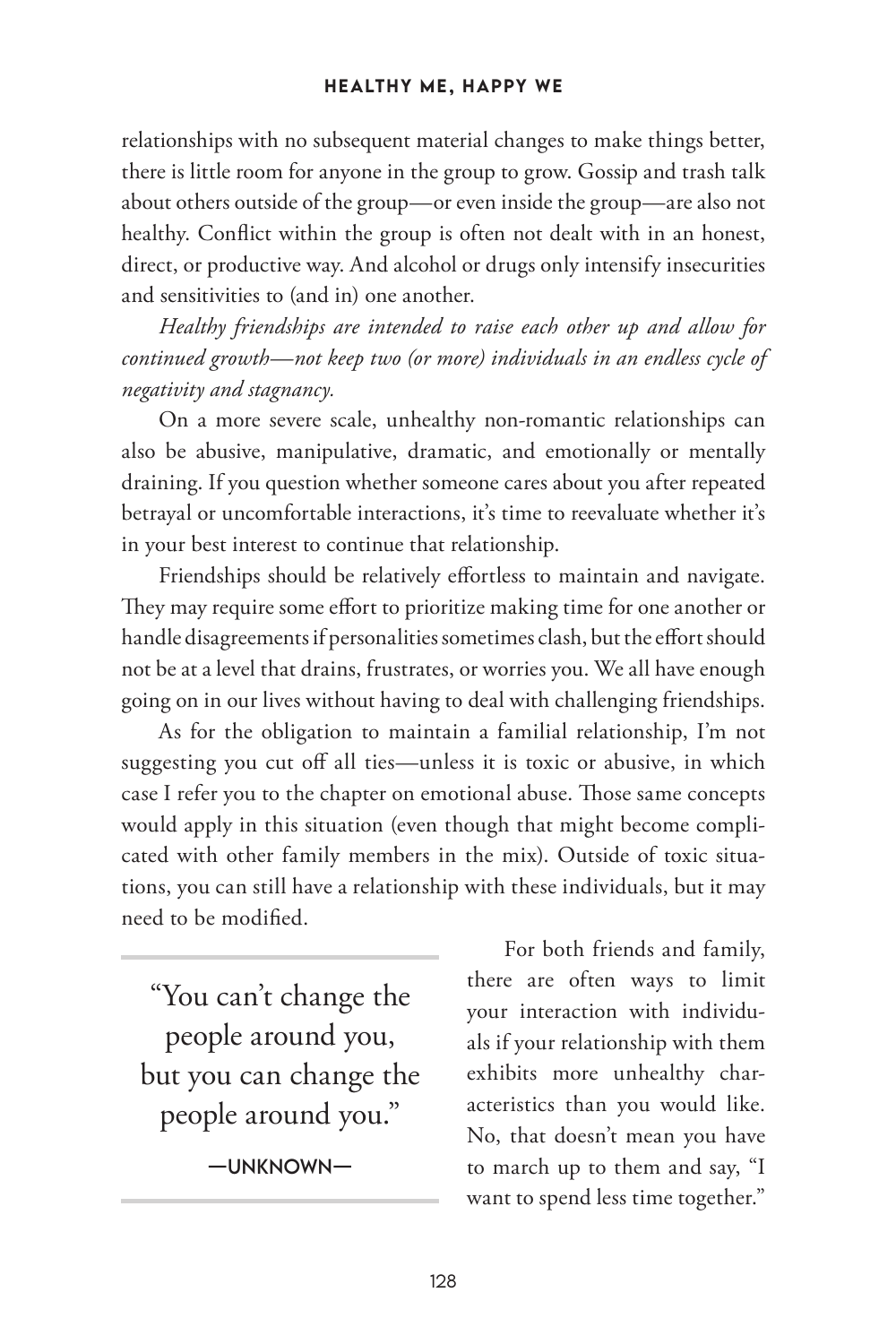relationships with no subsequent material changes to make things better, there is little room for anyone in the group to grow. Gossip and trash talk about others outside of the group—or even inside the group—are also not healthy. Conflict within the group is often not dealt with in an honest, direct, or productive way. And alcohol or drugs only intensify insecurities and sensitivities to (and in) one another.

*Healthy friendships are intended to raise each other up and allow for continued growth—not keep two (or more) individuals in an endless cycle of negativity and stagnancy.*

On a more severe scale, unhealthy non-romantic relationships can also be abusive, manipulative, dramatic, and emotionally or mentally draining. If you question whether someone cares about you after repeated betrayal or uncomfortable interactions, it's time to reevaluate whether it's in your best interest to continue that relationship.

Friendships should be relatively effortless to maintain and navigate. They may require some effort to prioritize making time for one another or handle disagreements if personalities sometimes clash, but the effort should not be at a level that drains, frustrates, or worries you. We all have enough going on in our lives without having to deal with challenging friendships.

As for the obligation to maintain a familial relationship, I'm not suggesting you cut off all ties—unless it is toxic or abusive, in which case I refer you to the chapter on emotional abuse. Those same concepts would apply in this situation (even though that might become complicated with other family members in the mix). Outside of toxic situations, you can still have a relationship with these individuals, but it may need to be modified.

> "You can't change the people around you, but you can change the people around you."
>
> —UNKNOWN—

For both friends and family, there are often ways to limit your interaction with individuals if your relationship with them exhibits more unhealthy characteristics than you would like. No, that doesn't mean you have to march up to them and say, "I want to spend less time together."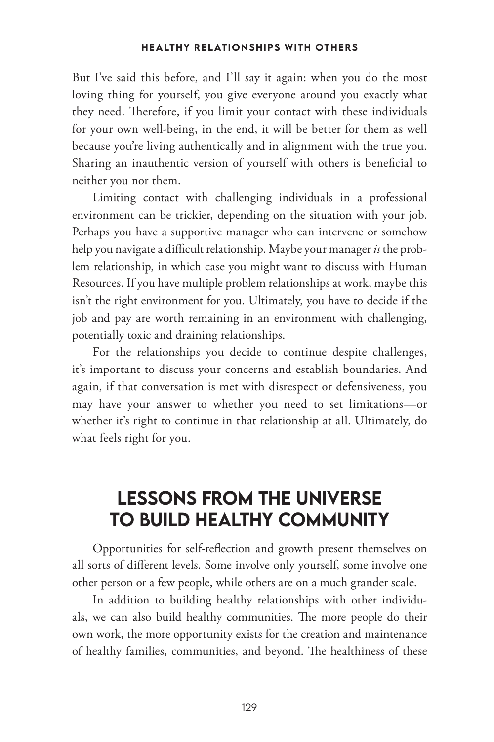But I've said this before, and I'll say it again: when you do the most loving thing for yourself, you give everyone around you exactly what they need. Therefore, if you limit your contact with these individuals for your own well-being, in the end, it will be better for them as well because you're living authentically and in alignment with the true you. Sharing an inauthentic version of yourself with others is beneficial to neither you nor them.

Limiting contact with challenging individuals in a professional environment can be trickier, depending on the situation with your job. Perhaps you have a supportive manager who can intervene or somehow help you navigate a difficult relationship. Maybe your manager *is* the problem relationship, in which case you might want to discuss with Human Resources. If you have multiple problem relationships at work, maybe this isn't the right environment for you. Ultimately, you have to decide if the job and pay are worth remaining in an environment with challenging, potentially toxic and draining relationships.

For the relationships you decide to continue despite challenges, it's important to discuss your concerns and establish boundaries. And again, if that conversation is met with disrespect or defensiveness, you may have your answer to whether you need to set limitations—or whether it's right to continue in that relationship at all. Ultimately, do what feels right for you.

## LESSONS FROM THE UNIVERSE TO BUILD HEALTHY COMMUNITY

Opportunities for self-reflection and growth present themselves on all sorts of different levels. Some involve only yourself, some involve one other person or a few people, while others are on a much grander scale.

In addition to building healthy relationships with other individuals, we can also build healthy communities. The more people do their own work, the more opportunity exists for the creation and maintenance of healthy families, communities, and beyond. The healthiness of these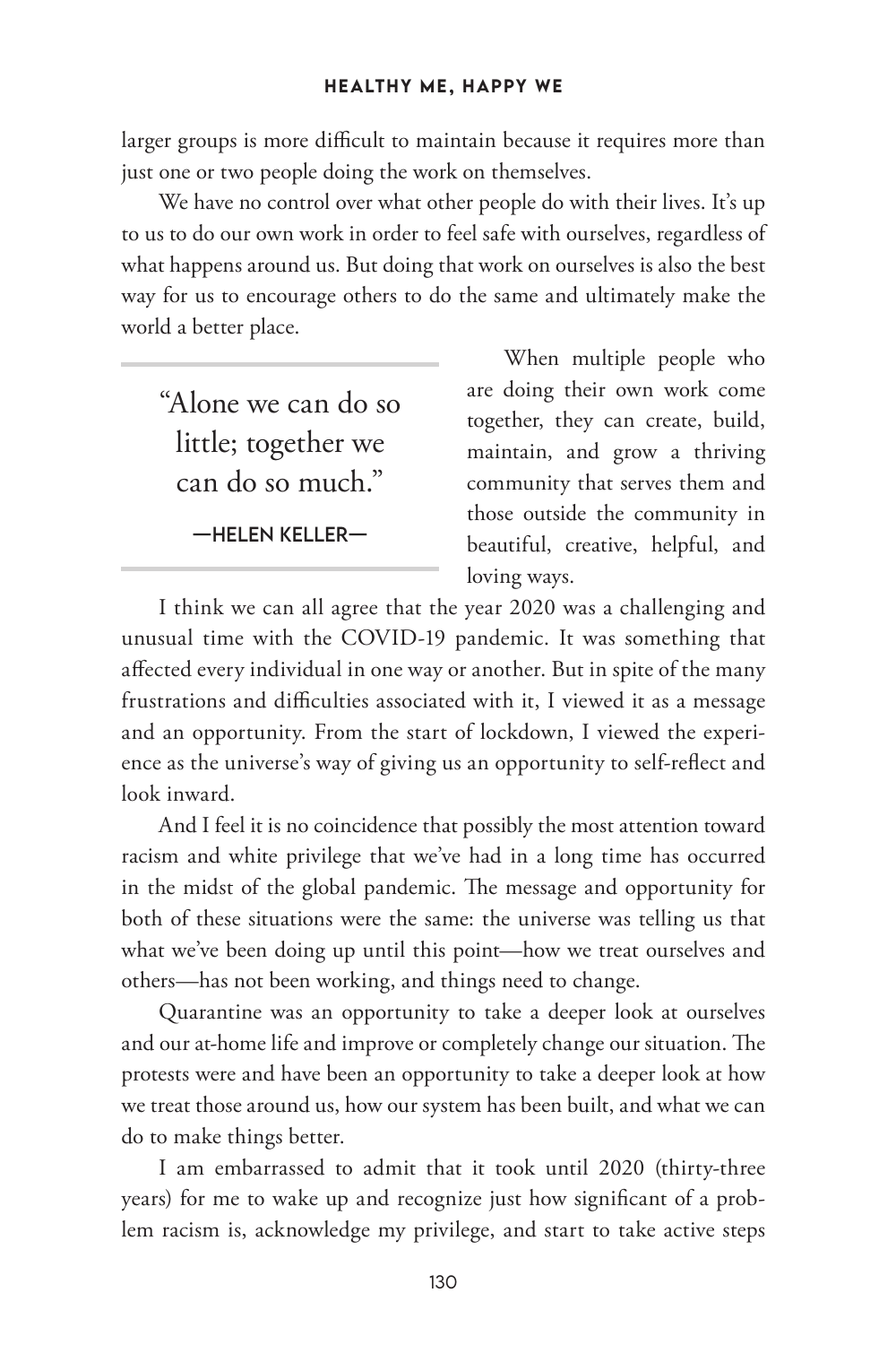larger groups is more difficult to maintain because it requires more than just one or two people doing the work on themselves.

We have no control over what other people do with their lives. It's up to us to do our own work in order to feel safe with ourselves, regardless of what happens around us. But doing that work on ourselves is also the best way for us to encourage others to do the same and ultimately make the world a better place.

> "Alone we can do so little; together we can do so much."
>
> —HELEN KELLER—

When multiple people who are doing their own work come together, they can create, build, maintain, and grow a thriving community that serves them and those outside the community in beautiful, creative, helpful, and loving ways.

I think we can all agree that the year 2020 was a challenging and unusual time with the COVID-19 pandemic. It was something that affected every individual in one way or another. But in spite of the many frustrations and difficulties associated with it, I viewed it as a message and an opportunity. From the start of lockdown, I viewed the experience as the universe's way of giving us an opportunity to self-reflect and look inward.

And I feel it is no coincidence that possibly the most attention toward racism and white privilege that we've had in a long time has occurred in the midst of the global pandemic. The message and opportunity for both of these situations were the same: the universe was telling us that what we've been doing up until this point—how we treat ourselves and others—has not been working, and things need to change.

Quarantine was an opportunity to take a deeper look at ourselves and our at-home life and improve or completely change our situation. The protests were and have been an opportunity to take a deeper look at how we treat those around us, how our system has been built, and what we can do to make things better.

I am embarrassed to admit that it took until 2020 (thirty-three years) for me to wake up and recognize just how significant of a problem racism is, acknowledge my privilege, and start to take active steps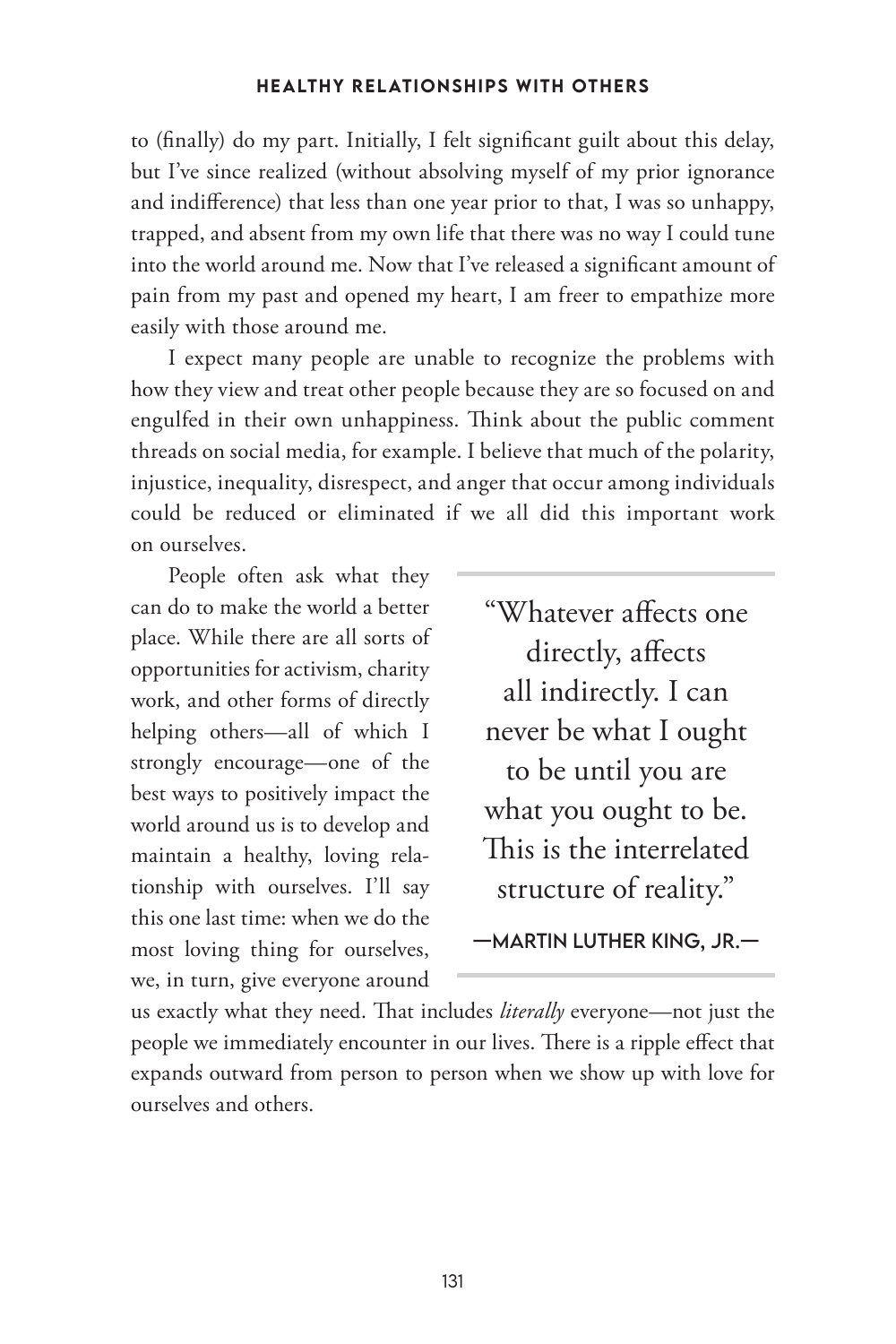to (finally) do my part. Initially, I felt significant guilt about this delay, but I've since realized (without absolving myself of my prior ignorance and indifference) that less than one year prior to that, I was so unhappy, trapped, and absent from my own life that there was no way I could tune into the world around me. Now that I've released a significant amount of pain from my past and opened my heart, I am freer to empathize more easily with those around me.

I expect many people are unable to recognize the problems with how they view and treat other people because they are so focused on and engulfed in their own unhappiness. Think about the public comment threads on social media, for example. I believe that much of the polarity, injustice, inequality, disrespect, and anger that occur among individuals could be reduced or eliminated if we all did this important work on ourselves.

People often ask what they can do to make the world a better place. While there are all sorts of opportunities for activism, charity work, and other forms of directly helping others—all of which I strongly encourage—one of the best ways to positively impact the world around us is to develop and maintain a healthy, loving relationship with ourselves. I'll say this one last time: when we do the most loving thing for ourselves, we, in turn, give everyone around us exactly what they need. That includes *literally* everyone—not just the people we immediately encounter in our lives. There is a ripple effect that expands outward from person to person when we show up with love for ourselves and others.

> "Whatever affects one directly, affects all indirectly. I can never be what I ought to be until you are what you ought to be. This is the interrelated structure of reality."
>
> —MARTIN LUTHER KING, JR.—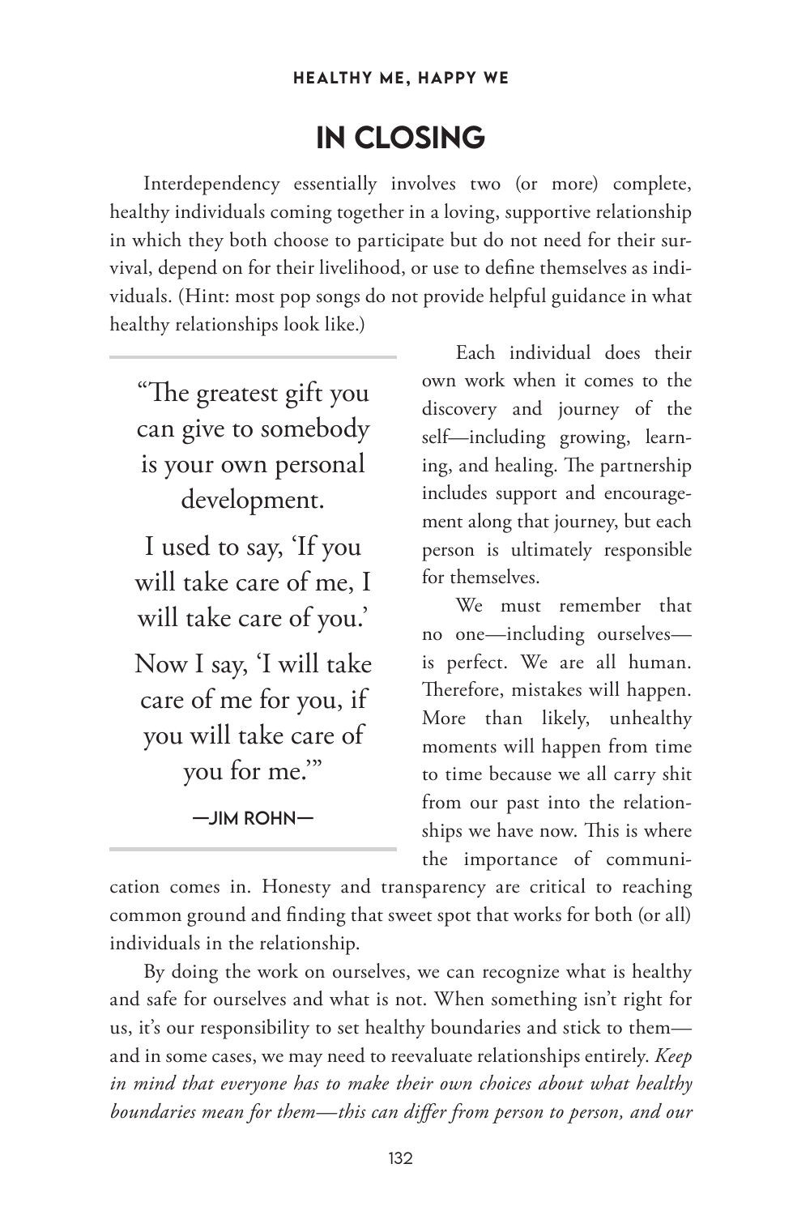## IN CLOSING

Interdependency essentially involves two (or more) complete, healthy individuals coming together in a loving, supportive relationship in which they both choose to participate but do not need for their survival, depend on for their livelihood, or use to define themselves as individuals. (Hint: most pop songs do not provide helpful guidance in what healthy relationships look like.)

> "The greatest gift you can give to somebody is your own personal development.
>
> I used to say, 'If you will take care of me, I will take care of you.'
>
> Now I say, 'I will take care of me for you, if you will take care of you for me.'"
>
> —JIM ROHN—

Each individual does their own work when it comes to the discovery and journey of the self—including growing, learning, and healing. The partnership includes support and encouragement along that journey, but each person is ultimately responsible for themselves.

We must remember that no one—including ourselves—is perfect. We are all human. Therefore, mistakes will happen. More than likely, unhealthy moments will happen from time to time because we all carry shit from our past into the relationships we have now. This is where the importance of communication comes in. Honesty and transparency are critical to reaching common ground and finding that sweet spot that works for both (or all) individuals in the relationship.

By doing the work on ourselves, we can recognize what is healthy and safe for ourselves and what is not. When something isn't right for us, it's our responsibility to set healthy boundaries and stick to them—and in some cases, we may need to reevaluate relationships entirely. *Keep in mind that everyone has to make their own choices about what healthy boundaries mean for them—this can differ from person to person, and our*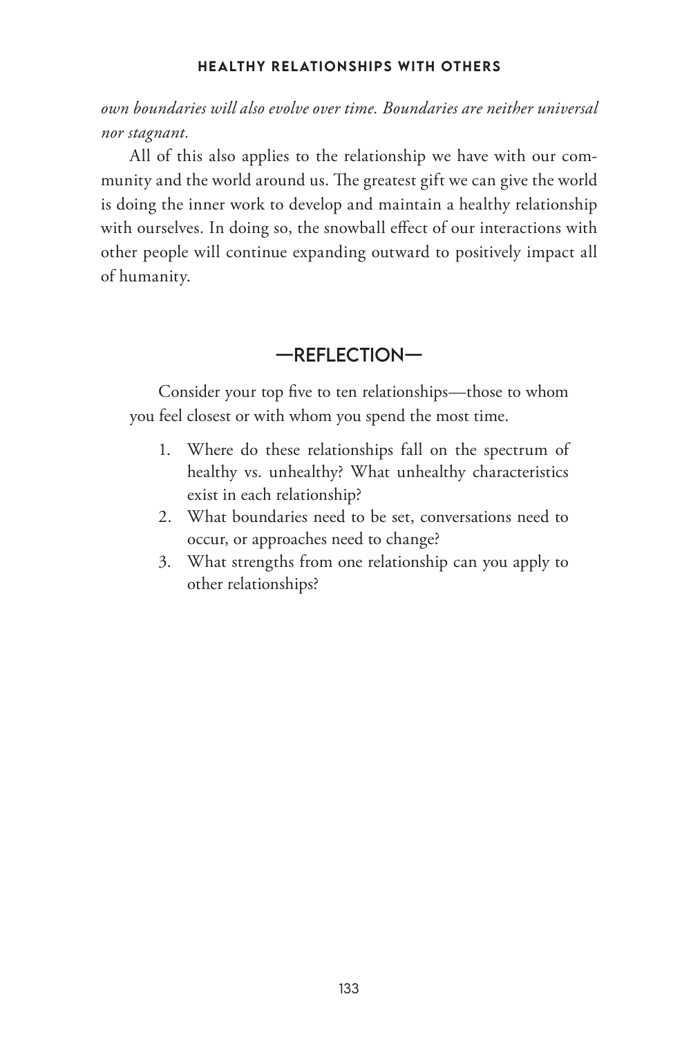*own boundaries will also evolve over time. Boundaries are neither universal nor stagnant.*

All of this also applies to the relationship we have with our community and the world around us. The greatest gift we can give the world is doing the inner work to develop and maintain a healthy relationship with ourselves. In doing so, the snowball effect of our interactions with other people will continue expanding outward to positively impact all of humanity.

## —REFLECTION—

Consider your top five to ten relationships—those to whom you feel closest or with whom you spend the most time.

1. Where do these relationships fall on the spectrum of healthy vs. unhealthy? What unhealthy characteristics exist in each relationship?
2. What boundaries need to be set, conversations need to occur, or approaches need to change?
3. What strengths from one relationship can you apply to other relationships?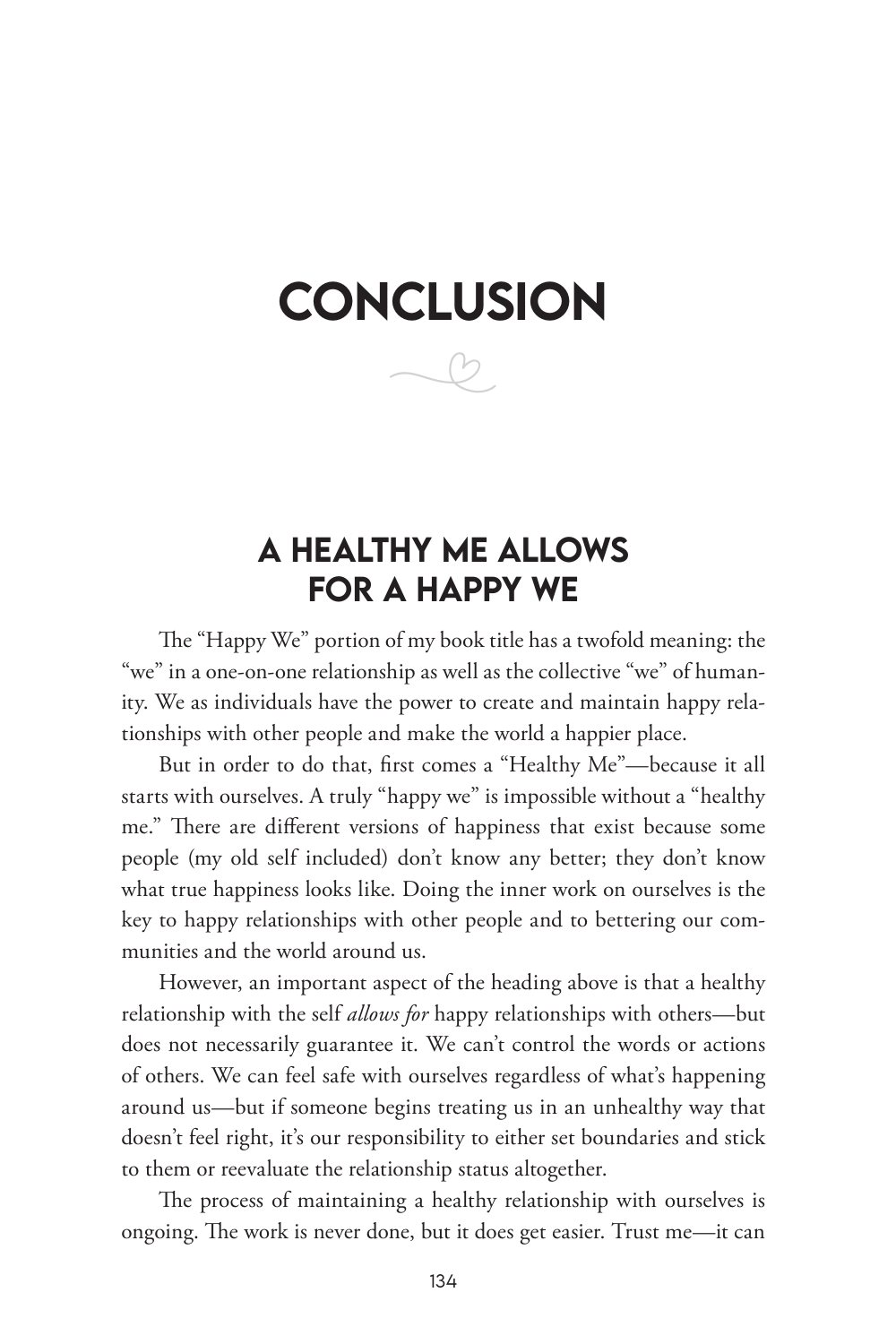# CONCLUSION

## A HEALTHY ME ALLOWS FOR A HAPPY WE

The "Happy We" portion of my book title has a twofold meaning: the "we" in a one-on-one relationship as well as the collective "we" of humanity. We as individuals have the power to create and maintain happy relationships with other people and make the world a happier place.

But in order to do that, first comes a "Healthy Me"—because it all starts with ourselves. A truly "happy we" is impossible without a "healthy me." There are different versions of happiness that exist because some people (my old self included) don't know any better; they don't know what true happiness looks like. Doing the inner work on ourselves is the key to happy relationships with other people and to bettering our communities and the world around us.

However, an important aspect of the heading above is that a healthy relationship with the self *allows for* happy relationships with others—but does not necessarily guarantee it. We can't control the words or actions of others. We can feel safe with ourselves regardless of what's happening around us—but if someone begins treating us in an unhealthy way that doesn't feel right, it's our responsibility to either set boundaries and stick to them or reevaluate the relationship status altogether.

The process of maintaining a healthy relationship with ourselves is ongoing. The work is never done, but it does get easier. Trust me—it can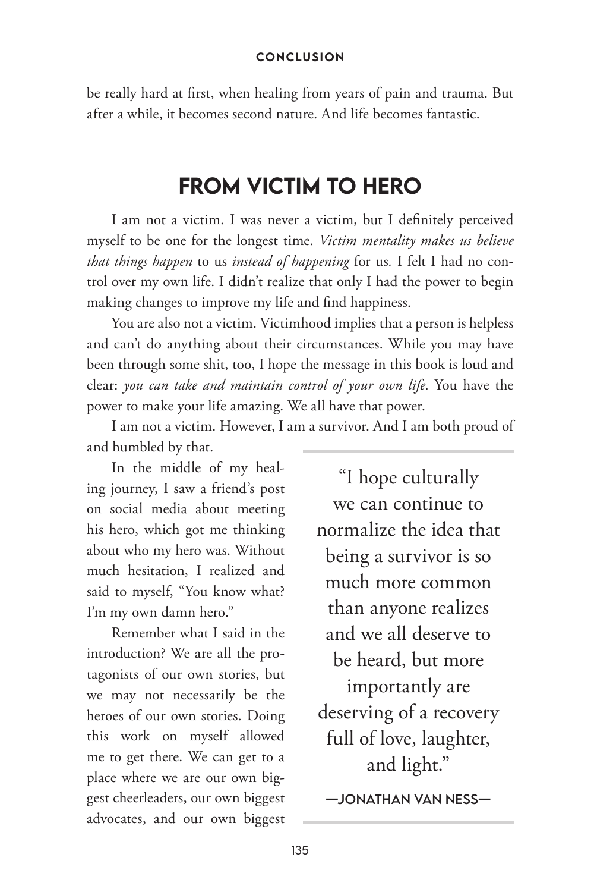be really hard at first, when healing from years of pain and trauma. But after a while, it becomes second nature. And life becomes fantastic.

## FROM VICTIM TO HERO

I am not a victim. I was never a victim, but I definitely perceived myself to be one for the longest time. *Victim mentality makes us believe that things happen* to us *instead of happening* for us. I felt I had no control over my own life. I didn't realize that only I had the power to begin making changes to improve my life and find happiness.

You are also not a victim. Victimhood implies that a person is helpless and can't do anything about their circumstances. While you may have been through some shit, too, I hope the message in this book is loud and clear: *you can take and maintain control of your own life*. You have the power to make your life amazing. We all have that power.

I am not a victim. However, I am a survivor. And I am both proud of and humbled by that.

> "I hope culturally we can continue to normalize the idea that being a survivor is so much more common than anyone realizes and we all deserve to be heard, but more importantly are deserving of a recovery full of love, laughter, and light."
>
> —JONATHAN VAN NESS—

In the middle of my healing journey, I saw a friend's post on social media about meeting his hero, which got me thinking about who my hero was. Without much hesitation, I realized and said to myself, "You know what? I'm my own damn hero."

Remember what I said in the introduction? We are all the protagonists of our own stories, but we may not necessarily be the heroes of our own stories. Doing this work on myself allowed me to get there. We can get to a place where we are our own biggest cheerleaders, our own biggest advocates, and our own biggest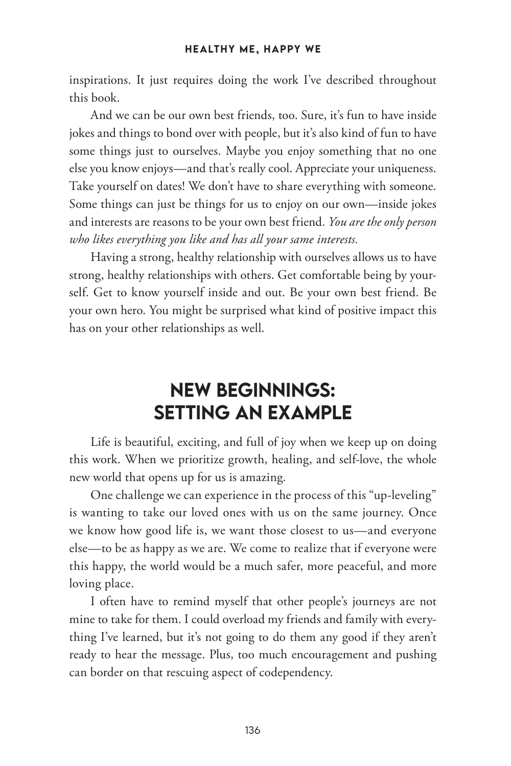inspirations. It just requires doing the work I've described throughout this book.

And we can be our own best friends, too. Sure, it's fun to have inside jokes and things to bond over with people, but it's also kind of fun to have some things just to ourselves. Maybe you enjoy something that no one else you know enjoys—and that's really cool. Appreciate your uniqueness. Take yourself on dates! We don't have to share everything with someone. Some things can just be things for us to enjoy on our own—inside jokes and interests are reasons to be your own best friend. *You are the only person who likes everything you like and has all your same interests.*

Having a strong, healthy relationship with ourselves allows us to have strong, healthy relationships with others. Get comfortable being by yourself. Get to know yourself inside and out. Be your own best friend. Be your own hero. You might be surprised what kind of positive impact this has on your other relationships as well.

## NEW BEGINNINGS: SETTING AN EXAMPLE

Life is beautiful, exciting, and full of joy when we keep up on doing this work. When we prioritize growth, healing, and self-love, the whole new world that opens up for us is amazing.

One challenge we can experience in the process of this "up-leveling" is wanting to take our loved ones with us on the same journey. Once we know how good life is, we want those closest to us—and everyone else—to be as happy as we are. We come to realize that if everyone were this happy, the world would be a much safer, more peaceful, and more loving place.

I often have to remind myself that other people's journeys are not mine to take for them. I could overload my friends and family with everything I've learned, but it's not going to do them any good if they aren't ready to hear the message. Plus, too much encouragement and pushing can border on that rescuing aspect of codependency.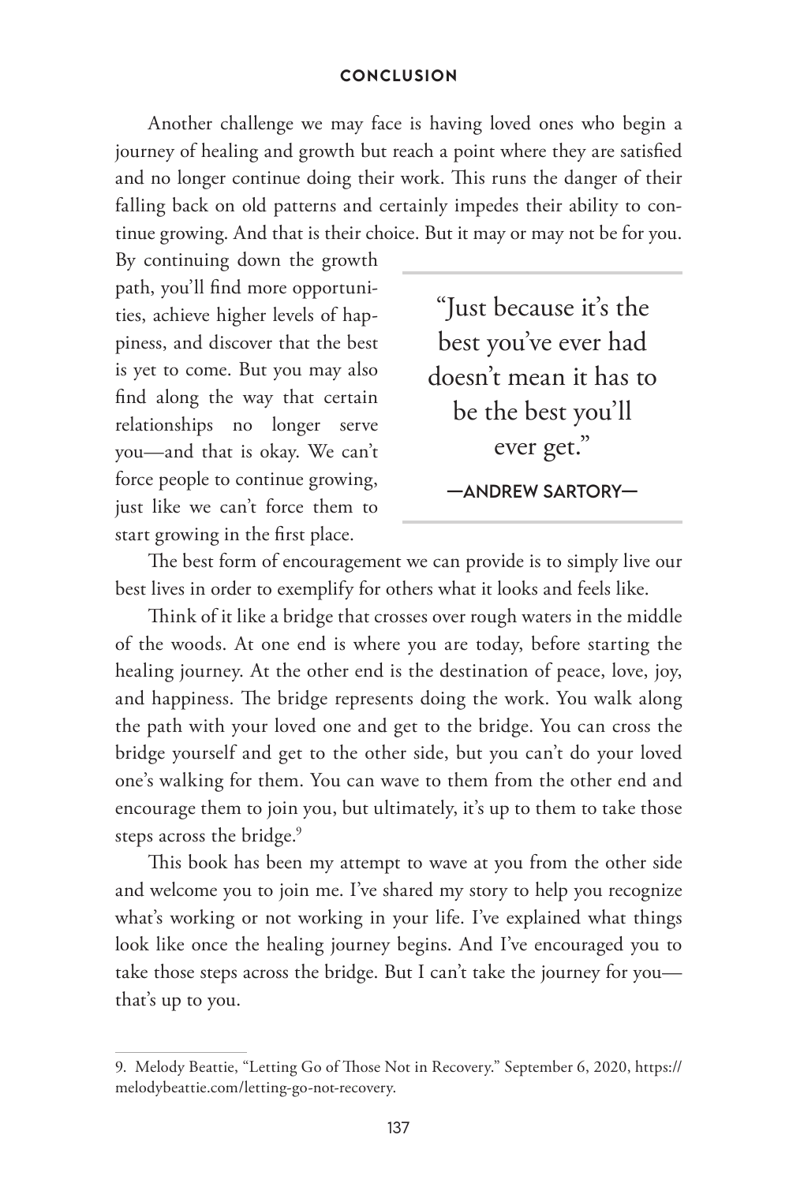Another challenge we may face is having loved ones who begin a journey of healing and growth but reach a point where they are satisfied and no longer continue doing their work. This runs the danger of their falling back on old patterns and certainly impedes their ability to continue growing. And that is their choice. But it may or may not be for you. By continuing down the growth path, you'll find more opportunities, achieve higher levels of happiness, and discover that the best is yet to come. But you may also find along the way that certain relationships no longer serve you—and that is okay. We can't force people to continue growing, just like we can't force them to start growing in the first place.

> "Just because it's the best you've ever had doesn't mean it has to be the best you'll ever get."
>
> —ANDREW SARTORY—

The best form of encouragement we can provide is to simply live our best lives in order to exemplify for others what it looks and feels like.

Think of it like a bridge that crosses over rough waters in the middle of the woods. At one end is where you are today, before starting the healing journey. At the other end is the destination of peace, love, joy, and happiness. The bridge represents doing the work. You walk along the path with your loved one and get to the bridge. You can cross the bridge yourself and get to the other side, but you can't do your loved one's walking for them. You can wave to them from the other end and encourage them to join you, but ultimately, it's up to them to take those steps across the bridge.[9]

This book has been my attempt to wave at you from the other side and welcome you to join me. I've shared my story to help you recognize what's working or not working in your life. I've explained what things look like once the healing journey begins. And I've encouraged you to take those steps across the bridge. But I can't take the journey for you—that's up to you.

---

9. Melody Beattie, "Letting Go of Those Not in Recovery." September 6, 2020, https://melodybeattie.com/letting-go-not-recovery.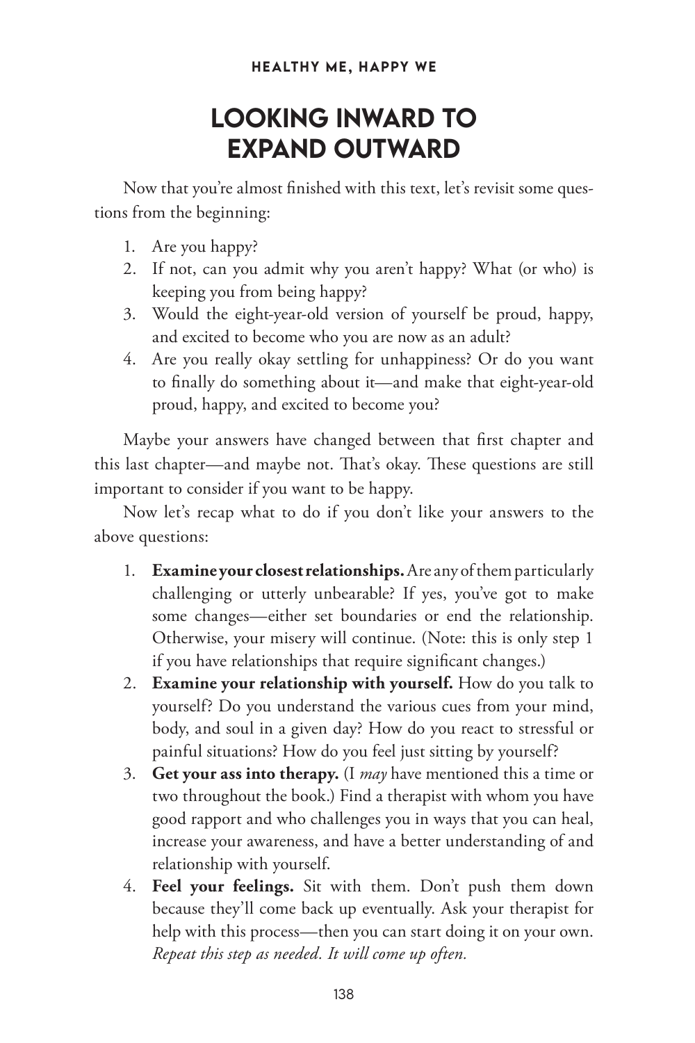# LOOKING INWARD TO EXPAND OUTWARD

Now that you're almost finished with this text, let's revisit some questions from the beginning:

1. Are you happy?
2. If not, can you admit why you aren't happy? What (or who) is keeping you from being happy?
3. Would the eight-year-old version of yourself be proud, happy, and excited to become who you are now as an adult?
4. Are you really okay settling for unhappiness? Or do you want to finally do something about it—and make that eight-year-old proud, happy, and excited to become you?

Maybe your answers have changed between that first chapter and this last chapter—and maybe not. That's okay. These questions are still important to consider if you want to be happy.

Now let's recap what to do if you don't like your answers to the above questions:

1. **Examine your closest relationships.** Are any of them particularly challenging or utterly unbearable? If yes, you've got to make some changes—either set boundaries or end the relationship. Otherwise, your misery will continue. (Note: this is only step 1 if you have relationships that require significant changes.)
2. **Examine your relationship with yourself.** How do you talk to yourself? Do you understand the various cues from your mind, body, and soul in a given day? How do you react to stressful or painful situations? How do you feel just sitting by yourself?
3. **Get your ass into therapy.** (I *may* have mentioned this a time or two throughout the book.) Find a therapist with whom you have good rapport and who challenges you in ways that you can heal, increase your awareness, and have a better understanding of and relationship with yourself.
4. **Feel your feelings.** Sit with them. Don't push them down because they'll come back up eventually. Ask your therapist for help with this process—then you can start doing it on your own. *Repeat this step as needed. It will come up often.*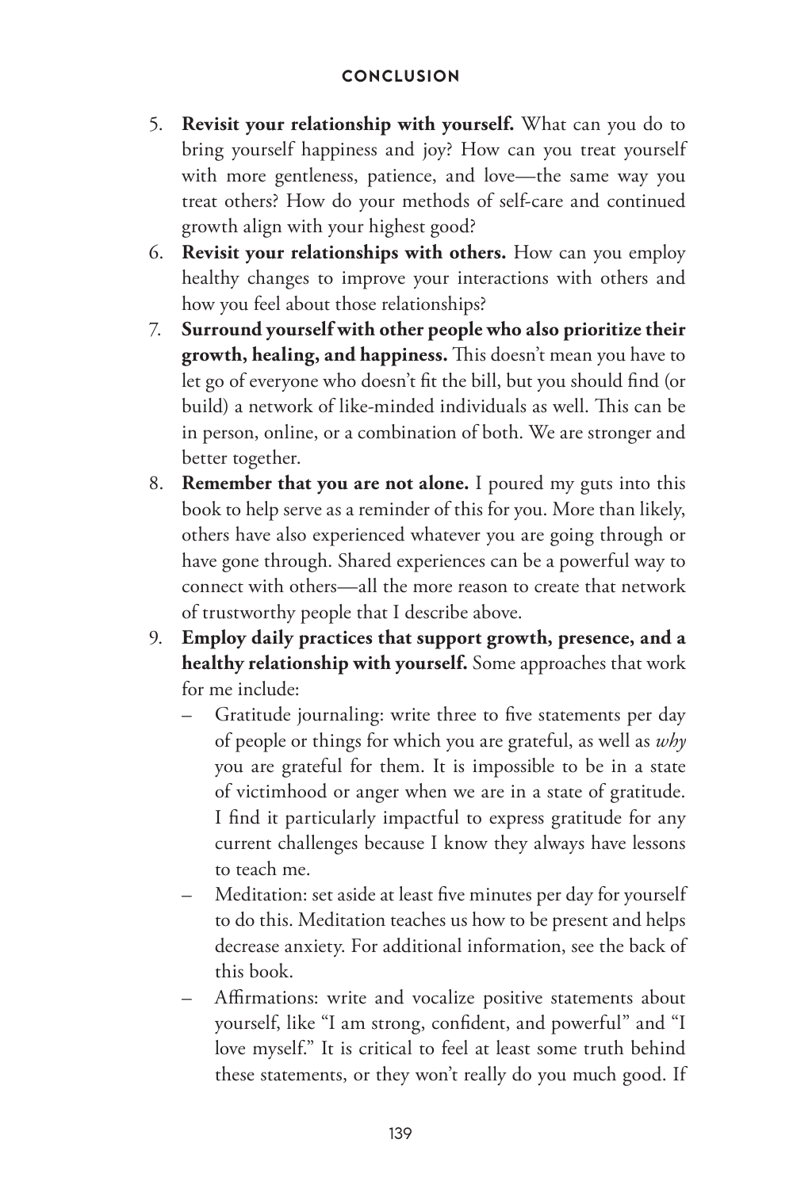5. **Revisit your relationship with yourself.** What can you do to bring yourself happiness and joy? How can you treat yourself with more gentleness, patience, and love—the same way you treat others? How do your methods of self-care and continued growth align with your highest good?
6. **Revisit your relationships with others.** How can you employ healthy changes to improve your interactions with others and how you feel about those relationships?
7. **Surround yourself with other people who also prioritize their growth, healing, and happiness.** This doesn't mean you have to let go of everyone who doesn't fit the bill, but you should find (or build) a network of like-minded individuals as well. This can be in person, online, or a combination of both. We are stronger and better together.
8. **Remember that you are not alone.** I poured my guts into this book to help serve as a reminder of this for you. More than likely, others have also experienced whatever you are going through or have gone through. Shared experiences can be a powerful way to connect with others—all the more reason to create that network of trustworthy people that I describe above.
9. **Employ daily practices that support growth, presence, and a healthy relationship with yourself.** Some approaches that work for me include:
   - Gratitude journaling: write three to five statements per day of people or things for which you are grateful, as well as *why* you are grateful for them. It is impossible to be in a state of victimhood or anger when we are in a state of gratitude. I find it particularly impactful to express gratitude for any current challenges because I know they always have lessons to teach me.
   - Meditation: set aside at least five minutes per day for yourself to do this. Meditation teaches us how to be present and helps decrease anxiety. For additional information, see the back of this book.
   - Affirmations: write and vocalize positive statements about yourself, like "I am strong, confident, and powerful" and "I love myself." It is critical to feel at least some truth behind these statements, or they won't really do you much good. If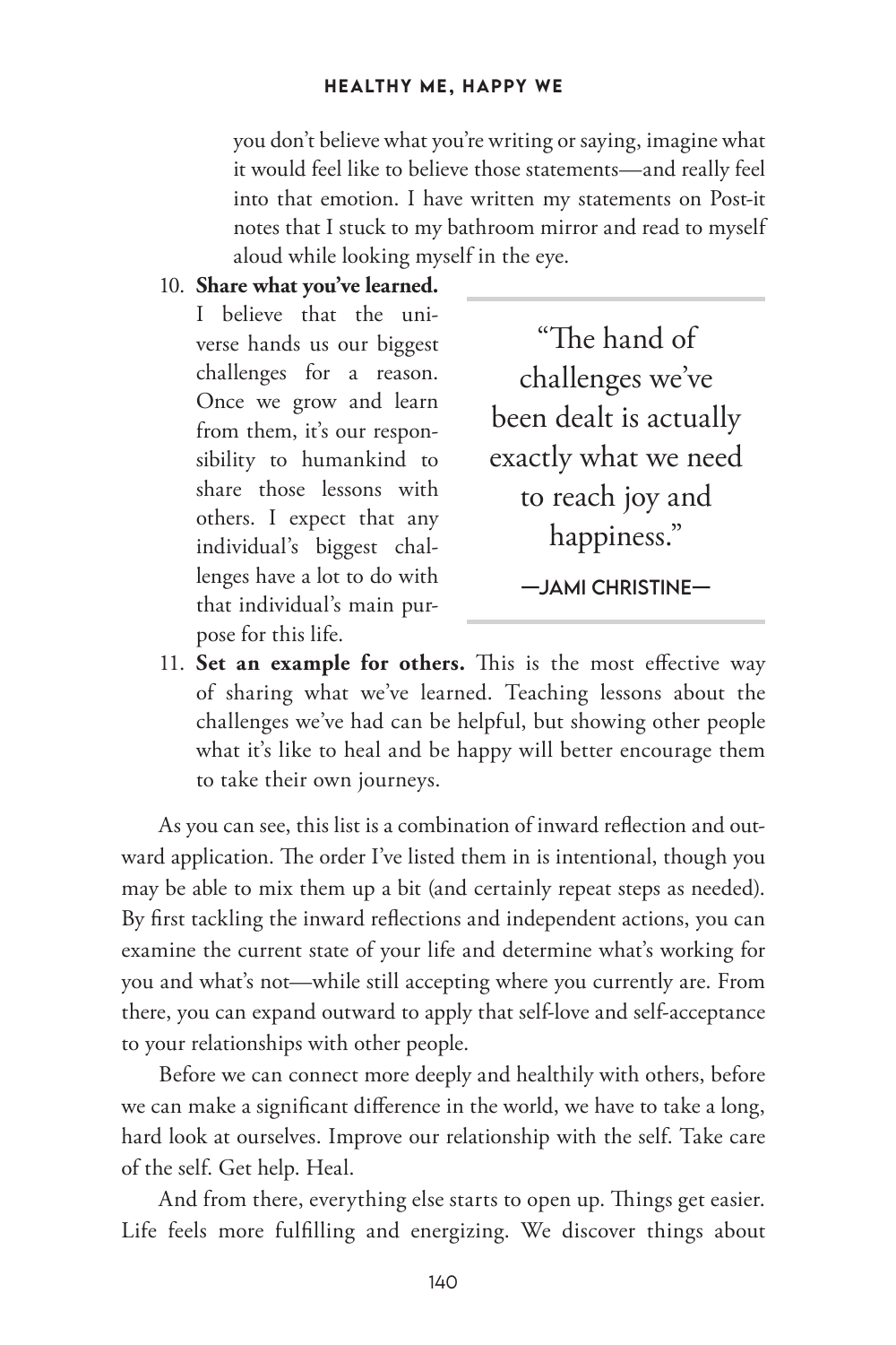you don't believe what you're writing or saying, imagine what it would feel like to believe those statements—and really feel into that emotion. I have written my statements on Post-it notes that I stuck to my bathroom mirror and read to myself aloud while looking myself in the eye.

10. **Share what you've learned.** I believe that the universe hands us our biggest challenges for a reason. Once we grow and learn from them, it's our responsibility to humankind to share those lessons with others. I expect that any individual's biggest challenges have a lot to do with that individual's main purpose for this life.

> "The hand of challenges we've been dealt is actually exactly what we need to reach joy and happiness."
>
> —JAMI CHRISTINE—

11. **Set an example for others.** This is the most effective way of sharing what we've learned. Teaching lessons about the challenges we've had can be helpful, but showing other people what it's like to heal and be happy will better encourage them to take their own journeys.

As you can see, this list is a combination of inward reflection and outward application. The order I've listed them in is intentional, though you may be able to mix them up a bit (and certainly repeat steps as needed). By first tackling the inward reflections and independent actions, you can examine the current state of your life and determine what's working for you and what's not—while still accepting where you currently are. From there, you can expand outward to apply that self-love and self-acceptance to your relationships with other people.

Before we can connect more deeply and healthily with others, before we can make a significant difference in the world, we have to take a long, hard look at ourselves. Improve our relationship with the self. Take care of the self. Get help. Heal.

And from there, everything else starts to open up. Things get easier. Life feels more fulfilling and energizing. We discover things about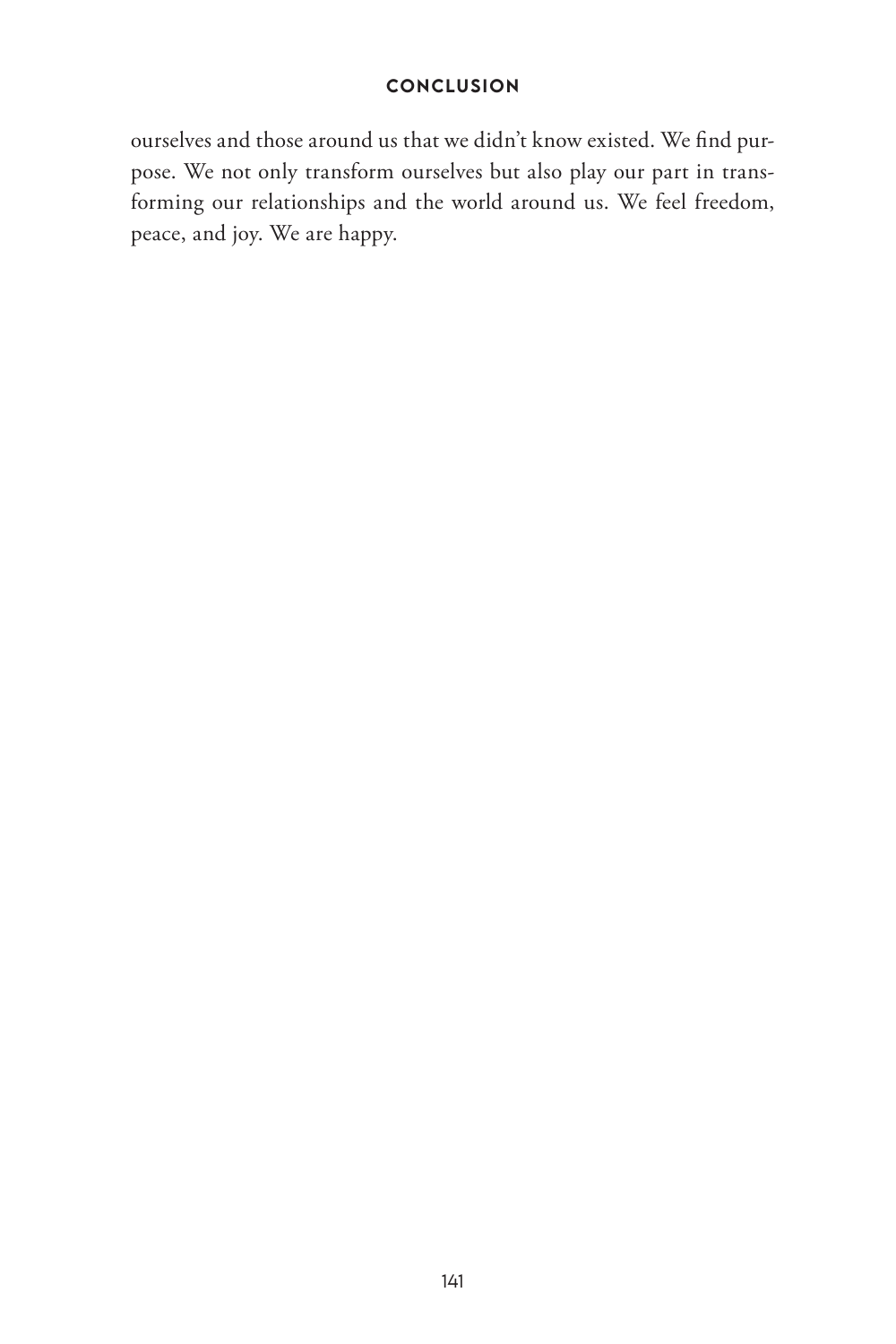ourselves and those around us that we didn't know existed. We find purpose. We not only transform ourselves but also play our part in transforming our relationships and the world around us. We feel freedom, peace, and joy. We are happy.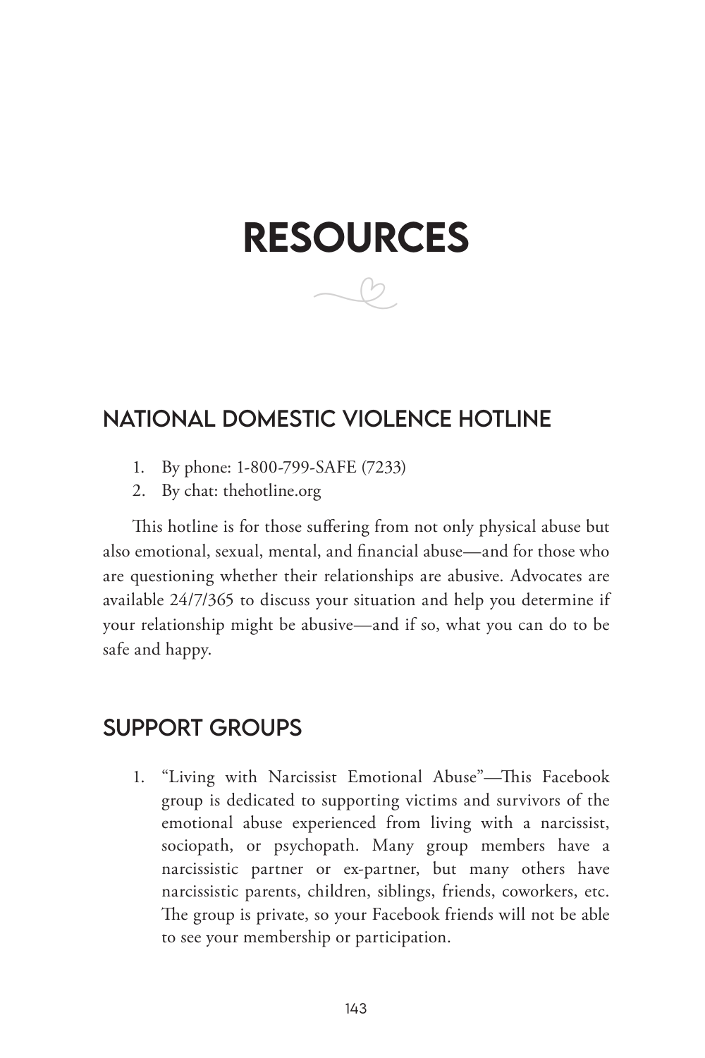# RESOURCES

## NATIONAL DOMESTIC VIOLENCE HOTLINE

1. By phone: 1-800-799-SAFE (7233)
2. By chat: thehotline.org

This hotline is for those suffering from not only physical abuse but also emotional, sexual, mental, and financial abuse—and for those who are questioning whether their relationships are abusive. Advocates are available 24/7/365 to discuss your situation and help you determine if your relationship might be abusive—and if so, what you can do to be safe and happy.

## SUPPORT GROUPS

1. "Living with Narcissist Emotional Abuse"—This Facebook group is dedicated to supporting victims and survivors of the emotional abuse experienced from living with a narcissist, sociopath, or psychopath. Many group members have a narcissistic partner or ex-partner, but many others have narcissistic parents, children, siblings, friends, coworkers, etc. The group is private, so your Facebook friends will not be able to see your membership or participation.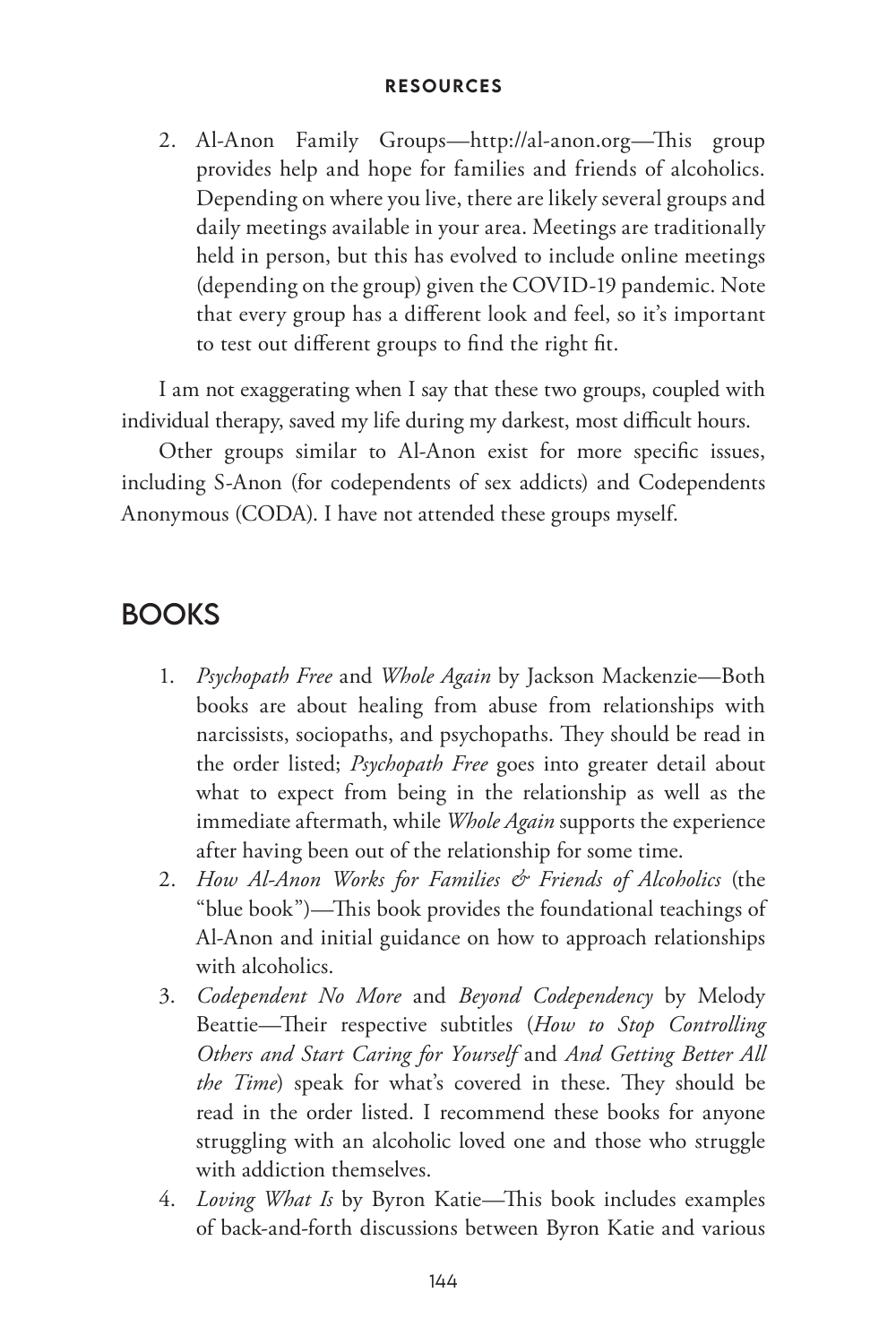2. Al-Anon Family Groups—http://al-anon.org—This group provides help and hope for families and friends of alcoholics. Depending on where you live, there are likely several groups and daily meetings available in your area. Meetings are traditionally held in person, but this has evolved to include online meetings (depending on the group) given the COVID-19 pandemic. Note that every group has a different look and feel, so it's important to test out different groups to find the right fit.

I am not exaggerating when I say that these two groups, coupled with individual therapy, saved my life during my darkest, most difficult hours.

Other groups similar to Al-Anon exist for more specific issues, including S-Anon (for codependents of sex addicts) and Codependents Anonymous (CODA). I have not attended these groups myself.

## BOOKS

1. *Psychopath Free* and *Whole Again* by Jackson Mackenzie—Both books are about healing from abuse from relationships with narcissists, sociopaths, and psychopaths. They should be read in the order listed; *Psychopath Free* goes into greater detail about what to expect from being in the relationship as well as the immediate aftermath, while *Whole Again* supports the experience after having been out of the relationship for some time.
2. *How Al-Anon Works for Families & Friends of Alcoholics* (the "blue book")—This book provides the foundational teachings of Al-Anon and initial guidance on how to approach relationships with alcoholics.
3. *Codependent No More* and *Beyond Codependency* by Melody Beattie—Their respective subtitles (*How to Stop Controlling Others and Start Caring for Yourself* and *And Getting Better All the Time*) speak for what's covered in these. They should be read in the order listed. I recommend these books for anyone struggling with an alcoholic loved one and those who struggle with addiction themselves.
4. *Loving What Is* by Byron Katie—This book includes examples of back-and-forth discussions between Byron Katie and various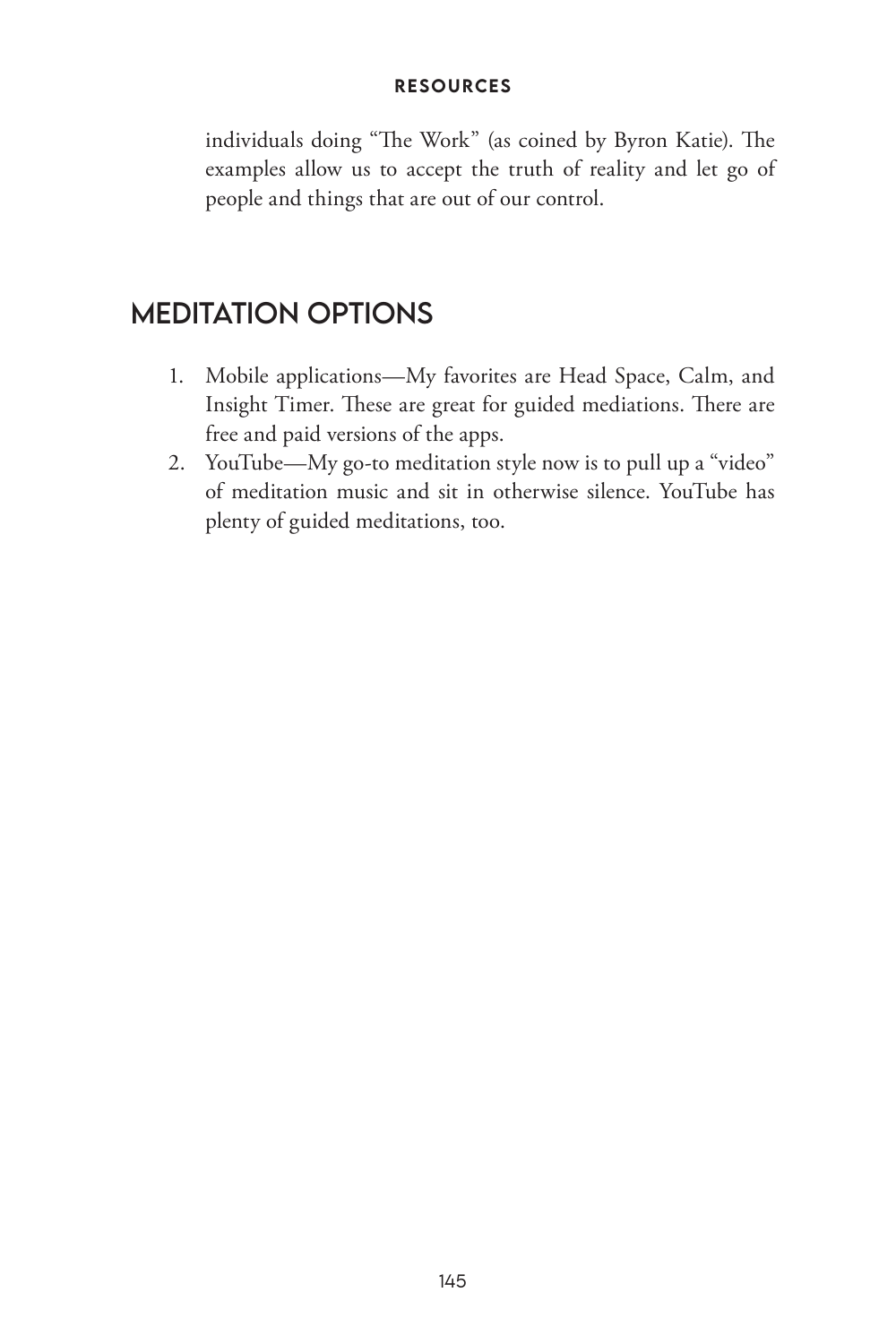individuals doing "The Work" (as coined by Byron Katie). The examples allow us to accept the truth of reality and let go of people and things that are out of our control.

## MEDITATION OPTIONS

1. Mobile applications—My favorites are Head Space, Calm, and Insight Timer. These are great for guided mediations. There are free and paid versions of the apps.
2. YouTube—My go-to meditation style now is to pull up a "video" of meditation music and sit in otherwise silence. YouTube has plenty of guided meditations, too.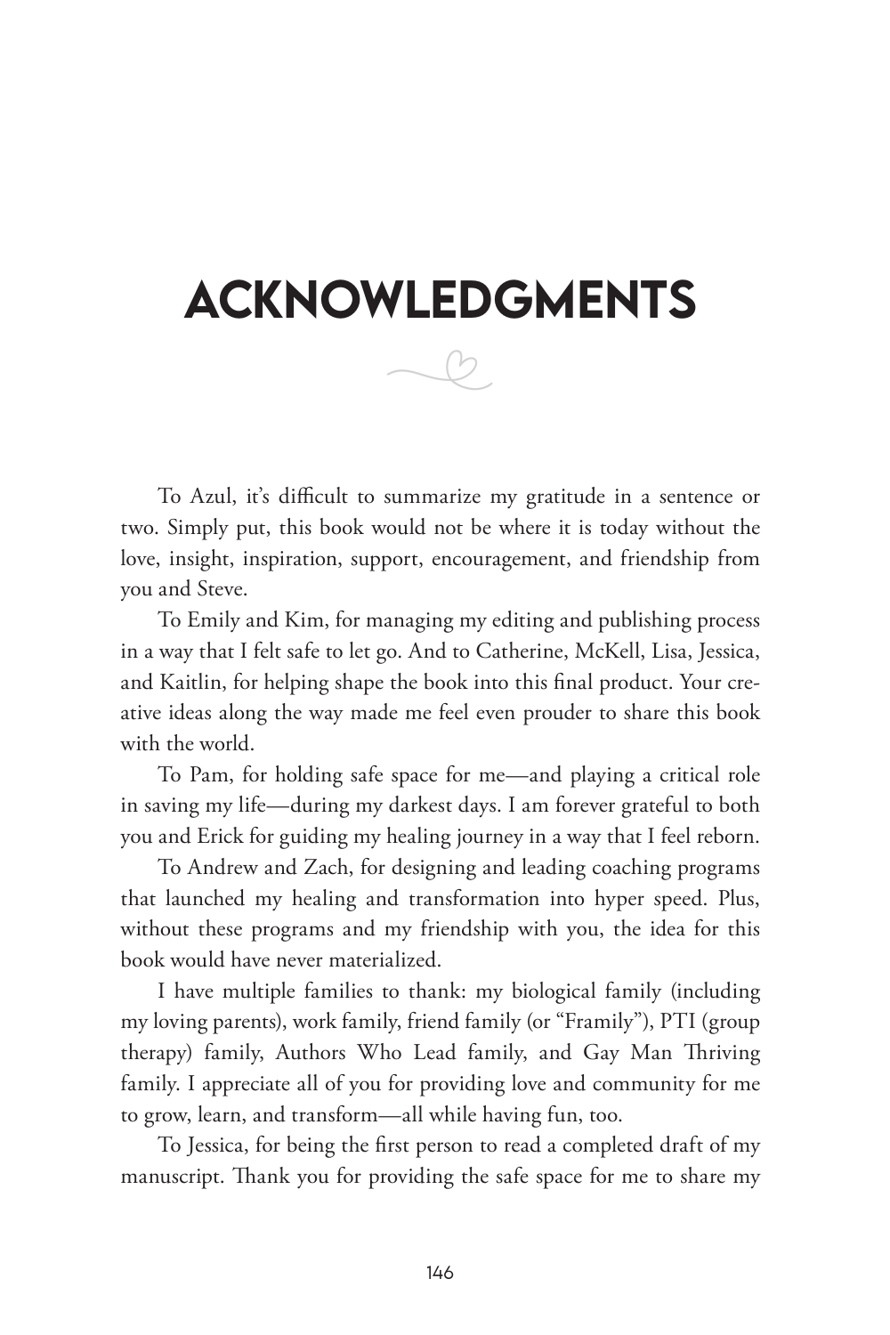# ACKNOWLEDGMENTS

To Azul, it's difficult to summarize my gratitude in a sentence or two. Simply put, this book would not be where it is today without the love, insight, inspiration, support, encouragement, and friendship from you and Steve.

To Emily and Kim, for managing my editing and publishing process in a way that I felt safe to let go. And to Catherine, McKell, Lisa, Jessica, and Kaitlin, for helping shape the book into this final product. Your creative ideas along the way made me feel even prouder to share this book with the world.

To Pam, for holding safe space for me—and playing a critical role in saving my life—during my darkest days. I am forever grateful to both you and Erick for guiding my healing journey in a way that I feel reborn.

To Andrew and Zach, for designing and leading coaching programs that launched my healing and transformation into hyper speed. Plus, without these programs and my friendship with you, the idea for this book would have never materialized.

I have multiple families to thank: my biological family (including my loving parents), work family, friend family (or "Framily"), PTI (group therapy) family, Authors Who Lead family, and Gay Man Thriving family. I appreciate all of you for providing love and community for me to grow, learn, and transform—all while having fun, too.

To Jessica, for being the first person to read a completed draft of my manuscript. Thank you for providing the safe space for me to share my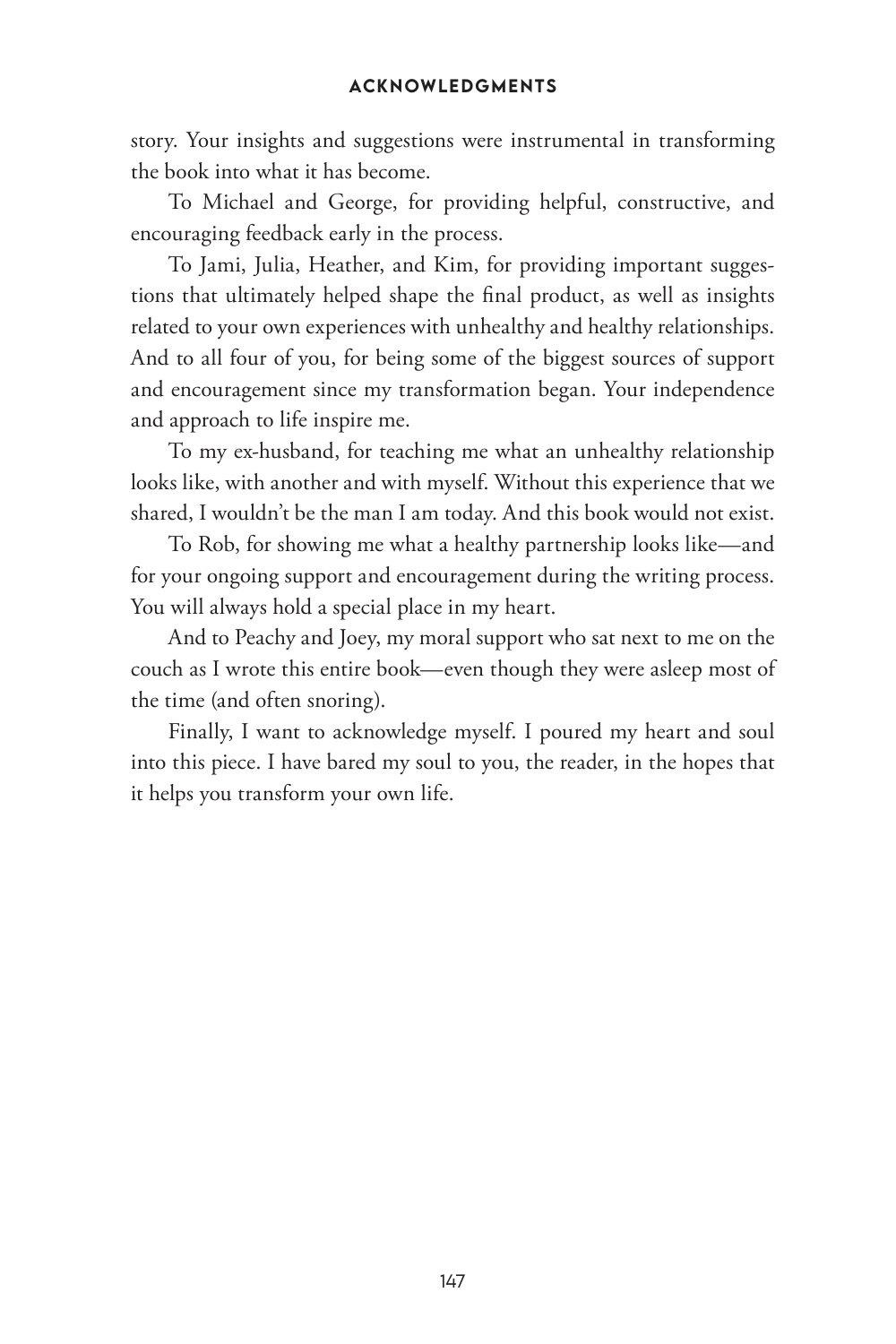story. Your insights and suggestions were instrumental in transforming the book into what it has become.

To Michael and George, for providing helpful, constructive, and encouraging feedback early in the process.

To Jami, Julia, Heather, and Kim, for providing important suggestions that ultimately helped shape the final product, as well as insights related to your own experiences with unhealthy and healthy relationships. And to all four of you, for being some of the biggest sources of support and encouragement since my transformation began. Your independence and approach to life inspire me.

To my ex-husband, for teaching me what an unhealthy relationship looks like, with another and with myself. Without this experience that we shared, I wouldn't be the man I am today. And this book would not exist.

To Rob, for showing me what a healthy partnership looks like—and for your ongoing support and encouragement during the writing process. You will always hold a special place in my heart.

And to Peachy and Joey, my moral support who sat next to me on the couch as I wrote this entire book—even though they were asleep most of the time (and often snoring).

Finally, I want to acknowledge myself. I poured my heart and soul into this piece. I have bared my soul to you, the reader, in the hopes that it helps you transform your own life.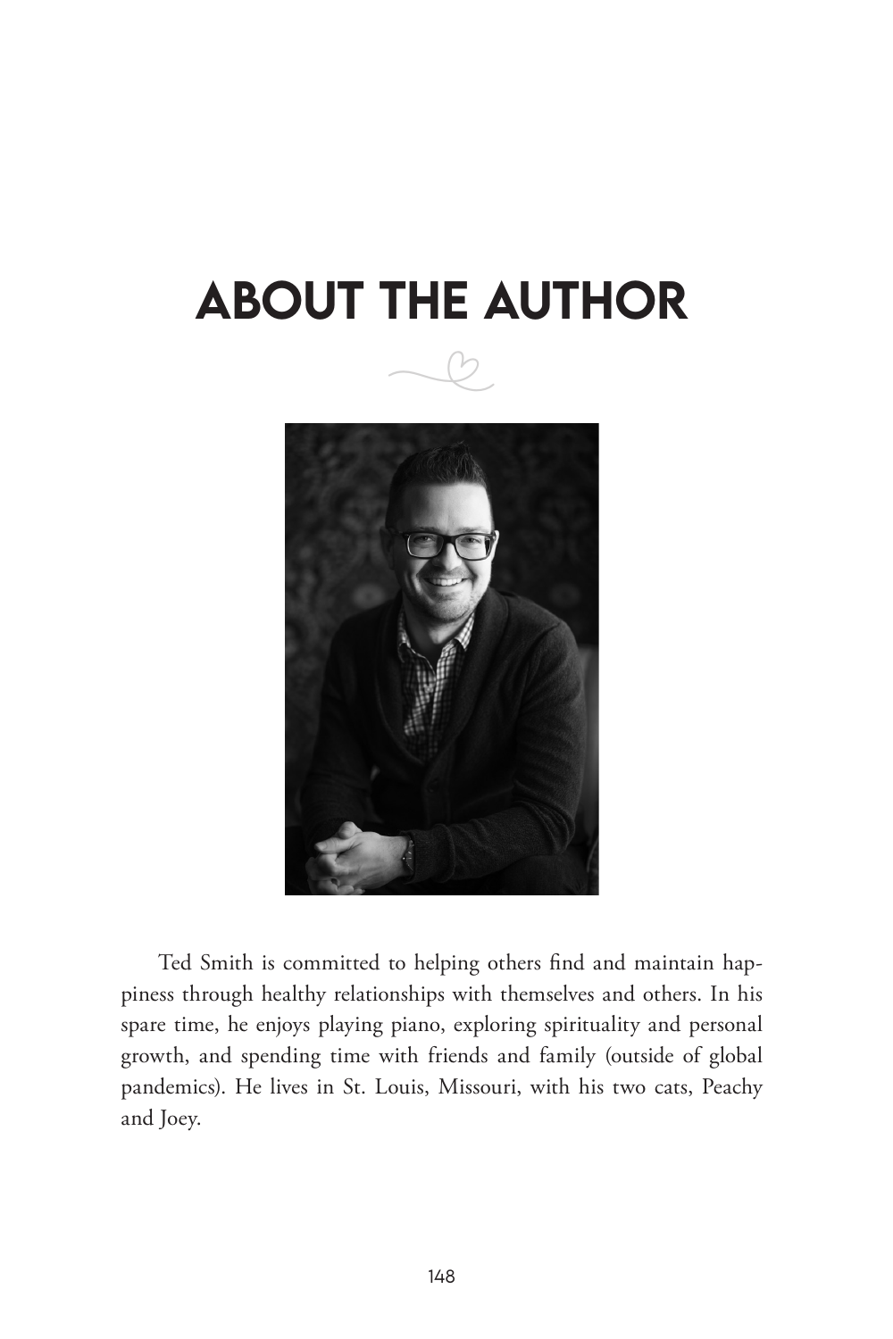# ABOUT THE AUTHOR

Ted Smith is committed to helping others find and maintain happiness through healthy relationships with themselves and others. In his spare time, he enjoys playing piano, exploring spirituality and personal growth, and spending time with friends and family (outside of global pandemics). He lives in St. Louis, Missouri, with his two cats, Peachy and Joey.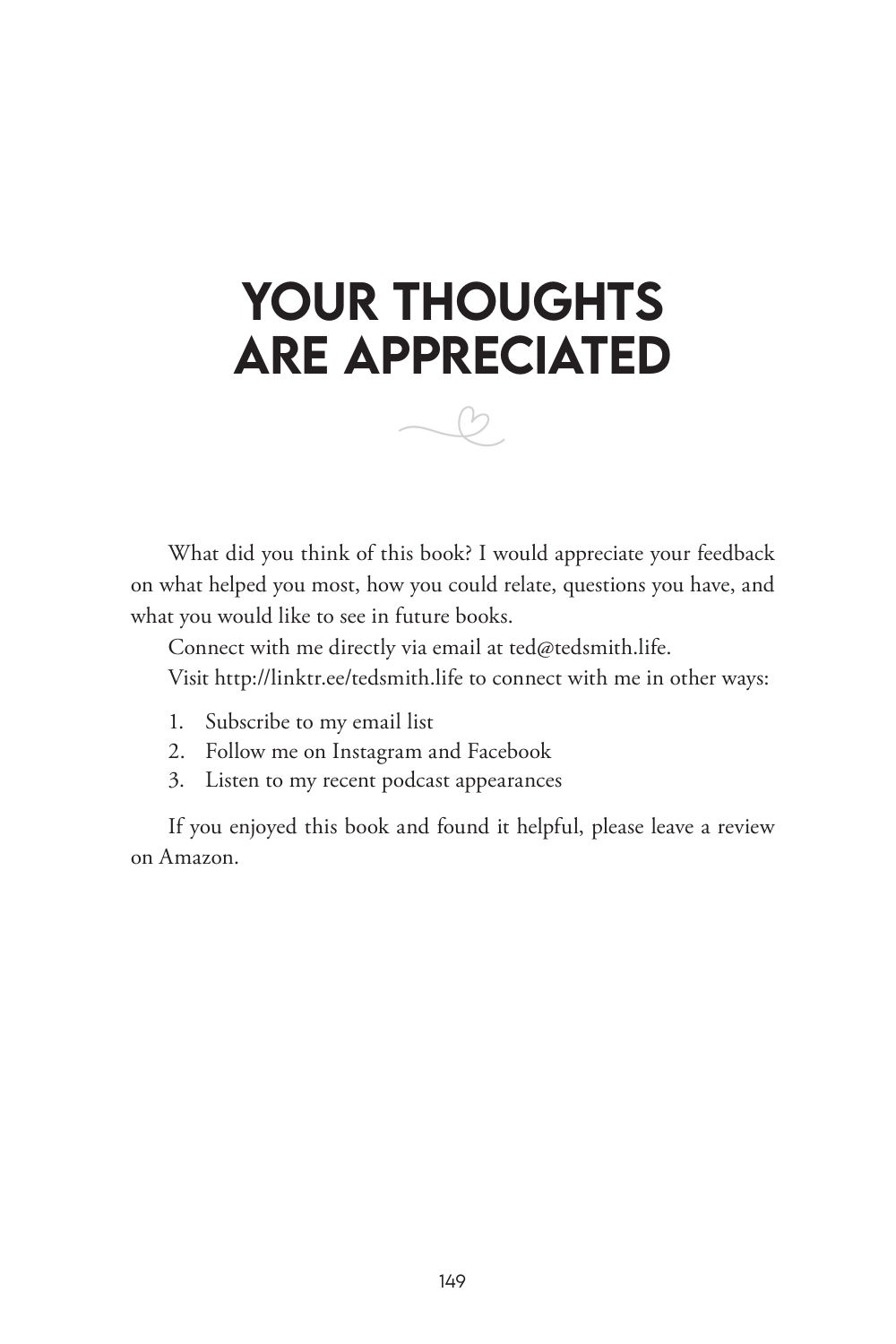# YOUR THOUGHTS ARE APPRECIATED

What did you think of this book? I would appreciate your feedback on what helped you most, how you could relate, questions you have, and what you would like to see in future books.

Connect with me directly via email at ted@tedsmith.life.

Visit http://linktr.ee/tedsmith.life to connect with me in other ways:

1. Subscribe to my email list
2. Follow me on Instagram and Facebook
3. Listen to my recent podcast appearances

If you enjoyed this book and found it helpful, please leave a review on Amazon.